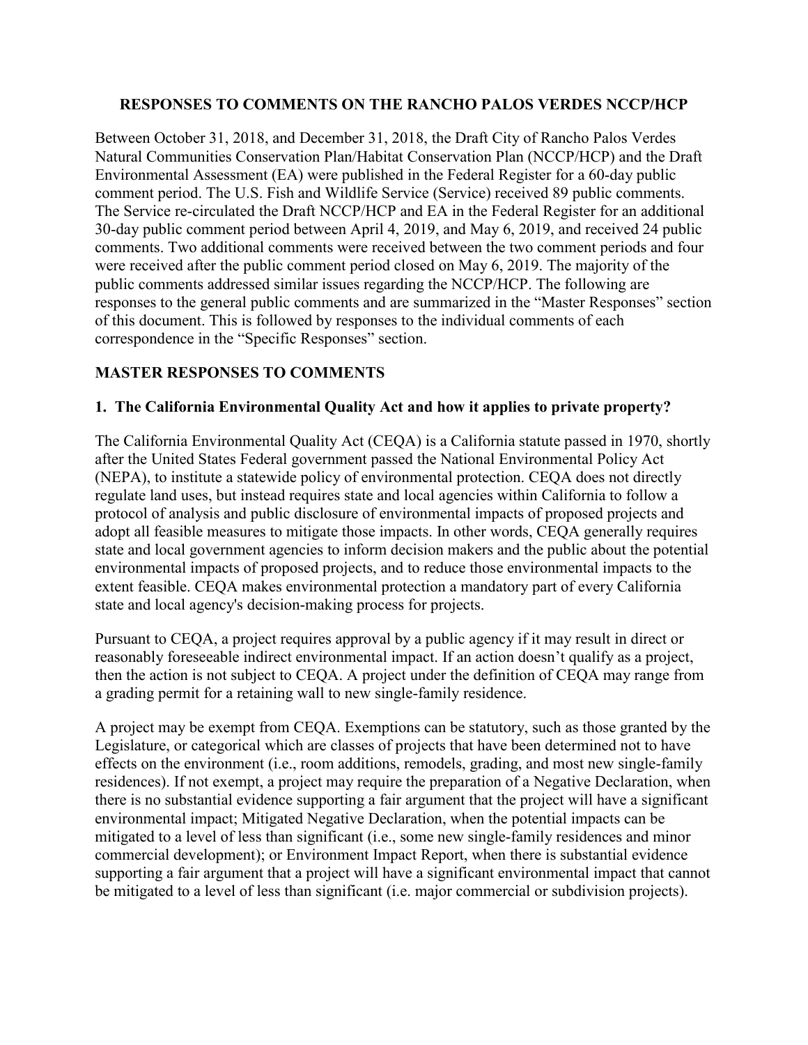**RESPONSES TO COMMENTS ON THE RANCHO PALOS VERDES NCCP/HCP**

Between October 31, 2018, and December 31, 2018, the Draft City of Rancho Palos Verdes Natural Communities Conservation Plan/Habitat Conservation Plan (NCCP/HCP) and the Draft Environmental Assessment (EA) were published in the Federal Register for a 60-day public comment period. The U.S. Fish and Wildlife Service (Service) received 89 public comments. The Service re-circulated the Draft NCCP/HCP and EA in the Federal Register for an additional 30-day public comment period between April 4, 2019, and May 6, 2019, and received 24 public comments. Two additional comments were received between the two comment periods and four were received after the public comment period closed on May 6, 2019. The majority of the public comments addressed similar issues regarding the NCCP/HCP. The following are responses to the general public comments and are summarized in the "Master Responses" section of this document. This is followed by responses to the individual comments of each correspondence in the "Specific Responses" section.

## MASTER RESPONSES TO COMMENTS

### 1. The California Environmental Quality Act and how it applies to private property?

The California Environmental Quality Act (CEQA) is a California statute passed in 1970, shortly after the United States Federal government passed the National Environmental Policy Act (NEPA), to institute a statewide policy of environmental protection. CEQA does not directly regulate land uses, but instead requires state and local agencies within California to follow a protocol of analysis and public disclosure of environmental impacts of proposed projects and adopt all feasible measures to mitigate those impacts. In other words, CEQA generally requires state and local government agencies to inform decision makers and the public about the potential environmental impacts of proposed projects, and to reduce those environmental impacts to the extent feasible. CEQA makes environmental protection a mandatory part of every California state and local agency's decision-making process for projects.

Pursuant to CEQA, a project requires approval by a public agency if it may result in direct or reasonably foreseeable indirect environmental impact. If an action doesn't qualify as a project, then the action is not subject to CEQA. A project under the definition of CEQA may range from a grading permit for a retaining wall to new single-family residence.

A project may be exempt from CEQA. Exemptions can be statutory, such as those granted by the Legislature, or categorical which are classes of projects that have been determined not to have effects on the environment (i.e., room additions, remodels, grading, and most new single-family residences). If not exempt, a project may require the preparation of a Negative Declaration, when there is no substantial evidence supporting a fair argument that the project will have a significant environmental impact; Mitigated Negative Declaration, when the potential impacts can be mitigated to a level of less than significant (i.e., some new single-family residences and minor commercial development); or Environment Impact Report, when there is substantial evidence supporting a fair argument that a project will have a significant environmental impact that cannot be mitigated to a level of less than significant (i.e. major commercial or subdivision projects).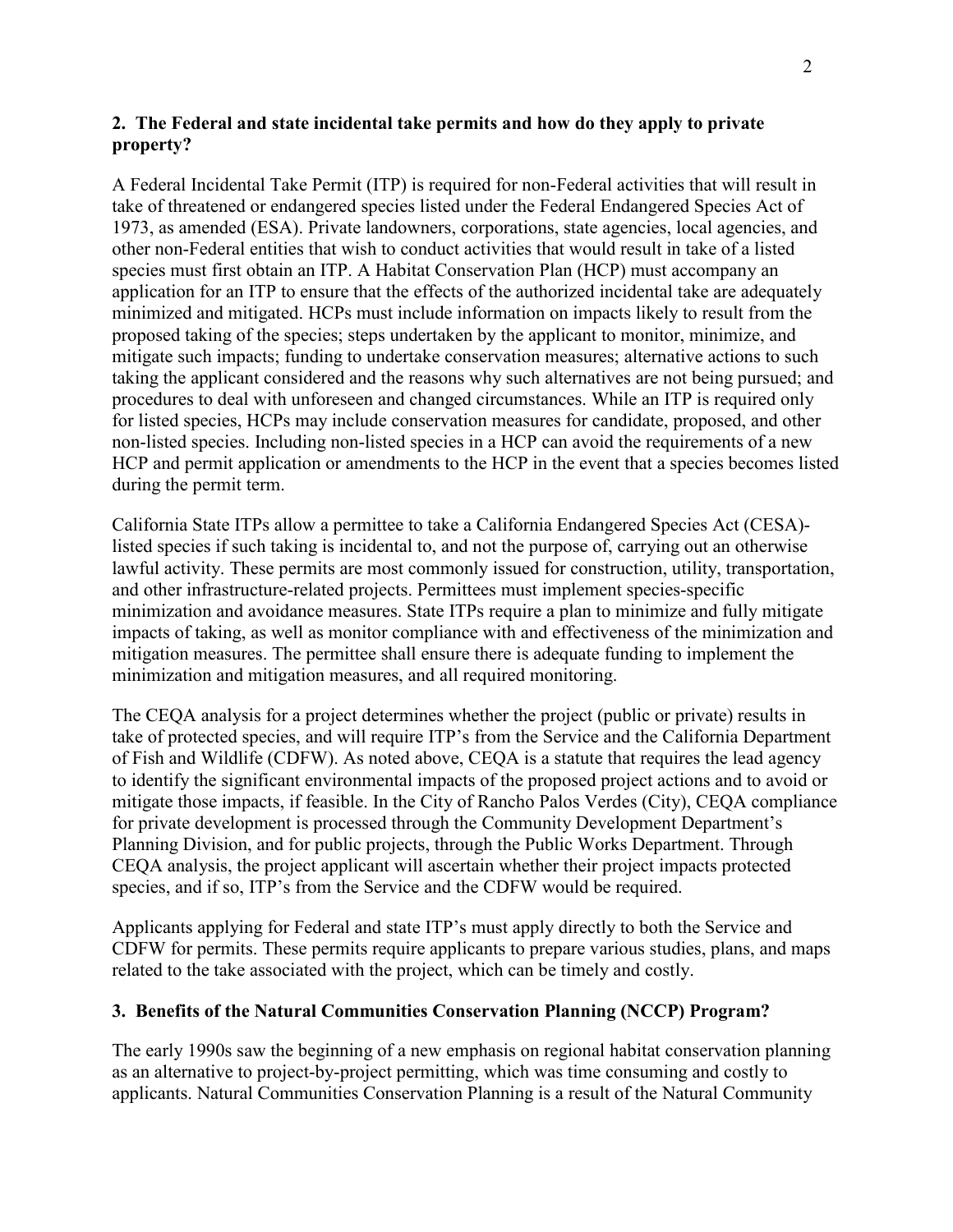**2. The Federal and state incidental take permits and how do they apply to private property?**

A Federal Incidental Take Permit (ITP) is required for non-Federal activities that will result in take of threatened or endangered species listed under the Federal Endangered Species Act of 1973, as amended (ESA). Private landowners, corporations, state agencies, local agencies, and other non-Federal entities that wish to conduct activities that would result in take of a listed species must first obtain an ITP. A Habitat Conservation Plan (HCP) must accompany an application for an ITP to ensure that the effects of the authorized incidental take are adequately minimized and mitigated. HCPs must include information on impacts likely to result from the proposed taking of the species; steps undertaken by the applicant to monitor, minimize, and mitigate such impacts; funding to undertake conservation measures; alternative actions to such taking the applicant considered and the reasons why such alternatives are not being pursued; and procedures to deal with unforeseen and changed circumstances. While an ITP is required only for listed species, HCPs may include conservation measures for candidate, proposed, and other non-listed species. Including non-listed species in a HCP can avoid the requirements of a new HCP and permit application or amendments to the HCP in the event that a species becomes listed during the permit term.

California State ITPs allow a permittee to take a California Endangered Species Act (CESA)-listed species if such taking is incidental to, and not the purpose of, carrying out an otherwise lawful activity. These permits are most commonly issued for construction, utility, transportation, and other infrastructure-related projects. Permittees must implement species-specific minimization and avoidance measures. State ITPs require a plan to minimize and fully mitigate impacts of taking, as well as monitor compliance with and effectiveness of the minimization and mitigation measures. The permittee shall ensure there is adequate funding to implement the minimization and mitigation measures, and all required monitoring.

The CEQA analysis for a project determines whether the project (public or private) results in take of protected species, and will require ITP's from the Service and the California Department of Fish and Wildlife (CDFW). As noted above, CEQA is a statute that requires the lead agency to identify the significant environmental impacts of the proposed project actions and to avoid or mitigate those impacts, if feasible. In the City of Rancho Palos Verdes (City), CEQA compliance for private development is processed through the Community Development Department's Planning Division, and for public projects, through the Public Works Department. Through CEQA analysis, the project applicant will ascertain whether their project impacts protected species, and if so, ITP's from the Service and the CDFW would be required.

Applicants applying for Federal and state ITP's must apply directly to both the Service and CDFW for permits. These permits require applicants to prepare various studies, plans, and maps related to the take associated with the project, which can be timely and costly.

**3. Benefits of the Natural Communities Conservation Planning (NCCP) Program?**

The early 1990s saw the beginning of a new emphasis on regional habitat conservation planning as an alternative to project-by-project permitting, which was time consuming and costly to applicants. Natural Communities Conservation Planning is a result of the Natural Community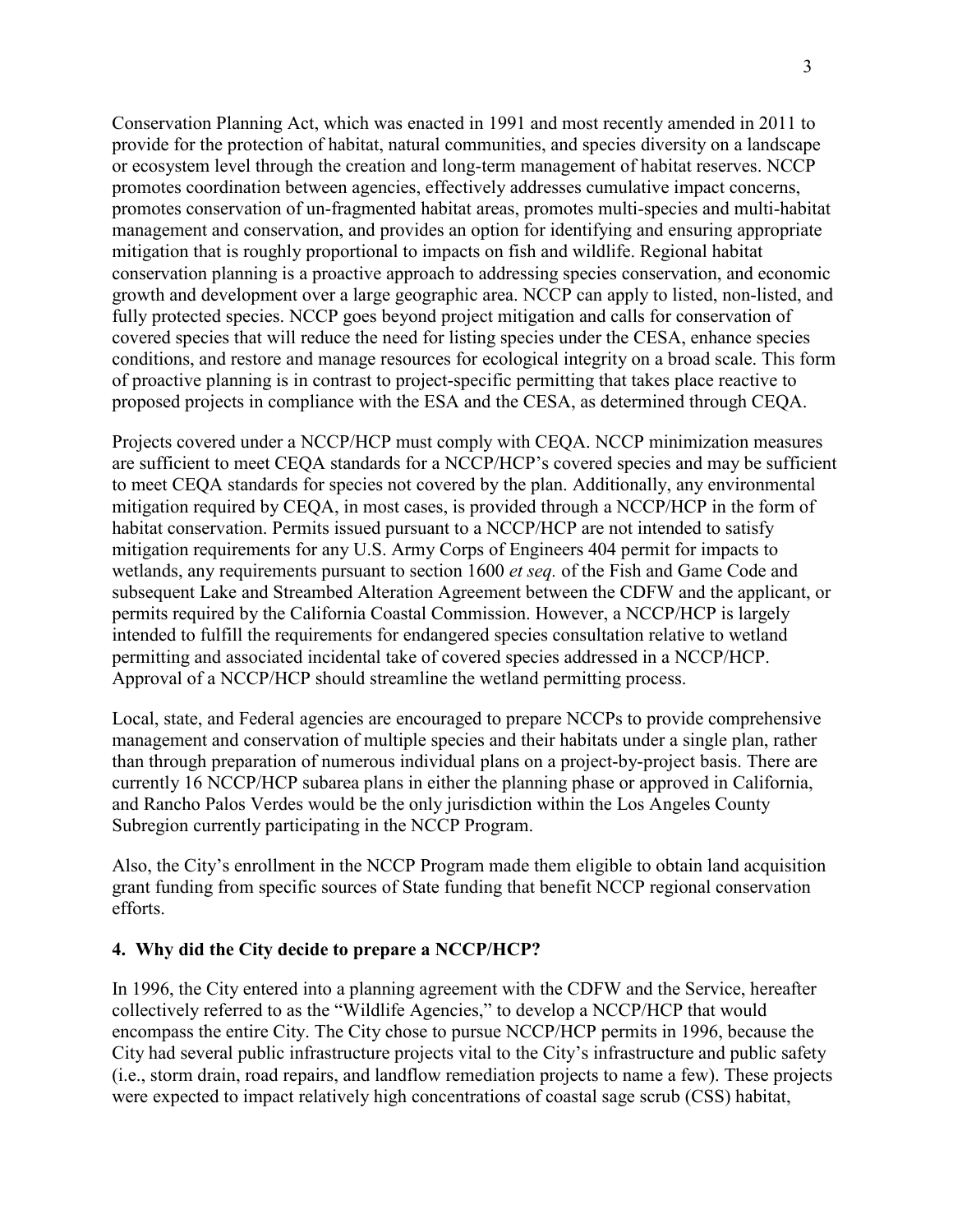Conservation Planning Act, which was enacted in 1991 and most recently amended in 2011 to provide for the protection of habitat, natural communities, and species diversity on a landscape or ecosystem level through the creation and long-term management of habitat reserves. NCCP promotes coordination between agencies, effectively addresses cumulative impact concerns, promotes conservation of un-fragmented habitat areas, promotes multi-species and multi-habitat management and conservation, and provides an option for identifying and ensuring appropriate mitigation that is roughly proportional to impacts on fish and wildlife. Regional habitat conservation planning is a proactive approach to addressing species conservation, and economic growth and development over a large geographic area. NCCP can apply to listed, non-listed, and fully protected species. NCCP goes beyond project mitigation and calls for conservation of covered species that will reduce the need for listing species under the CESA, enhance species conditions, and restore and manage resources for ecological integrity on a broad scale. This form of proactive planning is in contrast to project-specific permitting that takes place reactive to proposed projects in compliance with the ESA and the CESA, as determined through CEQA.

Projects covered under a NCCP/HCP must comply with CEQA. NCCP minimization measures are sufficient to meet CEQA standards for a NCCP/HCP's covered species and may be sufficient to meet CEQA standards for species not covered by the plan. Additionally, any environmental mitigation required by CEQA, in most cases, is provided through a NCCP/HCP in the form of habitat conservation. Permits issued pursuant to a NCCP/HCP are not intended to satisfy mitigation requirements for any U.S. Army Corps of Engineers 404 permit for impacts to wetlands, any requirements pursuant to section 1600 *et seq.* of the Fish and Game Code and subsequent Lake and Streambed Alteration Agreement between the CDFW and the applicant, or permits required by the California Coastal Commission. However, a NCCP/HCP is largely intended to fulfill the requirements for endangered species consultation relative to wetland permitting and associated incidental take of covered species addressed in a NCCP/HCP. Approval of a NCCP/HCP should streamline the wetland permitting process.

Local, state, and Federal agencies are encouraged to prepare NCCPs to provide comprehensive management and conservation of multiple species and their habitats under a single plan, rather than through preparation of numerous individual plans on a project-by-project basis. There are currently 16 NCCP/HCP subarea plans in either the planning phase or approved in California, and Rancho Palos Verdes would be the only jurisdiction within the Los Angeles County Subregion currently participating in the NCCP Program.

Also, the City's enrollment in the NCCP Program made them eligible to obtain land acquisition grant funding from specific sources of State funding that benefit NCCP regional conservation efforts.

**4. Why did the City decide to prepare a NCCP/HCP?**

In 1996, the City entered into a planning agreement with the CDFW and the Service, hereafter collectively referred to as the "Wildlife Agencies," to develop a NCCP/HCP that would encompass the entire City. The City chose to pursue NCCP/HCP permits in 1996, because the City had several public infrastructure projects vital to the City's infrastructure and public safety (i.e., storm drain, road repairs, and landflow remediation projects to name a few). These projects were expected to impact relatively high concentrations of coastal sage scrub (CSS) habitat,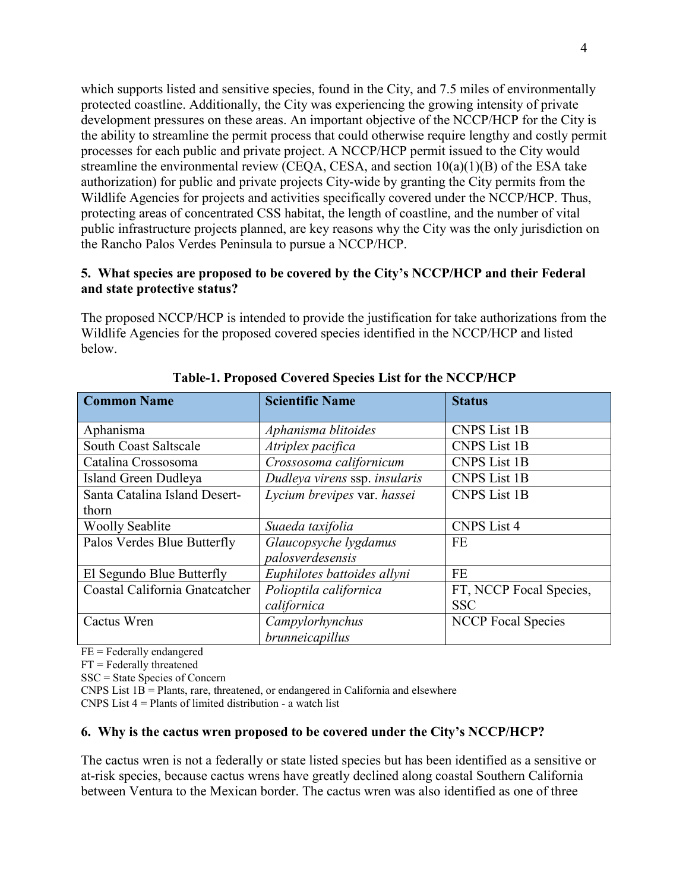which supports listed and sensitive species, found in the City, and 7.5 miles of environmentally protected coastline. Additionally, the City was experiencing the growing intensity of private development pressures on these areas. An important objective of the NCCP/HCP for the City is the ability to streamline the permit process that could otherwise require lengthy and costly permit processes for each public and private project. A NCCP/HCP permit issued to the City would streamline the environmental review (CEQA, CESA, and section 10(a)(1)(B) of the ESA take authorization) for public and private projects City-wide by granting the City permits from the Wildlife Agencies for projects and activities specifically covered under the NCCP/HCP. Thus, protecting areas of concentrated CSS habitat, the length of coastline, and the number of vital public infrastructure projects planned, are key reasons why the City was the only jurisdiction on the Rancho Palos Verdes Peninsula to pursue a NCCP/HCP.

**5. What species are proposed to be covered by the City's NCCP/HCP and their Federal and state protective status?**

The proposed NCCP/HCP is intended to provide the justification for take authorizations from the Wildlife Agencies for the proposed covered species identified in the NCCP/HCP and listed below.

**Table-1. Proposed Covered Species List for the NCCP/HCP**

| Common Name | Scientific Name | Status |
|---|---|---|
| Aphanisma | *Aphanisma blitoides* | CNPS List 1B |
| South Coast Saltscale | *Atriplex pacifica* | CNPS List 1B |
| Catalina Crossosoma | *Crossosoma californicum* | CNPS List 1B |
| Island Green Dudleya | *Dudleya virens* ssp. *insularis* | CNPS List 1B |
| Santa Catalina Island Desert-thorn | *Lycium brevipes* var. *hassei* | CNPS List 1B |
| Woolly Seablite | *Suaeda taxifolia* | CNPS List 4 |
| Palos Verdes Blue Butterfly | *Glaucopsyche lygdamus palosverdesensis* | FE |
| El Segundo Blue Butterfly | *Euphilotes battoides allyni* | FE |
| Coastal California Gnatcatcher | *Polioptila californica californica* | FT, NCCP Focal Species, SSC |
| Cactus Wren | *Campylorhynchus brunneicapillus* | NCCP Focal Species |

FE = Federally endangered
FT = Federally threatened
SSC = State Species of Concern
CNPS List 1B = Plants, rare, threatened, or endangered in California and elsewhere
CNPS List 4 = Plants of limited distribution - a watch list

**6. Why is the cactus wren proposed to be covered under the City's NCCP/HCP?**

The cactus wren is not a federally or state listed species but has been identified as a sensitive or at-risk species, because cactus wrens have greatly declined along coastal Southern California between Ventura to the Mexican border. The cactus wren was also identified as one of three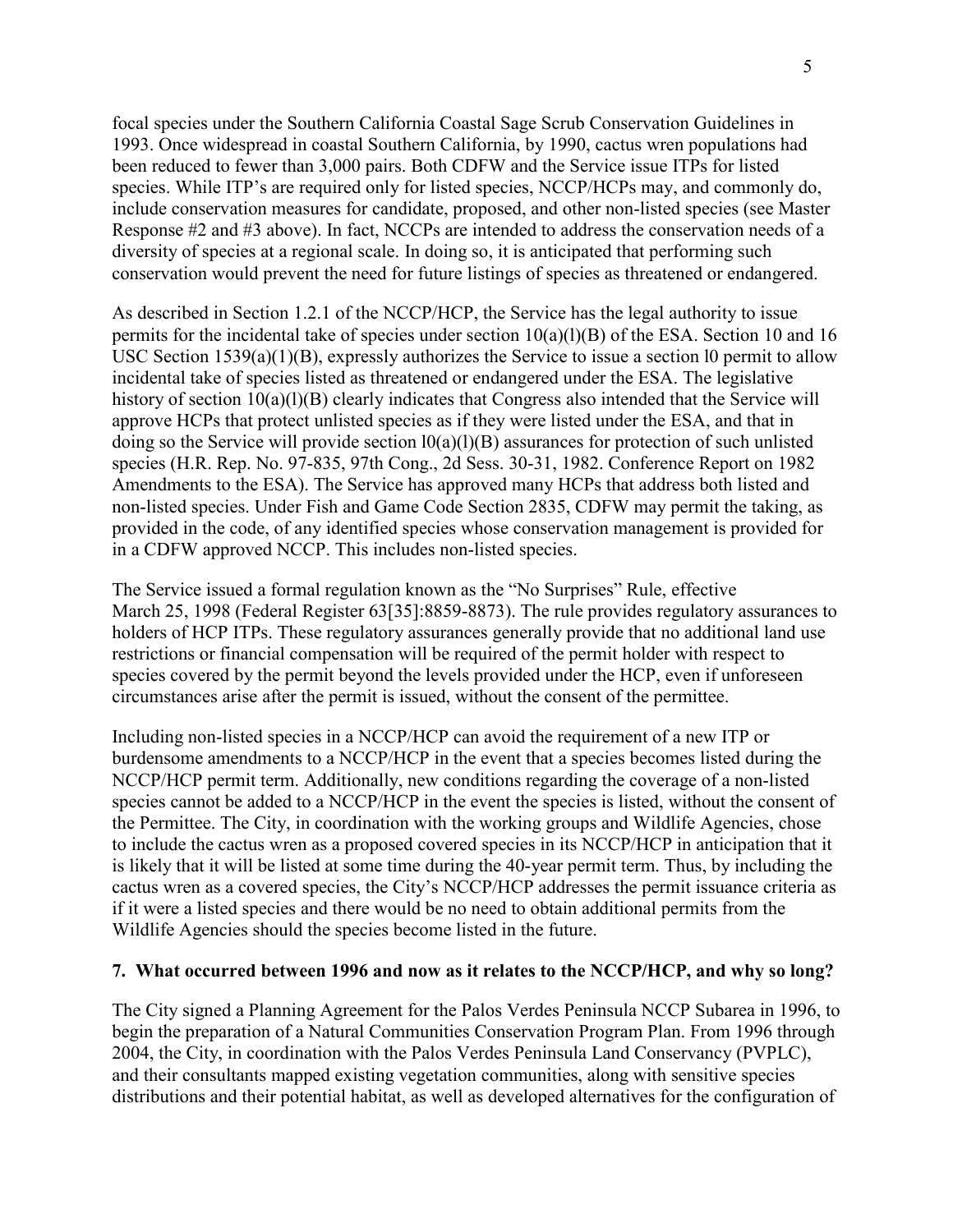focal species under the Southern California Coastal Sage Scrub Conservation Guidelines in 1993. Once widespread in coastal Southern California, by 1990, cactus wren populations had been reduced to fewer than 3,000 pairs. Both CDFW and the Service issue ITPs for listed species. While ITP's are required only for listed species, NCCP/HCPs may, and commonly do, include conservation measures for candidate, proposed, and other non-listed species (see Master Response #2 and #3 above). In fact, NCCPs are intended to address the conservation needs of a diversity of species at a regional scale. In doing so, it is anticipated that performing such conservation would prevent the need for future listings of species as threatened or endangered.

As described in Section 1.2.1 of the NCCP/HCP, the Service has the legal authority to issue permits for the incidental take of species under section 10(a)(l)(B) of the ESA. Section 10 and 16 USC Section 1539(a)(1)(B), expressly authorizes the Service to issue a section l0 permit to allow incidental take of species listed as threatened or endangered under the ESA. The legislative history of section 10(a)(l)(B) clearly indicates that Congress also intended that the Service will approve HCPs that protect unlisted species as if they were listed under the ESA, and that in doing so the Service will provide section l0(a)(l)(B) assurances for protection of such unlisted species (H.R. Rep. No. 97-835, 97th Cong., 2d Sess. 30-31, 1982. Conference Report on 1982 Amendments to the ESA). The Service has approved many HCPs that address both listed and non-listed species. Under Fish and Game Code Section 2835, CDFW may permit the taking, as provided in the code, of any identified species whose conservation management is provided for in a CDFW approved NCCP. This includes non-listed species.

The Service issued a formal regulation known as the "No Surprises" Rule, effective March 25, 1998 (Federal Register 63[35]:8859-8873). The rule provides regulatory assurances to holders of HCP ITPs. These regulatory assurances generally provide that no additional land use restrictions or financial compensation will be required of the permit holder with respect to species covered by the permit beyond the levels provided under the HCP, even if unforeseen circumstances arise after the permit is issued, without the consent of the permittee.

Including non-listed species in a NCCP/HCP can avoid the requirement of a new ITP or burdensome amendments to a NCCP/HCP in the event that a species becomes listed during the NCCP/HCP permit term. Additionally, new conditions regarding the coverage of a non-listed species cannot be added to a NCCP/HCP in the event the species is listed, without the consent of the Permittee. The City, in coordination with the working groups and Wildlife Agencies, chose to include the cactus wren as a proposed covered species in its NCCP/HCP in anticipation that it is likely that it will be listed at some time during the 40-year permit term. Thus, by including the cactus wren as a covered species, the City's NCCP/HCP addresses the permit issuance criteria as if it were a listed species and there would be no need to obtain additional permits from the Wildlife Agencies should the species become listed in the future.

**7. What occurred between 1996 and now as it relates to the NCCP/HCP, and why so long?**

The City signed a Planning Agreement for the Palos Verdes Peninsula NCCP Subarea in 1996, to begin the preparation of a Natural Communities Conservation Program Plan. From 1996 through 2004, the City, in coordination with the Palos Verdes Peninsula Land Conservancy (PVPLC), and their consultants mapped existing vegetation communities, along with sensitive species distributions and their potential habitat, as well as developed alternatives for the configuration of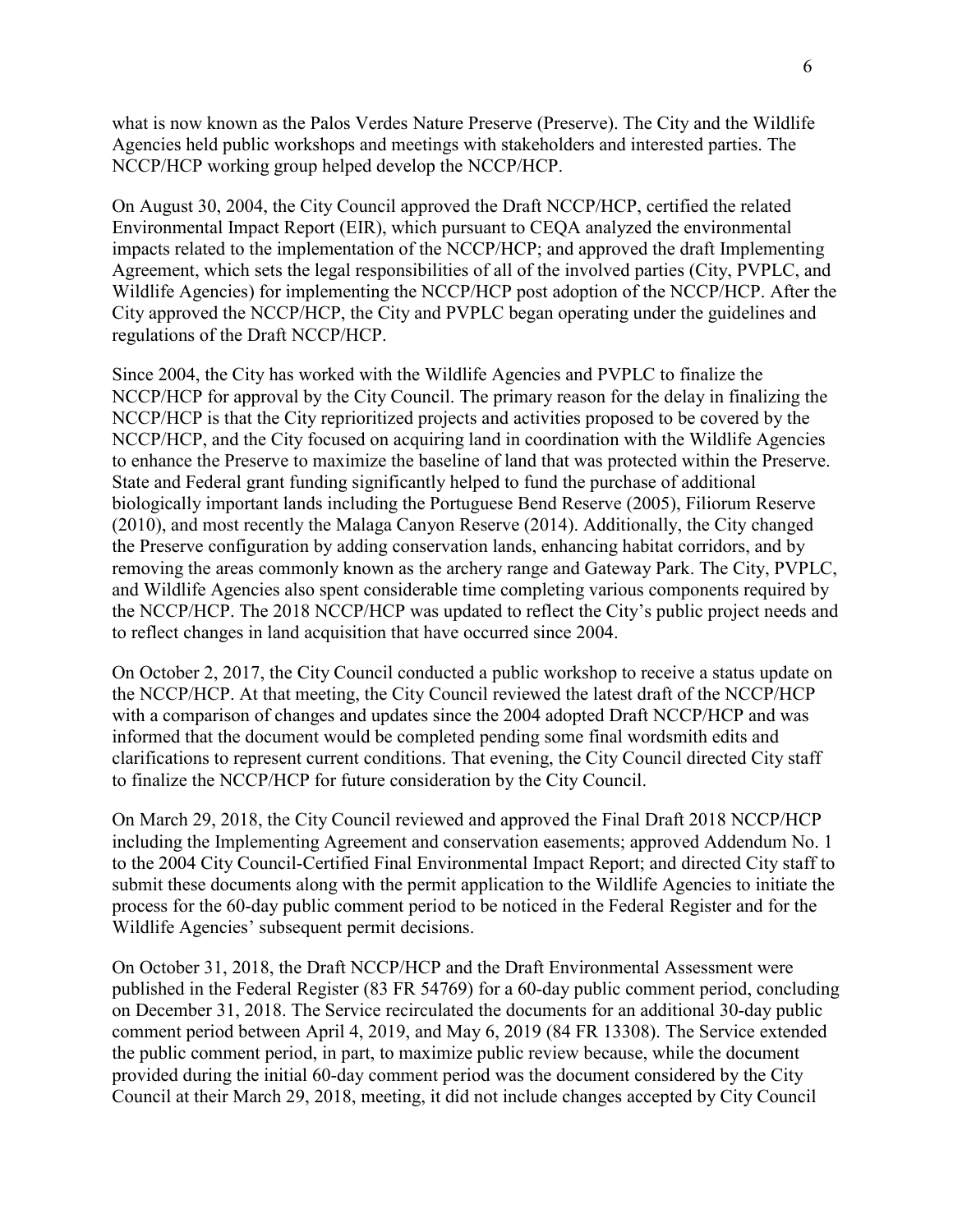what is now known as the Palos Verdes Nature Preserve (Preserve). The City and the Wildlife Agencies held public workshops and meetings with stakeholders and interested parties. The NCCP/HCP working group helped develop the NCCP/HCP.

On August 30, 2004, the City Council approved the Draft NCCP/HCP, certified the related Environmental Impact Report (EIR), which pursuant to CEQA analyzed the environmental impacts related to the implementation of the NCCP/HCP; and approved the draft Implementing Agreement, which sets the legal responsibilities of all of the involved parties (City, PVPLC, and Wildlife Agencies) for implementing the NCCP/HCP post adoption of the NCCP/HCP. After the City approved the NCCP/HCP, the City and PVPLC began operating under the guidelines and regulations of the Draft NCCP/HCP.

Since 2004, the City has worked with the Wildlife Agencies and PVPLC to finalize the NCCP/HCP for approval by the City Council. The primary reason for the delay in finalizing the NCCP/HCP is that the City reprioritized projects and activities proposed to be covered by the NCCP/HCP, and the City focused on acquiring land in coordination with the Wildlife Agencies to enhance the Preserve to maximize the baseline of land that was protected within the Preserve. State and Federal grant funding significantly helped to fund the purchase of additional biologically important lands including the Portuguese Bend Reserve (2005), Filiorum Reserve (2010), and most recently the Malaga Canyon Reserve (2014). Additionally, the City changed the Preserve configuration by adding conservation lands, enhancing habitat corridors, and by removing the areas commonly known as the archery range and Gateway Park. The City, PVPLC, and Wildlife Agencies also spent considerable time completing various components required by the NCCP/HCP. The 2018 NCCP/HCP was updated to reflect the City's public project needs and to reflect changes in land acquisition that have occurred since 2004.

On October 2, 2017, the City Council conducted a public workshop to receive a status update on the NCCP/HCP. At that meeting, the City Council reviewed the latest draft of the NCCP/HCP with a comparison of changes and updates since the 2004 adopted Draft NCCP/HCP and was informed that the document would be completed pending some final wordsmith edits and clarifications to represent current conditions. That evening, the City Council directed City staff to finalize the NCCP/HCP for future consideration by the City Council.

On March 29, 2018, the City Council reviewed and approved the Final Draft 2018 NCCP/HCP including the Implementing Agreement and conservation easements; approved Addendum No. 1 to the 2004 City Council-Certified Final Environmental Impact Report; and directed City staff to submit these documents along with the permit application to the Wildlife Agencies to initiate the process for the 60-day public comment period to be noticed in the Federal Register and for the Wildlife Agencies' subsequent permit decisions.

On October 31, 2018, the Draft NCCP/HCP and the Draft Environmental Assessment were published in the Federal Register (83 FR 54769) for a 60-day public comment period, concluding on December 31, 2018. The Service recirculated the documents for an additional 30-day public comment period between April 4, 2019, and May 6, 2019 (84 FR 13308). The Service extended the public comment period, in part, to maximize public review because, while the document provided during the initial 60-day comment period was the document considered by the City Council at their March 29, 2018, meeting, it did not include changes accepted by City Council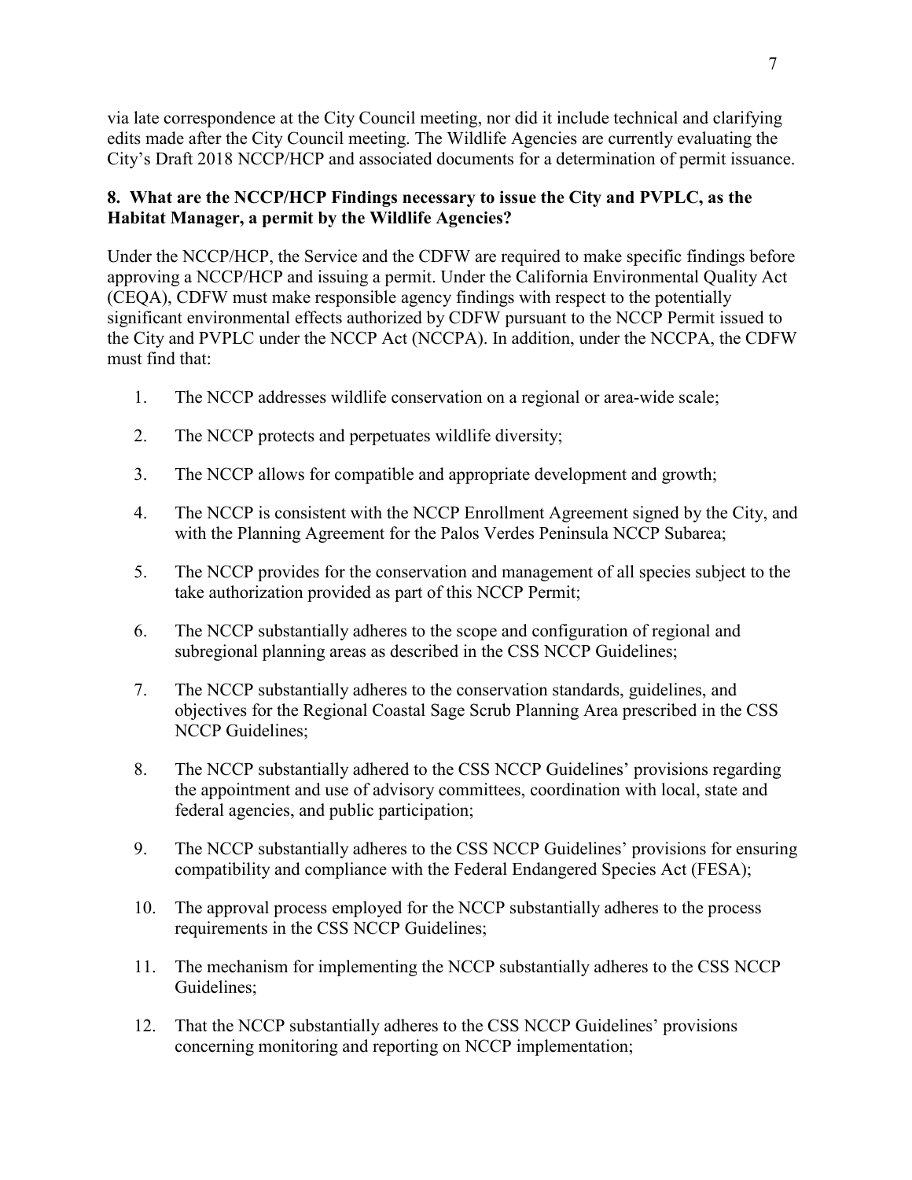via late correspondence at the City Council meeting, nor did it include technical and clarifying edits made after the City Council meeting. The Wildlife Agencies are currently evaluating the City's Draft 2018 NCCP/HCP and associated documents for a determination of permit issuance.

**8. What are the NCCP/HCP Findings necessary to issue the City and PVPLC, as the Habitat Manager, a permit by the Wildlife Agencies?**

Under the NCCP/HCP, the Service and the CDFW are required to make specific findings before approving a NCCP/HCP and issuing a permit. Under the California Environmental Quality Act (CEQA), CDFW must make responsible agency findings with respect to the potentially significant environmental effects authorized by CDFW pursuant to the NCCP Permit issued to the City and PVPLC under the NCCP Act (NCCPA). In addition, under the NCCPA, the CDFW must find that:

1. The NCCP addresses wildlife conservation on a regional or area-wide scale;
2. The NCCP protects and perpetuates wildlife diversity;
3. The NCCP allows for compatible and appropriate development and growth;
4. The NCCP is consistent with the NCCP Enrollment Agreement signed by the City, and with the Planning Agreement for the Palos Verdes Peninsula NCCP Subarea;
5. The NCCP provides for the conservation and management of all species subject to the take authorization provided as part of this NCCP Permit;
6. The NCCP substantially adheres to the scope and configuration of regional and subregional planning areas as described in the CSS NCCP Guidelines;
7. The NCCP substantially adheres to the conservation standards, guidelines, and objectives for the Regional Coastal Sage Scrub Planning Area prescribed in the CSS NCCP Guidelines;
8. The NCCP substantially adhered to the CSS NCCP Guidelines' provisions regarding the appointment and use of advisory committees, coordination with local, state and federal agencies, and public participation;
9. The NCCP substantially adheres to the CSS NCCP Guidelines' provisions for ensuring compatibility and compliance with the Federal Endangered Species Act (FESA);
10. The approval process employed for the NCCP substantially adheres to the process requirements in the CSS NCCP Guidelines;
11. The mechanism for implementing the NCCP substantially adheres to the CSS NCCP Guidelines;
12. That the NCCP substantially adheres to the CSS NCCP Guidelines' provisions concerning monitoring and reporting on NCCP implementation;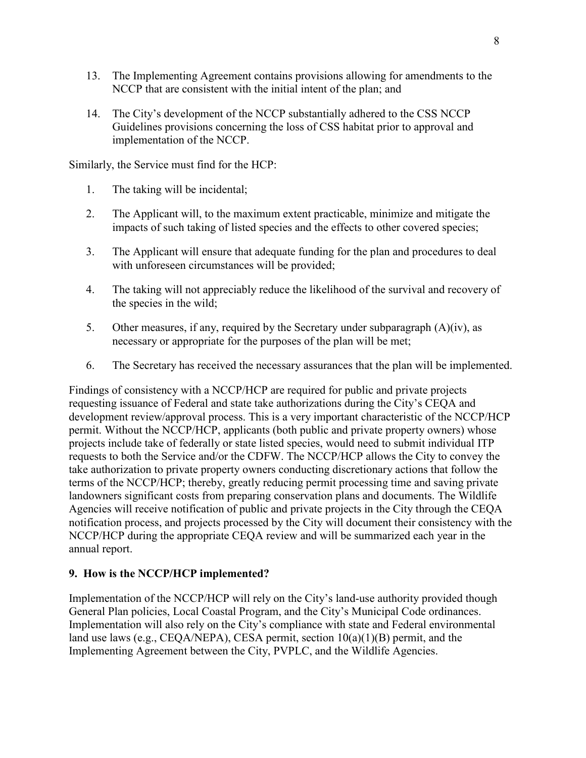13. The Implementing Agreement contains provisions allowing for amendments to the NCCP that are consistent with the initial intent of the plan; and

14. The City's development of the NCCP substantially adhered to the CSS NCCP Guidelines provisions concerning the loss of CSS habitat prior to approval and implementation of the NCCP.

Similarly, the Service must find for the HCP:

1. The taking will be incidental;

2. The Applicant will, to the maximum extent practicable, minimize and mitigate the impacts of such taking of listed species and the effects to other covered species;

3. The Applicant will ensure that adequate funding for the plan and procedures to deal with unforeseen circumstances will be provided;

4. The taking will not appreciably reduce the likelihood of the survival and recovery of the species in the wild;

5. Other measures, if any, required by the Secretary under subparagraph (A)(iv), as necessary or appropriate for the purposes of the plan will be met;

6. The Secretary has received the necessary assurances that the plan will be implemented.

Findings of consistency with a NCCP/HCP are required for public and private projects requesting issuance of Federal and state take authorizations during the City's CEQA and development review/approval process. This is a very important characteristic of the NCCP/HCP permit. Without the NCCP/HCP, applicants (both public and private property owners) whose projects include take of federally or state listed species, would need to submit individual ITP requests to both the Service and/or the CDFW. The NCCP/HCP allows the City to convey the take authorization to private property owners conducting discretionary actions that follow the terms of the NCCP/HCP; thereby, greatly reducing permit processing time and saving private landowners significant costs from preparing conservation plans and documents. The Wildlife Agencies will receive notification of public and private projects in the City through the CEQA notification process, and projects processed by the City will document their consistency with the NCCP/HCP during the appropriate CEQA review and will be summarized each year in the annual report.

### 9. How is the NCCP/HCP implemented?

Implementation of the NCCP/HCP will rely on the City's land-use authority provided though General Plan policies, Local Coastal Program, and the City's Municipal Code ordinances. Implementation will also rely on the City's compliance with state and Federal environmental land use laws (e.g., CEQA/NEPA), CESA permit, section 10(a)(1)(B) permit, and the Implementing Agreement between the City, PVPLC, and the Wildlife Agencies.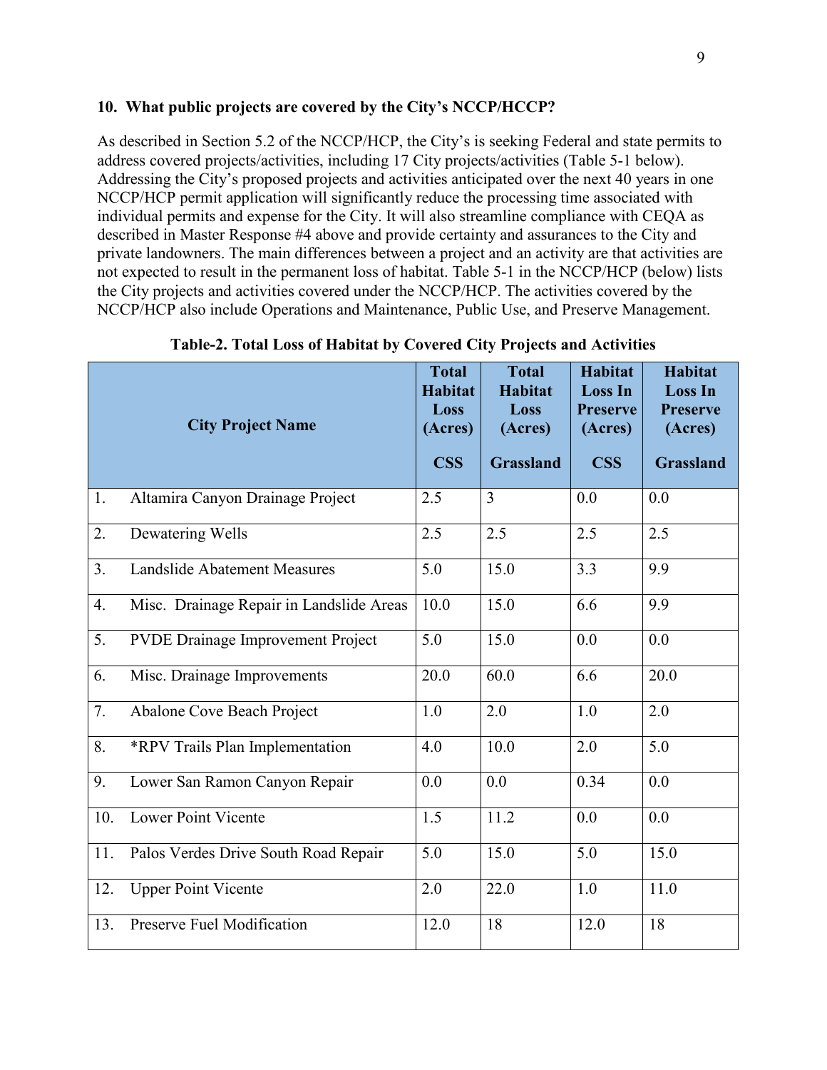**10. What public projects are covered by the City's NCCP/HCCP?**

As described in Section 5.2 of the NCCP/HCP, the City's is seeking Federal and state permits to address covered projects/activities, including 17 City projects/activities (Table 5-1 below). Addressing the City's proposed projects and activities anticipated over the next 40 years in one NCCP/HCP permit application will significantly reduce the processing time associated with individual permits and expense for the City. It will also streamline compliance with CEQA as described in Master Response #4 above and provide certainty and assurances to the City and private landowners. The main differences between a project and an activity are that activities are not expected to result in the permanent loss of habitat. Table 5-1 in the NCCP/HCP (below) lists the City projects and activities covered under the NCCP/HCP. The activities covered by the NCCP/HCP also include Operations and Maintenance, Public Use, and Preserve Management.

**Table-2. Total Loss of Habitat by Covered City Projects and Activities**

| City Project Name | Total Habitat Loss (Acres) CSS | Total Habitat Loss (Acres) Grassland | Habitat Loss In Preserve (Acres) CSS | Habitat Loss In Preserve (Acres) Grassland |
|---|---|---|---|---|
| 1. Altamira Canyon Drainage Project | 2.5 | 3 | 0.0 | 0.0 |
| 2. Dewatering Wells | 2.5 | 2.5 | 2.5 | 2.5 |
| 3. Landslide Abatement Measures | 5.0 | 15.0 | 3.3 | 9.9 |
| 4. Misc. Drainage Repair in Landslide Areas | 10.0 | 15.0 | 6.6 | 9.9 |
| 5. PVDE Drainage Improvement Project | 5.0 | 15.0 | 0.0 | 0.0 |
| 6. Misc. Drainage Improvements | 20.0 | 60.0 | 6.6 | 20.0 |
| 7. Abalone Cove Beach Project | 1.0 | 2.0 | 1.0 | 2.0 |
| 8. *RPV Trails Plan Implementation | 4.0 | 10.0 | 2.0 | 5.0 |
| 9. Lower San Ramon Canyon Repair | 0.0 | 0.0 | 0.34 | 0.0 |
| 10. Lower Point Vicente | 1.5 | 11.2 | 0.0 | 0.0 |
| 11. Palos Verdes Drive South Road Repair | 5.0 | 15.0 | 5.0 | 15.0 |
| 12. Upper Point Vicente | 2.0 | 22.0 | 1.0 | 11.0 |
| 13. Preserve Fuel Modification | 12.0 | 18 | 12.0 | 18 |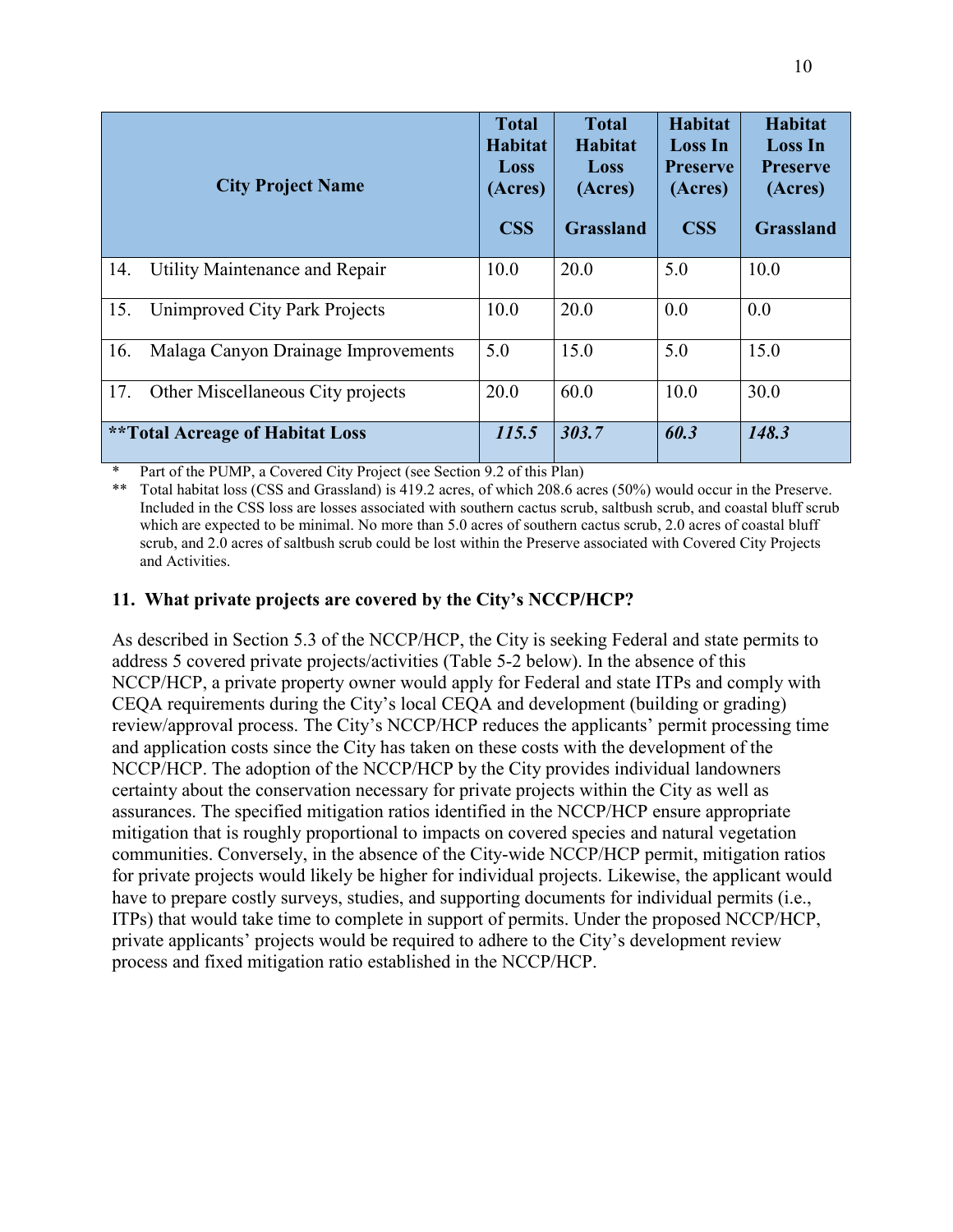| City Project Name | Total Habitat Loss (Acres) CSS | Total Habitat Loss (Acres) Grassland | Habitat Loss In Preserve (Acres) CSS | Habitat Loss In Preserve (Acres) Grassland |
|---|---|---|---|---|
| 14. Utility Maintenance and Repair | 10.0 | 20.0 | 5.0 | 10.0 |
| 15. Unimproved City Park Projects | 10.0 | 20.0 | 0.0 | 0.0 |
| 16. Malaga Canyon Drainage Improvements | 5.0 | 15.0 | 5.0 | 15.0 |
| 17. Other Miscellaneous City projects | 20.0 | 60.0 | 10.0 | 30.0 |
| **\*\*Total Acreage of Habitat Loss** | ***115.5*** | ***303.7*** | ***60.3*** | ***148.3*** |

\* Part of the PUMP, a Covered City Project (see Section 9.2 of this Plan)

\*\* Total habitat loss (CSS and Grassland) is 419.2 acres, of which 208.6 acres (50%) would occur in the Preserve. Included in the CSS loss are losses associated with southern cactus scrub, saltbush scrub, and coastal bluff scrub which are expected to be minimal. No more than 5.0 acres of southern cactus scrub, 2.0 acres of coastal bluff scrub, and 2.0 acres of saltbush scrub could be lost within the Preserve associated with Covered City Projects and Activities.

**11. What private projects are covered by the City's NCCP/HCP?**

As described in Section 5.3 of the NCCP/HCP, the City is seeking Federal and state permits to address 5 covered private projects/activities (Table 5-2 below). In the absence of this NCCP/HCP, a private property owner would apply for Federal and state ITPs and comply with CEQA requirements during the City's local CEQA and development (building or grading) review/approval process. The City's NCCP/HCP reduces the applicants' permit processing time and application costs since the City has taken on these costs with the development of the NCCP/HCP. The adoption of the NCCP/HCP by the City provides individual landowners certainty about the conservation necessary for private projects within the City as well as assurances. The specified mitigation ratios identified in the NCCP/HCP ensure appropriate mitigation that is roughly proportional to impacts on covered species and natural vegetation communities. Conversely, in the absence of the City-wide NCCP/HCP permit, mitigation ratios for private projects would likely be higher for individual projects. Likewise, the applicant would have to prepare costly surveys, studies, and supporting documents for individual permits (i.e., ITPs) that would take time to complete in support of permits. Under the proposed NCCP/HCP, private applicants' projects would be required to adhere to the City's development review process and fixed mitigation ratio established in the NCCP/HCP.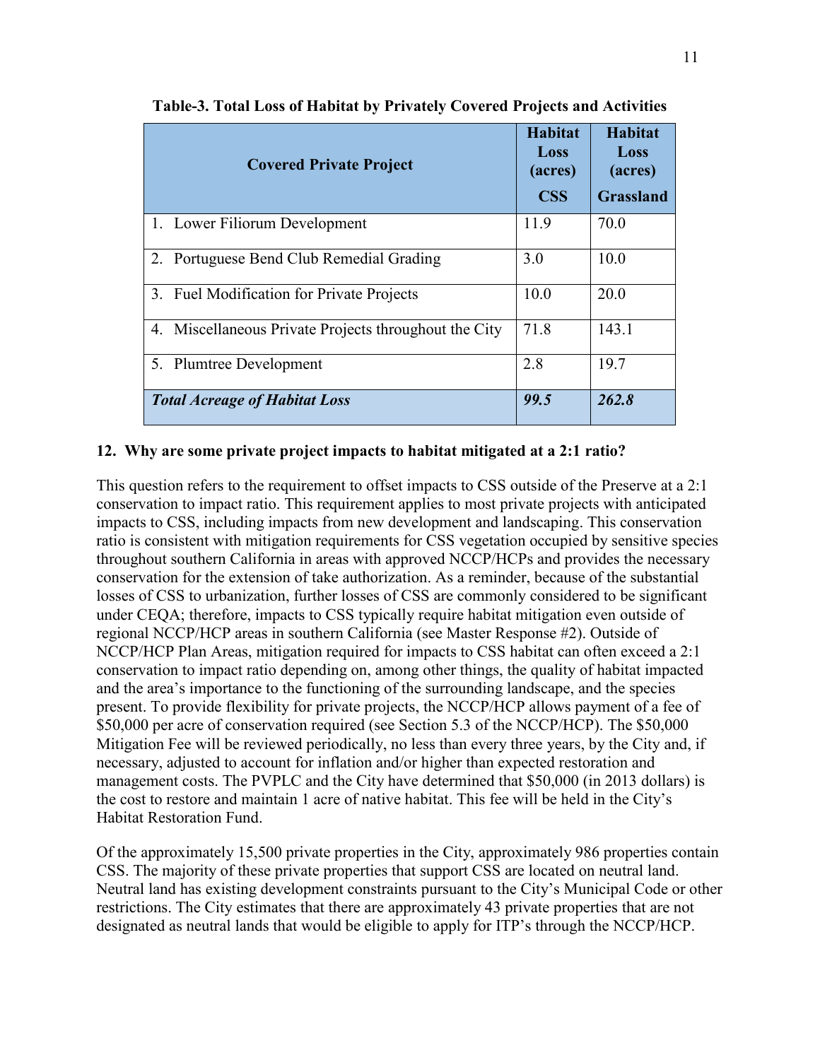**Table-3. Total Loss of Habitat by Privately Covered Projects and Activities**

| Covered Private Project | Habitat Loss (acres) CSS | Habitat Loss (acres) Grassland |
|---|---|---|
| 1. Lower Filiorum Development | 11.9 | 70.0 |
| 2. Portuguese Bend Club Remedial Grading | 3.0 | 10.0 |
| 3. Fuel Modification for Private Projects | 10.0 | 20.0 |
| 4. Miscellaneous Private Projects throughout the City | 71.8 | 143.1 |
| 5. Plumtree Development | 2.8 | 19.7 |
| ***Total Acreage of Habitat Loss*** | ***99.5*** | ***262.8*** |

### 12. Why are some private project impacts to habitat mitigated at a 2:1 ratio?

This question refers to the requirement to offset impacts to CSS outside of the Preserve at a 2:1 conservation to impact ratio. This requirement applies to most private projects with anticipated impacts to CSS, including impacts from new development and landscaping. This conservation ratio is consistent with mitigation requirements for CSS vegetation occupied by sensitive species throughout southern California in areas with approved NCCP/HCPs and provides the necessary conservation for the extension of take authorization. As a reminder, because of the substantial losses of CSS to urbanization, further losses of CSS are commonly considered to be significant under CEQA; therefore, impacts to CSS typically require habitat mitigation even outside of regional NCCP/HCP areas in southern California (see Master Response #2). Outside of NCCP/HCP Plan Areas, mitigation required for impacts to CSS habitat can often exceed a 2:1 conservation to impact ratio depending on, among other things, the quality of habitat impacted and the area's importance to the functioning of the surrounding landscape, and the species present. To provide flexibility for private projects, the NCCP/HCP allows payment of a fee of $50,000 per acre of conservation required (see Section 5.3 of the NCCP/HCP). The $50,000 Mitigation Fee will be reviewed periodically, no less than every three years, by the City and, if necessary, adjusted to account for inflation and/or higher than expected restoration and management costs. The PVPLC and the City have determined that $50,000 (in 2013 dollars) is the cost to restore and maintain 1 acre of native habitat. This fee will be held in the City's Habitat Restoration Fund.

Of the approximately 15,500 private properties in the City, approximately 986 properties contain CSS. The majority of these private properties that support CSS are located on neutral land. Neutral land has existing development constraints pursuant to the City's Municipal Code or other restrictions. The City estimates that there are approximately 43 private properties that are not designated as neutral lands that would be eligible to apply for ITP's through the NCCP/HCP.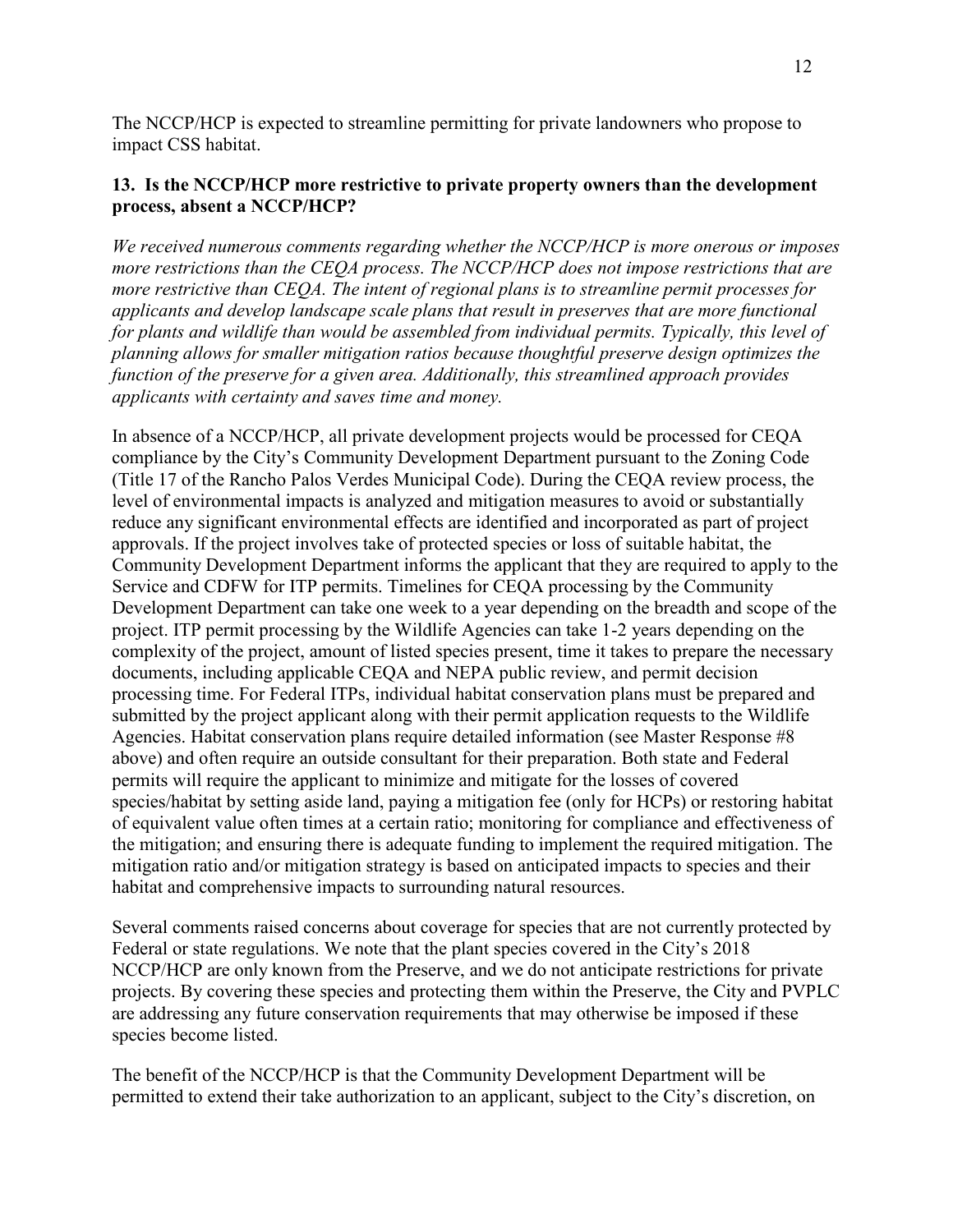The NCCP/HCP is expected to streamline permitting for private landowners who propose to impact CSS habitat.

**13. Is the NCCP/HCP more restrictive to private property owners than the development process, absent a NCCP/HCP?**

*We received numerous comments regarding whether the NCCP/HCP is more onerous or imposes more restrictions than the CEQA process. The NCCP/HCP does not impose restrictions that are more restrictive than CEQA. The intent of regional plans is to streamline permit processes for applicants and develop landscape scale plans that result in preserves that are more functional for plants and wildlife than would be assembled from individual permits. Typically, this level of planning allows for smaller mitigation ratios because thoughtful preserve design optimizes the function of the preserve for a given area. Additionally, this streamlined approach provides applicants with certainty and saves time and money.*

In absence of a NCCP/HCP, all private development projects would be processed for CEQA compliance by the City's Community Development Department pursuant to the Zoning Code (Title 17 of the Rancho Palos Verdes Municipal Code). During the CEQA review process, the level of environmental impacts is analyzed and mitigation measures to avoid or substantially reduce any significant environmental effects are identified and incorporated as part of project approvals. If the project involves take of protected species or loss of suitable habitat, the Community Development Department informs the applicant that they are required to apply to the Service and CDFW for ITP permits. Timelines for CEQA processing by the Community Development Department can take one week to a year depending on the breadth and scope of the project. ITP permit processing by the Wildlife Agencies can take 1-2 years depending on the complexity of the project, amount of listed species present, time it takes to prepare the necessary documents, including applicable CEQA and NEPA public review, and permit decision processing time. For Federal ITPs, individual habitat conservation plans must be prepared and submitted by the project applicant along with their permit application requests to the Wildlife Agencies. Habitat conservation plans require detailed information (see Master Response #8 above) and often require an outside consultant for their preparation. Both state and Federal permits will require the applicant to minimize and mitigate for the losses of covered species/habitat by setting aside land, paying a mitigation fee (only for HCPs) or restoring habitat of equivalent value often times at a certain ratio; monitoring for compliance and effectiveness of the mitigation; and ensuring there is adequate funding to implement the required mitigation. The mitigation ratio and/or mitigation strategy is based on anticipated impacts to species and their habitat and comprehensive impacts to surrounding natural resources.

Several comments raised concerns about coverage for species that are not currently protected by Federal or state regulations. We note that the plant species covered in the City's 2018 NCCP/HCP are only known from the Preserve, and we do not anticipate restrictions for private projects. By covering these species and protecting them within the Preserve, the City and PVPLC are addressing any future conservation requirements that may otherwise be imposed if these species become listed.

The benefit of the NCCP/HCP is that the Community Development Department will be permitted to extend their take authorization to an applicant, subject to the City's discretion, on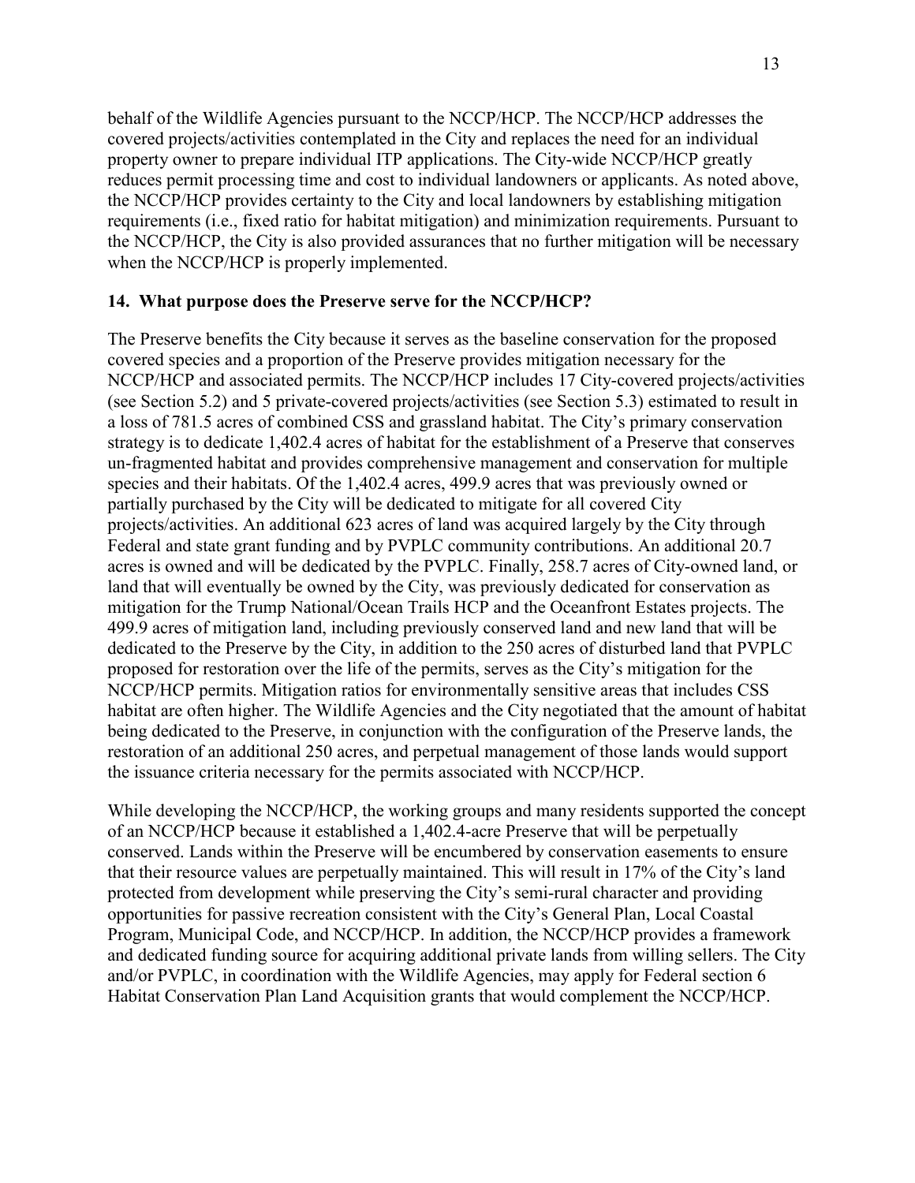behalf of the Wildlife Agencies pursuant to the NCCP/HCP. The NCCP/HCP addresses the covered projects/activities contemplated in the City and replaces the need for an individual property owner to prepare individual ITP applications. The City-wide NCCP/HCP greatly reduces permit processing time and cost to individual landowners or applicants. As noted above, the NCCP/HCP provides certainty to the City and local landowners by establishing mitigation requirements (i.e., fixed ratio for habitat mitigation) and minimization requirements. Pursuant to the NCCP/HCP, the City is also provided assurances that no further mitigation will be necessary when the NCCP/HCP is properly implemented.

**14. What purpose does the Preserve serve for the NCCP/HCP?**

The Preserve benefits the City because it serves as the baseline conservation for the proposed covered species and a proportion of the Preserve provides mitigation necessary for the NCCP/HCP and associated permits. The NCCP/HCP includes 17 City-covered projects/activities (see Section 5.2) and 5 private-covered projects/activities (see Section 5.3) estimated to result in a loss of 781.5 acres of combined CSS and grassland habitat. The City's primary conservation strategy is to dedicate 1,402.4 acres of habitat for the establishment of a Preserve that conserves un-fragmented habitat and provides comprehensive management and conservation for multiple species and their habitats. Of the 1,402.4 acres, 499.9 acres that was previously owned or partially purchased by the City will be dedicated to mitigate for all covered City projects/activities. An additional 623 acres of land was acquired largely by the City through Federal and state grant funding and by PVPLC community contributions. An additional 20.7 acres is owned and will be dedicated by the PVPLC. Finally, 258.7 acres of City-owned land, or land that will eventually be owned by the City, was previously dedicated for conservation as mitigation for the Trump National/Ocean Trails HCP and the Oceanfront Estates projects. The 499.9 acres of mitigation land, including previously conserved land and new land that will be dedicated to the Preserve by the City, in addition to the 250 acres of disturbed land that PVPLC proposed for restoration over the life of the permits, serves as the City's mitigation for the NCCP/HCP permits. Mitigation ratios for environmentally sensitive areas that includes CSS habitat are often higher. The Wildlife Agencies and the City negotiated that the amount of habitat being dedicated to the Preserve, in conjunction with the configuration of the Preserve lands, the restoration of an additional 250 acres, and perpetual management of those lands would support the issuance criteria necessary for the permits associated with NCCP/HCP.

While developing the NCCP/HCP, the working groups and many residents supported the concept of an NCCP/HCP because it established a 1,402.4-acre Preserve that will be perpetually conserved. Lands within the Preserve will be encumbered by conservation easements to ensure that their resource values are perpetually maintained. This will result in 17% of the City's land protected from development while preserving the City's semi-rural character and providing opportunities for passive recreation consistent with the City's General Plan, Local Coastal Program, Municipal Code, and NCCP/HCP. In addition, the NCCP/HCP provides a framework and dedicated funding source for acquiring additional private lands from willing sellers. The City and/or PVPLC, in coordination with the Wildlife Agencies, may apply for Federal section 6 Habitat Conservation Plan Land Acquisition grants that would complement the NCCP/HCP.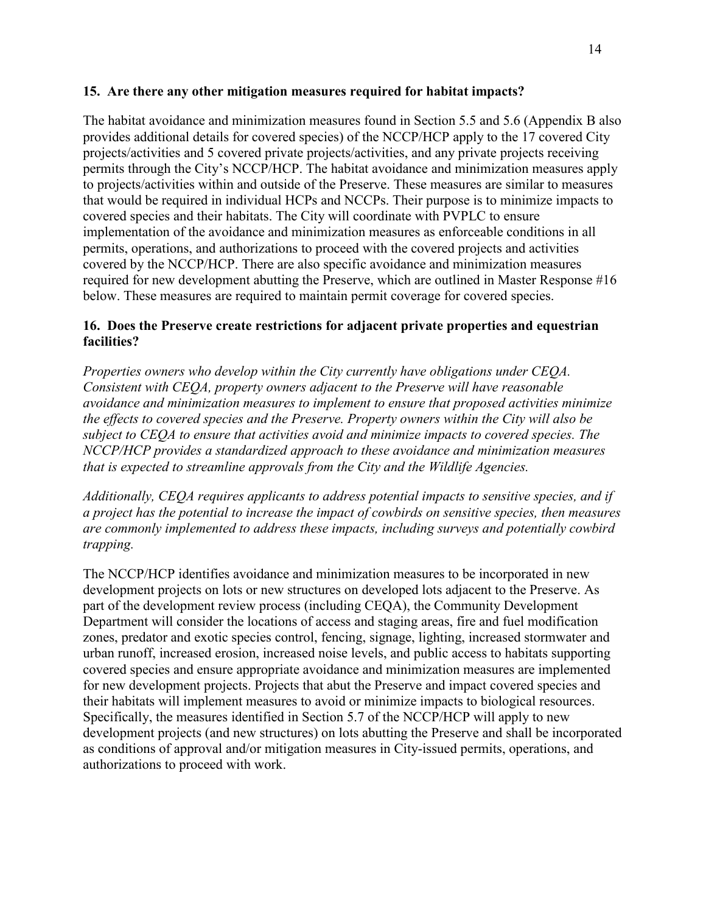### 15. Are there any other mitigation measures required for habitat impacts?

The habitat avoidance and minimization measures found in Section 5.5 and 5.6 (Appendix B also provides additional details for covered species) of the NCCP/HCP apply to the 17 covered City projects/activities and 5 covered private projects/activities, and any private projects receiving permits through the City's NCCP/HCP. The habitat avoidance and minimization measures apply to projects/activities within and outside of the Preserve. These measures are similar to measures that would be required in individual HCPs and NCCPs. Their purpose is to minimize impacts to covered species and their habitats. The City will coordinate with PVPLC to ensure implementation of the avoidance and minimization measures as enforceable conditions in all permits, operations, and authorizations to proceed with the covered projects and activities covered by the NCCP/HCP. There are also specific avoidance and minimization measures required for new development abutting the Preserve, which are outlined in Master Response #16 below. These measures are required to maintain permit coverage for covered species.

### 16. Does the Preserve create restrictions for adjacent private properties and equestrian facilities?

*Properties owners who develop within the City currently have obligations under CEQA. Consistent with CEQA, property owners adjacent to the Preserve will have reasonable avoidance and minimization measures to implement to ensure that proposed activities minimize the effects to covered species and the Preserve. Property owners within the City will also be subject to CEQA to ensure that activities avoid and minimize impacts to covered species. The NCCP/HCP provides a standardized approach to these avoidance and minimization measures that is expected to streamline approvals from the City and the Wildlife Agencies.*

*Additionally, CEQA requires applicants to address potential impacts to sensitive species, and if a project has the potential to increase the impact of cowbirds on sensitive species, then measures are commonly implemented to address these impacts, including surveys and potentially cowbird trapping.*

The NCCP/HCP identifies avoidance and minimization measures to be incorporated in new development projects on lots or new structures on developed lots adjacent to the Preserve. As part of the development review process (including CEQA), the Community Development Department will consider the locations of access and staging areas, fire and fuel modification zones, predator and exotic species control, fencing, signage, lighting, increased stormwater and urban runoff, increased erosion, increased noise levels, and public access to habitats supporting covered species and ensure appropriate avoidance and minimization measures are implemented for new development projects. Projects that abut the Preserve and impact covered species and their habitats will implement measures to avoid or minimize impacts to biological resources. Specifically, the measures identified in Section 5.7 of the NCCP/HCP will apply to new development projects (and new structures) on lots abutting the Preserve and shall be incorporated as conditions of approval and/or mitigation measures in City-issued permits, operations, and authorizations to proceed with work.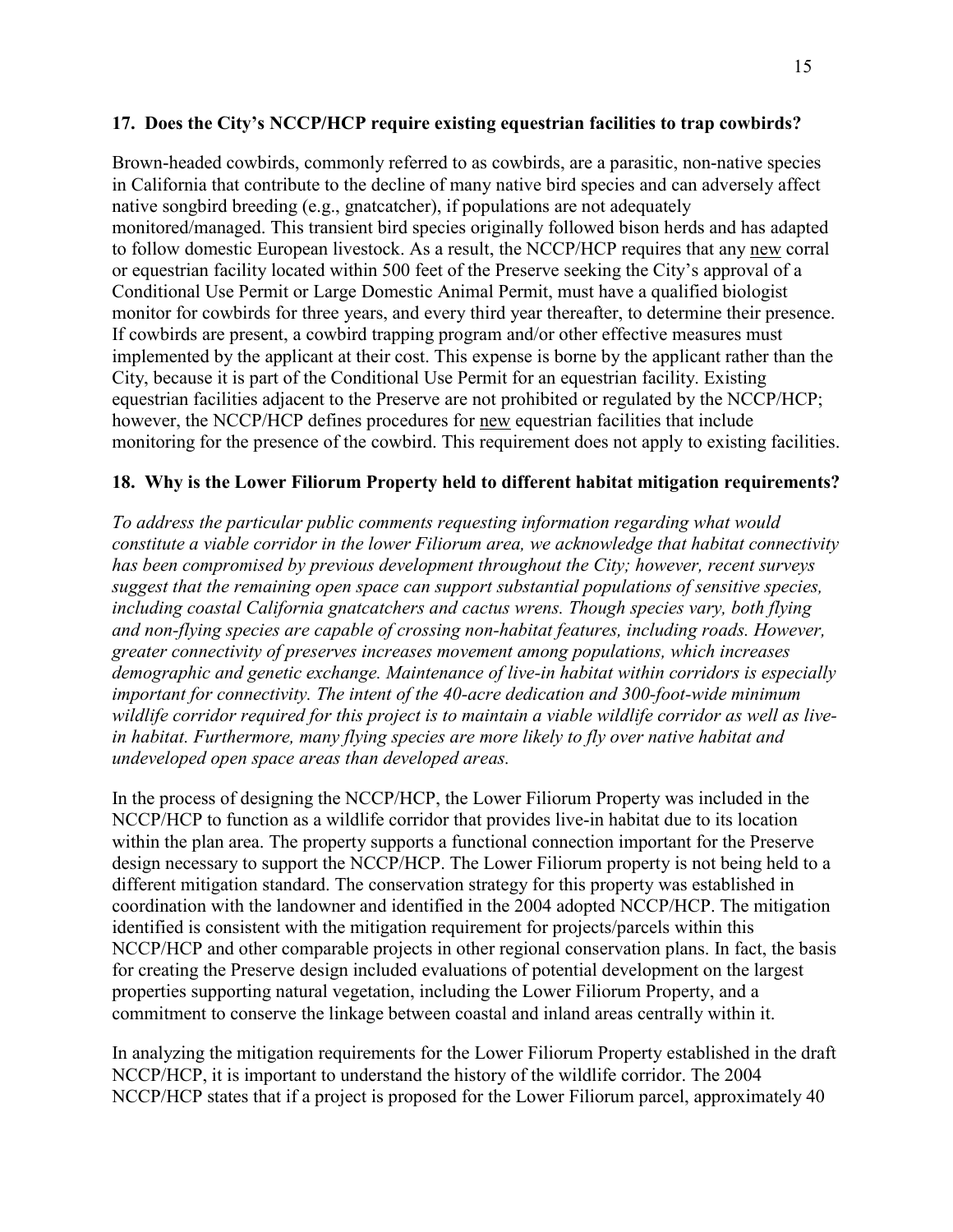**17. Does the City's NCCP/HCP require existing equestrian facilities to trap cowbirds?**

Brown-headed cowbirds, commonly referred to as cowbirds, are a parasitic, non-native species in California that contribute to the decline of many native bird species and can adversely affect native songbird breeding (e.g., gnatcatcher), if populations are not adequately monitored/managed. This transient bird species originally followed bison herds and has adapted to follow domestic European livestock. As a result, the NCCP/HCP requires that any <u>new</u> corral or equestrian facility located within 500 feet of the Preserve seeking the City's approval of a Conditional Use Permit or Large Domestic Animal Permit, must have a qualified biologist monitor for cowbirds for three years, and every third year thereafter, to determine their presence. If cowbirds are present, a cowbird trapping program and/or other effective measures must implemented by the applicant at their cost. This expense is borne by the applicant rather than the City, because it is part of the Conditional Use Permit for an equestrian facility. Existing equestrian facilities adjacent to the Preserve are not prohibited or regulated by the NCCP/HCP; however, the NCCP/HCP defines procedures for <u>new</u> equestrian facilities that include monitoring for the presence of the cowbird. This requirement does not apply to existing facilities.

**18. Why is the Lower Filiorum Property held to different habitat mitigation requirements?**

*To address the particular public comments requesting information regarding what would constitute a viable corridor in the lower Filiorum area, we acknowledge that habitat connectivity has been compromised by previous development throughout the City; however, recent surveys suggest that the remaining open space can support substantial populations of sensitive species, including coastal California gnatcatchers and cactus wrens. Though species vary, both flying and non-flying species are capable of crossing non-habitat features, including roads. However, greater connectivity of preserves increases movement among populations, which increases demographic and genetic exchange. Maintenance of live-in habitat within corridors is especially important for connectivity. The intent of the 40-acre dedication and 300-foot-wide minimum wildlife corridor required for this project is to maintain a viable wildlife corridor as well as live-in habitat. Furthermore, many flying species are more likely to fly over native habitat and undeveloped open space areas than developed areas.*

In the process of designing the NCCP/HCP, the Lower Filiorum Property was included in the NCCP/HCP to function as a wildlife corridor that provides live-in habitat due to its location within the plan area. The property supports a functional connection important for the Preserve design necessary to support the NCCP/HCP. The Lower Filiorum property is not being held to a different mitigation standard. The conservation strategy for this property was established in coordination with the landowner and identified in the 2004 adopted NCCP/HCP. The mitigation identified is consistent with the mitigation requirement for projects/parcels within this NCCP/HCP and other comparable projects in other regional conservation plans. In fact, the basis for creating the Preserve design included evaluations of potential development on the largest properties supporting natural vegetation, including the Lower Filiorum Property, and a commitment to conserve the linkage between coastal and inland areas centrally within it.

In analyzing the mitigation requirements for the Lower Filiorum Property established in the draft NCCP/HCP, it is important to understand the history of the wildlife corridor. The 2004 NCCP/HCP states that if a project is proposed for the Lower Filiorum parcel, approximately 40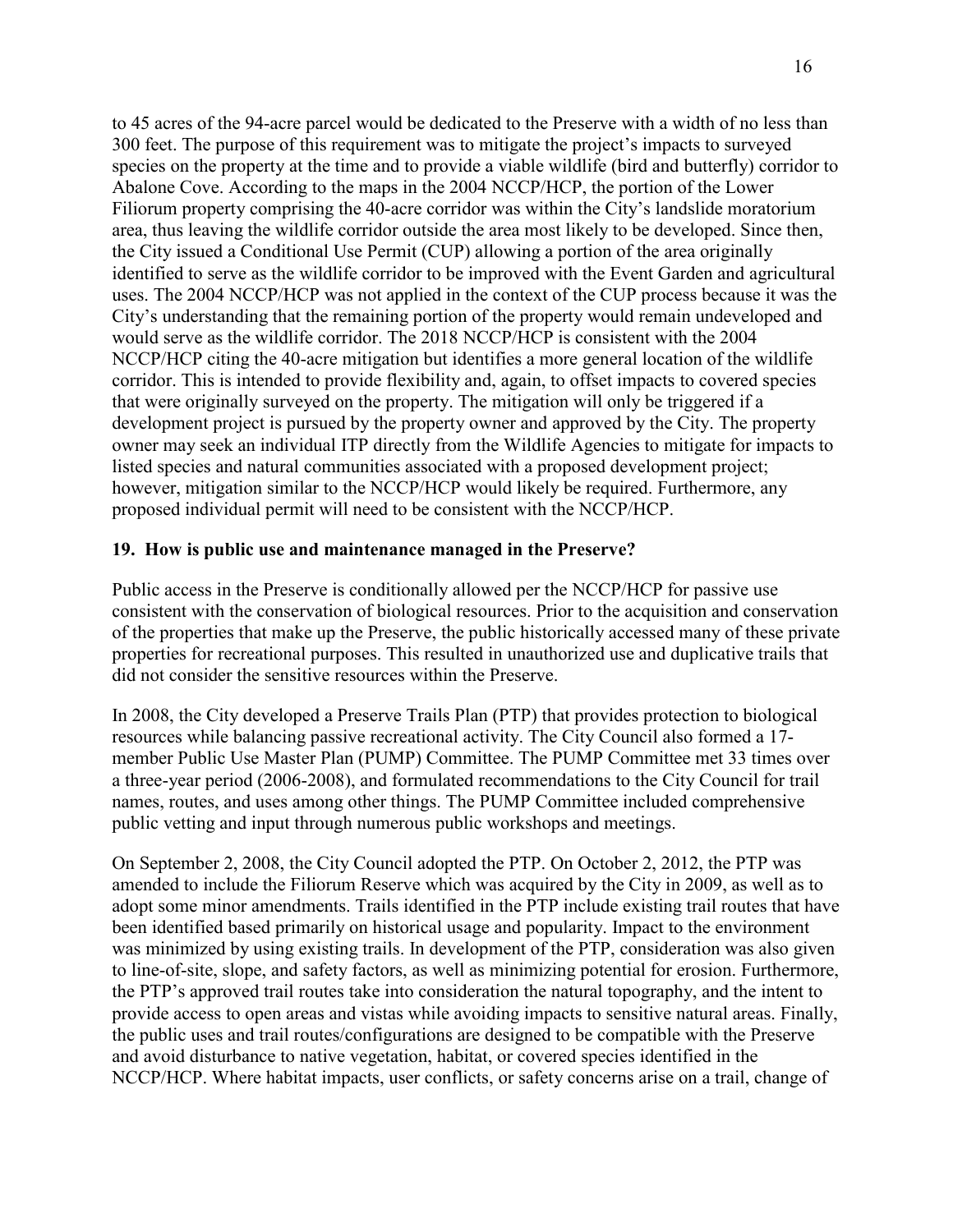to 45 acres of the 94-acre parcel would be dedicated to the Preserve with a width of no less than 300 feet. The purpose of this requirement was to mitigate the project's impacts to surveyed species on the property at the time and to provide a viable wildlife (bird and butterfly) corridor to Abalone Cove. According to the maps in the 2004 NCCP/HCP, the portion of the Lower Filiorum property comprising the 40-acre corridor was within the City's landslide moratorium area, thus leaving the wildlife corridor outside the area most likely to be developed. Since then, the City issued a Conditional Use Permit (CUP) allowing a portion of the area originally identified to serve as the wildlife corridor to be improved with the Event Garden and agricultural uses. The 2004 NCCP/HCP was not applied in the context of the CUP process because it was the City's understanding that the remaining portion of the property would remain undeveloped and would serve as the wildlife corridor. The 2018 NCCP/HCP is consistent with the 2004 NCCP/HCP citing the 40-acre mitigation but identifies a more general location of the wildlife corridor. This is intended to provide flexibility and, again, to offset impacts to covered species that were originally surveyed on the property. The mitigation will only be triggered if a development project is pursued by the property owner and approved by the City. The property owner may seek an individual ITP directly from the Wildlife Agencies to mitigate for impacts to listed species and natural communities associated with a proposed development project; however, mitigation similar to the NCCP/HCP would likely be required. Furthermore, any proposed individual permit will need to be consistent with the NCCP/HCP.

## 19. How is public use and maintenance managed in the Preserve?

Public access in the Preserve is conditionally allowed per the NCCP/HCP for passive use consistent with the conservation of biological resources. Prior to the acquisition and conservation of the properties that make up the Preserve, the public historically accessed many of these private properties for recreational purposes. This resulted in unauthorized use and duplicative trails that did not consider the sensitive resources within the Preserve.

In 2008, the City developed a Preserve Trails Plan (PTP) that provides protection to biological resources while balancing passive recreational activity. The City Council also formed a 17-member Public Use Master Plan (PUMP) Committee. The PUMP Committee met 33 times over a three-year period (2006-2008), and formulated recommendations to the City Council for trail names, routes, and uses among other things. The PUMP Committee included comprehensive public vetting and input through numerous public workshops and meetings.

On September 2, 2008, the City Council adopted the PTP. On October 2, 2012, the PTP was amended to include the Filiorum Reserve which was acquired by the City in 2009, as well as to adopt some minor amendments. Trails identified in the PTP include existing trail routes that have been identified based primarily on historical usage and popularity. Impact to the environment was minimized by using existing trails. In development of the PTP, consideration was also given to line-of-site, slope, and safety factors, as well as minimizing potential for erosion. Furthermore, the PTP's approved trail routes take into consideration the natural topography, and the intent to provide access to open areas and vistas while avoiding impacts to sensitive natural areas. Finally, the public uses and trail routes/configurations are designed to be compatible with the Preserve and avoid disturbance to native vegetation, habitat, or covered species identified in the NCCP/HCP. Where habitat impacts, user conflicts, or safety concerns arise on a trail, change of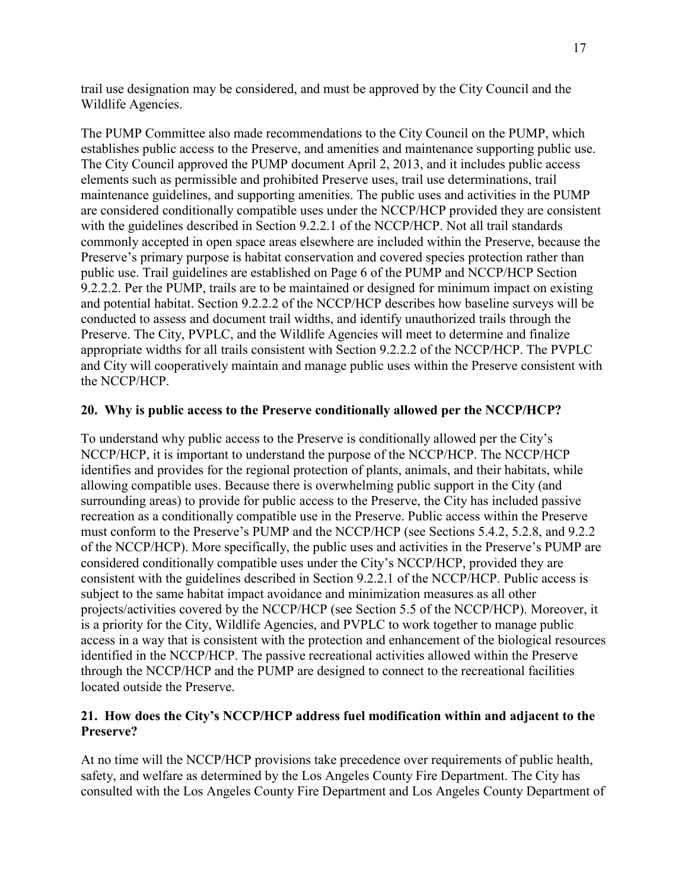trail use designation may be considered, and must be approved by the City Council and the Wildlife Agencies.

The PUMP Committee also made recommendations to the City Council on the PUMP, which establishes public access to the Preserve, and amenities and maintenance supporting public use. The City Council approved the PUMP document April 2, 2013, and it includes public access elements such as permissible and prohibited Preserve uses, trail use determinations, trail maintenance guidelines, and supporting amenities. The public uses and activities in the PUMP are considered conditionally compatible uses under the NCCP/HCP provided they are consistent with the guidelines described in Section 9.2.2.1 of the NCCP/HCP. Not all trail standards commonly accepted in open space areas elsewhere are included within the Preserve, because the Preserve's primary purpose is habitat conservation and covered species protection rather than public use. Trail guidelines are established on Page 6 of the PUMP and NCCP/HCP Section 9.2.2.2. Per the PUMP, trails are to be maintained or designed for minimum impact on existing and potential habitat. Section 9.2.2.2 of the NCCP/HCP describes how baseline surveys will be conducted to assess and document trail widths, and identify unauthorized trails through the Preserve. The City, PVPLC, and the Wildlife Agencies will meet to determine and finalize appropriate widths for all trails consistent with Section 9.2.2.2 of the NCCP/HCP. The PVPLC and City will cooperatively maintain and manage public uses within the Preserve consistent with the NCCP/HCP.

**20. Why is public access to the Preserve conditionally allowed per the NCCP/HCP?**

To understand why public access to the Preserve is conditionally allowed per the City's NCCP/HCP, it is important to understand the purpose of the NCCP/HCP. The NCCP/HCP identifies and provides for the regional protection of plants, animals, and their habitats, while allowing compatible uses. Because there is overwhelming public support in the City (and surrounding areas) to provide for public access to the Preserve, the City has included passive recreation as a conditionally compatible use in the Preserve. Public access within the Preserve must conform to the Preserve's PUMP and the NCCP/HCP (see Sections 5.4.2, 5.2.8, and 9.2.2 of the NCCP/HCP). More specifically, the public uses and activities in the Preserve's PUMP are considered conditionally compatible uses under the City's NCCP/HCP, provided they are consistent with the guidelines described in Section 9.2.2.1 of the NCCP/HCP. Public access is subject to the same habitat impact avoidance and minimization measures as all other projects/activities covered by the NCCP/HCP (see Section 5.5 of the NCCP/HCP). Moreover, it is a priority for the City, Wildlife Agencies, and PVPLC to work together to manage public access in a way that is consistent with the protection and enhancement of the biological resources identified in the NCCP/HCP. The passive recreational activities allowed within the Preserve through the NCCP/HCP and the PUMP are designed to connect to the recreational facilities located outside the Preserve.

**21. How does the City's NCCP/HCP address fuel modification within and adjacent to the Preserve?**

At no time will the NCCP/HCP provisions take precedence over requirements of public health, safety, and welfare as determined by the Los Angeles County Fire Department. The City has consulted with the Los Angeles County Fire Department and Los Angeles County Department of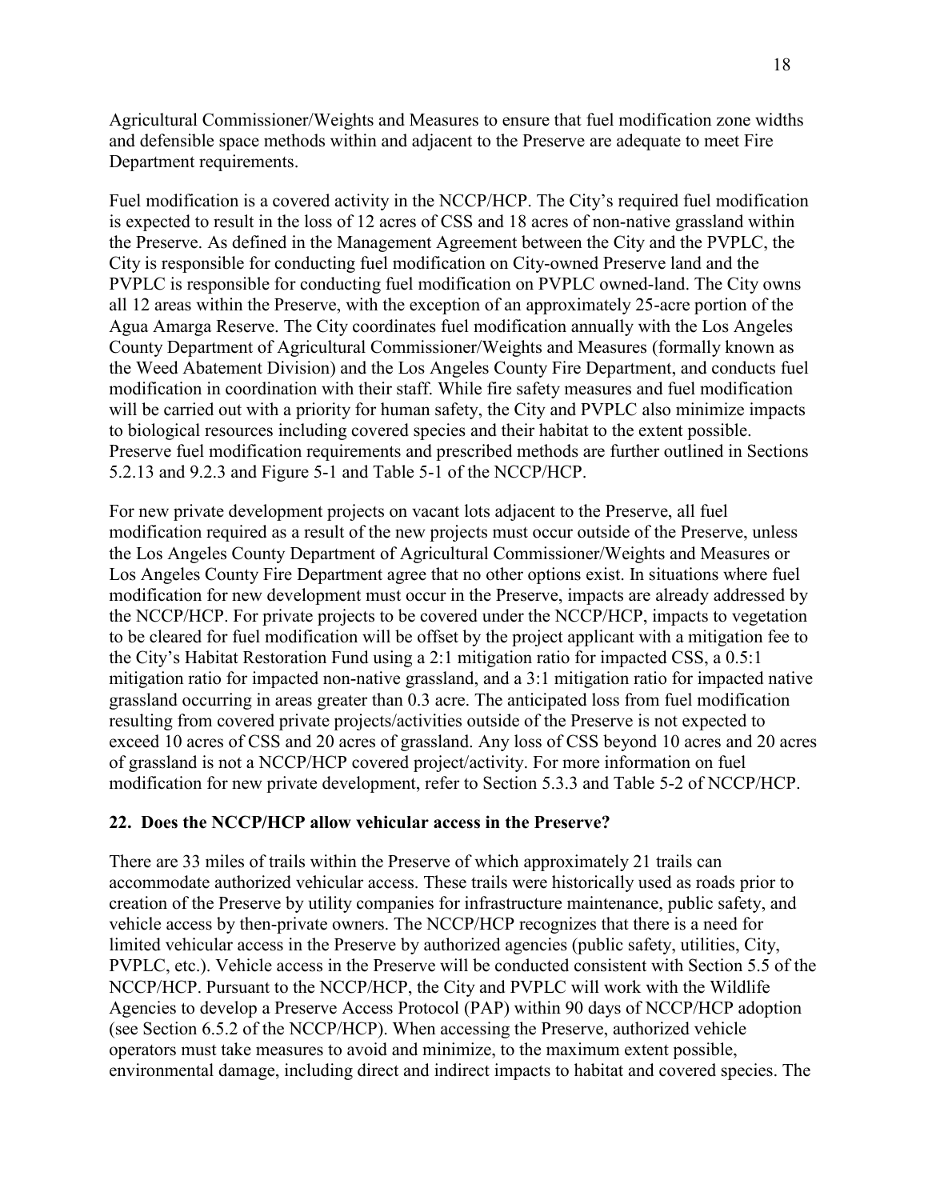Agricultural Commissioner/Weights and Measures to ensure that fuel modification zone widths and defensible space methods within and adjacent to the Preserve are adequate to meet Fire Department requirements.

Fuel modification is a covered activity in the NCCP/HCP. The City's required fuel modification is expected to result in the loss of 12 acres of CSS and 18 acres of non-native grassland within the Preserve. As defined in the Management Agreement between the City and the PVPLC, the City is responsible for conducting fuel modification on City-owned Preserve land and the PVPLC is responsible for conducting fuel modification on PVPLC owned-land. The City owns all 12 areas within the Preserve, with the exception of an approximately 25-acre portion of the Agua Amarga Reserve. The City coordinates fuel modification annually with the Los Angeles County Department of Agricultural Commissioner/Weights and Measures (formally known as the Weed Abatement Division) and the Los Angeles County Fire Department, and conducts fuel modification in coordination with their staff. While fire safety measures and fuel modification will be carried out with a priority for human safety, the City and PVPLC also minimize impacts to biological resources including covered species and their habitat to the extent possible. Preserve fuel modification requirements and prescribed methods are further outlined in Sections 5.2.13 and 9.2.3 and Figure 5-1 and Table 5-1 of the NCCP/HCP.

For new private development projects on vacant lots adjacent to the Preserve, all fuel modification required as a result of the new projects must occur outside of the Preserve, unless the Los Angeles County Department of Agricultural Commissioner/Weights and Measures or Los Angeles County Fire Department agree that no other options exist. In situations where fuel modification for new development must occur in the Preserve, impacts are already addressed by the NCCP/HCP. For private projects to be covered under the NCCP/HCP, impacts to vegetation to be cleared for fuel modification will be offset by the project applicant with a mitigation fee to the City's Habitat Restoration Fund using a 2:1 mitigation ratio for impacted CSS, a 0.5:1 mitigation ratio for impacted non-native grassland, and a 3:1 mitigation ratio for impacted native grassland occurring in areas greater than 0.3 acre. The anticipated loss from fuel modification resulting from covered private projects/activities outside of the Preserve is not expected to exceed 10 acres of CSS and 20 acres of grassland. Any loss of CSS beyond 10 acres and 20 acres of grassland is not a NCCP/HCP covered project/activity. For more information on fuel modification for new private development, refer to Section 5.3.3 and Table 5-2 of NCCP/HCP.

**22. Does the NCCP/HCP allow vehicular access in the Preserve?**

There are 33 miles of trails within the Preserve of which approximately 21 trails can accommodate authorized vehicular access. These trails were historically used as roads prior to creation of the Preserve by utility companies for infrastructure maintenance, public safety, and vehicle access by then-private owners. The NCCP/HCP recognizes that there is a need for limited vehicular access in the Preserve by authorized agencies (public safety, utilities, City, PVPLC, etc.). Vehicle access in the Preserve will be conducted consistent with Section 5.5 of the NCCP/HCP. Pursuant to the NCCP/HCP, the City and PVPLC will work with the Wildlife Agencies to develop a Preserve Access Protocol (PAP) within 90 days of NCCP/HCP adoption (see Section 6.5.2 of the NCCP/HCP). When accessing the Preserve, authorized vehicle operators must take measures to avoid and minimize, to the maximum extent possible, environmental damage, including direct and indirect impacts to habitat and covered species. The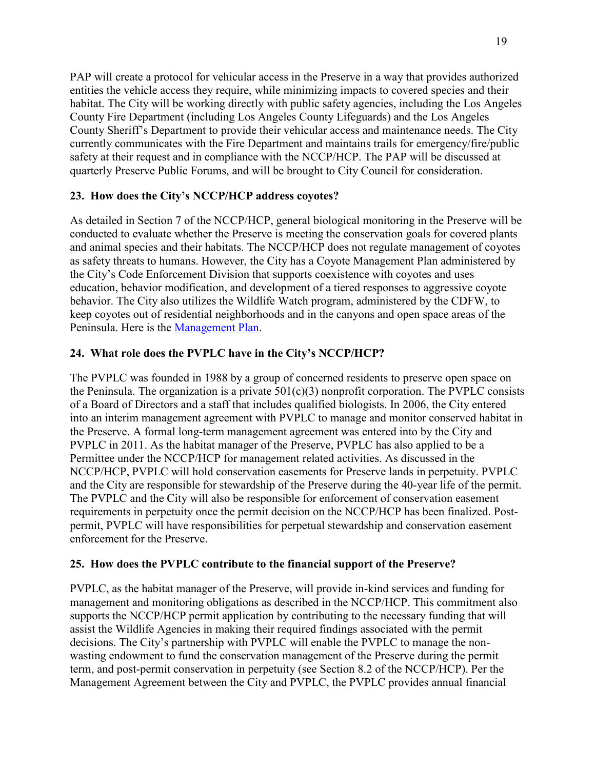PAP will create a protocol for vehicular access in the Preserve in a way that provides authorized entities the vehicle access they require, while minimizing impacts to covered species and their habitat. The City will be working directly with public safety agencies, including the Los Angeles County Fire Department (including Los Angeles County Lifeguards) and the Los Angeles County Sheriff's Department to provide their vehicular access and maintenance needs. The City currently communicates with the Fire Department and maintains trails for emergency/fire/public safety at their request and in compliance with the NCCP/HCP. The PAP will be discussed at quarterly Preserve Public Forums, and will be brought to City Council for consideration.

**23. How does the City's NCCP/HCP address coyotes?**

As detailed in Section 7 of the NCCP/HCP, general biological monitoring in the Preserve will be conducted to evaluate whether the Preserve is meeting the conservation goals for covered plants and animal species and their habitats. The NCCP/HCP does not regulate management of coyotes as safety threats to humans. However, the City has a Coyote Management Plan administered by the City's Code Enforcement Division that supports coexistence with coyotes and uses education, behavior modification, and development of a tiered responses to aggressive coyote behavior. The City also utilizes the Wildlife Watch program, administered by the CDFW, to keep coyotes out of residential neighborhoods and in the canyons and open space areas of the Peninsula. Here is the [Management Plan](#).

**24. What role does the PVPLC have in the City's NCCP/HCP?**

The PVPLC was founded in 1988 by a group of concerned residents to preserve open space on the Peninsula. The organization is a private 501(c)(3) nonprofit corporation. The PVPLC consists of a Board of Directors and a staff that includes qualified biologists. In 2006, the City entered into an interim management agreement with PVPLC to manage and monitor conserved habitat in the Preserve. A formal long-term management agreement was entered into by the City and PVPLC in 2011. As the habitat manager of the Preserve, PVPLC has also applied to be a Permittee under the NCCP/HCP for management related activities. As discussed in the NCCP/HCP, PVPLC will hold conservation easements for Preserve lands in perpetuity. PVPLC and the City are responsible for stewardship of the Preserve during the 40-year life of the permit. The PVPLC and the City will also be responsible for enforcement of conservation easement requirements in perpetuity once the permit decision on the NCCP/HCP has been finalized. Post-permit, PVPLC will have responsibilities for perpetual stewardship and conservation easement enforcement for the Preserve.

**25. How does the PVPLC contribute to the financial support of the Preserve?**

PVPLC, as the habitat manager of the Preserve, will provide in-kind services and funding for management and monitoring obligations as described in the NCCP/HCP. This commitment also supports the NCCP/HCP permit application by contributing to the necessary funding that will assist the Wildlife Agencies in making their required findings associated with the permit decisions. The City's partnership with PVPLC will enable the PVPLC to manage the non-wasting endowment to fund the conservation management of the Preserve during the permit term, and post-permit conservation in perpetuity (see Section 8.2 of the NCCP/HCP). Per the Management Agreement between the City and PVPLC, the PVPLC provides annual financial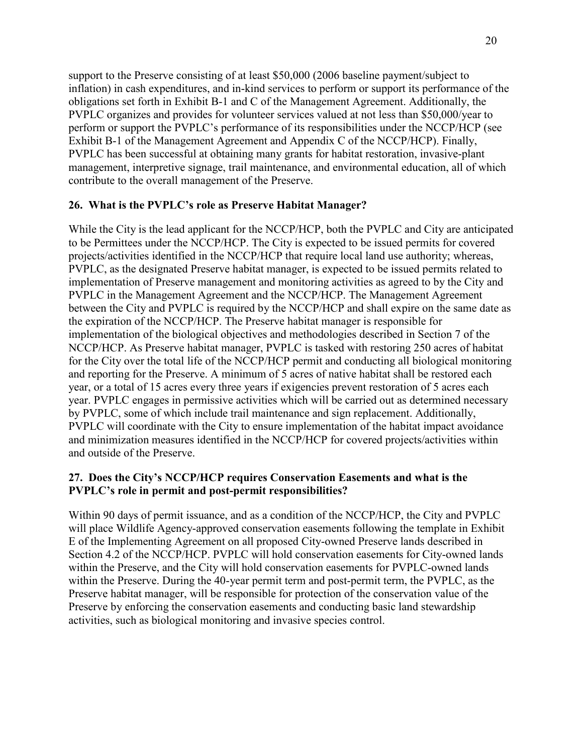support to the Preserve consisting of at least $50,000 (2006 baseline payment/subject to inflation) in cash expenditures, and in-kind services to perform or support its performance of the obligations set forth in Exhibit B-1 and C of the Management Agreement. Additionally, the PVPLC organizes and provides for volunteer services valued at not less than $50,000/year to perform or support the PVPLC's performance of its responsibilities under the NCCP/HCP (see Exhibit B-1 of the Management Agreement and Appendix C of the NCCP/HCP). Finally, PVPLC has been successful at obtaining many grants for habitat restoration, invasive-plant management, interpretive signage, trail maintenance, and environmental education, all of which contribute to the overall management of the Preserve.

**26. What is the PVPLC's role as Preserve Habitat Manager?**

While the City is the lead applicant for the NCCP/HCP, both the PVPLC and City are anticipated to be Permittees under the NCCP/HCP. The City is expected to be issued permits for covered projects/activities identified in the NCCP/HCP that require local land use authority; whereas, PVPLC, as the designated Preserve habitat manager, is expected to be issued permits related to implementation of Preserve management and monitoring activities as agreed to by the City and PVPLC in the Management Agreement and the NCCP/HCP. The Management Agreement between the City and PVPLC is required by the NCCP/HCP and shall expire on the same date as the expiration of the NCCP/HCP. The Preserve habitat manager is responsible for implementation of the biological objectives and methodologies described in Section 7 of the NCCP/HCP. As Preserve habitat manager, PVPLC is tasked with restoring 250 acres of habitat for the City over the total life of the NCCP/HCP permit and conducting all biological monitoring and reporting for the Preserve. A minimum of 5 acres of native habitat shall be restored each year, or a total of 15 acres every three years if exigencies prevent restoration of 5 acres each year. PVPLC engages in permissive activities which will be carried out as determined necessary by PVPLC, some of which include trail maintenance and sign replacement. Additionally, PVPLC will coordinate with the City to ensure implementation of the habitat impact avoidance and minimization measures identified in the NCCP/HCP for covered projects/activities within and outside of the Preserve.

**27. Does the City's NCCP/HCP requires Conservation Easements and what is the PVPLC's role in permit and post-permit responsibilities?**

Within 90 days of permit issuance, and as a condition of the NCCP/HCP, the City and PVPLC will place Wildlife Agency-approved conservation easements following the template in Exhibit E of the Implementing Agreement on all proposed City-owned Preserve lands described in Section 4.2 of the NCCP/HCP. PVPLC will hold conservation easements for City-owned lands within the Preserve, and the City will hold conservation easements for PVPLC-owned lands within the Preserve. During the 40-year permit term and post-permit term, the PVPLC, as the Preserve habitat manager, will be responsible for protection of the conservation value of the Preserve by enforcing the conservation easements and conducting basic land stewardship activities, such as biological monitoring and invasive species control.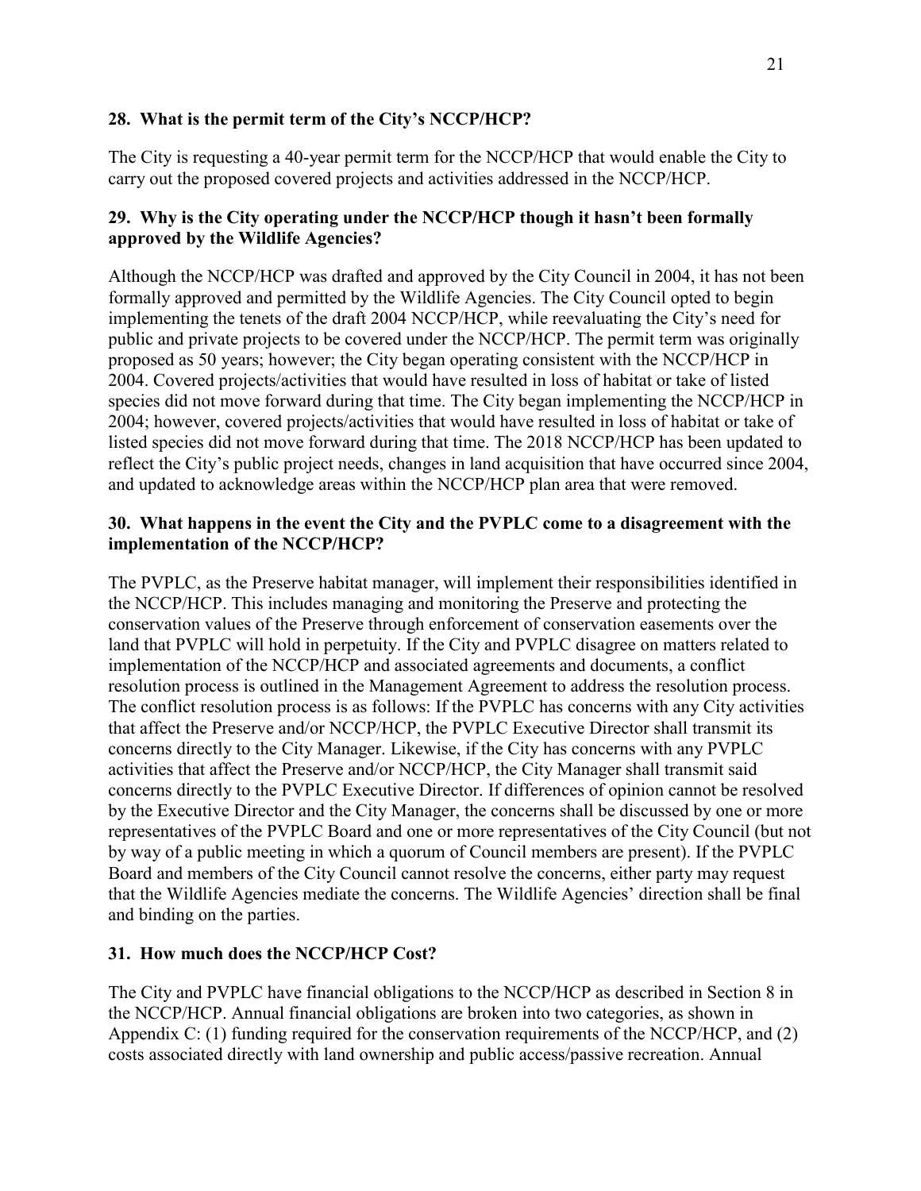**28. What is the permit term of the City's NCCP/HCP?**

The City is requesting a 40-year permit term for the NCCP/HCP that would enable the City to carry out the proposed covered projects and activities addressed in the NCCP/HCP.

**29. Why is the City operating under the NCCP/HCP though it hasn't been formally approved by the Wildlife Agencies?**

Although the NCCP/HCP was drafted and approved by the City Council in 2004, it has not been formally approved and permitted by the Wildlife Agencies. The City Council opted to begin implementing the tenets of the draft 2004 NCCP/HCP, while reevaluating the City's need for public and private projects to be covered under the NCCP/HCP. The permit term was originally proposed as 50 years; however; the City began operating consistent with the NCCP/HCP in 2004. Covered projects/activities that would have resulted in loss of habitat or take of listed species did not move forward during that time. The City began implementing the NCCP/HCP in 2004; however, covered projects/activities that would have resulted in loss of habitat or take of listed species did not move forward during that time. The 2018 NCCP/HCP has been updated to reflect the City's public project needs, changes in land acquisition that have occurred since 2004, and updated to acknowledge areas within the NCCP/HCP plan area that were removed.

**30. What happens in the event the City and the PVPLC come to a disagreement with the implementation of the NCCP/HCP?**

The PVPLC, as the Preserve habitat manager, will implement their responsibilities identified in the NCCP/HCP. This includes managing and monitoring the Preserve and protecting the conservation values of the Preserve through enforcement of conservation easements over the land that PVPLC will hold in perpetuity. If the City and PVPLC disagree on matters related to implementation of the NCCP/HCP and associated agreements and documents, a conflict resolution process is outlined in the Management Agreement to address the resolution process. The conflict resolution process is as follows: If the PVPLC has concerns with any City activities that affect the Preserve and/or NCCP/HCP, the PVPLC Executive Director shall transmit its concerns directly to the City Manager. Likewise, if the City has concerns with any PVPLC activities that affect the Preserve and/or NCCP/HCP, the City Manager shall transmit said concerns directly to the PVPLC Executive Director. If differences of opinion cannot be resolved by the Executive Director and the City Manager, the concerns shall be discussed by one or more representatives of the PVPLC Board and one or more representatives of the City Council (but not by way of a public meeting in which a quorum of Council members are present). If the PVPLC Board and members of the City Council cannot resolve the concerns, either party may request that the Wildlife Agencies mediate the concerns. The Wildlife Agencies' direction shall be final and binding on the parties.

**31. How much does the NCCP/HCP Cost?**

The City and PVPLC have financial obligations to the NCCP/HCP as described in Section 8 in the NCCP/HCP. Annual financial obligations are broken into two categories, as shown in Appendix C: (1) funding required for the conservation requirements of the NCCP/HCP, and (2) costs associated directly with land ownership and public access/passive recreation. Annual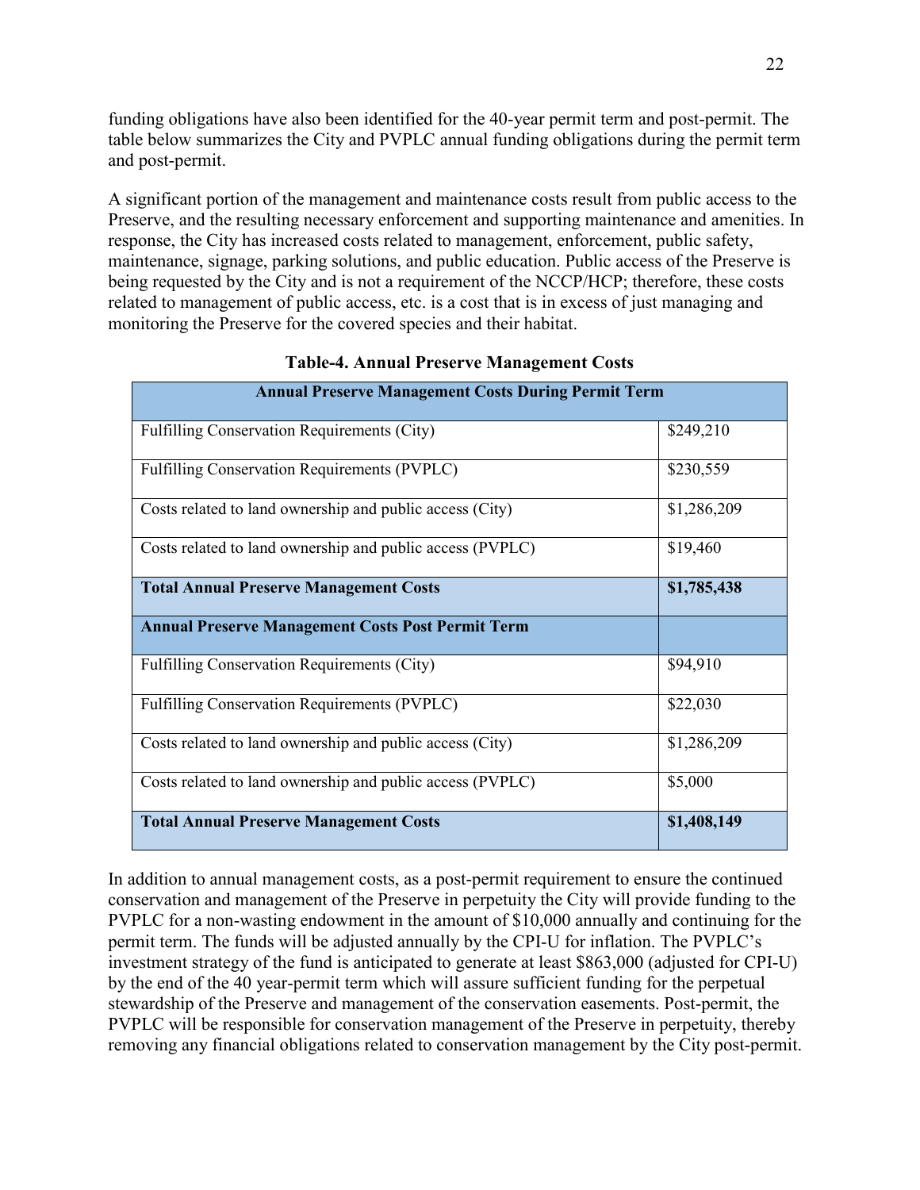funding obligations have also been identified for the 40-year permit term and post-permit. The table below summarizes the City and PVPLC annual funding obligations during the permit term and post-permit.

A significant portion of the management and maintenance costs result from public access to the Preserve, and the resulting necessary enforcement and supporting maintenance and amenities. In response, the City has increased costs related to management, enforcement, public safety, maintenance, signage, parking solutions, and public education. Public access of the Preserve is being requested by the City and is not a requirement of the NCCP/HCP; therefore, these costs related to management of public access, etc. is a cost that is in excess of just managing and monitoring the Preserve for the covered species and their habitat.

**Table-4. Annual Preserve Management Costs**

| **Annual Preserve Management Costs During Permit Term** | |
|---|---|
| Fulfilling Conservation Requirements (City) | $249,210 |
| Fulfilling Conservation Requirements (PVPLC) | $230,559 |
| Costs related to land ownership and public access (City) | $1,286,209 |
| Costs related to land ownership and public access (PVPLC) | $19,460 |
| **Total Annual Preserve Management Costs** | **$1,785,438** |
| **Annual Preserve Management Costs Post Permit Term** | |
| Fulfilling Conservation Requirements (City) | $94,910 |
| Fulfilling Conservation Requirements (PVPLC) | $22,030 |
| Costs related to land ownership and public access (City) | $1,286,209 |
| Costs related to land ownership and public access (PVPLC) | $5,000 |
| **Total Annual Preserve Management Costs** | **$1,408,149** |

In addition to annual management costs, as a post-permit requirement to ensure the continued conservation and management of the Preserve in perpetuity the City will provide funding to the PVPLC for a non-wasting endowment in the amount of $10,000 annually and continuing for the permit term. The funds will be adjusted annually by the CPI-U for inflation. The PVPLC's investment strategy of the fund is anticipated to generate at least $863,000 (adjusted for CPI-U) by the end of the 40 year-permit term which will assure sufficient funding for the perpetual stewardship of the Preserve and management of the conservation easements. Post-permit, the PVPLC will be responsible for conservation management of the Preserve in perpetuity, thereby removing any financial obligations related to conservation management by the City post-permit.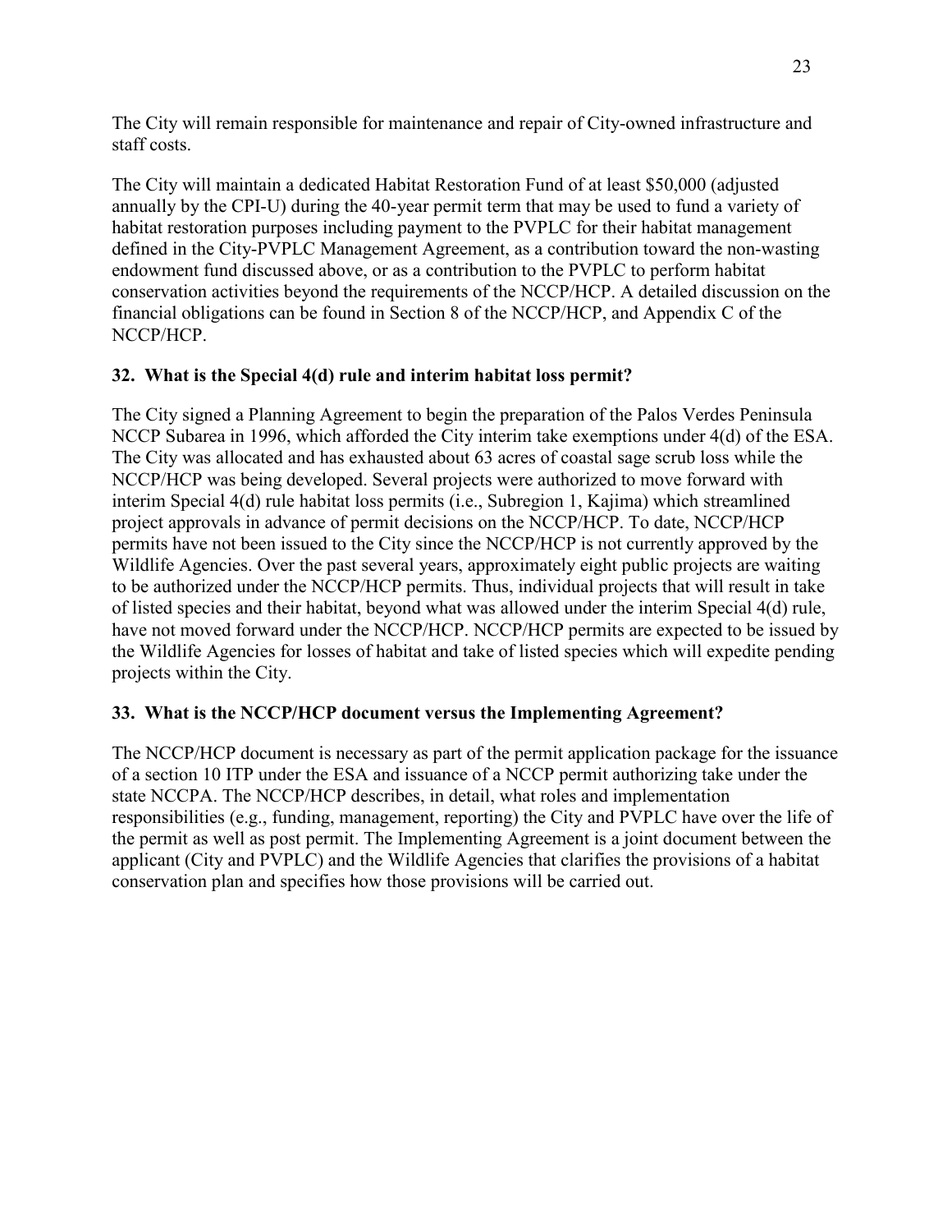The City will remain responsible for maintenance and repair of City-owned infrastructure and staff costs.

The City will maintain a dedicated Habitat Restoration Fund of at least $50,000 (adjusted annually by the CPI-U) during the 40-year permit term that may be used to fund a variety of habitat restoration purposes including payment to the PVPLC for their habitat management defined in the City-PVPLC Management Agreement, as a contribution toward the non-wasting endowment fund discussed above, or as a contribution to the PVPLC to perform habitat conservation activities beyond the requirements of the NCCP/HCP. A detailed discussion on the financial obligations can be found in Section 8 of the NCCP/HCP, and Appendix C of the NCCP/HCP.

### 32. What is the Special 4(d) rule and interim habitat loss permit?

The City signed a Planning Agreement to begin the preparation of the Palos Verdes Peninsula NCCP Subarea in 1996, which afforded the City interim take exemptions under 4(d) of the ESA. The City was allocated and has exhausted about 63 acres of coastal sage scrub loss while the NCCP/HCP was being developed. Several projects were authorized to move forward with interim Special 4(d) rule habitat loss permits (i.e., Subregion 1, Kajima) which streamlined project approvals in advance of permit decisions on the NCCP/HCP. To date, NCCP/HCP permits have not been issued to the City since the NCCP/HCP is not currently approved by the Wildlife Agencies. Over the past several years, approximately eight public projects are waiting to be authorized under the NCCP/HCP permits. Thus, individual projects that will result in take of listed species and their habitat, beyond what was allowed under the interim Special 4(d) rule, have not moved forward under the NCCP/HCP. NCCP/HCP permits are expected to be issued by the Wildlife Agencies for losses of habitat and take of listed species which will expedite pending projects within the City.

### 33. What is the NCCP/HCP document versus the Implementing Agreement?

The NCCP/HCP document is necessary as part of the permit application package for the issuance of a section 10 ITP under the ESA and issuance of a NCCP permit authorizing take under the state NCCPA. The NCCP/HCP describes, in detail, what roles and implementation responsibilities (e.g., funding, management, reporting) the City and PVPLC have over the life of the permit as well as post permit. The Implementing Agreement is a joint document between the applicant (City and PVPLC) and the Wildlife Agencies that clarifies the provisions of a habitat conservation plan and specifies how those provisions will be carried out.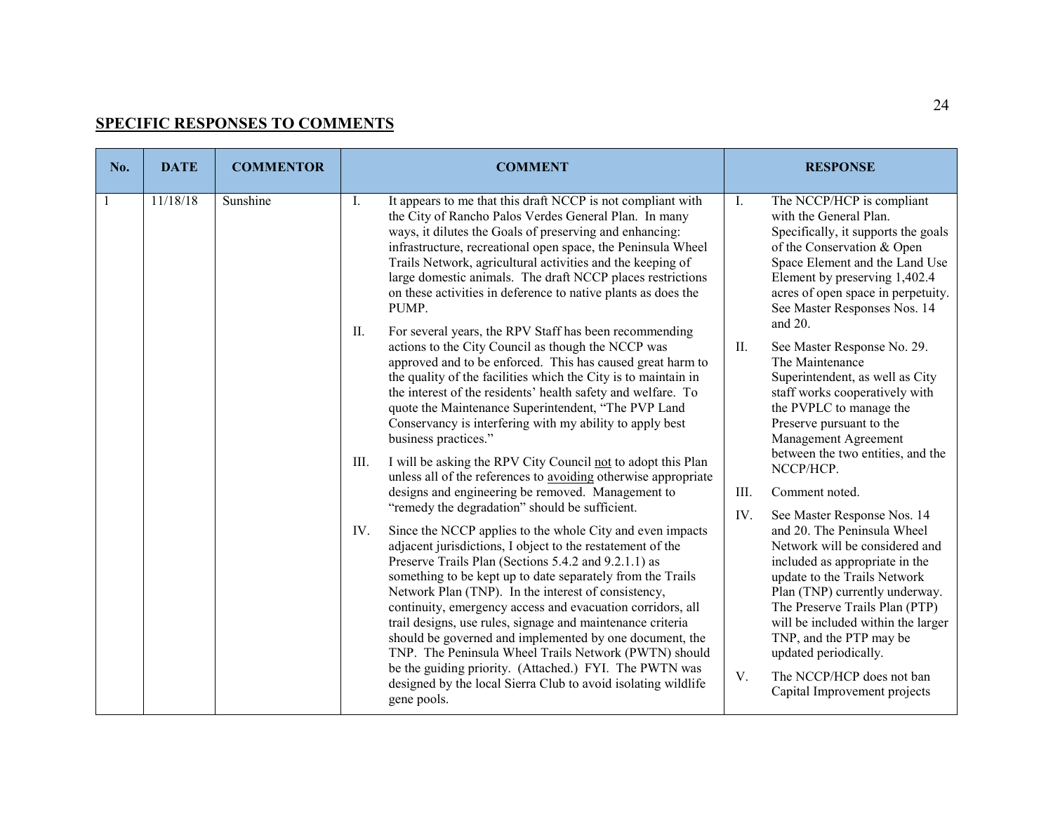## SPECIFIC RESPONSES TO COMMENTS

| No. | DATE | COMMENTOR | COMMENT | RESPONSE |
|---|---|---|---|---|
| 1 | 11/18/18 | Sunshine | I. It appears to me that this draft NCCP is not compliant with the City of Rancho Palos Verdes General Plan. In many ways, it dilutes the Goals of preserving and enhancing: infrastructure, recreational open space, the Peninsula Wheel Trails Network, agricultural activities and the keeping of large domestic animals. The draft NCCP places restrictions on these activities in deference to native plants as does the PUMP.<br><br>II. For several years, the RPV Staff has been recommending actions to the City Council as though the NCCP was approved and to be enforced. This has caused great harm to the quality of the facilities which the City is to maintain in the interest of the residents' health safety and welfare. To quote the Maintenance Superintendent, "The PVP Land Conservancy is interfering with my ability to apply best business practices."<br><br>III. I will be asking the RPV City Council <u>not</u> to adopt this Plan unless all of the references to <u>avoiding</u> otherwise appropriate designs and engineering be removed. Management to "remedy the degradation" should be sufficient.<br><br>IV. Since the NCCP applies to the whole City and even impacts adjacent jurisdictions, I object to the restatement of the Preserve Trails Plan (Sections 5.4.2 and 9.2.1.1) as something to be kept up to date separately from the Trails Network Plan (TNP). In the interest of consistency, continuity, emergency access and evacuation corridors, all trail designs, use rules, signage and maintenance criteria should be governed and implemented by one document, the TNP. The Peninsula Wheel Trails Network (PWTN) should be the guiding priority. (Attached.) FYI. The PWTN was designed by the local Sierra Club to avoid isolating wildlife gene pools. | I. The NCCP/HCP is compliant with the General Plan. Specifically, it supports the goals of the Conservation & Open Space Element and the Land Use Element by preserving 1,402.4 acres of open space in perpetuity. See Master Responses Nos. 14 and 20.<br><br>II. See Master Response No. 29. The Maintenance Superintendent, as well as City staff works cooperatively with the PVPLC to manage the Preserve pursuant to the Management Agreement between the two entities, and the NCCP/HCP.<br><br>III. Comment noted.<br><br>IV. See Master Response Nos. 14 and 20. The Peninsula Wheel Network will be considered and included as appropriate in the update to the Trails Network Plan (TNP) currently underway. The Preserve Trails Plan (PTP) will be included within the larger TNP, and the PTP may be updated periodically.<br><br>V. The NCCP/HCP does not ban Capital Improvement projects |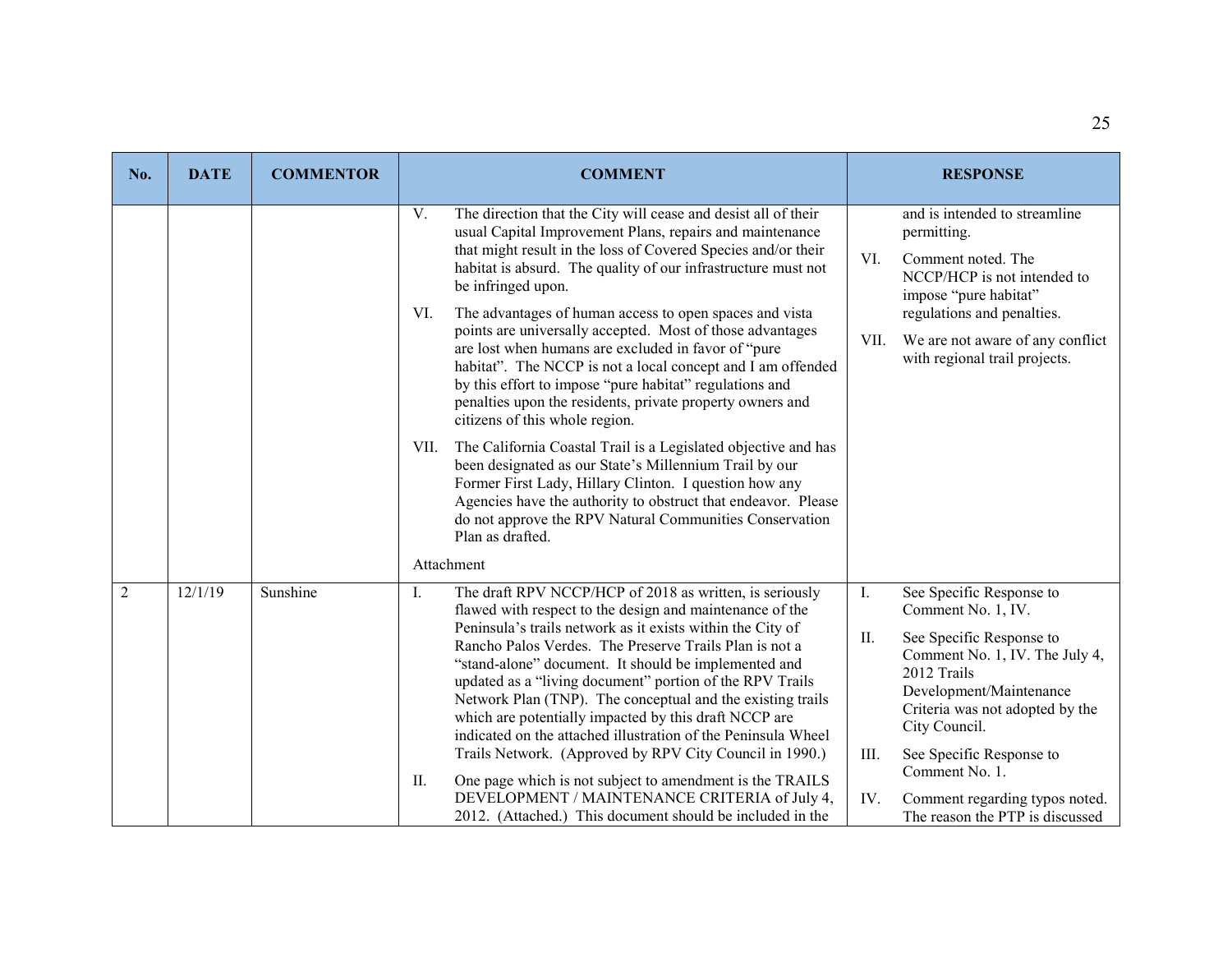| No. | DATE | COMMENTOR | COMMENT | RESPONSE |
|---|---|---|---|---|
| | | | V. The direction that the City will cease and desist all of their usual Capital Improvement Plans, repairs and maintenance that might result in the loss of Covered Species and/or their habitat is absurd. The quality of our infrastructure must not be infringed upon.<br><br>VI. The advantages of human access to open spaces and vista points are universally accepted. Most of those advantages are lost when humans are excluded in favor of "pure habitat". The NCCP is not a local concept and I am offended by this effort to impose "pure habitat" regulations and penalties upon the residents, private property owners and citizens of this whole region.<br><br>VII. The California Coastal Trail is a Legislated objective and has been designated as our State's Millennium Trail by our Former First Lady, Hillary Clinton. I question how any Agencies have the authority to obstruct that endeavor. Please do not approve the RPV Natural Communities Conservation Plan as drafted.<br><br>Attachment | and is intended to streamline permitting.<br><br>VI. Comment noted. The NCCP/HCP is not intended to impose "pure habitat" regulations and penalties.<br><br>VII. We are not aware of any conflict with regional trail projects. |
| 2 | 12/1/19 | Sunshine | I. The draft RPV NCCP/HCP of 2018 as written, is seriously flawed with respect to the design and maintenance of the Peninsula's trails network as it exists within the City of Rancho Palos Verdes. The Preserve Trails Plan is not a "stand-alone" document. It should be implemented and updated as a "living document" portion of the RPV Trails Network Plan (TNP). The conceptual and the existing trails which are potentially impacted by this draft NCCP are indicated on the attached illustration of the Peninsula Wheel Trails Network. (Approved by RPV City Council in 1990.)<br><br>II. One page which is not subject to amendment is the TRAILS DEVELOPMENT / MAINTENANCE CRITERIA of July 4, 2012. (Attached.) This document should be included in the | I. See Specific Response to Comment No. 1, IV.<br><br>II. See Specific Response to Comment No. 1, IV. The July 4, 2012 Trails Development/Maintenance Criteria was not adopted by the City Council.<br><br>III. See Specific Response to Comment No. 1.<br><br>IV. Comment regarding typos noted. The reason the PTP is discussed |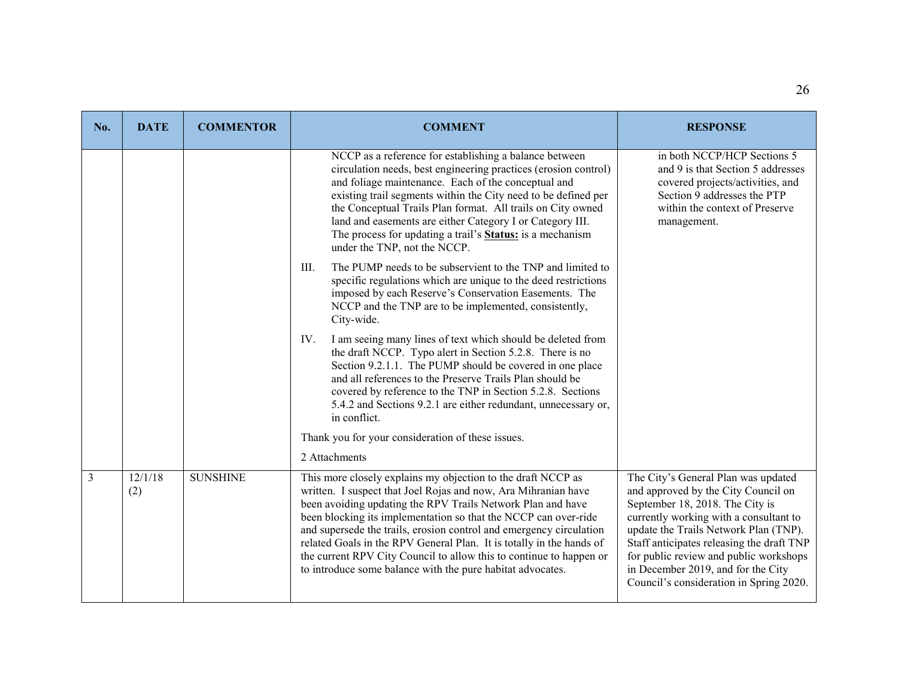| No. | DATE | COMMENTOR | COMMENT | RESPONSE |
|---|---|---|---|---|
| | | | NCCP as a reference for establishing a balance between circulation needs, best engineering practices (erosion control) and foliage maintenance. Each of the conceptual and existing trail segments within the City need to be defined per the Conceptual Trails Plan format. All trails on City owned land and easements are either Category I or Category III. The process for updating a trail's **Status:** is a mechanism under the TNP, not the NCCP.<br><br>III. The PUMP needs to be subservient to the TNP and limited to specific regulations which are unique to the deed restrictions imposed by each Reserve's Conservation Easements. The NCCP and the TNP are to be implemented, consistently, City-wide.<br><br>IV. I am seeing many lines of text which should be deleted from the draft NCCP. Typo alert in Section 5.2.8. There is no Section 9.2.1.1. The PUMP should be covered in one place and all references to the Preserve Trails Plan should be covered by reference to the TNP in Section 5.2.8. Sections 5.4.2 and Sections 9.2.1 are either redundant, unnecessary or, in conflict.<br><br>Thank you for your consideration of these issues.<br><br>2 Attachments | in both NCCP/HCP Sections 5 and 9 is that Section 5 addresses covered projects/activities, and Section 9 addresses the PTP within the context of Preserve management. |
| 3 | 12/1/18 (2) | SUNSHINE | This more closely explains my objection to the draft NCCP as written. I suspect that Joel Rojas and now, Ara Mihranian have been avoiding updating the RPV Trails Network Plan and have been blocking its implementation so that the NCCP can over-ride and supersede the trails, erosion control and emergency circulation related Goals in the RPV General Plan. It is totally in the hands of the current RPV City Council to allow this to continue to happen or to introduce some balance with the pure habitat advocates. | The City's General Plan was updated and approved by the City Council on September 18, 2018. The City is currently working with a consultant to update the Trails Network Plan (TNP). Staff anticipates releasing the draft TNP for public review and public workshops in December 2019, and for the City Council's consideration in Spring 2020. |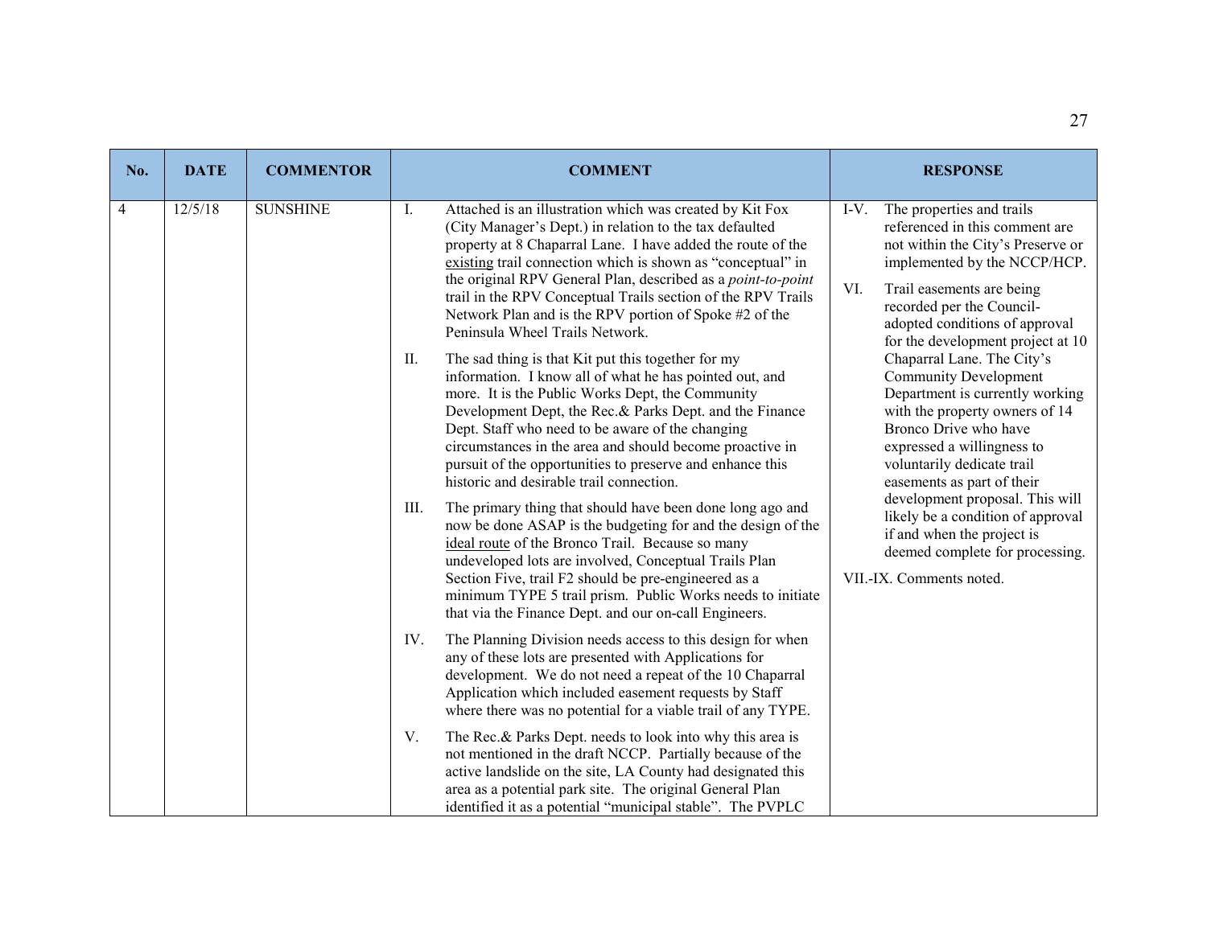| No. | DATE | COMMENTOR | COMMENT | RESPONSE |
|---|---|---|---|---|
| 4 | 12/5/18 | SUNSHINE | I. Attached is an illustration which was created by Kit Fox (City Manager's Dept.) in relation to the tax defaulted property at 8 Chaparral Lane. I have added the route of the existing trail connection which is shown as "conceptual" in the original RPV General Plan, described as a *point-to-point* trail in the RPV Conceptual Trails section of the RPV Trails Network Plan and is the RPV portion of Spoke #2 of the Peninsula Wheel Trails Network.<br><br>II. The sad thing is that Kit put this together for my information. I know all of what he has pointed out, and more. It is the Public Works Dept, the Community Development Dept, the Rec.& Parks Dept. and the Finance Dept. Staff who need to be aware of the changing circumstances in the area and should become proactive in pursuit of the opportunities to preserve and enhance this historic and desirable trail connection.<br><br>III. The primary thing that should have been done long ago and now be done ASAP is the budgeting for and the design of the ideal route of the Bronco Trail. Because so many undeveloped lots are involved, Conceptual Trails Plan Section Five, trail F2 should be pre-engineered as a minimum TYPE 5 trail prism. Public Works needs to initiate that via the Finance Dept. and our on-call Engineers.<br><br>IV. The Planning Division needs access to this design for when any of these lots are presented with Applications for development. We do not need a repeat of the 10 Chaparral Application which included easement requests by Staff where there was no potential for a viable trail of any TYPE.<br><br>V. The Rec.& Parks Dept. needs to look into why this area is not mentioned in the draft NCCP. Partially because of the active landslide on the site, LA County had designated this area as a potential park site. The original General Plan identified it as a potential "municipal stable". The PVPLC | I-V. The properties and trails referenced in this comment are not within the City's Preserve or implemented by the NCCP/HCP.<br><br>VI. Trail easements are being recorded per the Council-adopted conditions of approval for the development project at 10 Chaparral Lane. The City's Community Development Department is currently working with the property owners of 14 Bronco Drive who have expressed a willingness to voluntarily dedicate trail easements as part of their development proposal. This will likely be a condition of approval if and when the project is deemed complete for processing.<br><br>VII.-IX. Comments noted. |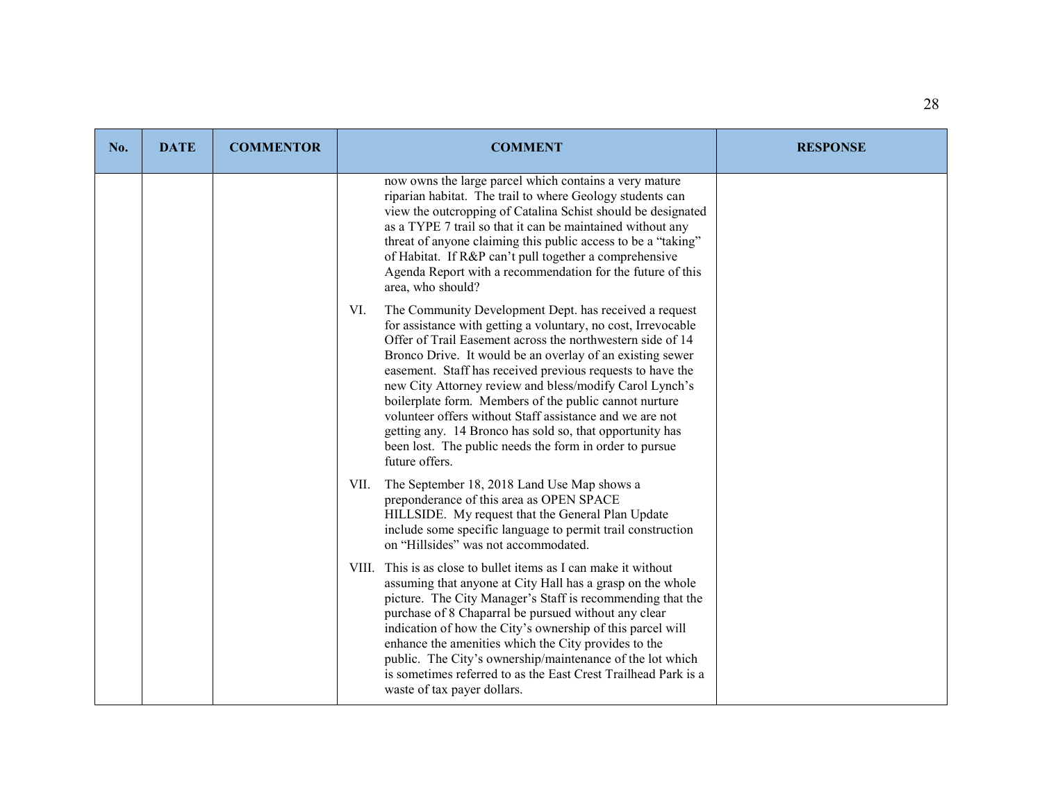| No. | DATE | COMMENTOR | COMMENT | RESPONSE |
|---|---|---|---|---|
| | | | now owns the large parcel which contains a very mature riparian habitat. The trail to where Geology students can view the outcropping of Catalina Schist should be designated as a TYPE 7 trail so that it can be maintained without any threat of anyone claiming this public access to be a "taking" of Habitat. If R&P can't pull together a comprehensive Agenda Report with a recommendation for the future of this area, who should?<br><br>VI. The Community Development Dept. has received a request for assistance with getting a voluntary, no cost, Irrevocable Offer of Trail Easement across the northwestern side of 14 Bronco Drive. It would be an overlay of an existing sewer easement. Staff has received previous requests to have the new City Attorney review and bless/modify Carol Lynch's boilerplate form. Members of the public cannot nurture volunteer offers without Staff assistance and we are not getting any. 14 Bronco has sold so, that opportunity has been lost. The public needs the form in order to pursue future offers.<br><br>VII. The September 18, 2018 Land Use Map shows a preponderance of this area as OPEN SPACE HILLSIDE. My request that the General Plan Update include some specific language to permit trail construction on "Hillsides" was not accommodated.<br><br>VIII. This is as close to bullet items as I can make it without assuming that anyone at City Hall has a grasp on the whole picture. The City Manager's Staff is recommending that the purchase of 8 Chaparral be pursued without any clear indication of how the City's ownership of this parcel will enhance the amenities which the City provides to the public. The City's ownership/maintenance of the lot which is sometimes referred to as the East Crest Trailhead Park is a waste of tax payer dollars. | |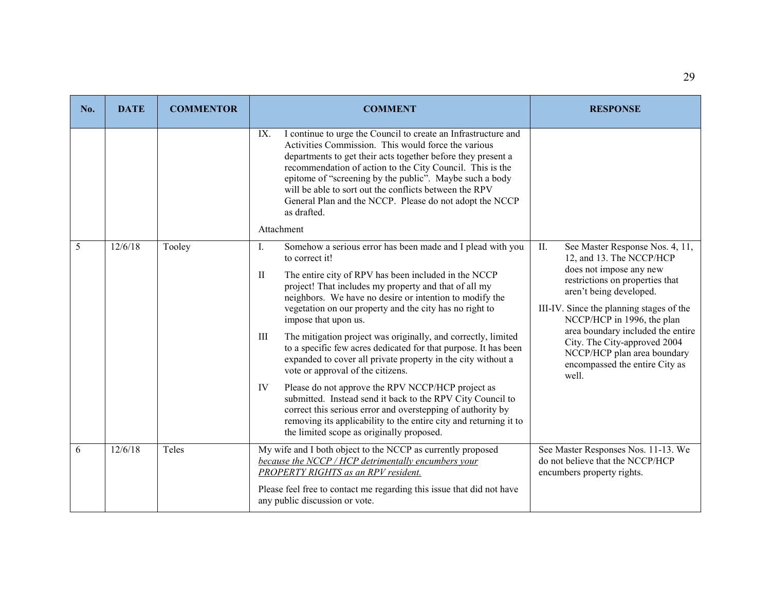| No. | DATE | COMMENTOR | COMMENT | RESPONSE |
|---|---|---|---|---|
| | | | IX. I continue to urge the Council to create an Infrastructure and Activities Commission. This would force the various departments to get their acts together before they present a recommendation of action to the City Council. This is the epitome of "screening by the public". Maybe such a body will be able to sort out the conflicts between the RPV General Plan and the NCCP. Please do not adopt the NCCP as drafted.<br><br>Attachment | |
| 5 | 12/6/18 | Tooley | I. Somehow a serious error has been made and I plead with you to correct it!<br><br>II The entire city of RPV has been included in the NCCP project! That includes my property and that of all my neighbors. We have no desire or intention to modify the vegetation on our property and the city has no right to impose that upon us.<br><br>III The mitigation project was originally, and correctly, limited to a specific few acres dedicated for that purpose. It has been expanded to cover all private property in the city without a vote or approval of the citizens.<br><br>IV Please do not approve the RPV NCCP/HCP project as submitted. Instead send it back to the RPV City Council to correct this serious error and overstepping of authority by removing its applicability to the entire city and returning it to the limited scope as originally proposed. | II. See Master Response Nos. 4, 11, 12, and 13. The NCCP/HCP does not impose any new restrictions on properties that aren't being developed.<br><br>III-IV. Since the planning stages of the NCCP/HCP in 1996, the plan area boundary included the entire City. The City-approved 2004 NCCP/HCP plan area boundary encompassed the entire City as well. |
| 6 | 12/6/18 | Teles | My wife and I both object to the NCCP as currently proposed *<u>because the NCCP / HCP detrimentally encumbers your PROPERTY RIGHTS as an RPV resident.</u>*<br><br>Please feel free to contact me regarding this issue that did not have any public discussion or vote. | See Master Responses Nos. 11-13. We do not believe that the NCCP/HCP encumbers property rights. |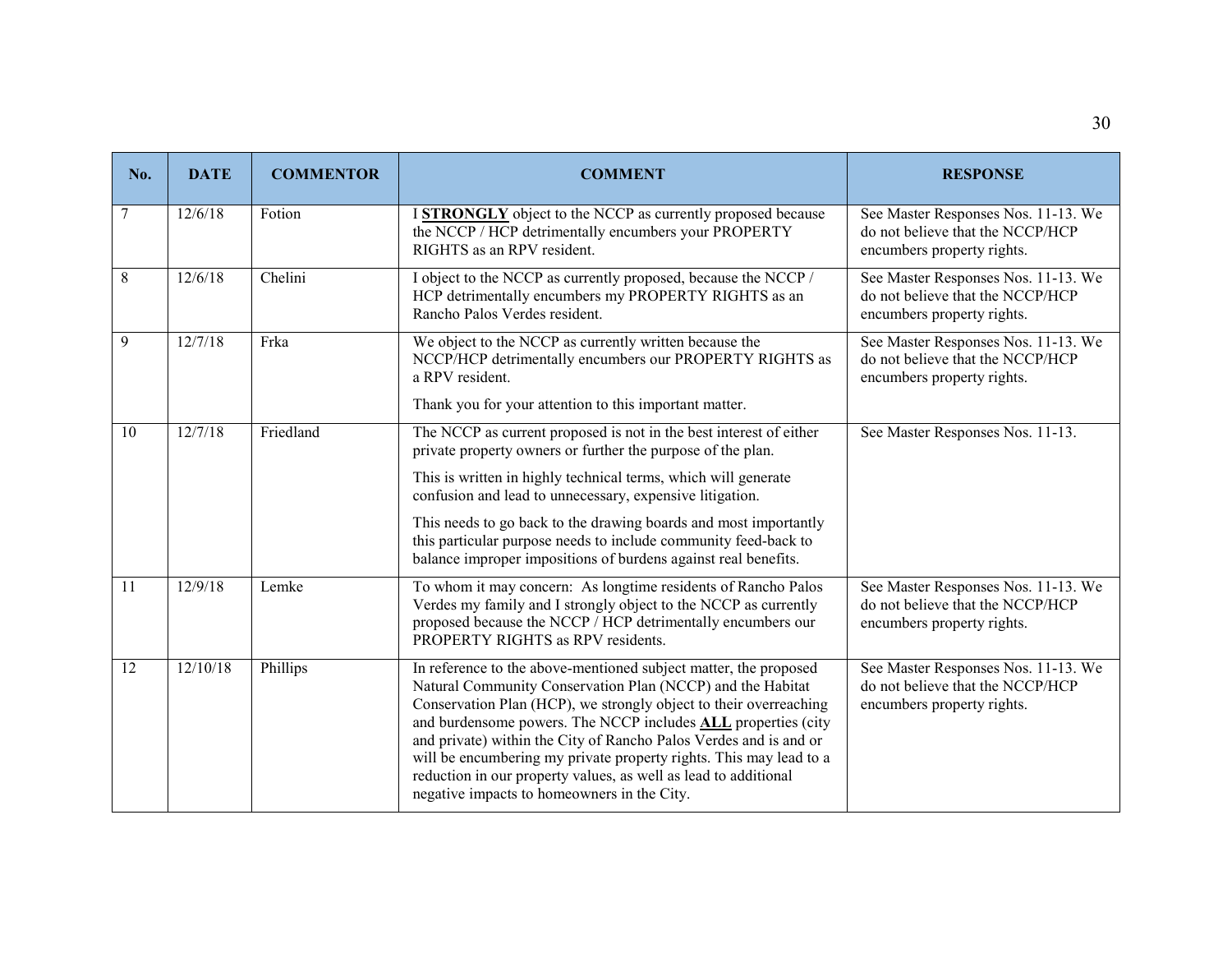| No. | DATE | COMMENTOR | COMMENT | RESPONSE |
|---|---|---|---|---|
| 7 | 12/6/18 | Fotion | I **STRONGLY** object to the NCCP as currently proposed because the NCCP / HCP detrimentally encumbers your PROPERTY RIGHTS as an RPV resident. | See Master Responses Nos. 11-13. We do not believe that the NCCP/HCP encumbers property rights. |
| 8 | 12/6/18 | Chelini | I object to the NCCP as currently proposed, because the NCCP / HCP detrimentally encumbers my PROPERTY RIGHTS as an Rancho Palos Verdes resident. | See Master Responses Nos. 11-13. We do not believe that the NCCP/HCP encumbers property rights. |
| 9 | 12/7/18 | Frka | We object to the NCCP as currently written because the NCCP/HCP detrimentally encumbers our PROPERTY RIGHTS as a RPV resident.<br><br>Thank you for your attention to this important matter. | See Master Responses Nos. 11-13. We do not believe that the NCCP/HCP encumbers property rights. |
| 10 | 12/7/18 | Friedland | The NCCP as current proposed is not in the best interest of either private property owners or further the purpose of the plan.<br><br>This is written in highly technical terms, which will generate confusion and lead to unnecessary, expensive litigation.<br><br>This needs to go back to the drawing boards and most importantly this particular purpose needs to include community feed-back to balance improper impositions of burdens against real benefits. | See Master Responses Nos. 11-13. |
| 11 | 12/9/18 | Lemke | To whom it may concern: As longtime residents of Rancho Palos Verdes my family and I strongly object to the NCCP as currently proposed because the NCCP / HCP detrimentally encumbers our PROPERTY RIGHTS as RPV residents. | See Master Responses Nos. 11-13. We do not believe that the NCCP/HCP encumbers property rights. |
| 12 | 12/10/18 | Phillips | In reference to the above-mentioned subject matter, the proposed Natural Community Conservation Plan (NCCP) and the Habitat Conservation Plan (HCP), we strongly object to their overreaching and burdensome powers. The NCCP includes **ALL** properties (city and private) within the City of Rancho Palos Verdes and is and or will be encumbering my private property rights. This may lead to a reduction in our property values, as well as lead to additional negative impacts to homeowners in the City. | See Master Responses Nos. 11-13. We do not believe that the NCCP/HCP encumbers property rights. |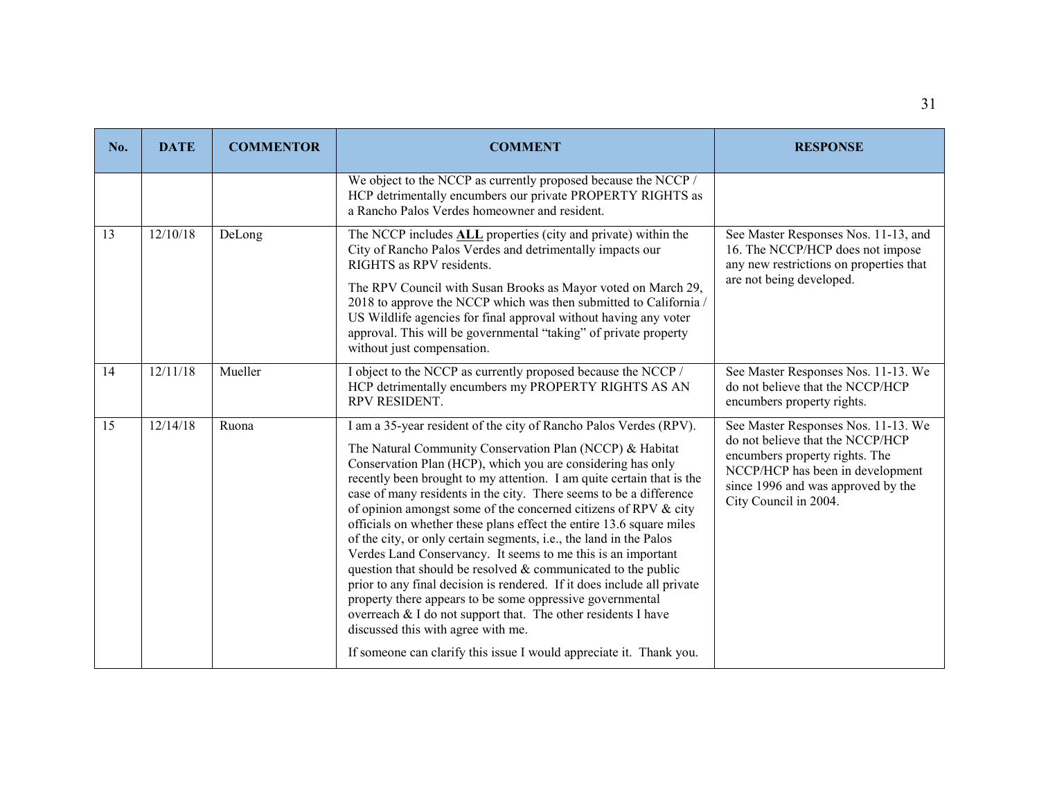| No. | DATE | COMMENTOR | COMMENT | RESPONSE |
|---|---|---|---|---|
| | | | We object to the NCCP as currently proposed because the NCCP / HCP detrimentally encumbers our private PROPERTY RIGHTS as a Rancho Palos Verdes homeowner and resident. | |
| 13 | 12/10/18 | DeLong | The NCCP includes **ALL** properties (city and private) within the City of Rancho Palos Verdes and detrimentally impacts our RIGHTS as RPV residents.<br><br>The RPV Council with Susan Brooks as Mayor voted on March 29, 2018 to approve the NCCP which was then submitted to California / US Wildlife agencies for final approval without having any voter approval. This will be governmental "taking" of private property without just compensation. | See Master Responses Nos. 11-13, and 16. The NCCP/HCP does not impose any new restrictions on properties that are not being developed. |
| 14 | 12/11/18 | Mueller | I object to the NCCP as currently proposed because the NCCP / HCP detrimentally encumbers my PROPERTY RIGHTS AS AN RPV RESIDENT. | See Master Responses Nos. 11-13. We do not believe that the NCCP/HCP encumbers property rights. |
| 15 | 12/14/18 | Ruona | I am a 35-year resident of the city of Rancho Palos Verdes (RPV).<br><br>The Natural Community Conservation Plan (NCCP) & Habitat Conservation Plan (HCP), which you are considering has only recently been brought to my attention. I am quite certain that is the case of many residents in the city. There seems to be a difference of opinion amongst some of the concerned citizens of RPV & city officials on whether these plans effect the entire 13.6 square miles of the city, or only certain segments, i.e., the land in the Palos Verdes Land Conservancy. It seems to me this is an important question that should be resolved & communicated to the public prior to any final decision is rendered. If it does include all private property there appears to be some oppressive governmental overreach & I do not support that. The other residents I have discussed this with agree with me.<br><br>If someone can clarify this issue I would appreciate it. Thank you. | See Master Responses Nos. 11-13. We do not believe that the NCCP/HCP encumbers property rights. The NCCP/HCP has been in development since 1996 and was approved by the City Council in 2004. |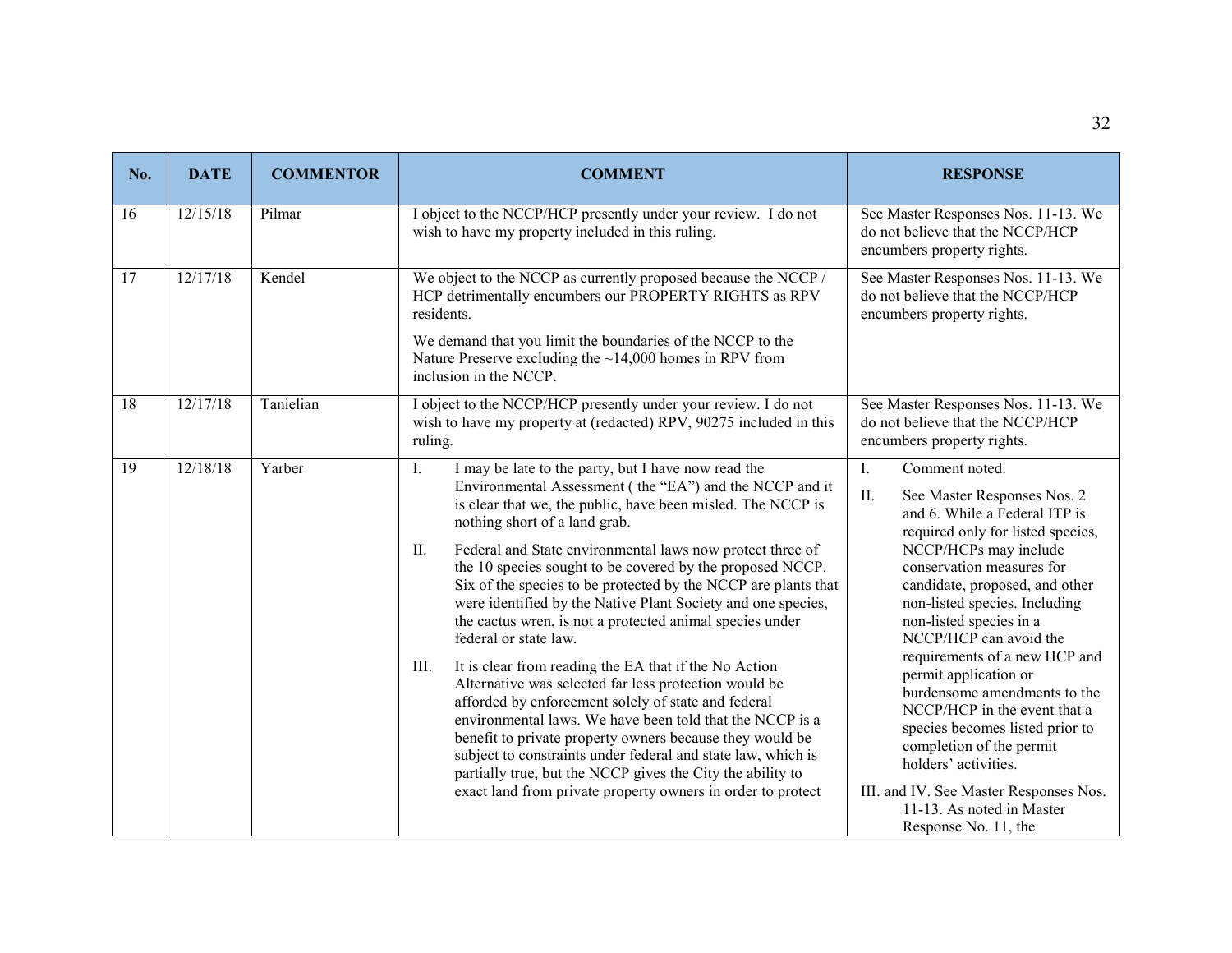| No. | DATE | COMMENTOR | COMMENT | RESPONSE |
|---|---|---|---|---|
| 16 | 12/15/18 | Pilmar | I object to the NCCP/HCP presently under your review. I do not wish to have my property included in this ruling. | See Master Responses Nos. 11-13. We do not believe that the NCCP/HCP encumbers property rights. |
| 17 | 12/17/18 | Kendel | We object to the NCCP as currently proposed because the NCCP / HCP detrimentally encumbers our PROPERTY RIGHTS as RPV residents.<br><br>We demand that you limit the boundaries of the NCCP to the Nature Preserve excluding the ~14,000 homes in RPV from inclusion in the NCCP. | See Master Responses Nos. 11-13. We do not believe that the NCCP/HCP encumbers property rights. |
| 18 | 12/17/18 | Tanielian | I object to the NCCP/HCP presently under your review. I do not wish to have my property at (redacted) RPV, 90275 included in this ruling. | See Master Responses Nos. 11-13. We do not believe that the NCCP/HCP encumbers property rights. |
| 19 | 12/18/18 | Yarber | I. I may be late to the party, but I have now read the Environmental Assessment ( the "EA") and the NCCP and it is clear that we, the public, have been misled. The NCCP is nothing short of a land grab.<br><br>II. Federal and State environmental laws now protect three of the 10 species sought to be covered by the proposed NCCP. Six of the species to be protected by the NCCP are plants that were identified by the Native Plant Society and one species, the cactus wren, is not a protected animal species under federal or state law.<br><br>III. It is clear from reading the EA that if the No Action Alternative was selected far less protection would be afforded by enforcement solely of state and federal environmental laws. We have been told that the NCCP is a benefit to private property owners because they would be subject to constraints under federal and state law, which is partially true, but the NCCP gives the City the ability to exact land from private property owners in order to protect | I. Comment noted.<br><br>II. See Master Responses Nos. 2 and 6. While a Federal ITP is required only for listed species, NCCP/HCPs may include conservation measures for candidate, proposed, and other non-listed species. Including non-listed species in a NCCP/HCP can avoid the requirements of a new HCP and permit application or burdensome amendments to the NCCP/HCP in the event that a species becomes listed prior to completion of the permit holders' activities.<br><br>III. and IV. See Master Responses Nos. 11-13. As noted in Master Response No. 11, the |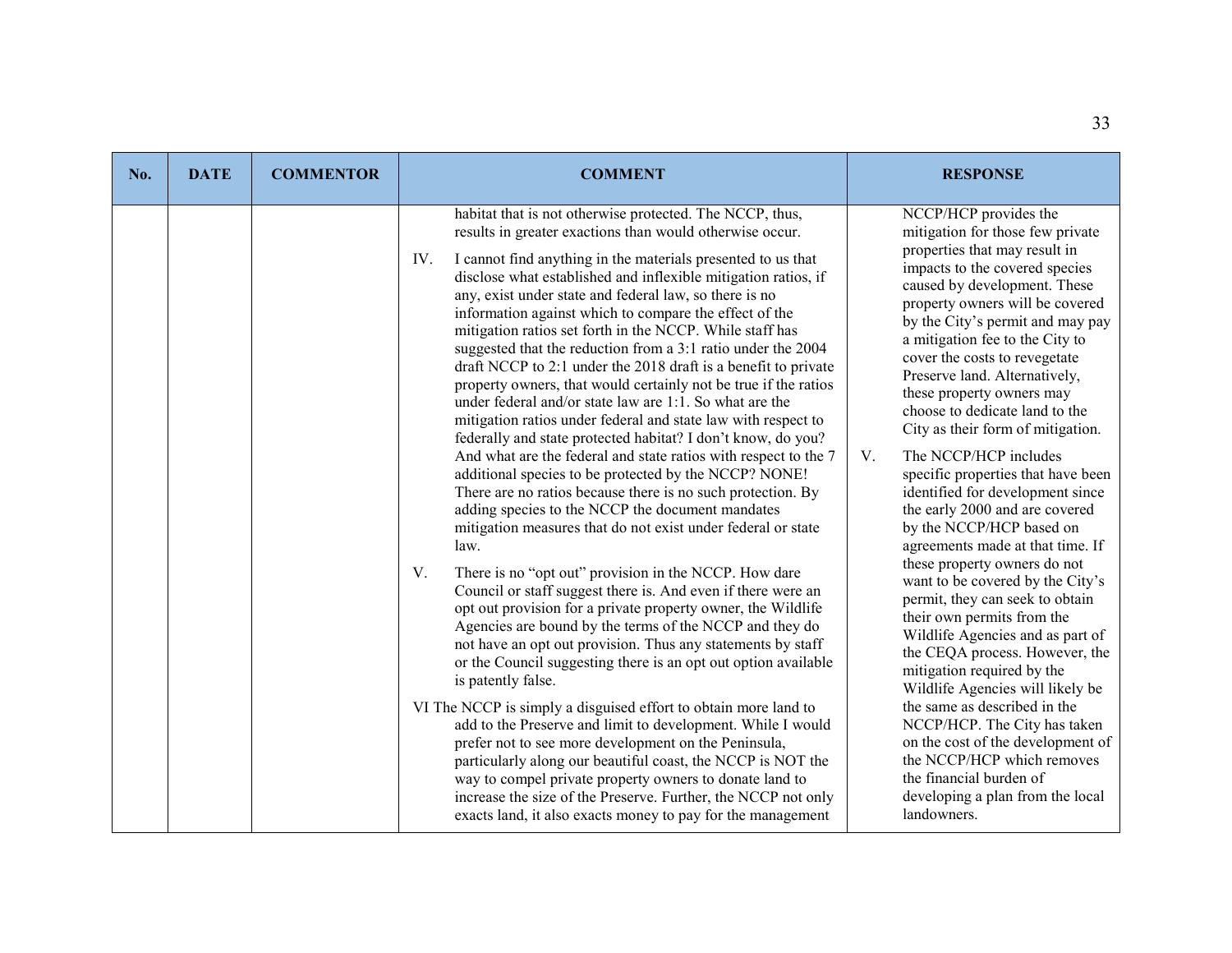| No. | DATE | COMMENTOR | COMMENT | RESPONSE |
|---|---|---|---|---|
| | | | habitat that is not otherwise protected. The NCCP, thus, results in greater exactions than would otherwise occur.<br><br>IV. I cannot find anything in the materials presented to us that disclose what established and inflexible mitigation ratios, if any, exist under state and federal law, so there is no information against which to compare the effect of the mitigation ratios set forth in the NCCP. While staff has suggested that the reduction from a 3:1 ratio under the 2004 draft NCCP to 2:1 under the 2018 draft is a benefit to private property owners, that would certainly not be true if the ratios under federal and/or state law are 1:1. So what are the mitigation ratios under federal and state law with respect to federally and state protected habitat? I don't know, do you? And what are the federal and state ratios with respect to the 7 additional species to be protected by the NCCP? NONE! There are no ratios because there is no such protection. By adding species to the NCCP the document mandates mitigation measures that do not exist under federal or state law.<br><br>V. There is no "opt out" provision in the NCCP. How dare Council or staff suggest there is. And even if there were an opt out provision for a private property owner, the Wildlife Agencies are bound by the terms of the NCCP and they do not have an opt out provision. Thus any statements by staff or the Council suggesting there is an opt out option available is patently false.<br><br>VI The NCCP is simply a disguised effort to obtain more land to add to the Preserve and limit to development. While I would prefer not to see more development on the Peninsula, particularly along our beautiful coast, the NCCP is NOT the way to compel private property owners to donate land to increase the size of the Preserve. Further, the NCCP not only exacts land, it also exacts money to pay for the management | NCCP/HCP provides the mitigation for those few private properties that may result in impacts to the covered species caused by development. These property owners will be covered by the City's permit and may pay a mitigation fee to the City to cover the costs to revegetate Preserve land. Alternatively, these property owners may choose to dedicate land to the City as their form of mitigation.<br><br>V. The NCCP/HCP includes specific properties that have been identified for development since the early 2000 and are covered by the NCCP/HCP based on agreements made at that time. If these property owners do not want to be covered by the City's permit, they can seek to obtain their own permits from the Wildlife Agencies and as part of the CEQA process. However, the mitigation required by the Wildlife Agencies will likely be the same as described in the NCCP/HCP. The City has taken on the cost of the development of the NCCP/HCP which removes the financial burden of developing a plan from the local landowners. |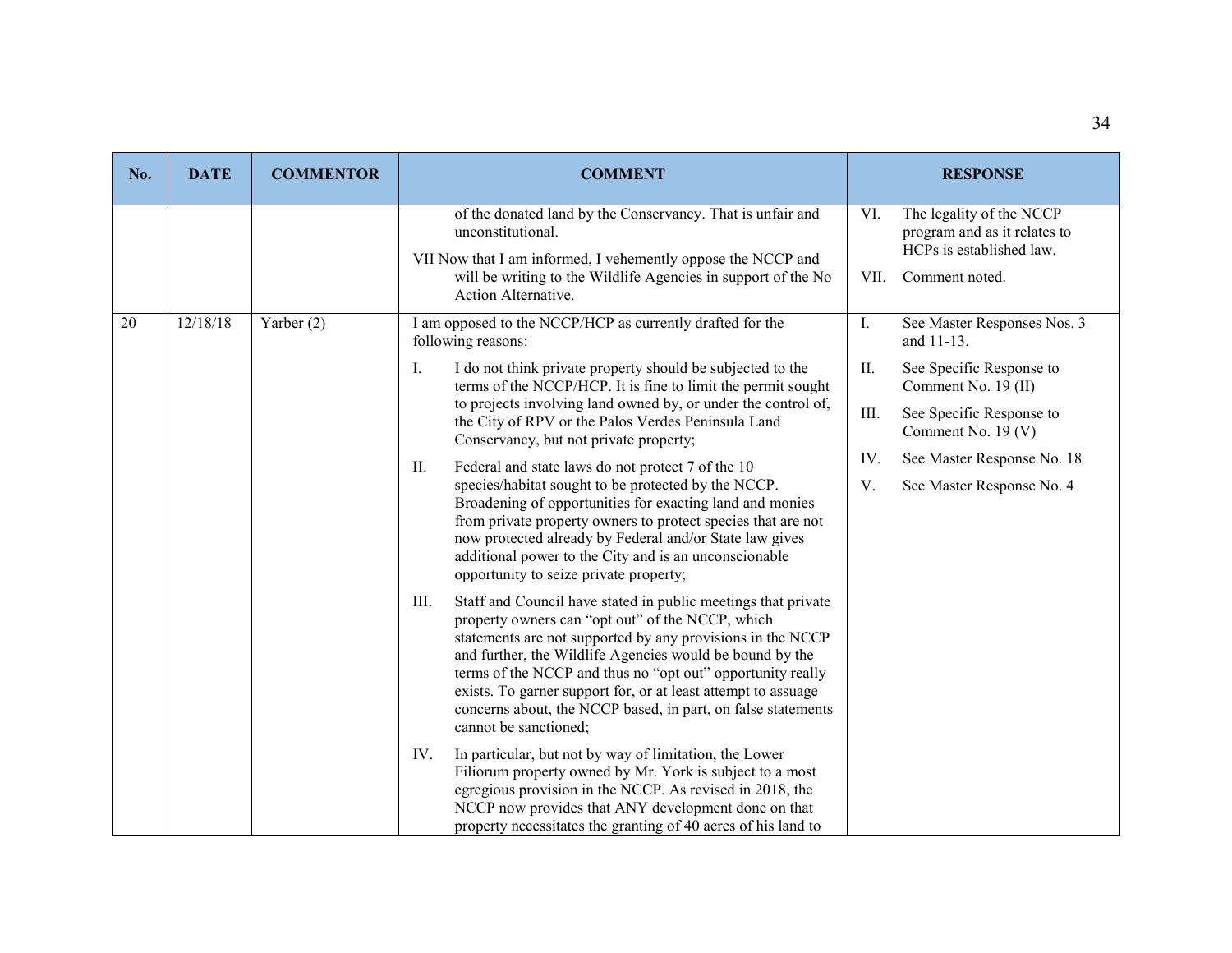| No. | DATE | COMMENTOR | COMMENT | RESPONSE |
|---|---|---|---|---|
| | | | of the donated land by the Conservancy. That is unfair and unconstitutional.<br><br>VII Now that I am informed, I vehemently oppose the NCCP and will be writing to the Wildlife Agencies in support of the No Action Alternative. | VI. The legality of the NCCP program and as it relates to HCPs is established law.<br><br>VII. Comment noted. |
| 20 | 12/18/18 | Yarber (2) | I am opposed to the NCCP/HCP as currently drafted for the following reasons:<br><br>I. I do not think private property should be subjected to the terms of the NCCP/HCP. It is fine to limit the permit sought to projects involving land owned by, or under the control of, the City of RPV or the Palos Verdes Peninsula Land Conservancy, but not private property;<br><br>II. Federal and state laws do not protect 7 of the 10 species/habitat sought to be protected by the NCCP. Broadening of opportunities for exacting land and monies from private property owners to protect species that are not now protected already by Federal and/or State law gives additional power to the City and is an unconscionable opportunity to seize private property;<br><br>III. Staff and Council have stated in public meetings that private property owners can "opt out" of the NCCP, which statements are not supported by any provisions in the NCCP and further, the Wildlife Agencies would be bound by the terms of the NCCP and thus no "opt out" opportunity really exists. To garner support for, or at least attempt to assuage concerns about, the NCCP based, in part, on false statements cannot be sanctioned;<br><br>IV. In particular, but not by way of limitation, the Lower Filiorum property owned by Mr. York is subject to a most egregious provision in the NCCP. As revised in 2018, the NCCP now provides that ANY development done on that property necessitates the granting of 40 acres of his land to | I. See Master Responses Nos. 3 and 11-13.<br><br>II. See Specific Response to Comment No. 19 (II)<br><br>III. See Specific Response to Comment No. 19 (V)<br><br>IV. See Master Response No. 18<br><br>V. See Master Response No. 4 |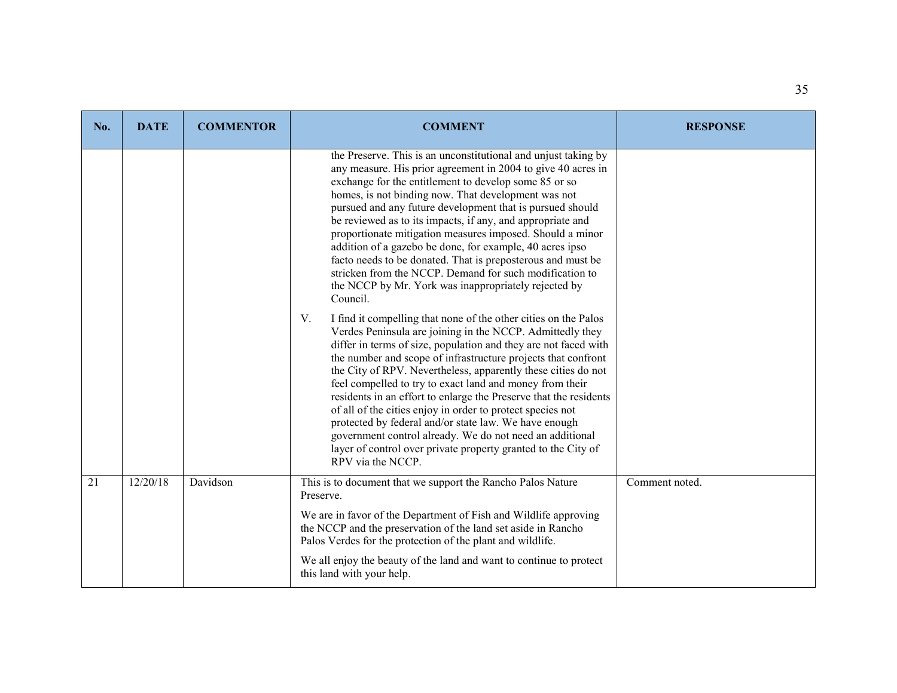| No. | DATE | COMMENTOR | COMMENT | RESPONSE |
|---|---|---|---|---|
| | | | the Preserve. This is an unconstitutional and unjust taking by any measure. His prior agreement in 2004 to give 40 acres in exchange for the entitlement to develop some 85 or so homes, is not binding now. That development was not pursued and any future development that is pursued should be reviewed as to its impacts, if any, and appropriate and proportionate mitigation measures imposed. Should a minor addition of a gazebo be done, for example, 40 acres ipso facto needs to be donated. That is preposterous and must be stricken from the NCCP. Demand for such modification to the NCCP by Mr. York was inappropriately rejected by Council.<br><br>V. I find it compelling that none of the other cities on the Palos Verdes Peninsula are joining in the NCCP. Admittedly they differ in terms of size, population and they are not faced with the number and scope of infrastructure projects that confront the City of RPV. Nevertheless, apparently these cities do not feel compelled to try to exact land and money from their residents in an effort to enlarge the Preserve that the residents of all of the cities enjoy in order to protect species not protected by federal and/or state law. We have enough government control already. We do not need an additional layer of control over private property granted to the City of RPV via the NCCP. | |
| 21 | 12/20/18 | Davidson | This is to document that we support the Rancho Palos Nature Preserve.<br><br>We are in favor of the Department of Fish and Wildlife approving the NCCP and the preservation of the land set aside in Rancho Palos Verdes for the protection of the plant and wildlife.<br><br>We all enjoy the beauty of the land and want to continue to protect this land with your help. | Comment noted. |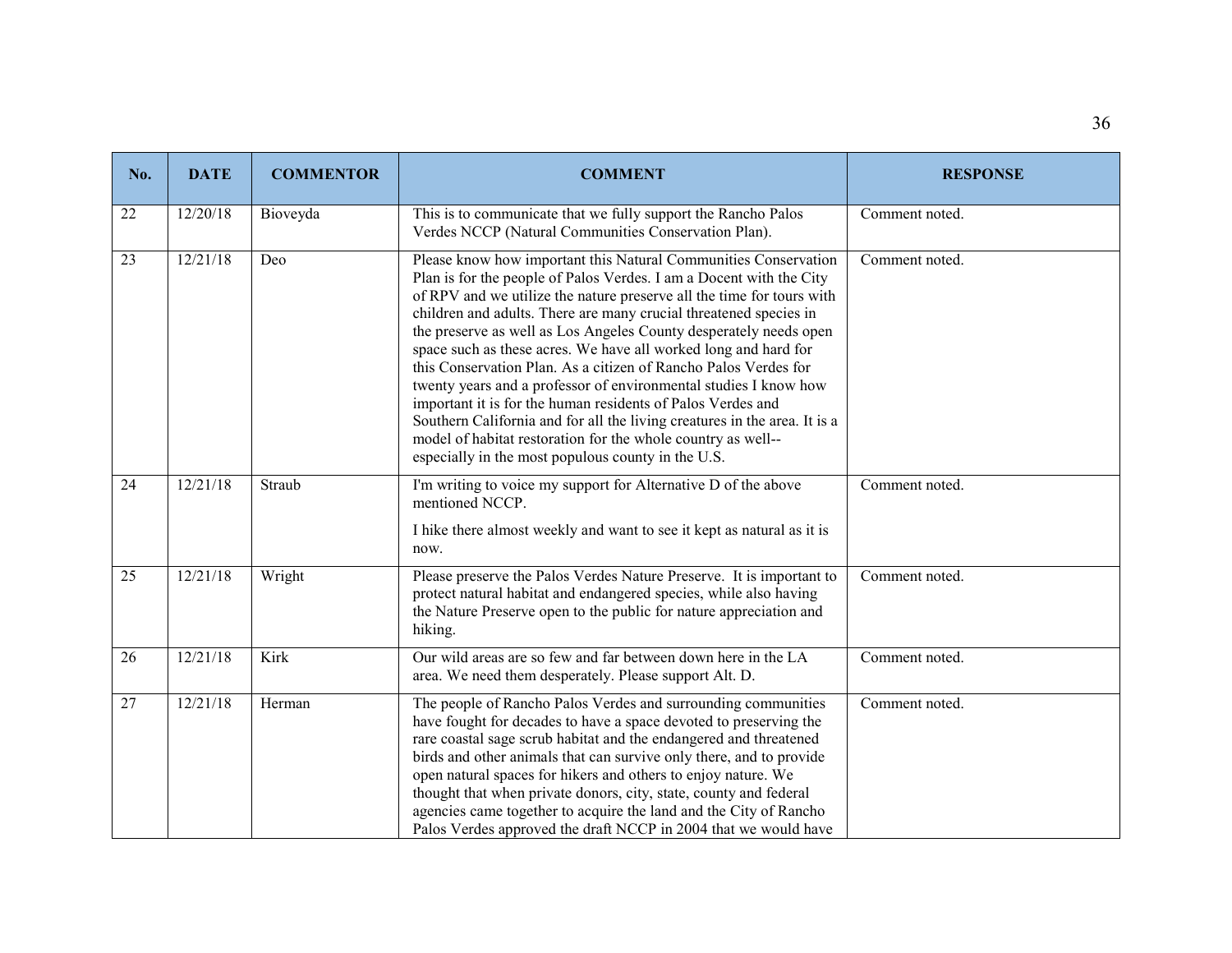| No. | DATE | COMMENTOR | COMMENT | RESPONSE |
|---|---|---|---|---|
| 22 | 12/20/18 | Bioveyda | This is to communicate that we fully support the Rancho Palos Verdes NCCP (Natural Communities Conservation Plan). | Comment noted. |
| 23 | 12/21/18 | Deo | Please know how important this Natural Communities Conservation Plan is for the people of Palos Verdes. I am a Docent with the City of RPV and we utilize the nature preserve all the time for tours with children and adults. There are many crucial threatened species in the preserve as well as Los Angeles County desperately needs open space such as these acres. We have all worked long and hard for this Conservation Plan. As a citizen of Rancho Palos Verdes for twenty years and a professor of environmental studies I know how important it is for the human residents of Palos Verdes and Southern California and for all the living creatures in the area. It is a model of habitat restoration for the whole country as well--especially in the most populous county in the U.S. | Comment noted. |
| 24 | 12/21/18 | Straub | I'm writing to voice my support for Alternative D of the above mentioned NCCP.<br><br>I hike there almost weekly and want to see it kept as natural as it is now. | Comment noted. |
| 25 | 12/21/18 | Wright | Please preserve the Palos Verdes Nature Preserve. It is important to protect natural habitat and endangered species, while also having the Nature Preserve open to the public for nature appreciation and hiking. | Comment noted. |
| 26 | 12/21/18 | Kirk | Our wild areas are so few and far between down here in the LA area. We need them desperately. Please support Alt. D. | Comment noted. |
| 27 | 12/21/18 | Herman | The people of Rancho Palos Verdes and surrounding communities have fought for decades to have a space devoted to preserving the rare coastal sage scrub habitat and the endangered and threatened birds and other animals that can survive only there, and to provide open natural spaces for hikers and others to enjoy nature. We thought that when private donors, city, state, county and federal agencies came together to acquire the land and the City of Rancho Palos Verdes approved the draft NCCP in 2004 that we would have | Comment noted. |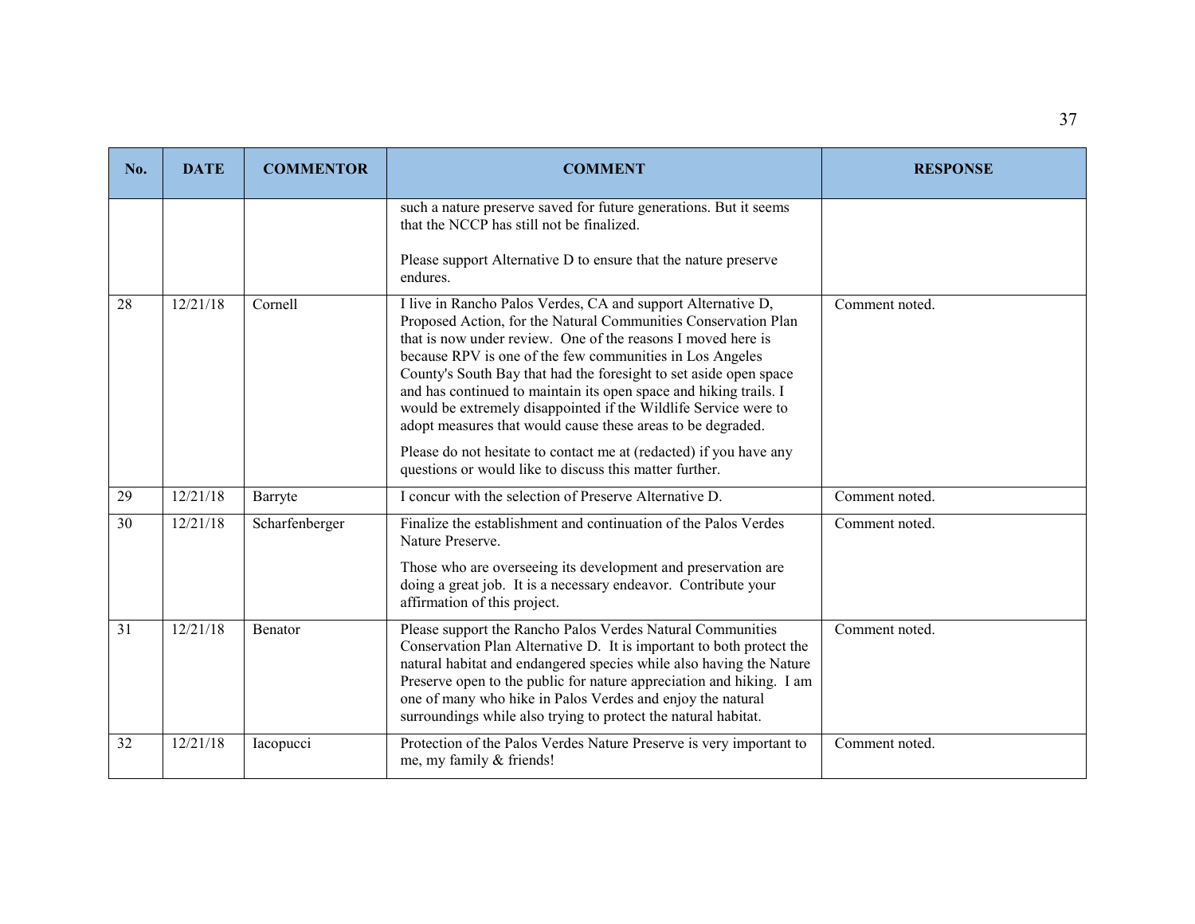| No. | DATE | COMMENTOR | COMMENT | RESPONSE |
|---|---|---|---|---|
| | | | such a nature preserve saved for future generations. But it seems that the NCCP has still not be finalized.<br><br>Please support Alternative D to ensure that the nature preserve endures. | |
| 28 | 12/21/18 | Cornell | I live in Rancho Palos Verdes, CA and support Alternative D, Proposed Action, for the Natural Communities Conservation Plan that is now under review. One of the reasons I moved here is because RPV is one of the few communities in Los Angeles County's South Bay that had the foresight to set aside open space and has continued to maintain its open space and hiking trails. I would be extremely disappointed if the Wildlife Service were to adopt measures that would cause these areas to be degraded.<br><br>Please do not hesitate to contact me at (redacted) if you have any questions or would like to discuss this matter further. | Comment noted. |
| 29 | 12/21/18 | Barryte | I concur with the selection of Preserve Alternative D. | Comment noted. |
| 30 | 12/21/18 | Scharfenberger | Finalize the establishment and continuation of the Palos Verdes Nature Preserve.<br><br>Those who are overseeing its development and preservation are doing a great job. It is a necessary endeavor. Contribute your affirmation of this project. | Comment noted. |
| 31 | 12/21/18 | Benator | Please support the Rancho Palos Verdes Natural Communities Conservation Plan Alternative D. It is important to both protect the natural habitat and endangered species while also having the Nature Preserve open to the public for nature appreciation and hiking. I am one of many who hike in Palos Verdes and enjoy the natural surroundings while also trying to protect the natural habitat. | Comment noted. |
| 32 | 12/21/18 | Iacopucci | Protection of the Palos Verdes Nature Preserve is very important to me, my family & friends! | Comment noted. |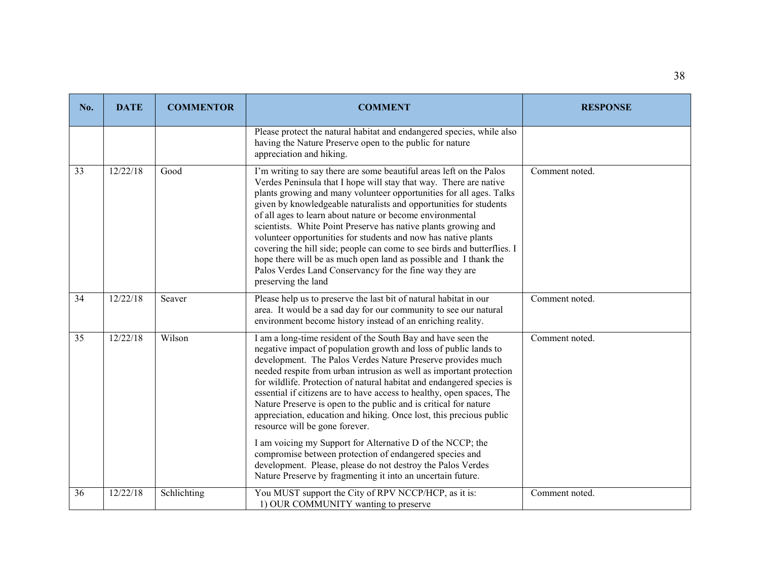| No. | DATE | COMMENTOR | COMMENT | RESPONSE |
|---|---|---|---|---|
| | | | Please protect the natural habitat and endangered species, while also having the Nature Preserve open to the public for nature appreciation and hiking. | |
| 33 | 12/22/18 | Good | I'm writing to say there are some beautiful areas left on the Palos Verdes Peninsula that I hope will stay that way. There are native plants growing and many volunteer opportunities for all ages. Talks given by knowledgeable naturalists and opportunities for students of all ages to learn about nature or become environmental scientists. White Point Preserve has native plants growing and volunteer opportunities for students and now has native plants covering the hill side; people can come to see birds and butterflies. I hope there will be as much open land as possible and I thank the Palos Verdes Land Conservancy for the fine way they are preserving the land | Comment noted. |
| 34 | 12/22/18 | Seaver | Please help us to preserve the last bit of natural habitat in our area. It would be a sad day for our community to see our natural environment become history instead of an enriching reality. | Comment noted. |
| 35 | 12/22/18 | Wilson | I am a long-time resident of the South Bay and have seen the negative impact of population growth and loss of public lands to development. The Palos Verdes Nature Preserve provides much needed respite from urban intrusion as well as important protection for wildlife. Protection of natural habitat and endangered species is essential if citizens are to have access to healthy, open spaces, The Nature Preserve is open to the public and is critical for nature appreciation, education and hiking. Once lost, this precious public resource will be gone forever.<br><br>I am voicing my Support for Alternative D of the NCCP; the compromise between protection of endangered species and development. Please, please do not destroy the Palos Verdes Nature Preserve by fragmenting it into an uncertain future. | Comment noted. |
| 36 | 12/22/18 | Schlichting | You MUST support the City of RPV NCCP/HCP, as it is:<br>1) OUR COMMUNITY wanting to preserve | Comment noted. |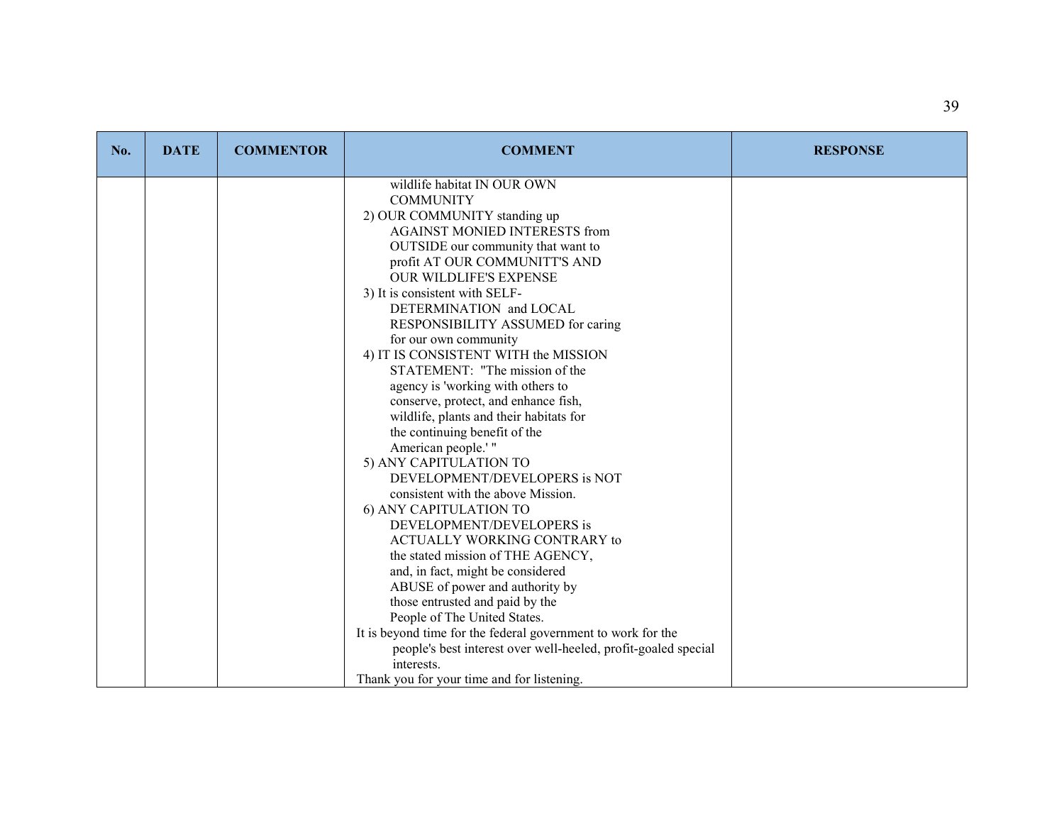| No. | DATE | COMMENTOR | COMMENT | RESPONSE |
|---|---|---|---|---|
| | | | wildlife habitat IN OUR OWN COMMUNITY<br>2) OUR COMMUNITY standing up AGAINST MONIED INTERESTS from OUTSIDE our community that want to profit AT OUR COMMUNITT'S AND OUR WILDLIFE'S EXPENSE<br>3) It is consistent with SELF-DETERMINATION and LOCAL RESPONSIBILITY ASSUMED for caring for our own community<br>4) IT IS CONSISTENT WITH the MISSION STATEMENT: "The mission of the agency is 'working with others to conserve, protect, and enhance fish, wildlife, plants and their habitats for the continuing benefit of the American people.' "<br>5) ANY CAPITULATION TO DEVELOPMENT/DEVELOPERS is NOT consistent with the above Mission.<br>6) ANY CAPITULATION TO DEVELOPMENT/DEVELOPERS is ACTUALLY WORKING CONTRARY to the stated mission of THE AGENCY, and, in fact, might be considered ABUSE of power and authority by those entrusted and paid by the People of The United States.<br>It is beyond time for the federal government to work for the people's best interest over well-heeled, profit-goaled special interests.<br>Thank you for your time and for listening. | |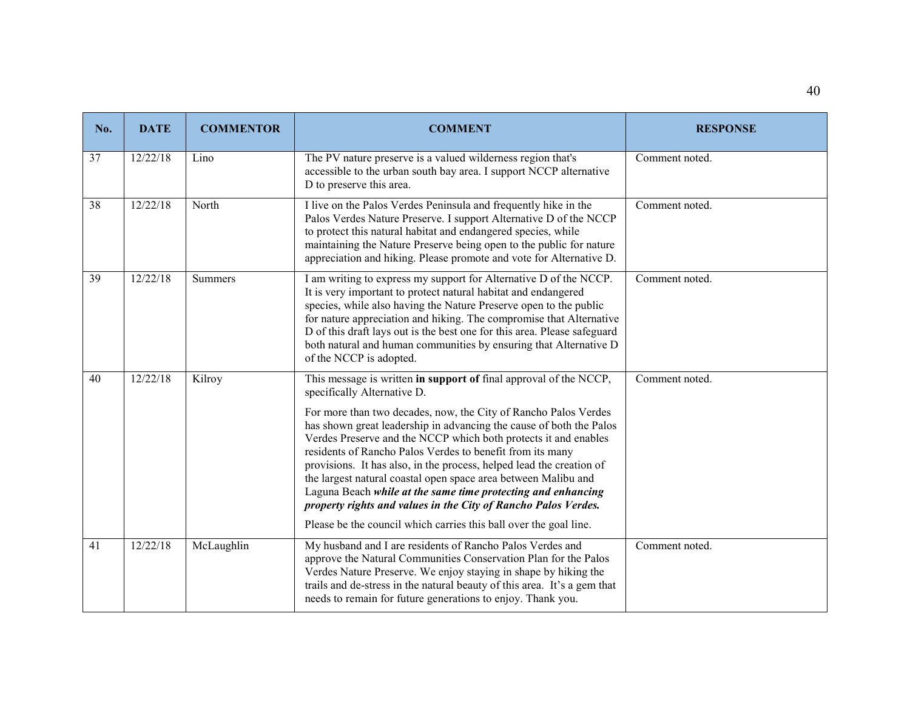| No. | DATE | COMMENTOR | COMMENT | RESPONSE |
|---|---|---|---|---|
| 37 | 12/22/18 | Lino | The PV nature preserve is a valued wilderness region that's accessible to the urban south bay area. I support NCCP alternative D to preserve this area. | Comment noted. |
| 38 | 12/22/18 | North | I live on the Palos Verdes Peninsula and frequently hike in the Palos Verdes Nature Preserve. I support Alternative D of the NCCP to protect this natural habitat and endangered species, while maintaining the Nature Preserve being open to the public for nature appreciation and hiking. Please promote and vote for Alternative D. | Comment noted. |
| 39 | 12/22/18 | Summers | I am writing to express my support for Alternative D of the NCCP. It is very important to protect natural habitat and endangered species, while also having the Nature Preserve open to the public for nature appreciation and hiking. The compromise that Alternative D of this draft lays out is the best one for this area. Please safeguard both natural and human communities by ensuring that Alternative D of the NCCP is adopted. | Comment noted. |
| 40 | 12/22/18 | Kilroy | This message is written **in support of** final approval of the NCCP, specifically Alternative D.<br><br>For more than two decades, now, the City of Rancho Palos Verdes has shown great leadership in advancing the cause of both the Palos Verdes Preserve and the NCCP which both protects it and enables residents of Rancho Palos Verdes to benefit from its many provisions. It has also, in the process, helped lead the creation of the largest natural coastal open space area between Malibu and Laguna Beach ***while at the same time protecting and enhancing property rights and values in the City of Rancho Palos Verdes.***<br><br>Please be the council which carries this ball over the goal line. | Comment noted. |
| 41 | 12/22/18 | McLaughlin | My husband and I are residents of Rancho Palos Verdes and approve the Natural Communities Conservation Plan for the Palos Verdes Nature Preserve. We enjoy staying in shape by hiking the trails and de-stress in the natural beauty of this area. It's a gem that needs to remain for future generations to enjoy. Thank you. | Comment noted. |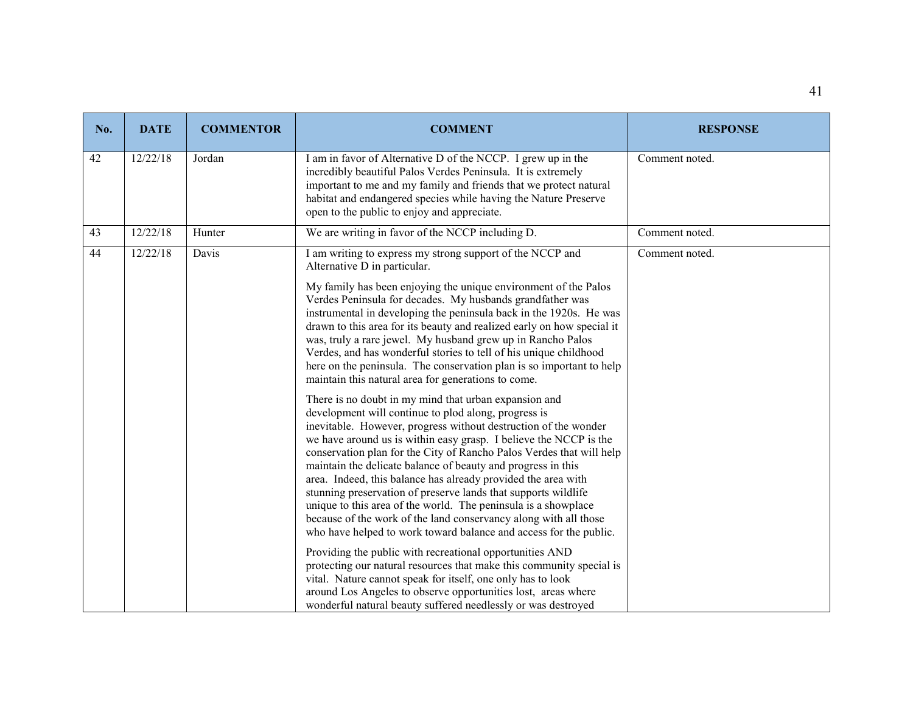| No. | DATE | COMMENTOR | COMMENT | RESPONSE |
|---|---|---|---|---|
| 42 | 12/22/18 | Jordan | I am in favor of Alternative D of the NCCP. I grew up in the incredibly beautiful Palos Verdes Peninsula. It is extremely important to me and my family and friends that we protect natural habitat and endangered species while having the Nature Preserve open to the public to enjoy and appreciate. | Comment noted. |
| 43 | 12/22/18 | Hunter | We are writing in favor of the NCCP including D. | Comment noted. |
| 44 | 12/22/18 | Davis | I am writing to express my strong support of the NCCP and Alternative D in particular.<br><br>My family has been enjoying the unique environment of the Palos Verdes Peninsula for decades. My husbands grandfather was instrumental in developing the peninsula back in the 1920s. He was drawn to this area for its beauty and realized early on how special it was, truly a rare jewel. My husband grew up in Rancho Palos Verdes, and has wonderful stories to tell of his unique childhood here on the peninsula. The conservation plan is so important to help maintain this natural area for generations to come.<br><br>There is no doubt in my mind that urban expansion and development will continue to plod along, progress is inevitable. However, progress without destruction of the wonder we have around us is within easy grasp. I believe the NCCP is the conservation plan for the City of Rancho Palos Verdes that will help maintain the delicate balance of beauty and progress in this area. Indeed, this balance has already provided the area with stunning preservation of preserve lands that supports wildlife unique to this area of the world. The peninsula is a showplace because of the work of the land conservancy along with all those who have helped to work toward balance and access for the public.<br><br>Providing the public with recreational opportunities AND protecting our natural resources that make this community special is vital. Nature cannot speak for itself, one only has to look around Los Angeles to observe opportunities lost, areas where wonderful natural beauty suffered needlessly or was destroyed | Comment noted. |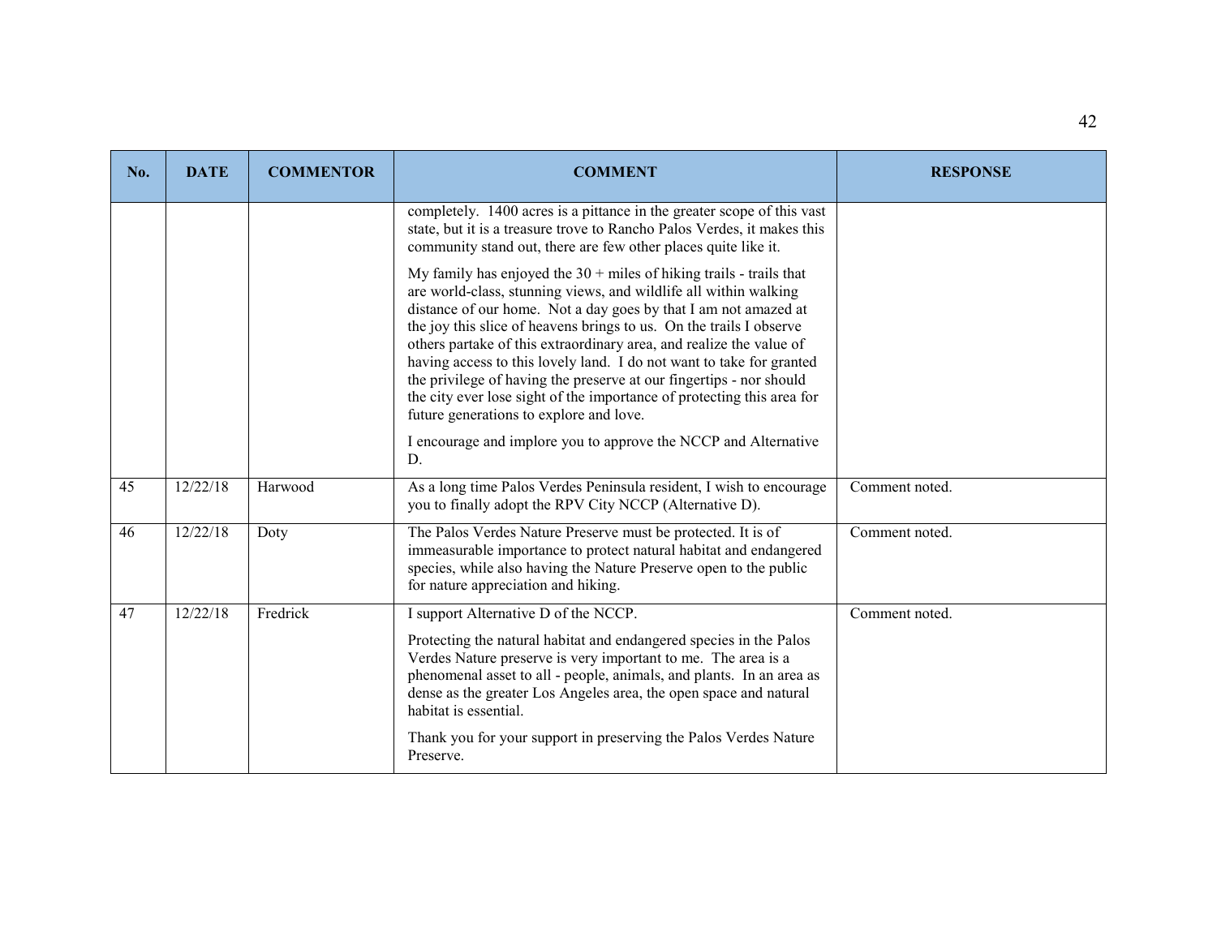| No. | DATE | COMMENTOR | COMMENT | RESPONSE |
|---|---|---|---|---|
| | | | completely. 1400 acres is a pittance in the greater scope of this vast state, but it is a treasure trove to Rancho Palos Verdes, it makes this community stand out, there are few other places quite like it.<br><br>My family has enjoyed the 30 + miles of hiking trails - trails that are world-class, stunning views, and wildlife all within walking distance of our home. Not a day goes by that I am not amazed at the joy this slice of heavens brings to us. On the trails I observe others partake of this extraordinary area, and realize the value of having access to this lovely land. I do not want to take for granted the privilege of having the preserve at our fingertips - nor should the city ever lose sight of the importance of protecting this area for future generations to explore and love.<br><br>I encourage and implore you to approve the NCCP and Alternative D. | |
| 45 | 12/22/18 | Harwood | As a long time Palos Verdes Peninsula resident, I wish to encourage you to finally adopt the RPV City NCCP (Alternative D). | Comment noted. |
| 46 | 12/22/18 | Doty | The Palos Verdes Nature Preserve must be protected. It is of immeasurable importance to protect natural habitat and endangered species, while also having the Nature Preserve open to the public for nature appreciation and hiking. | Comment noted. |
| 47 | 12/22/18 | Fredrick | I support Alternative D of the NCCP.<br><br>Protecting the natural habitat and endangered species in the Palos Verdes Nature preserve is very important to me. The area is a phenomenal asset to all - people, animals, and plants. In an area as dense as the greater Los Angeles area, the open space and natural habitat is essential.<br><br>Thank you for your support in preserving the Palos Verdes Nature Preserve. | Comment noted. |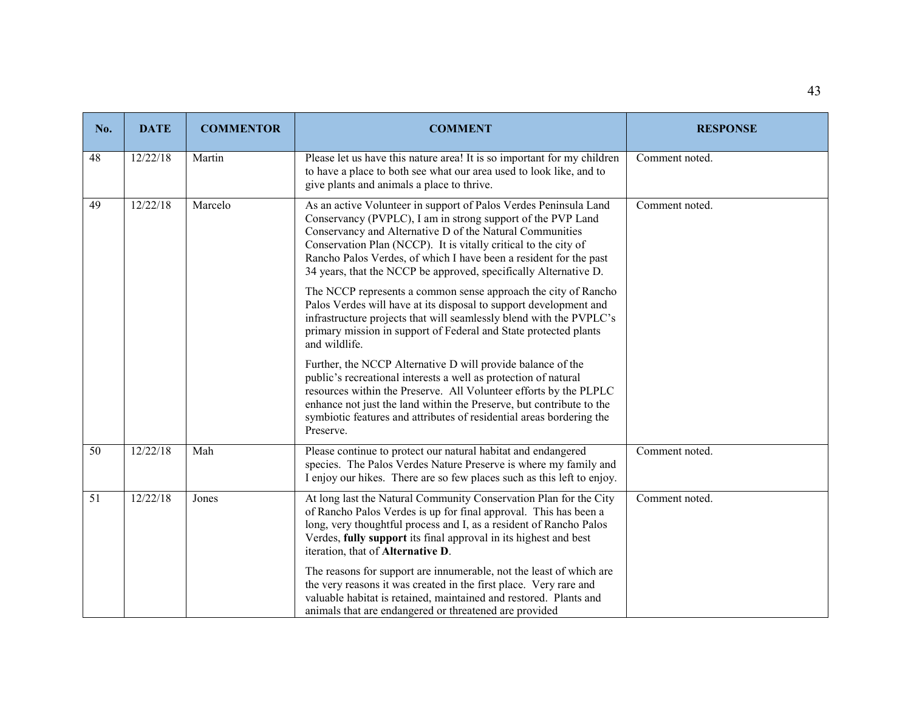| No. | DATE | COMMENTOR | COMMENT | RESPONSE |
|---|---|---|---|---|
| 48 | 12/22/18 | Martin | Please let us have this nature area! It is so important for my children to have a place to both see what our area used to look like, and to give plants and animals a place to thrive. | Comment noted. |
| 49 | 12/22/18 | Marcelo | As an active Volunteer in support of Palos Verdes Peninsula Land Conservancy (PVPLC), I am in strong support of the PVP Land Conservancy and Alternative D of the Natural Communities Conservation Plan (NCCP). It is vitally critical to the city of Rancho Palos Verdes, of which I have been a resident for the past 34 years, that the NCCP be approved, specifically Alternative D.<br><br>The NCCP represents a common sense approach the city of Rancho Palos Verdes will have at its disposal to support development and infrastructure projects that will seamlessly blend with the PVPLC's primary mission in support of Federal and State protected plants and wildlife.<br><br>Further, the NCCP Alternative D will provide balance of the public's recreational interests a well as protection of natural resources within the Preserve. All Volunteer efforts by the PLPLC enhance not just the land within the Preserve, but contribute to the symbiotic features and attributes of residential areas bordering the Preserve. | Comment noted. |
| 50 | 12/22/18 | Mah | Please continue to protect our natural habitat and endangered species. The Palos Verdes Nature Preserve is where my family and I enjoy our hikes. There are so few places such as this left to enjoy. | Comment noted. |
| 51 | 12/22/18 | Jones | At long last the Natural Community Conservation Plan for the City of Rancho Palos Verdes is up for final approval. This has been a long, very thoughtful process and I, as a resident of Rancho Palos Verdes, **fully support** its final approval in its highest and best iteration, that of **Alternative D**.<br><br>The reasons for support are innumerable, not the least of which are the very reasons it was created in the first place. Very rare and valuable habitat is retained, maintained and restored. Plants and animals that are endangered or threatened are provided | Comment noted. |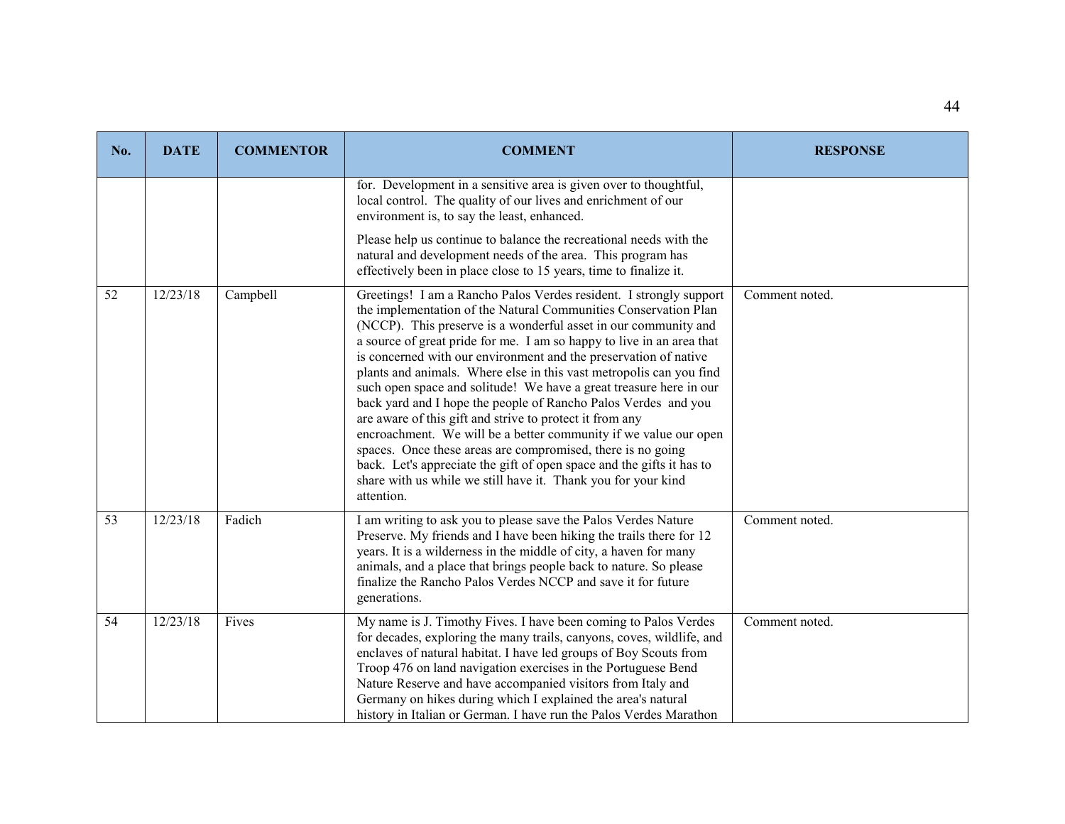| No. | DATE | COMMENTOR | COMMENT | RESPONSE |
|---|---|---|---|---|
| | | | for. Development in a sensitive area is given over to thoughtful, local control. The quality of our lives and enrichment of our environment is, to say the least, enhanced. Please help us continue to balance the recreational needs with the natural and development needs of the area. This program has effectively been in place close to 15 years, time to finalize it. | |
| 52 | 12/23/18 | Campbell | Greetings! I am a Rancho Palos Verdes resident. I strongly support the implementation of the Natural Communities Conservation Plan (NCCP). This preserve is a wonderful asset in our community and a source of great pride for me. I am so happy to live in an area that is concerned with our environment and the preservation of native plants and animals. Where else in this vast metropolis can you find such open space and solitude! We have a great treasure here in our back yard and I hope the people of Rancho Palos Verdes and you are aware of this gift and strive to protect it from any encroachment. We will be a better community if we value our open spaces. Once these areas are compromised, there is no going back. Let's appreciate the gift of open space and the gifts it has to share with us while we still have it. Thank you for your kind attention. | Comment noted. |
| 53 | 12/23/18 | Fadich | I am writing to ask you to please save the Palos Verdes Nature Preserve. My friends and I have been hiking the trails there for 12 years. It is a wilderness in the middle of city, a haven for many animals, and a place that brings people back to nature. So please finalize the Rancho Palos Verdes NCCP and save it for future generations. | Comment noted. |
| 54 | 12/23/18 | Fives | My name is J. Timothy Fives. I have been coming to Palos Verdes for decades, exploring the many trails, canyons, coves, wildlife, and enclaves of natural habitat. I have led groups of Boy Scouts from Troop 476 on land navigation exercises in the Portuguese Bend Nature Reserve and have accompanied visitors from Italy and Germany on hikes during which I explained the area's natural history in Italian or German. I have run the Palos Verdes Marathon | Comment noted. |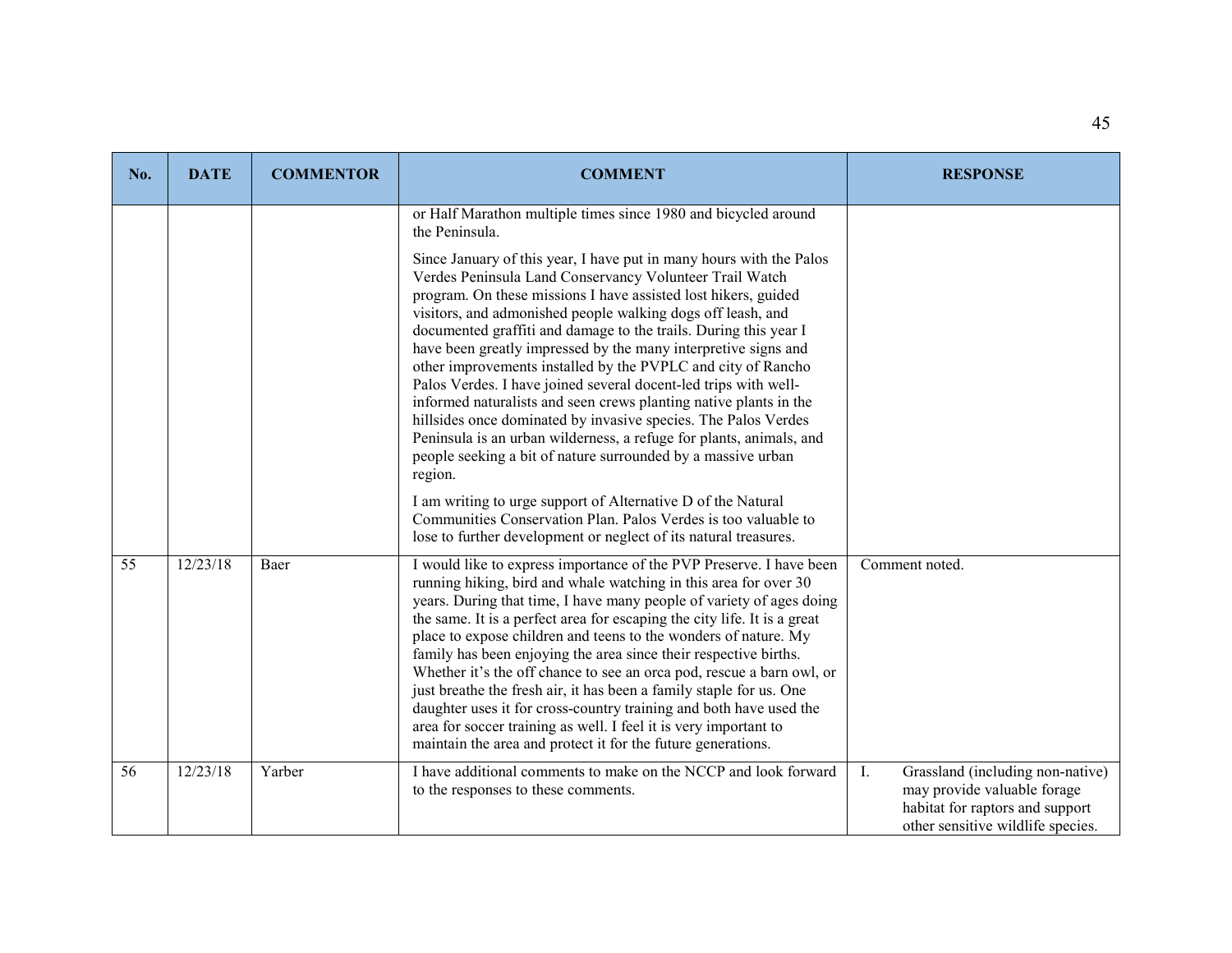| No. | DATE | COMMENTOR | COMMENT | RESPONSE |
|---|---|---|---|---|
| | | | or Half Marathon multiple times since 1980 and bicycled around the Peninsula.<br><br>Since January of this year, I have put in many hours with the Palos Verdes Peninsula Land Conservancy Volunteer Trail Watch program. On these missions I have assisted lost hikers, guided visitors, and admonished people walking dogs off leash, and documented graffiti and damage to the trails. During this year I have been greatly impressed by the many interpretive signs and other improvements installed by the PVPLC and city of Rancho Palos Verdes. I have joined several docent-led trips with well-informed naturalists and seen crews planting native plants in the hillsides once dominated by invasive species. The Palos Verdes Peninsula is an urban wilderness, a refuge for plants, animals, and people seeking a bit of nature surrounded by a massive urban region.<br><br>I am writing to urge support of Alternative D of the Natural Communities Conservation Plan. Palos Verdes is too valuable to lose to further development or neglect of its natural treasures. | |
| 55 | 12/23/18 | Baer | I would like to express importance of the PVP Preserve. I have been running hiking, bird and whale watching in this area for over 30 years. During that time, I have many people of variety of ages doing the same. It is a perfect area for escaping the city life. It is a great place to expose children and teens to the wonders of nature. My family has been enjoying the area since their respective births. Whether it's the off chance to see an orca pod, rescue a barn owl, or just breathe the fresh air, it has been a family staple for us. One daughter uses it for cross-country training and both have used the area for soccer training as well. I feel it is very important to maintain the area and protect it for the future generations. | Comment noted. |
| 56 | 12/23/18 | Yarber | I have additional comments to make on the NCCP and look forward to the responses to these comments. | I. Grassland (including non-native) may provide valuable forage habitat for raptors and support other sensitive wildlife species. |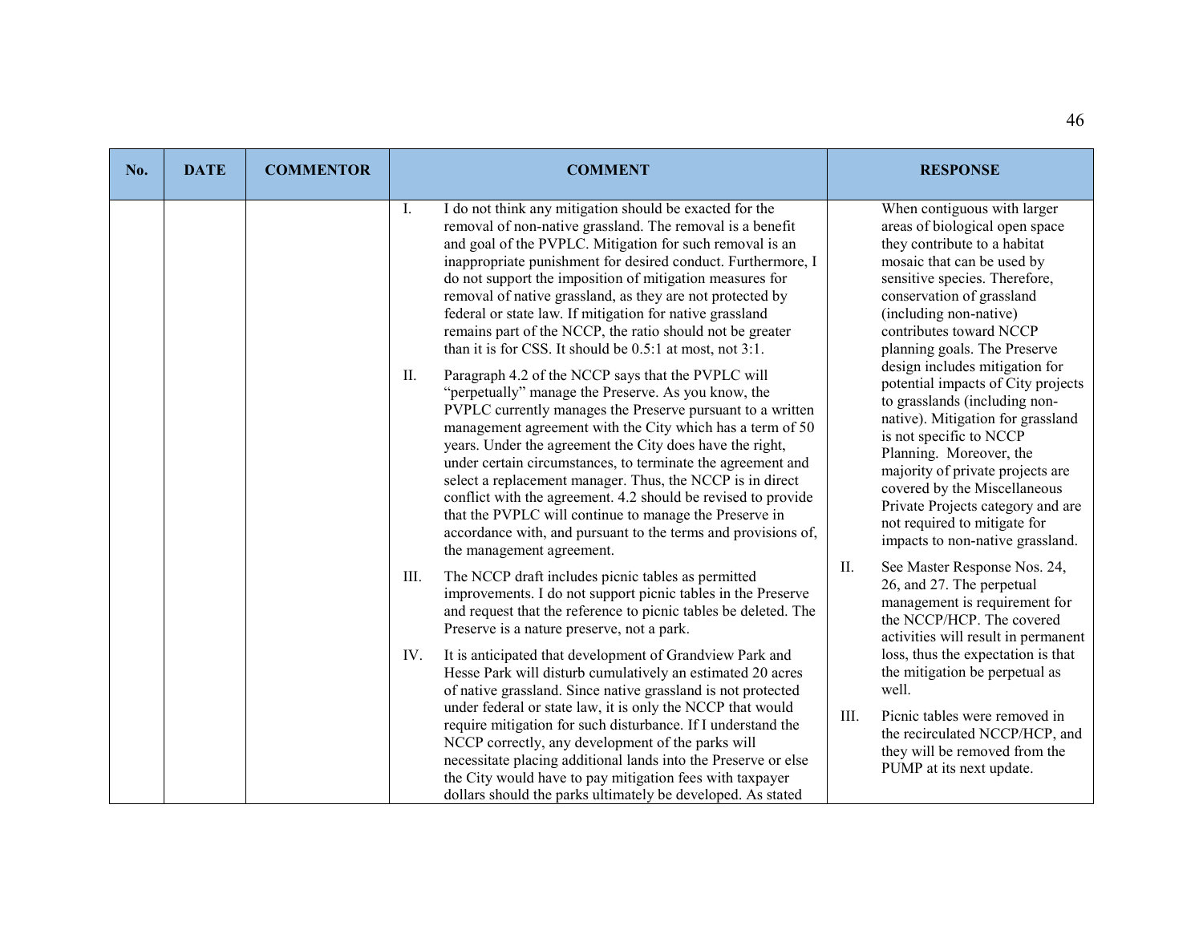| No. | DATE | COMMENTOR | COMMENT | RESPONSE |
|---|---|---|---|---|
| | | | I. I do not think any mitigation should be exacted for the removal of non-native grassland. The removal is a benefit and goal of the PVPLC. Mitigation for such removal is an inappropriate punishment for desired conduct. Furthermore, I do not support the imposition of mitigation measures for removal of native grassland, as they are not protected by federal or state law. If mitigation for native grassland remains part of the NCCP, the ratio should not be greater than it is for CSS. It should be 0.5:1 at most, not 3:1.<br><br>II. Paragraph 4.2 of the NCCP says that the PVPLC will "perpetually" manage the Preserve. As you know, the PVPLC currently manages the Preserve pursuant to a written management agreement with the City which has a term of 50 years. Under the agreement the City does have the right, under certain circumstances, to terminate the agreement and select a replacement manager. Thus, the NCCP is in direct conflict with the agreement. 4.2 should be revised to provide that the PVPLC will continue to manage the Preserve in accordance with, and pursuant to the terms and provisions of, the management agreement.<br><br>III. The NCCP draft includes picnic tables as permitted improvements. I do not support picnic tables in the Preserve and request that the reference to picnic tables be deleted. The Preserve is a nature preserve, not a park.<br><br>IV. It is anticipated that development of Grandview Park and Hesse Park will disturb cumulatively an estimated 20 acres of native grassland. Since native grassland is not protected under federal or state law, it is only the NCCP that would require mitigation for such disturbance. If I understand the NCCP correctly, any development of the parks will necessitate placing additional lands into the Preserve or else the City would have to pay mitigation fees with taxpayer dollars should the parks ultimately be developed. As stated | When contiguous with larger areas of biological open space they contribute to a habitat mosaic that can be used by sensitive species. Therefore, conservation of grassland (including non-native) contributes toward NCCP planning goals. The Preserve design includes mitigation for potential impacts of City projects to grasslands (including non-native). Mitigation for grassland is not specific to NCCP Planning. Moreover, the majority of private projects are covered by the Miscellaneous Private Projects category and are not required to mitigate for impacts to non-native grassland.<br><br>II. See Master Response Nos. 24, 26, and 27. The perpetual management is requirement for the NCCP/HCP. The covered activities will result in permanent loss, thus the expectation is that the mitigation be perpetual as well.<br><br>III. Picnic tables were removed in the recirculated NCCP/HCP, and they will be removed from the PUMP at its next update. |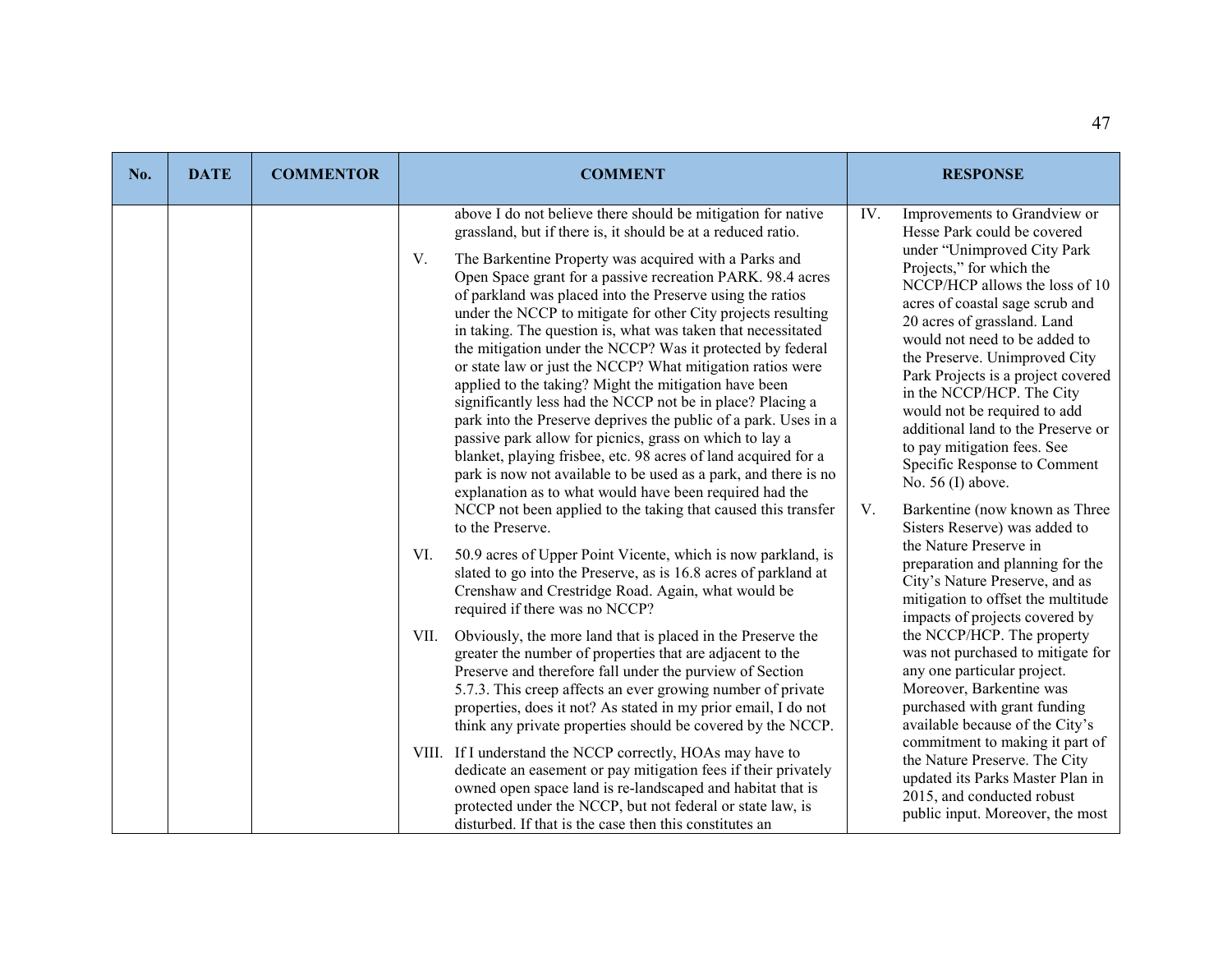| No. | DATE | COMMENTOR | COMMENT | RESPONSE |
| --- | --- | --- | --- | --- |
| | | | above I do not believe there should be mitigation for native grassland, but if there is, it should be at a reduced ratio.<br><br>V. The Barkentine Property was acquired with a Parks and Open Space grant for a passive recreation PARK. 98.4 acres of parkland was placed into the Preserve using the ratios under the NCCP to mitigate for other City projects resulting in taking. The question is, what was taken that necessitated the mitigation under the NCCP? Was it protected by federal or state law or just the NCCP? What mitigation ratios were applied to the taking? Might the mitigation have been significantly less had the NCCP not be in place? Placing a park into the Preserve deprives the public of a park. Uses in a passive park allow for picnics, grass on which to lay a blanket, playing frisbee, etc. 98 acres of land acquired for a park is now not available to be used as a park, and there is no explanation as to what would have been required had the NCCP not been applied to the taking that caused this transfer to the Preserve.<br><br>VI. 50.9 acres of Upper Point Vicente, which is now parkland, is slated to go into the Preserve, as is 16.8 acres of parkland at Crenshaw and Crestridge Road. Again, what would be required if there was no NCCP?<br><br>VII. Obviously, the more land that is placed in the Preserve the greater the number of properties that are adjacent to the Preserve and therefore fall under the purview of Section 5.7.3. This creep affects an ever growing number of private properties, does it not? As stated in my prior email, I do not think any private properties should be covered by the NCCP.<br><br>VIII. If I understand the NCCP correctly, HOAs may have to dedicate an easement or pay mitigation fees if their privately owned open space land is re-landscaped and habitat that is protected under the NCCP, but not federal or state law, is disturbed. If that is the case then this constitutes an | IV. Improvements to Grandview or Hesse Park could be covered under "Unimproved City Park Projects," for which the NCCP/HCP allows the loss of 10 acres of coastal sage scrub and 20 acres of grassland. Land would not need to be added to the Preserve. Unimproved City Park Projects is a project covered in the NCCP/HCP. The City would not be required to add additional land to the Preserve or to pay mitigation fees. See Specific Response to Comment No. 56 (I) above.<br><br>V. Barkentine (now known as Three Sisters Reserve) was added to the Nature Preserve in preparation and planning for the City's Nature Preserve, and as mitigation to offset the multitude impacts of projects covered by the NCCP/HCP. The property was not purchased to mitigate for any one particular project. Moreover, Barkentine was purchased with grant funding available because of the City's commitment to making it part of the Nature Preserve. The City updated its Parks Master Plan in 2015, and conducted robust public input. Moreover, the most |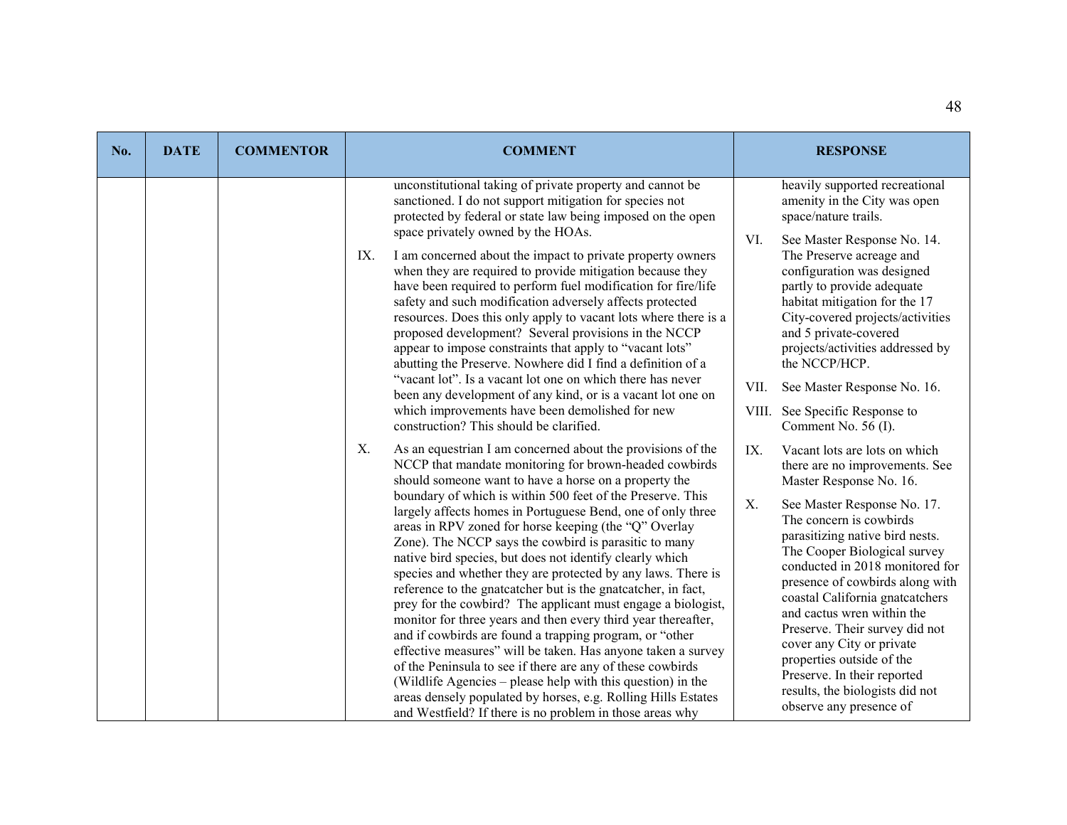| No. | DATE | COMMENTOR | COMMENT | RESPONSE |
|---|---|---|---|---|
| | | | unconstitutional taking of private property and cannot be sanctioned. I do not support mitigation for species not protected by federal or state law being imposed on the open space privately owned by the HOAs.<br><br>IX. I am concerned about the impact to private property owners when they are required to provide mitigation because they have been required to perform fuel modification for fire/life safety and such modification adversely affects protected resources. Does this only apply to vacant lots where there is a proposed development? Several provisions in the NCCP appear to impose constraints that apply to "vacant lots" abutting the Preserve. Nowhere did I find a definition of a "vacant lot". Is a vacant lot one on which there has never been any development of any kind, or is a vacant lot one on which improvements have been demolished for new construction? This should be clarified.<br><br>X. As an equestrian I am concerned about the provisions of the NCCP that mandate monitoring for brown-headed cowbirds should someone want to have a horse on a property the boundary of which is within 500 feet of the Preserve. This largely affects homes in Portuguese Bend, one of only three areas in RPV zoned for horse keeping (the "Q" Overlay Zone). The NCCP says the cowbird is parasitic to many native bird species, but does not identify clearly which species and whether they are protected by any laws. There is reference to the gnatcatcher but is the gnatcatcher, in fact, prey for the cowbird? The applicant must engage a biologist, monitor for three years and then every third year thereafter, and if cowbirds are found a trapping program, or "other effective measures" will be taken. Has anyone taken a survey of the Peninsula to see if there are any of these cowbirds (Wildlife Agencies – please help with this question) in the areas densely populated by horses, e.g. Rolling Hills Estates and Westfield? If there is no problem in those areas why | heavily supported recreational amenity in the City was open space/nature trails.<br><br>VI. See Master Response No. 14. The Preserve acreage and configuration was designed partly to provide adequate habitat mitigation for the 17 City-covered projects/activities and 5 private-covered projects/activities addressed by the NCCP/HCP.<br><br>VII. See Master Response No. 16.<br><br>VIII. See Specific Response to Comment No. 56 (I).<br><br>IX. Vacant lots are lots on which there are no improvements. See Master Response No. 16.<br><br>X. See Master Response No. 17. The concern is cowbirds parasitizing native bird nests. The Cooper Biological survey conducted in 2018 monitored for presence of cowbirds along with coastal California gnatcatchers and cactus wren within the Preserve. Their survey did not cover any City or private properties outside of the Preserve. In their reported results, the biologists did not observe any presence of |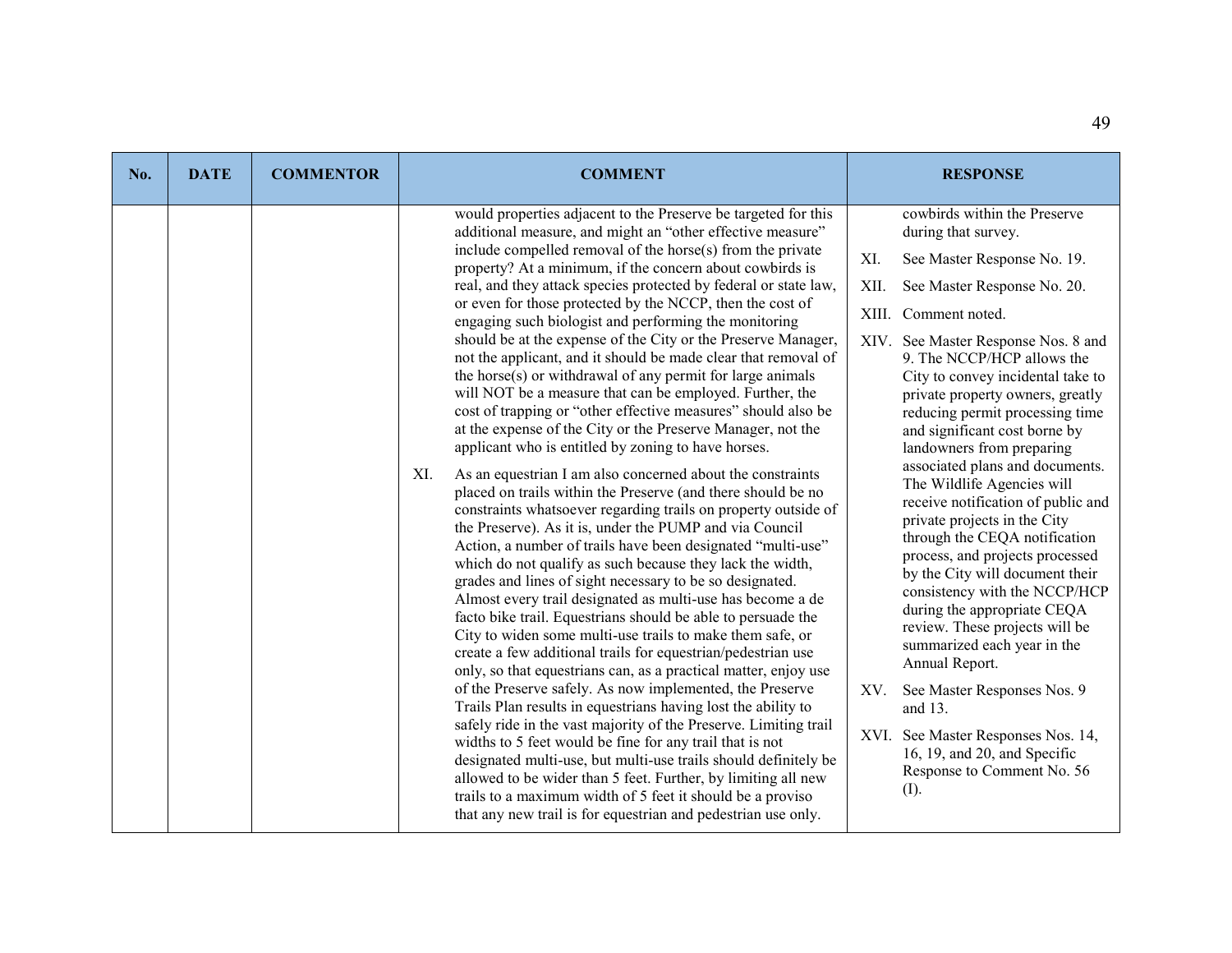| No. | DATE | COMMENTOR | COMMENT | RESPONSE |
|---|---|---|---|---|
| | | | would properties adjacent to the Preserve be targeted for this additional measure, and might an "other effective measure" include compelled removal of the horse(s) from the private property? At a minimum, if the concern about cowbirds is real, and they attack species protected by federal or state law, or even for those protected by the NCCP, then the cost of engaging such biologist and performing the monitoring should be at the expense of the City or the Preserve Manager, not the applicant, and it should be made clear that removal of the horse(s) or withdrawal of any permit for large animals will NOT be a measure that can be employed. Further, the cost of trapping or "other effective measures" should also be at the expense of the City or the Preserve Manager, not the applicant who is entitled by zoning to have horses.<br><br>XI. As an equestrian I am also concerned about the constraints placed on trails within the Preserve (and there should be no constraints whatsoever regarding trails on property outside of the Preserve). As it is, under the PUMP and via Council Action, a number of trails have been designated "multi-use" which do not qualify as such because they lack the width, grades and lines of sight necessary to be so designated. Almost every trail designated as multi-use has become a de facto bike trail. Equestrians should be able to persuade the City to widen some multi-use trails to make them safe, or create a few additional trails for equestrian/pedestrian use only, so that equestrians can, as a practical matter, enjoy use of the Preserve safely. As now implemented, the Preserve Trails Plan results in equestrians having lost the ability to safely ride in the vast majority of the Preserve. Limiting trail widths to 5 feet would be fine for any trail that is not designated multi-use, but multi-use trails should definitely be allowed to be wider than 5 feet. Further, by limiting all new trails to a maximum width of 5 feet it should be a proviso that any new trail is for equestrian and pedestrian use only. | cowbirds within the Preserve during that survey.<br><br>XI. See Master Response No. 19.<br><br>XII. See Master Response No. 20.<br><br>XIII. Comment noted.<br><br>XIV. See Master Response Nos. 8 and 9. The NCCP/HCP allows the City to convey incidental take to private property owners, greatly reducing permit processing time and significant cost borne by landowners from preparing associated plans and documents. The Wildlife Agencies will receive notification of public and private projects in the City through the CEQA notification process, and projects processed by the City will document their consistency with the NCCP/HCP during the appropriate CEQA review. These projects will be summarized each year in the Annual Report.<br><br>XV. See Master Responses Nos. 9 and 13.<br><br>XVI. See Master Responses Nos. 14, 16, 19, and 20, and Specific Response to Comment No. 56 (I). |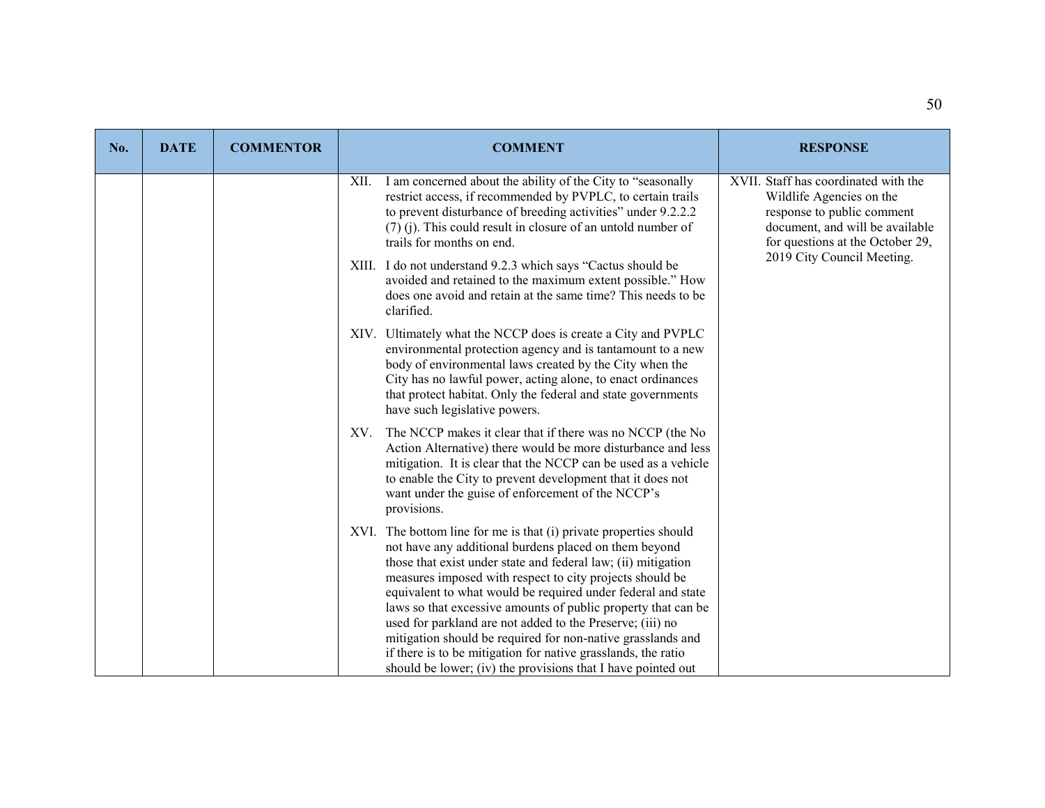| No. | DATE | COMMENTOR | COMMENT | RESPONSE |
|---|---|---|---|---|
| | | | XII. I am concerned about the ability of the City to "seasonally restrict access, if recommended by PVPLC, to certain trails to prevent disturbance of breeding activities" under 9.2.2.2 (7) (j). This could result in closure of an untold number of trails for months on end.<br><br>XIII. I do not understand 9.2.3 which says "Cactus should be avoided and retained to the maximum extent possible." How does one avoid and retain at the same time? This needs to be clarified.<br><br>XIV. Ultimately what the NCCP does is create a City and PVPLC environmental protection agency and is tantamount to a new body of environmental laws created by the City when the City has no lawful power, acting alone, to enact ordinances that protect habitat. Only the federal and state governments have such legislative powers.<br><br>XV. The NCCP makes it clear that if there was no NCCP (the No Action Alternative) there would be more disturbance and less mitigation. It is clear that the NCCP can be used as a vehicle to enable the City to prevent development that it does not want under the guise of enforcement of the NCCP's provisions.<br><br>XVI. The bottom line for me is that (i) private properties should not have any additional burdens placed on them beyond those that exist under state and federal law; (ii) mitigation measures imposed with respect to city projects should be equivalent to what would be required under federal and state laws so that excessive amounts of public property that can be used for parkland are not added to the Preserve; (iii) no mitigation should be required for non-native grasslands and if there is to be mitigation for native grasslands, the ratio should be lower; (iv) the provisions that I have pointed out | XVII. Staff has coordinated with the Wildlife Agencies on the response to public comment document, and will be available for questions at the October 29, 2019 City Council Meeting. |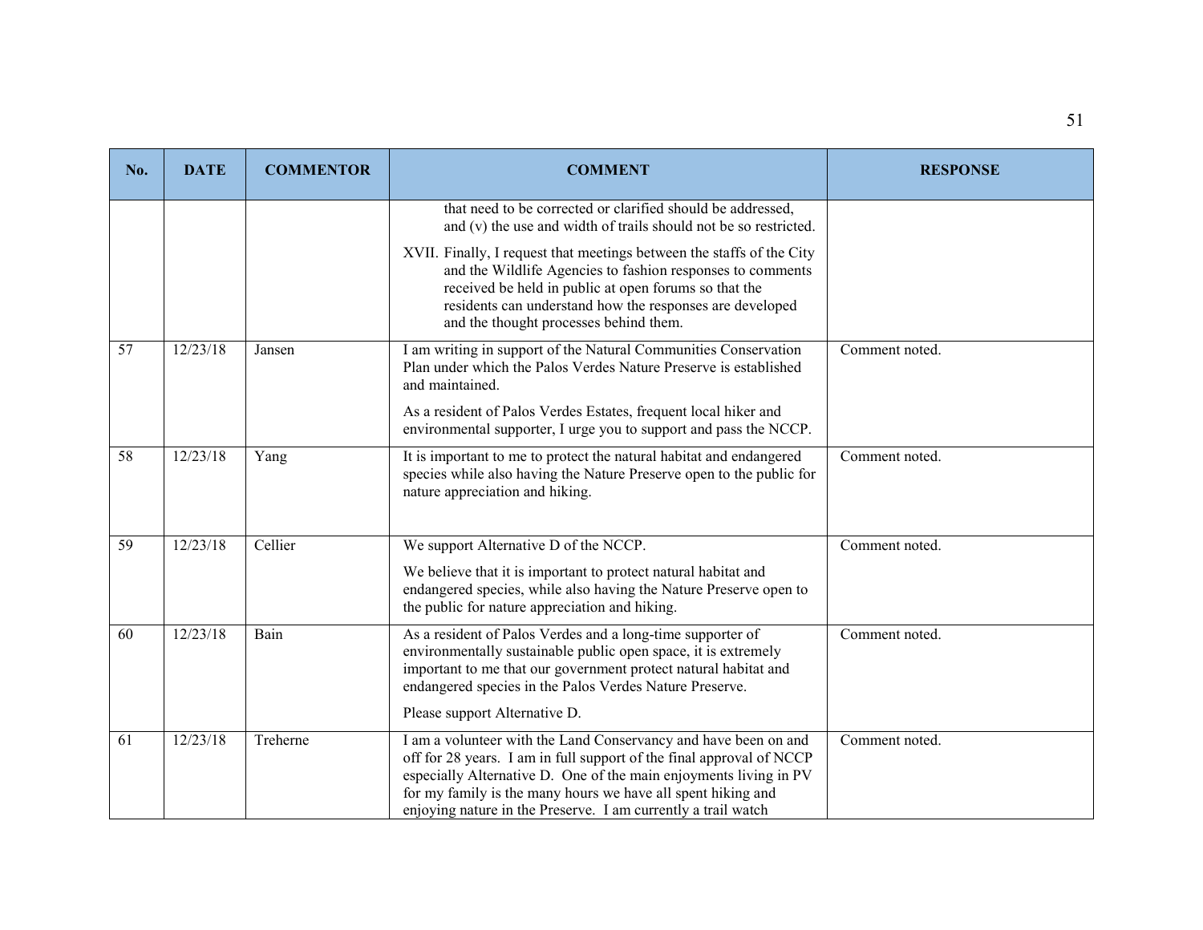| No. | DATE | COMMENTOR | COMMENT | RESPONSE |
|---|---|---|---|---|
| | | | that need to be corrected or clarified should be addressed, and (v) the use and width of trails should not be so restricted.<br><br>XVII. Finally, I request that meetings between the staffs of the City and the Wildlife Agencies to fashion responses to comments received be held in public at open forums so that the residents can understand how the responses are developed and the thought processes behind them. | |
| 57 | 12/23/18 | Jansen | I am writing in support of the Natural Communities Conservation Plan under which the Palos Verdes Nature Preserve is established and maintained.<br><br>As a resident of Palos Verdes Estates, frequent local hiker and environmental supporter, I urge you to support and pass the NCCP. | Comment noted. |
| 58 | 12/23/18 | Yang | It is important to me to protect the natural habitat and endangered species while also having the Nature Preserve open to the public for nature appreciation and hiking. | Comment noted. |
| 59 | 12/23/18 | Cellier | We support Alternative D of the NCCP.<br><br>We believe that it is important to protect natural habitat and endangered species, while also having the Nature Preserve open to the public for nature appreciation and hiking. | Comment noted. |
| 60 | 12/23/18 | Bain | As a resident of Palos Verdes and a long-time supporter of environmentally sustainable public open space, it is extremely important to me that our government protect natural habitat and endangered species in the Palos Verdes Nature Preserve.<br><br>Please support Alternative D. | Comment noted. |
| 61 | 12/23/18 | Treherne | I am a volunteer with the Land Conservancy and have been on and off for 28 years. I am in full support of the final approval of NCCP especially Alternative D. One of the main enjoyments living in PV for my family is the many hours we have all spent hiking and enjoying nature in the Preserve. I am currently a trail watch | Comment noted. |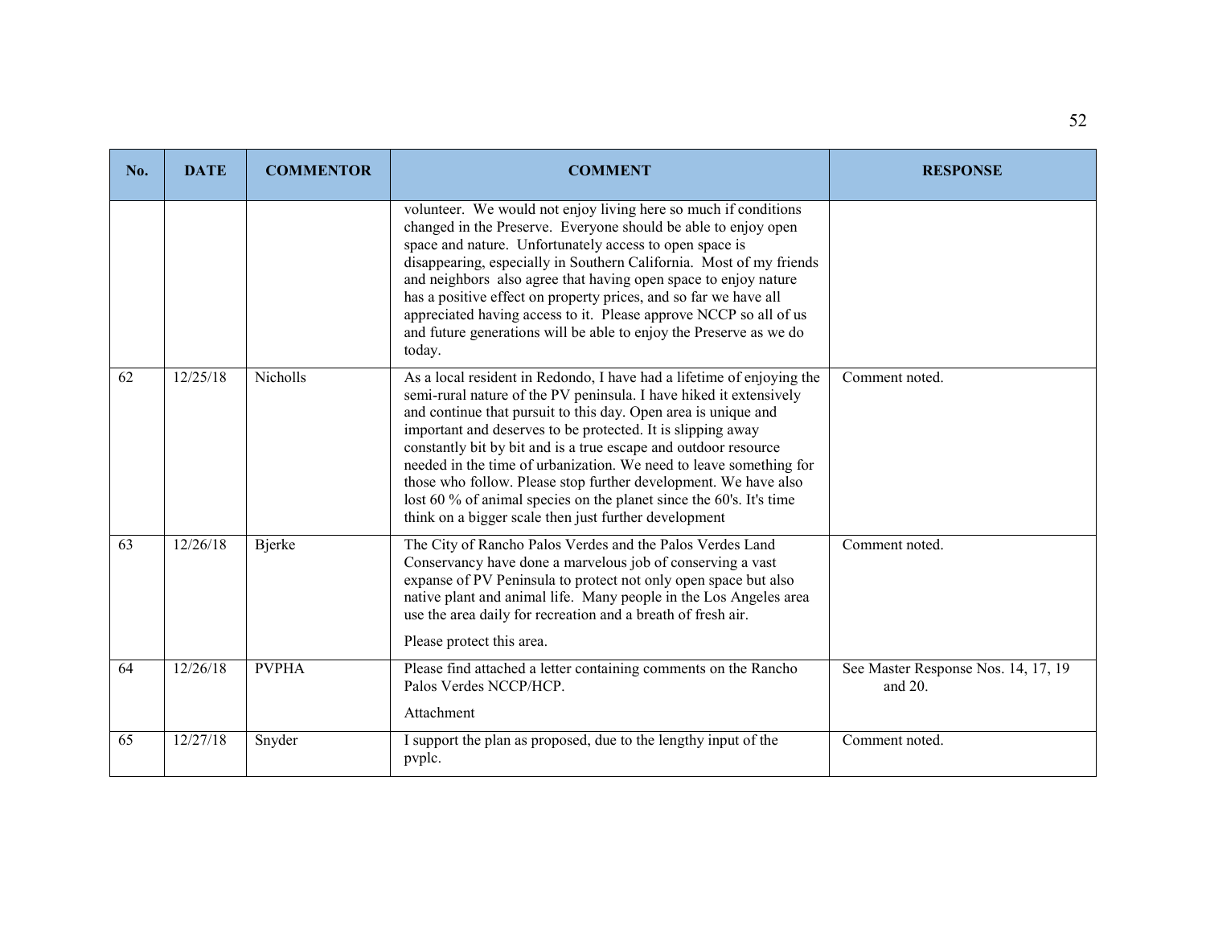| No. | DATE | COMMENTOR | COMMENT | RESPONSE |
|---|---|---|---|---|
| | | | volunteer. We would not enjoy living here so much if conditions changed in the Preserve. Everyone should be able to enjoy open space and nature. Unfortunately access to open space is disappearing, especially in Southern California. Most of my friends and neighbors also agree that having open space to enjoy nature has a positive effect on property prices, and so far we have all appreciated having access to it. Please approve NCCP so all of us and future generations will be able to enjoy the Preserve as we do today. | |
| 62 | 12/25/18 | Nicholls | As a local resident in Redondo, I have had a lifetime of enjoying the semi-rural nature of the PV peninsula. I have hiked it extensively and continue that pursuit to this day. Open area is unique and important and deserves to be protected. It is slipping away constantly bit by bit and is a true escape and outdoor resource needed in the time of urbanization. We need to leave something for those who follow. Please stop further development. We have also lost 60 % of animal species on the planet since the 60's. It's time think on a bigger scale then just further development | Comment noted. |
| 63 | 12/26/18 | Bjerke | The City of Rancho Palos Verdes and the Palos Verdes Land Conservancy have done a marvelous job of conserving a vast expanse of PV Peninsula to protect not only open space but also native plant and animal life. Many people in the Los Angeles area use the area daily for recreation and a breath of fresh air.<br><br>Please protect this area. | Comment noted. |
| 64 | 12/26/18 | PVPHA | Please find attached a letter containing comments on the Rancho Palos Verdes NCCP/HCP.<br><br>Attachment | See Master Response Nos. 14, 17, 19 and 20. |
| 65 | 12/27/18 | Snyder | I support the plan as proposed, due to the lengthy input of the pvplc. | Comment noted. |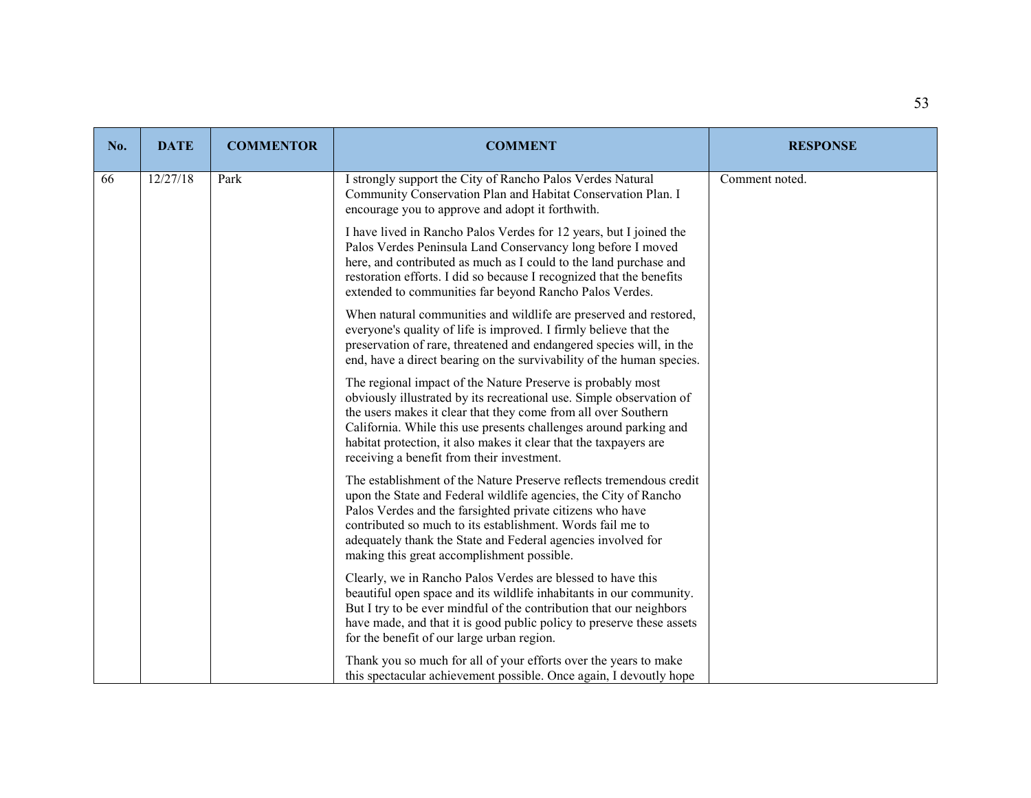| No. | DATE | COMMENTOR | COMMENT | RESPONSE |
|---|---|---|---|---|
| 66 | 12/27/18 | Park | I strongly support the City of Rancho Palos Verdes Natural Community Conservation Plan and Habitat Conservation Plan. I encourage you to approve and adopt it forthwith.<br><br>I have lived in Rancho Palos Verdes for 12 years, but I joined the Palos Verdes Peninsula Land Conservancy long before I moved here, and contributed as much as I could to the land purchase and restoration efforts. I did so because I recognized that the benefits extended to communities far beyond Rancho Palos Verdes.<br><br>When natural communities and wildlife are preserved and restored, everyone's quality of life is improved. I firmly believe that the preservation of rare, threatened and endangered species will, in the end, have a direct bearing on the survivability of the human species.<br><br>The regional impact of the Nature Preserve is probably most obviously illustrated by its recreational use. Simple observation of the users makes it clear that they come from all over Southern California. While this use presents challenges around parking and habitat protection, it also makes it clear that the taxpayers are receiving a benefit from their investment.<br><br>The establishment of the Nature Preserve reflects tremendous credit upon the State and Federal wildlife agencies, the City of Rancho Palos Verdes and the farsighted private citizens who have contributed so much to its establishment. Words fail me to adequately thank the State and Federal agencies involved for making this great accomplishment possible.<br><br>Clearly, we in Rancho Palos Verdes are blessed to have this beautiful open space and its wildlife inhabitants in our community. But I try to be ever mindful of the contribution that our neighbors have made, and that it is good public policy to preserve these assets for the benefit of our large urban region.<br><br>Thank you so much for all of your efforts over the years to make this spectacular achievement possible. Once again, I devoutly hope | Comment noted. |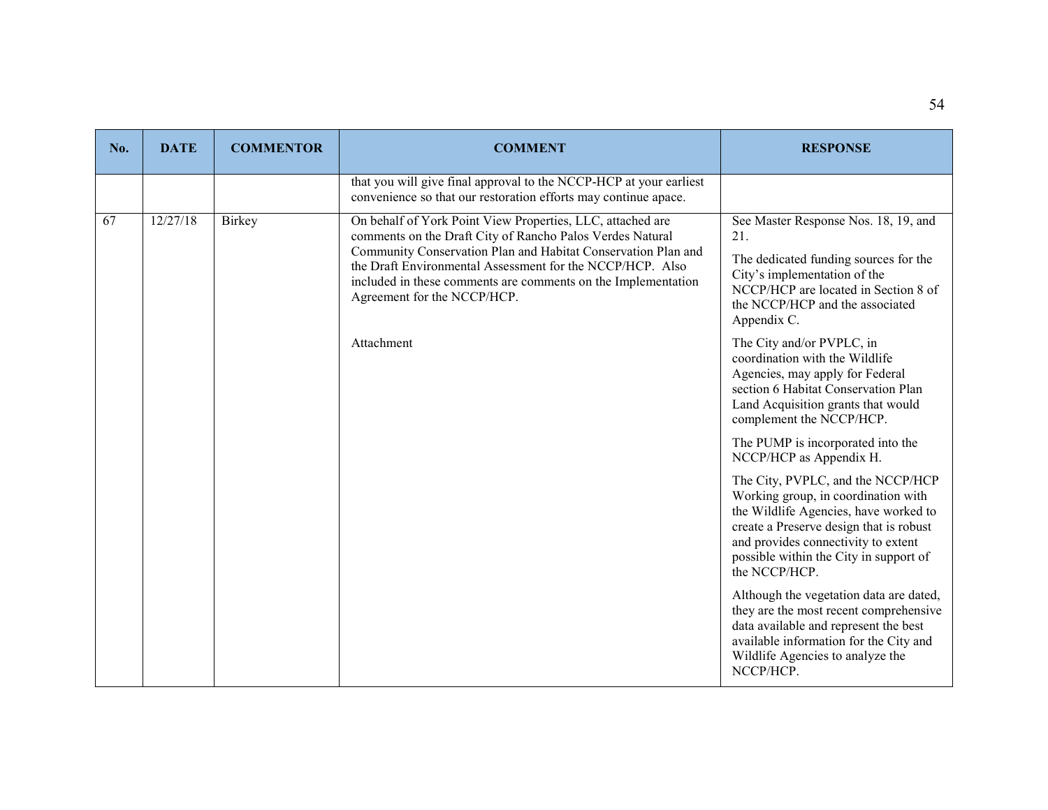| No. | DATE | COMMENTOR | COMMENT | RESPONSE |
| --- | --- | --- | --- | --- |
| | | | that you will give final approval to the NCCP-HCP at your earliest convenience so that our restoration efforts may continue apace. | |
| 67 | 12/27/18 | Birkey | On behalf of York Point View Properties, LLC, attached are comments on the Draft City of Rancho Palos Verdes Natural Community Conservation Plan and Habitat Conservation Plan and the Draft Environmental Assessment for the NCCP/HCP. Also included in these comments are comments on the Implementation Agreement for the NCCP/HCP.<br><br>Attachment | See Master Response Nos. 18, 19, and 21.<br><br>The dedicated funding sources for the City's implementation of the NCCP/HCP are located in Section 8 of the NCCP/HCP and the associated Appendix C.<br><br>The City and/or PVPLC, in coordination with the Wildlife Agencies, may apply for Federal section 6 Habitat Conservation Plan Land Acquisition grants that would complement the NCCP/HCP.<br><br>The PUMP is incorporated into the NCCP/HCP as Appendix H.<br><br>The City, PVPLC, and the NCCP/HCP Working group, in coordination with the Wildlife Agencies, have worked to create a Preserve design that is robust and provides connectivity to extent possible within the City in support of the NCCP/HCP.<br><br>Although the vegetation data are dated, they are the most recent comprehensive data available and represent the best available information for the City and Wildlife Agencies to analyze the NCCP/HCP. |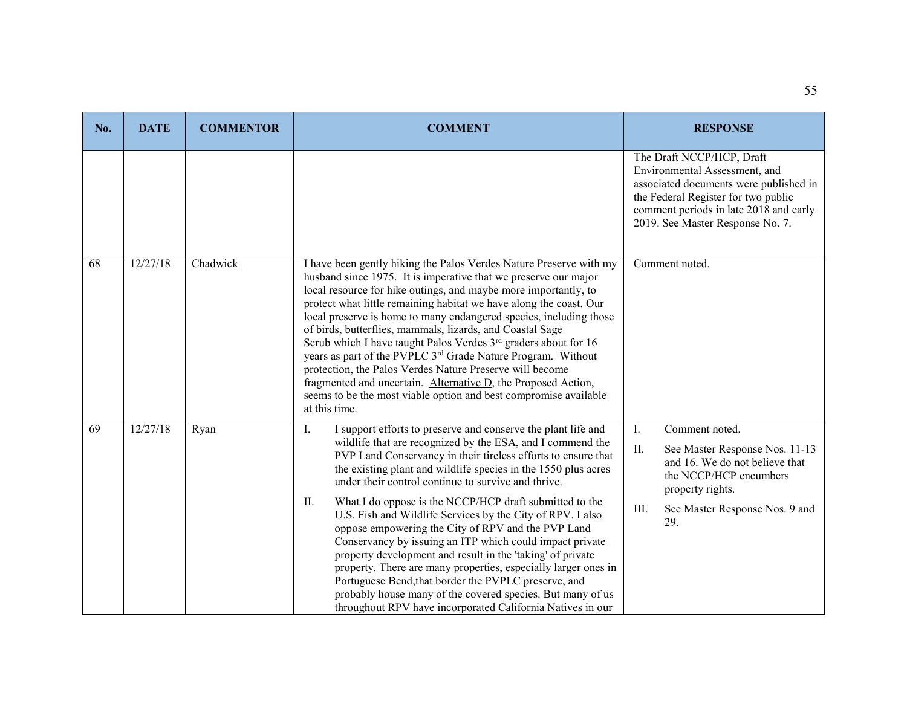| No. | DATE | COMMENTOR | COMMENT | RESPONSE |
|---|---|---|---|---|
| | | | | The Draft NCCP/HCP, Draft Environmental Assessment, and associated documents were published in the Federal Register for two public comment periods in late 2018 and early 2019. See Master Response No. 7. |
| 68 | 12/27/18 | Chadwick | I have been gently hiking the Palos Verdes Nature Preserve with my husband since 1975. It is imperative that we preserve our major local resource for hike outings, and maybe more importantly, to protect what little remaining habitat we have along the coast. Our local preserve is home to many endangered species, including those of birds, butterflies, mammals, lizards, and Coastal Sage Scrub which I have taught Palos Verdes 3rd graders about for 16 years as part of the PVPLC 3rd Grade Nature Program. Without protection, the Palos Verdes Nature Preserve will become fragmented and uncertain. <u>Alternative D</u>, the Proposed Action, seems to be the most viable option and best compromise available at this time. | Comment noted. |
| 69 | 12/27/18 | Ryan | I. I support efforts to preserve and conserve the plant life and wildlife that are recognized by the ESA, and I commend the PVP Land Conservancy in their tireless efforts to ensure that the existing plant and wildlife species in the 1550 plus acres under their control continue to survive and thrive.<br><br>II. What I do oppose is the NCCP/HCP draft submitted to the U.S. Fish and Wildlife Services by the City of RPV. I also oppose empowering the City of RPV and the PVP Land Conservancy by issuing an ITP which could impact private property development and result in the 'taking' of private property. There are many properties, especially larger ones in Portuguese Bend,that border the PVPLC preserve, and probably house many of the covered species. But many of us throughout RPV have incorporated California Natives in our | I. Comment noted.<br><br>II. See Master Response Nos. 11-13 and 16. We do not believe that the NCCP/HCP encumbers property rights.<br><br>III. See Master Response Nos. 9 and 29. |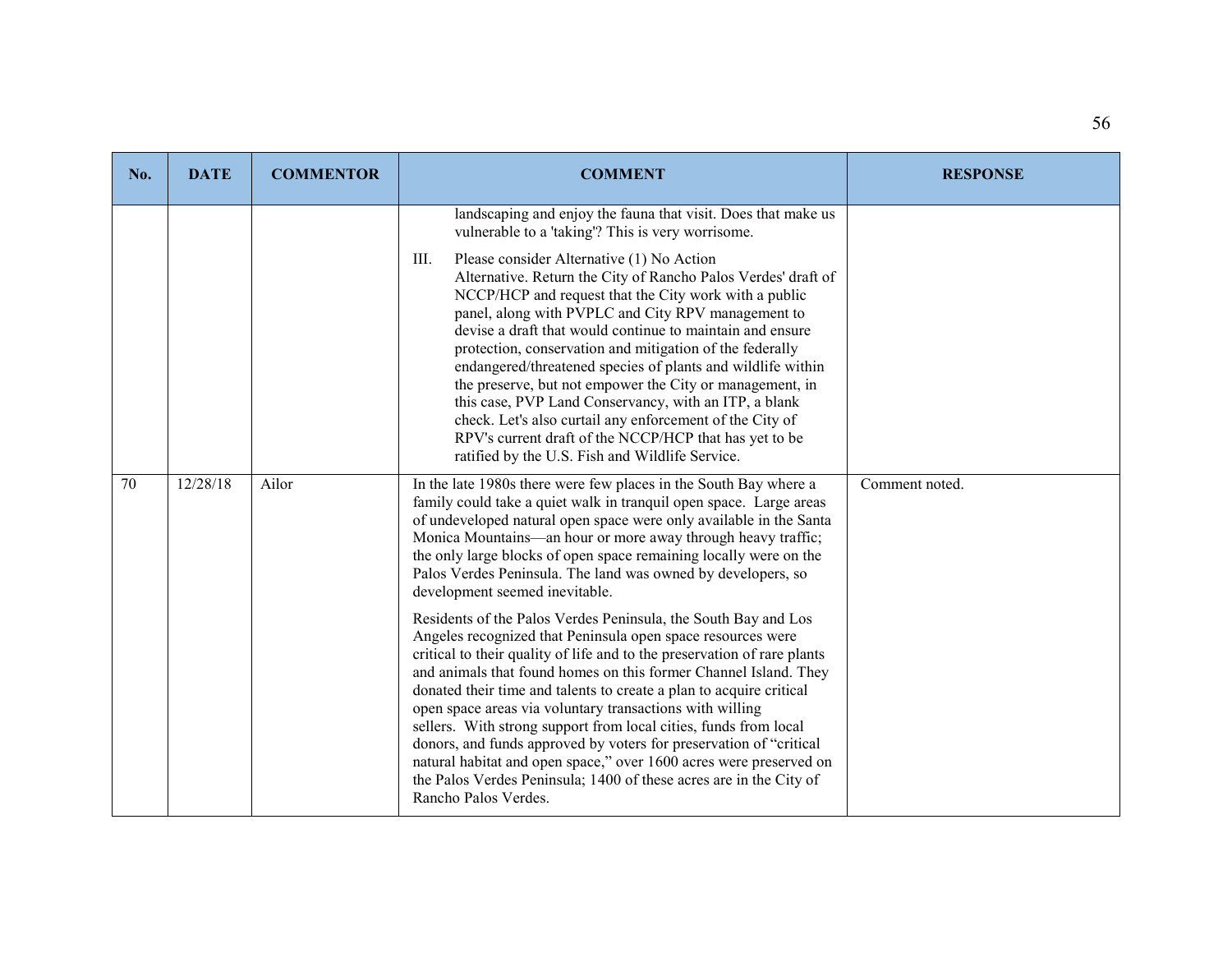| No. | DATE | COMMENTOR | COMMENT | RESPONSE |
|---|---|---|---|---|
| | | | landscaping and enjoy the fauna that visit. Does that make us vulnerable to a 'taking'? This is very worrisome.<br><br>III. Please consider Alternative (1) No Action Alternative. Return the City of Rancho Palos Verdes' draft of NCCP/HCP and request that the City work with a public panel, along with PVPLC and City RPV management to devise a draft that would continue to maintain and ensure protection, conservation and mitigation of the federally endangered/threatened species of plants and wildlife within the preserve, but not empower the City or management, in this case, PVP Land Conservancy, with an ITP, a blank check. Let's also curtail any enforcement of the City of RPV's current draft of the NCCP/HCP that has yet to be ratified by the U.S. Fish and Wildlife Service. | |
| 70 | 12/28/18 | Ailor | In the late 1980s there were few places in the South Bay where a family could take a quiet walk in tranquil open space. Large areas of undeveloped natural open space were only available in the Santa Monica Mountains—an hour or more away through heavy traffic; the only large blocks of open space remaining locally were on the Palos Verdes Peninsula. The land was owned by developers, so development seemed inevitable.<br><br>Residents of the Palos Verdes Peninsula, the South Bay and Los Angeles recognized that Peninsula open space resources were critical to their quality of life and to the preservation of rare plants and animals that found homes on this former Channel Island. They donated their time and talents to create a plan to acquire critical open space areas via voluntary transactions with willing sellers. With strong support from local cities, funds from local donors, and funds approved by voters for preservation of "critical natural habitat and open space," over 1600 acres were preserved on the Palos Verdes Peninsula; 1400 of these acres are in the City of Rancho Palos Verdes. | Comment noted. |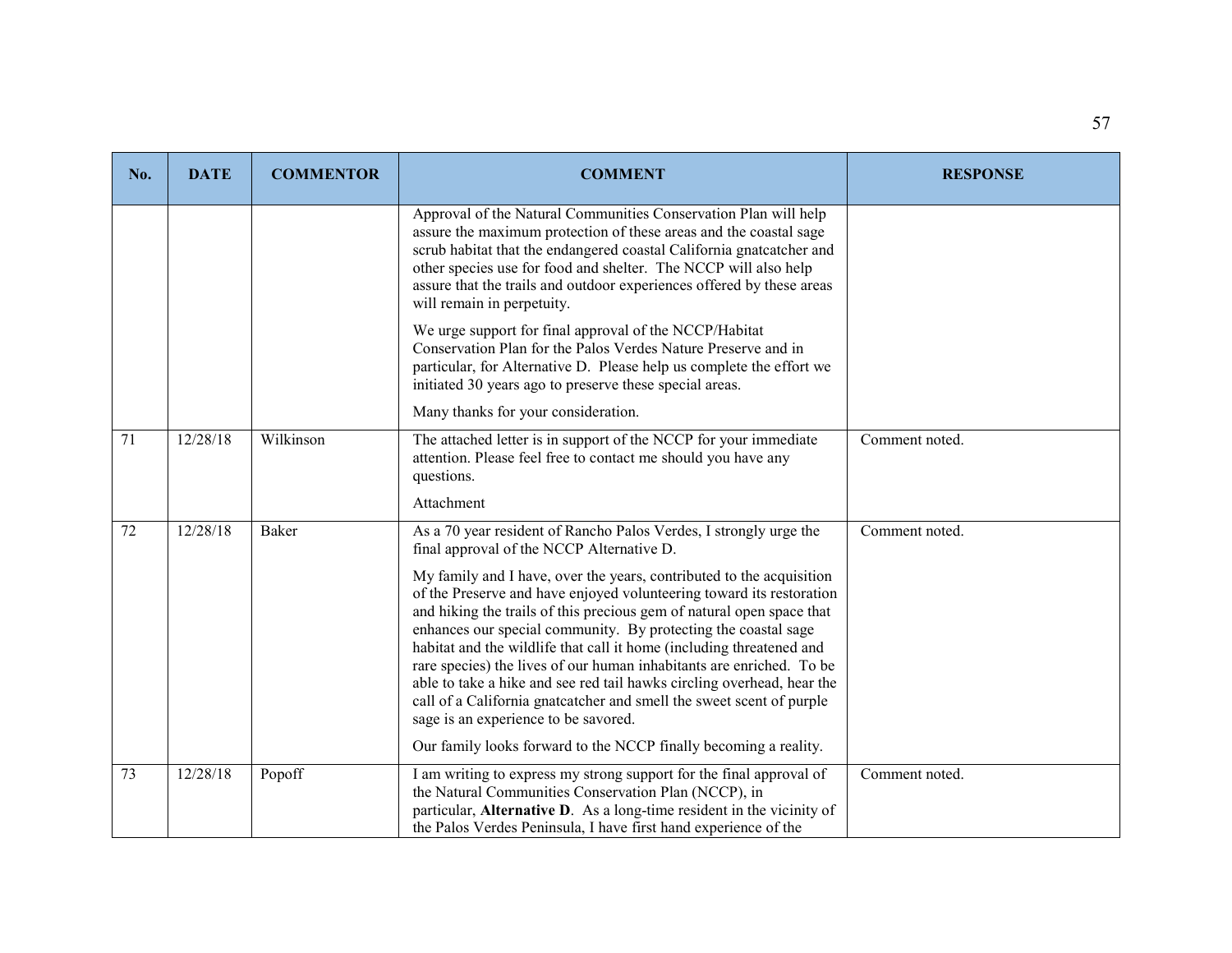| No. | DATE | COMMENTOR | COMMENT | RESPONSE |
|---|---|---|---|---|
| | | | Approval of the Natural Communities Conservation Plan will help assure the maximum protection of these areas and the coastal sage scrub habitat that the endangered coastal California gnatcatcher and other species use for food and shelter. The NCCP will also help assure that the trails and outdoor experiences offered by these areas will remain in perpetuity.<br><br>We urge support for final approval of the NCCP/Habitat Conservation Plan for the Palos Verdes Nature Preserve and in particular, for Alternative D. Please help us complete the effort we initiated 30 years ago to preserve these special areas.<br><br>Many thanks for your consideration. | |
| 71 | 12/28/18 | Wilkinson | The attached letter is in support of the NCCP for your immediate attention. Please feel free to contact me should you have any questions.<br><br>Attachment | Comment noted. |
| 72 | 12/28/18 | Baker | As a 70 year resident of Rancho Palos Verdes, I strongly urge the final approval of the NCCP Alternative D.<br><br>My family and I have, over the years, contributed to the acquisition of the Preserve and have enjoyed volunteering toward its restoration and hiking the trails of this precious gem of natural open space that enhances our special community. By protecting the coastal sage habitat and the wildlife that call it home (including threatened and rare species) the lives of our human inhabitants are enriched. To be able to take a hike and see red tail hawks circling overhead, hear the call of a California gnatcatcher and smell the sweet scent of purple sage is an experience to be savored.<br><br>Our family looks forward to the NCCP finally becoming a reality. | Comment noted. |
| 73 | 12/28/18 | Popoff | I am writing to express my strong support for the final approval of the Natural Communities Conservation Plan (NCCP), in particular, **Alternative D**. As a long-time resident in the vicinity of the Palos Verdes Peninsula, I have first hand experience of the | Comment noted. |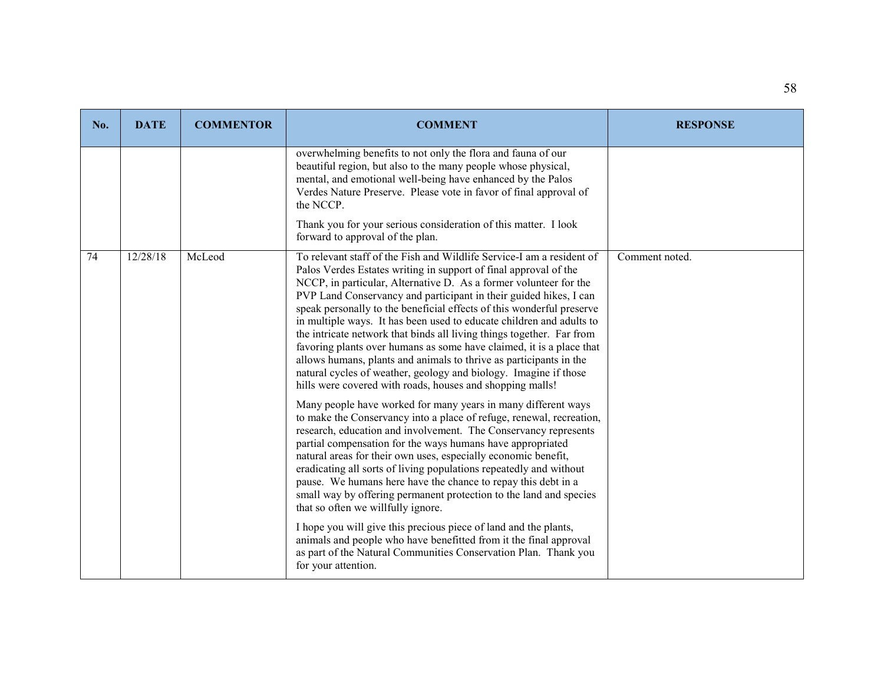| No. | DATE | COMMENTOR | COMMENT | RESPONSE |
|---|---|---|---|---|
| | | | overwhelming benefits to not only the flora and fauna of our beautiful region, but also to the many people whose physical, mental, and emotional well-being have enhanced by the Palos Verdes Nature Preserve. Please vote in favor of final approval of the NCCP.<br><br>Thank you for your serious consideration of this matter. I look forward to approval of the plan. | |
| 74 | 12/28/18 | McLeod | To relevant staff of the Fish and Wildlife Service-I am a resident of Palos Verdes Estates writing in support of final approval of the NCCP, in particular, Alternative D. As a former volunteer for the PVP Land Conservancy and participant in their guided hikes, I can speak personally to the beneficial effects of this wonderful preserve in multiple ways. It has been used to educate children and adults to the intricate network that binds all living things together. Far from favoring plants over humans as some have claimed, it is a place that allows humans, plants and animals to thrive as participants in the natural cycles of weather, geology and biology. Imagine if those hills were covered with roads, houses and shopping malls!<br><br>Many people have worked for many years in many different ways to make the Conservancy into a place of refuge, renewal, recreation, research, education and involvement. The Conservancy represents partial compensation for the ways humans have appropriated natural areas for their own uses, especially economic benefit, eradicating all sorts of living populations repeatedly and without pause. We humans here have the chance to repay this debt in a small way by offering permanent protection to the land and species that so often we willfully ignore.<br><br>I hope you will give this precious piece of land and the plants, animals and people who have benefitted from it the final approval as part of the Natural Communities Conservation Plan. Thank you for your attention. | Comment noted. |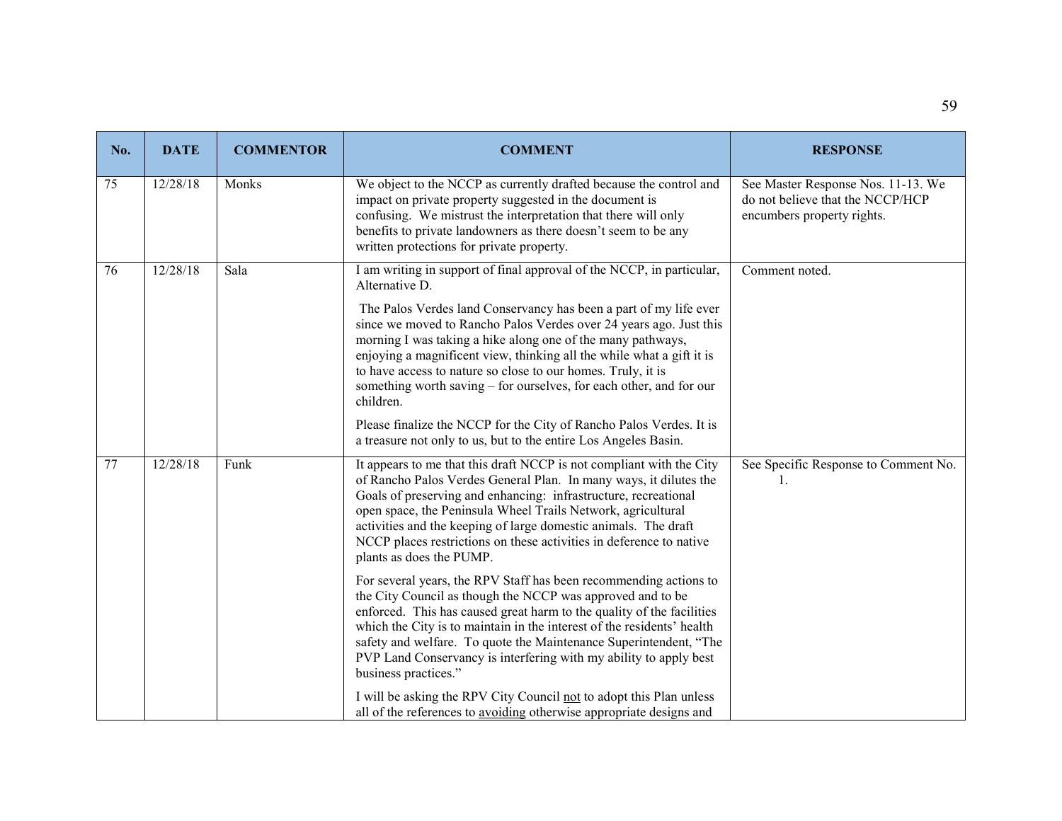| No. | DATE | COMMENTOR | COMMENT | RESPONSE |
|---|---|---|---|---|
| 75 | 12/28/18 | Monks | We object to the NCCP as currently drafted because the control and impact on private property suggested in the document is confusing. We mistrust the interpretation that there will only benefits to private landowners as there doesn't seem to be any written protections for private property. | See Master Response Nos. 11-13. We do not believe that the NCCP/HCP encumbers property rights. |
| 76 | 12/28/18 | Sala | I am writing in support of final approval of the NCCP, in particular, Alternative D.<br><br>The Palos Verdes land Conservancy has been a part of my life ever since we moved to Rancho Palos Verdes over 24 years ago. Just this morning I was taking a hike along one of the many pathways, enjoying a magnificent view, thinking all the while what a gift it is to have access to nature so close to our homes. Truly, it is something worth saving – for ourselves, for each other, and for our children.<br><br>Please finalize the NCCP for the City of Rancho Palos Verdes. It is a treasure not only to us, but to the entire Los Angeles Basin. | Comment noted. |
| 77 | 12/28/18 | Funk | It appears to me that this draft NCCP is not compliant with the City of Rancho Palos Verdes General Plan. In many ways, it dilutes the Goals of preserving and enhancing: infrastructure, recreational open space, the Peninsula Wheel Trails Network, agricultural activities and the keeping of large domestic animals. The draft NCCP places restrictions on these activities in deference to native plants as does the PUMP.<br><br>For several years, the RPV Staff has been recommending actions to the City Council as though the NCCP was approved and to be enforced. This has caused great harm to the quality of the facilities which the City is to maintain in the interest of the residents' health safety and welfare. To quote the Maintenance Superintendent, "The PVP Land Conservancy is interfering with my ability to apply best business practices."<br><br>I will be asking the RPV City Council <u>not</u> to adopt this Plan unless all of the references to <u>avoiding</u> otherwise appropriate designs and | See Specific Response to Comment No. 1. |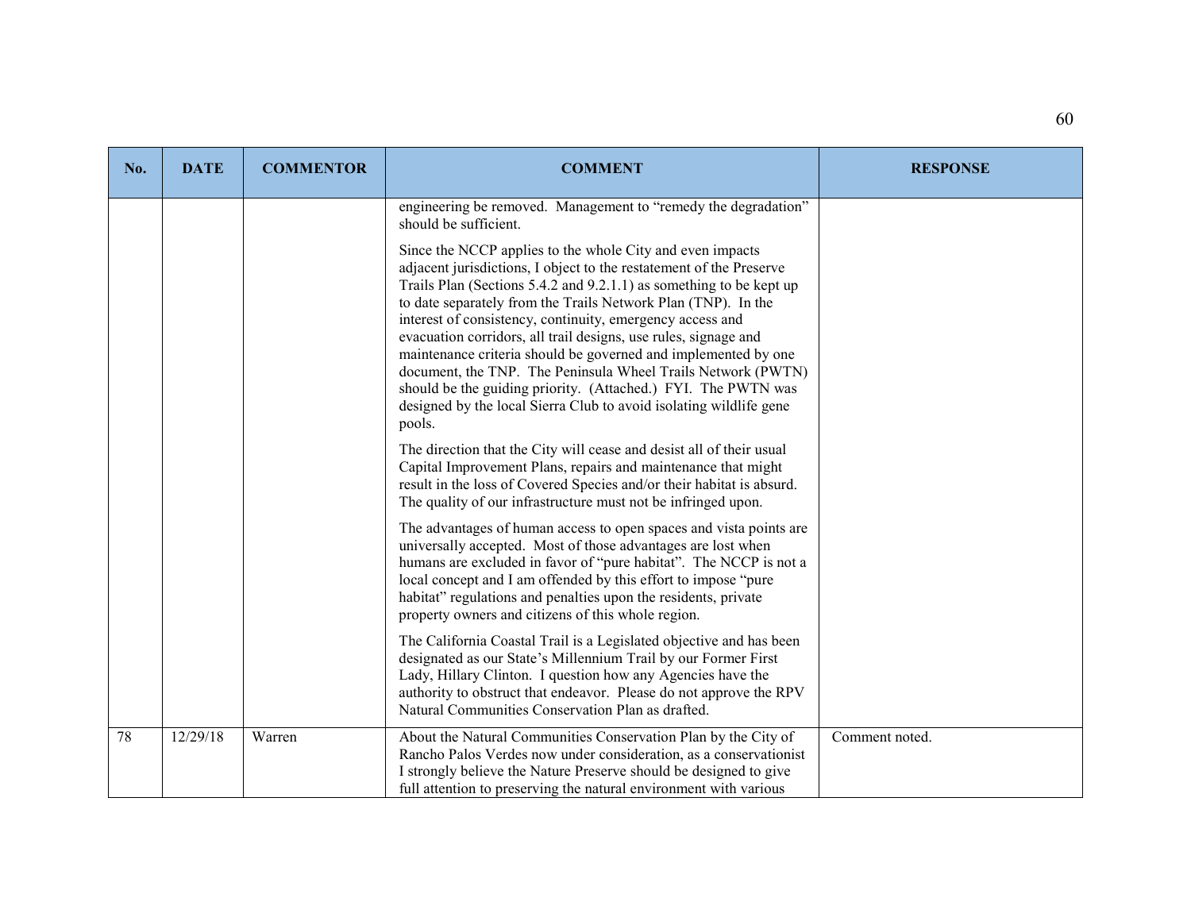| No. | DATE | COMMENTOR | COMMENT | RESPONSE |
|---|---|---|---|---|
| | | | engineering be removed. Management to "remedy the degradation" should be sufficient.<br><br>Since the NCCP applies to the whole City and even impacts adjacent jurisdictions, I object to the restatement of the Preserve Trails Plan (Sections 5.4.2 and 9.2.1.1) as something to be kept up to date separately from the Trails Network Plan (TNP). In the interest of consistency, continuity, emergency access and evacuation corridors, all trail designs, use rules, signage and maintenance criteria should be governed and implemented by one document, the TNP. The Peninsula Wheel Trails Network (PWTN) should be the guiding priority. (Attached.) FYI. The PWTN was designed by the local Sierra Club to avoid isolating wildlife gene pools.<br><br>The direction that the City will cease and desist all of their usual Capital Improvement Plans, repairs and maintenance that might result in the loss of Covered Species and/or their habitat is absurd. The quality of our infrastructure must not be infringed upon.<br><br>The advantages of human access to open spaces and vista points are universally accepted. Most of those advantages are lost when humans are excluded in favor of "pure habitat". The NCCP is not a local concept and I am offended by this effort to impose "pure habitat" regulations and penalties upon the residents, private property owners and citizens of this whole region.<br><br>The California Coastal Trail is a Legislated objective and has been designated as our State's Millennium Trail by our Former First Lady, Hillary Clinton. I question how any Agencies have the authority to obstruct that endeavor. Please do not approve the RPV Natural Communities Conservation Plan as drafted. | |
| 78 | 12/29/18 | Warren | About the Natural Communities Conservation Plan by the City of Rancho Palos Verdes now under consideration, as a conservationist I strongly believe the Nature Preserve should be designed to give full attention to preserving the natural environment with various | Comment noted. |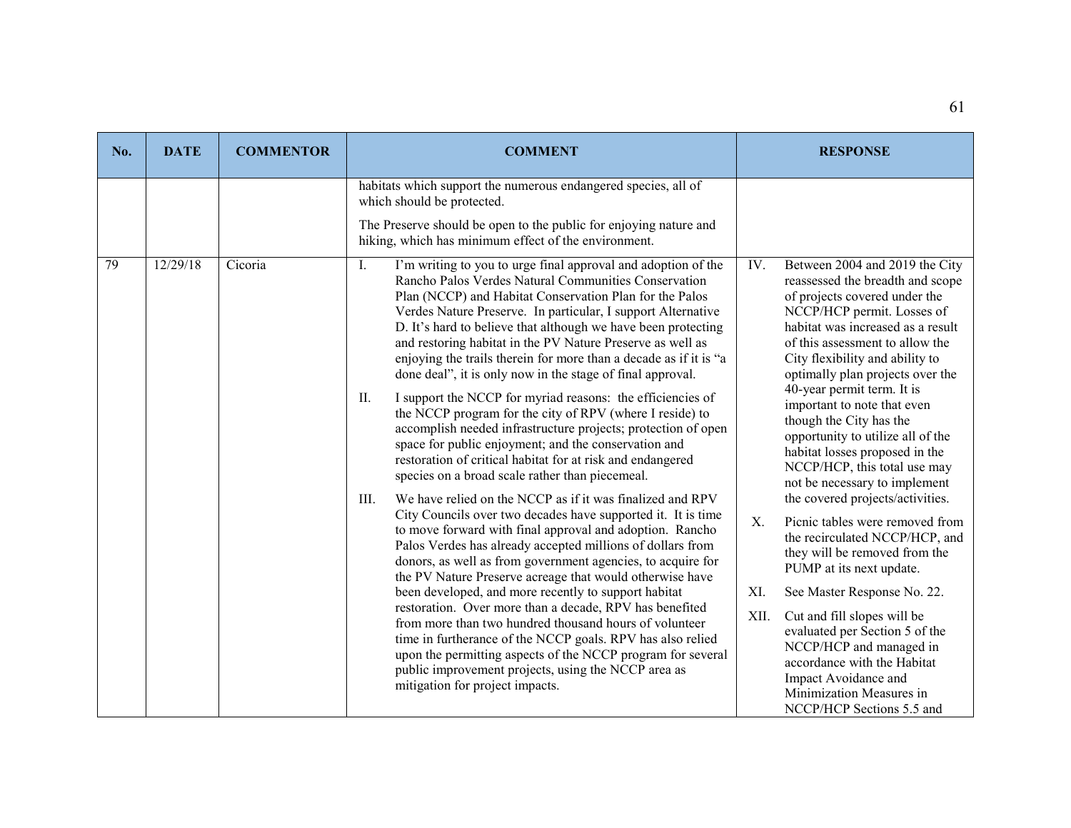| No. | DATE | COMMENTOR | COMMENT | RESPONSE |
|---|---|---|---|---|
| | | | habitats which support the numerous endangered species, all of which should be protected.<br><br>The Preserve should be open to the public for enjoying nature and hiking, which has minimum effect of the environment. | |
| 79 | 12/29/18 | Cicoria | I. I'm writing to you to urge final approval and adoption of the Rancho Palos Verdes Natural Communities Conservation Plan (NCCP) and Habitat Conservation Plan for the Palos Verdes Nature Preserve. In particular, I support Alternative D. It's hard to believe that although we have been protecting and restoring habitat in the PV Nature Preserve as well as enjoying the trails therein for more than a decade as if it is "a done deal", it is only now in the stage of final approval.<br><br>II. I support the NCCP for myriad reasons: the efficiencies of the NCCP program for the city of RPV (where I reside) to accomplish needed infrastructure projects; protection of open space for public enjoyment; and the conservation and restoration of critical habitat for at risk and endangered species on a broad scale rather than piecemeal.<br><br>III. We have relied on the NCCP as if it was finalized and RPV City Councils over two decades have supported it. It is time to move forward with final approval and adoption. Rancho Palos Verdes has already accepted millions of dollars from donors, as well as from government agencies, to acquire for the PV Nature Preserve acreage that would otherwise have been developed, and more recently to support habitat restoration. Over more than a decade, RPV has benefited from more than two hundred thousand hours of volunteer time in furtherance of the NCCP goals. RPV has also relied upon the permitting aspects of the NCCP program for several public improvement projects, using the NCCP area as mitigation for project impacts. | IV. Between 2004 and 2019 the City reassessed the breadth and scope of projects covered under the NCCP/HCP permit. Losses of habitat was increased as a result of this assessment to allow the City flexibility and ability to optimally plan projects over the 40-year permit term. It is important to note that even though the City has the opportunity to utilize all of the habitat losses proposed in the NCCP/HCP, this total use may not be necessary to implement the covered projects/activities.<br><br>X. Picnic tables were removed from the recirculated NCCP/HCP, and they will be removed from the PUMP at its next update.<br><br>XI. See Master Response No. 22.<br><br>XII. Cut and fill slopes will be evaluated per Section 5 of the NCCP/HCP and managed in accordance with the Habitat Impact Avoidance and Minimization Measures in NCCP/HCP Sections 5.5 and |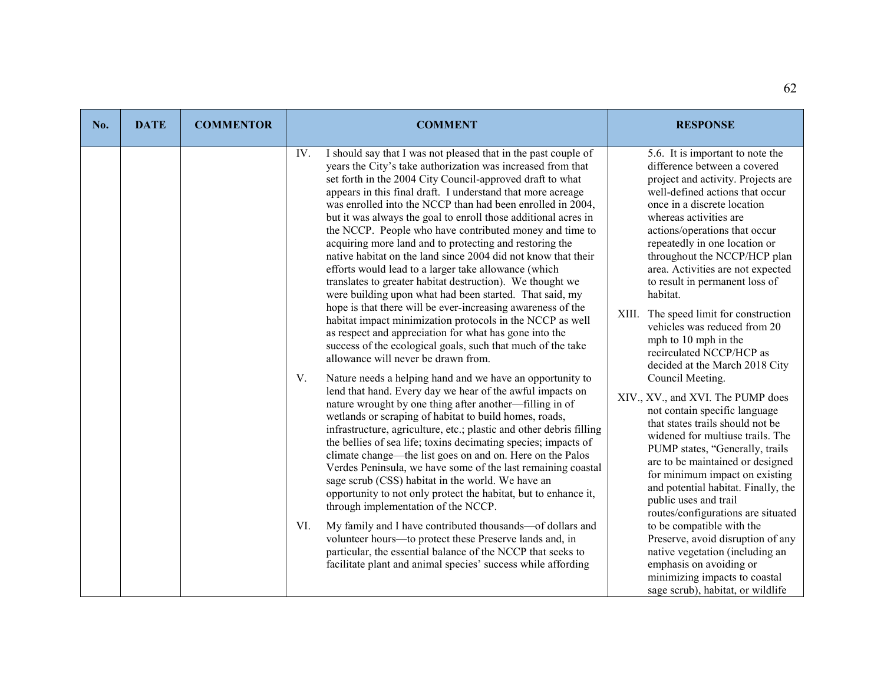| No. | DATE | COMMENTOR | COMMENT | RESPONSE |
| --- | --- | --- | --- | --- |
| | | | IV. I should say that I was not pleased that in the past couple of years the City's take authorization was increased from that set forth in the 2004 City Council-approved draft to what appears in this final draft. I understand that more acreage was enrolled into the NCCP than had been enrolled in 2004, but it was always the goal to enroll those additional acres in the NCCP. People who have contributed money and time to acquiring more land and to protecting and restoring the native habitat on the land since 2004 did not know that their efforts would lead to a larger take allowance (which translates to greater habitat destruction). We thought we were building upon what had been started. That said, my hope is that there will be ever-increasing awareness of the habitat impact minimization protocols in the NCCP as well as respect and appreciation for what has gone into the success of the ecological goals, such that much of the take allowance will never be drawn from.<br><br>V. Nature needs a helping hand and we have an opportunity to lend that hand. Every day we hear of the awful impacts on nature wrought by one thing after another—filling in of wetlands or scraping of habitat to build homes, roads, infrastructure, agriculture, etc.; plastic and other debris filling the bellies of sea life; toxins decimating species; impacts of climate change—the list goes on and on. Here on the Palos Verdes Peninsula, we have some of the last remaining coastal sage scrub (CSS) habitat in the world. We have an opportunity to not only protect the habitat, but to enhance it, through implementation of the NCCP.<br><br>VI. My family and I have contributed thousands—of dollars and volunteer hours—to protect these Preserve lands and, in particular, the essential balance of the NCCP that seeks to facilitate plant and animal species' success while affording | 5.6. It is important to note the difference between a covered project and activity. Projects are well-defined actions that occur once in a discrete location whereas activities are actions/operations that occur repeatedly in one location or throughout the NCCP/HCP plan area. Activities are not expected to result in permanent loss of habitat.<br><br>XIII. The speed limit for construction vehicles was reduced from 20 mph to 10 mph in the recirculated NCCP/HCP as decided at the March 2018 City Council Meeting.<br><br>XIV., XV., and XVI. The PUMP does not contain specific language that states trails should not be widened for multiuse trails. The PUMP states, "Generally, trails are to be maintained or designed for minimum impact on existing and potential habitat. Finally, the public uses and trail routes/configurations are situated to be compatible with the Preserve, avoid disruption of any native vegetation (including an emphasis on avoiding or minimizing impacts to coastal sage scrub), habitat, or wildlife |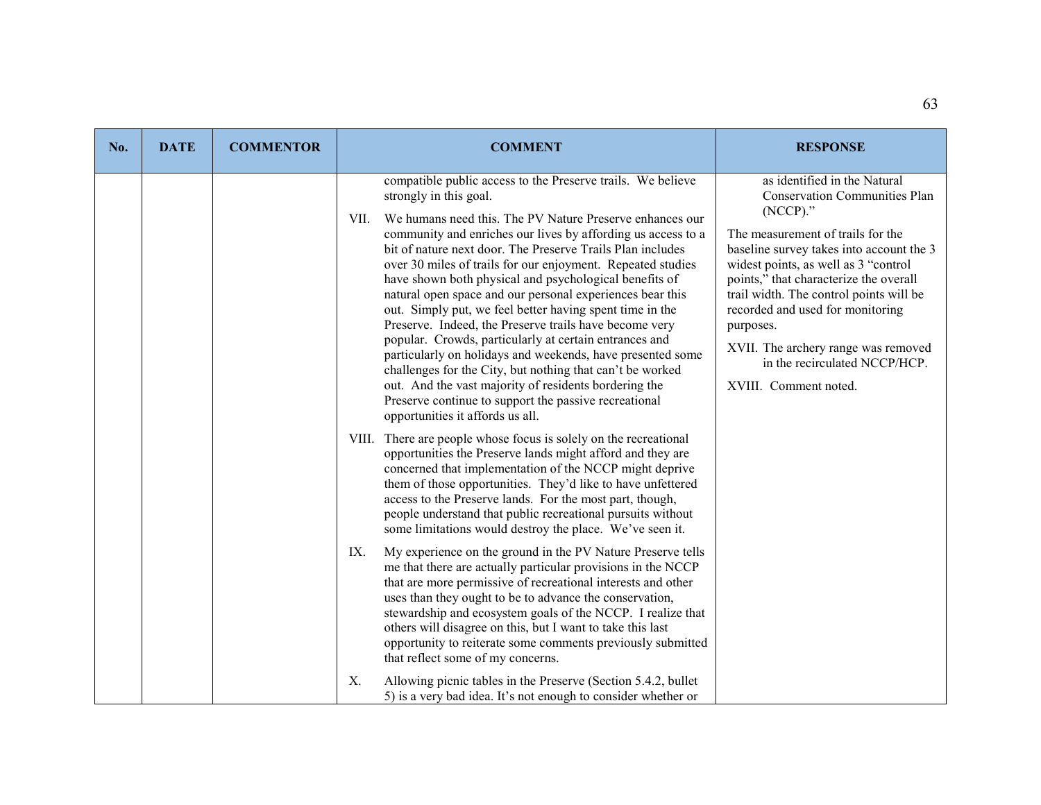| No. | DATE | COMMENTOR | COMMENT | RESPONSE |
|---|---|---|---|---|
| | | | compatible public access to the Preserve trails. We believe strongly in this goal.<br><br>VII. We humans need this. The PV Nature Preserve enhances our community and enriches our lives by affording us access to a bit of nature next door. The Preserve Trails Plan includes over 30 miles of trails for our enjoyment. Repeated studies have shown both physical and psychological benefits of natural open space and our personal experiences bear this out. Simply put, we feel better having spent time in the Preserve. Indeed, the Preserve trails have become very popular. Crowds, particularly at certain entrances and particularly on holidays and weekends, have presented some challenges for the City, but nothing that can't be worked out. And the vast majority of residents bordering the Preserve continue to support the passive recreational opportunities it affords us all.<br><br>VIII. There are people whose focus is solely on the recreational opportunities the Preserve lands might afford and they are concerned that implementation of the NCCP might deprive them of those opportunities. They'd like to have unfettered access to the Preserve lands. For the most part, though, people understand that public recreational pursuits without some limitations would destroy the place. We've seen it.<br><br>IX. My experience on the ground in the PV Nature Preserve tells me that there are actually particular provisions in the NCCP that are more permissive of recreational interests and other uses than they ought to be to advance the conservation, stewardship and ecosystem goals of the NCCP. I realize that others will disagree on this, but I want to take this last opportunity to reiterate some comments previously submitted that reflect some of my concerns.<br><br>X. Allowing picnic tables in the Preserve (Section 5.4.2, bullet 5) is a very bad idea. It's not enough to consider whether or | as identified in the Natural Conservation Communities Plan (NCCP)."<br><br>The measurement of trails for the baseline survey takes into account the 3 widest points, as well as 3 "control points," that characterize the overall trail width. The control points will be recorded and used for monitoring purposes.<br><br>XVII. The archery range was removed in the recirculated NCCP/HCP.<br><br>XVIII. Comment noted. |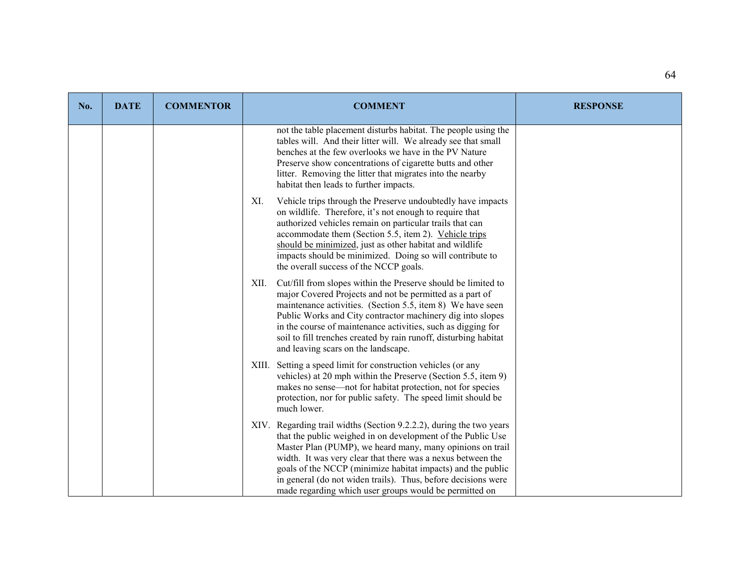| No. | DATE | COMMENTOR | COMMENT | RESPONSE |
|---|---|---|---|---|
| | | | not the table placement disturbs habitat. The people using the tables will. And their litter will. We already see that small benches at the few overlooks we have in the PV Nature Preserve show concentrations of cigarette butts and other litter. Removing the litter that migrates into the nearby habitat then leads to further impacts.<br><br>XI. Vehicle trips through the Preserve undoubtedly have impacts on wildlife. Therefore, it's not enough to require that authorized vehicles remain on particular trails that can accommodate them (Section 5.5, item 2). <u>Vehicle trips should be minimized</u>, just as other habitat and wildlife impacts should be minimized. Doing so will contribute to the overall success of the NCCP goals.<br><br>XII. Cut/fill from slopes within the Preserve should be limited to major Covered Projects and not be permitted as a part of maintenance activities. (Section 5.5, item 8) We have seen Public Works and City contractor machinery dig into slopes in the course of maintenance activities, such as digging for soil to fill trenches created by rain runoff, disturbing habitat and leaving scars on the landscape.<br><br>XIII. Setting a speed limit for construction vehicles (or any vehicles) at 20 mph within the Preserve (Section 5.5, item 9) makes no sense—not for habitat protection, not for species protection, nor for public safety. The speed limit should be much lower.<br><br>XIV. Regarding trail widths (Section 9.2.2.2), during the two years that the public weighed in on development of the Public Use Master Plan (PUMP), we heard many, many opinions on trail width. It was very clear that there was a nexus between the goals of the NCCP (minimize habitat impacts) and the public in general (do not widen trails). Thus, before decisions were made regarding which user groups would be permitted on | |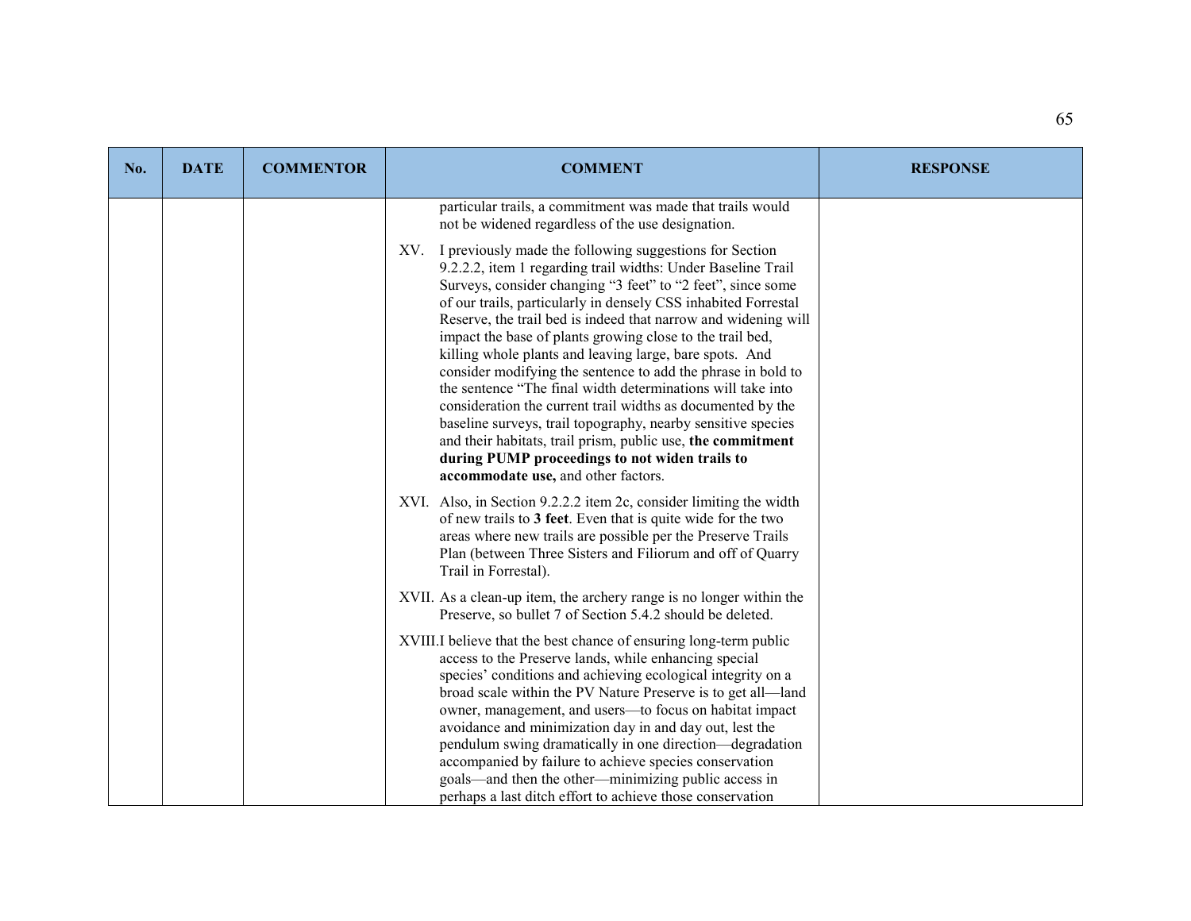| No. | DATE | COMMENTOR | COMMENT | RESPONSE |
|---|---|---|---|---|
| | | | particular trails, a commitment was made that trails would not be widened regardless of the use designation.<br><br>XV. I previously made the following suggestions for Section 9.2.2.2, item 1 regarding trail widths: Under Baseline Trail Surveys, consider changing "3 feet" to "2 feet", since some of our trails, particularly in densely CSS inhabited Forrestal Reserve, the trail bed is indeed that narrow and widening will impact the base of plants growing close to the trail bed, killing whole plants and leaving large, bare spots. And consider modifying the sentence to add the phrase in bold to the sentence "The final width determinations will take into consideration the current trail widths as documented by the baseline surveys, trail topography, nearby sensitive species and their habitats, trail prism, public use, **the commitment during PUMP proceedings to not widen trails to accommodate use,** and other factors.<br><br>XVI. Also, in Section 9.2.2.2 item 2c, consider limiting the width of new trails to **3 feet**. Even that is quite wide for the two areas where new trails are possible per the Preserve Trails Plan (between Three Sisters and Filiorum and off of Quarry Trail in Forrestal).<br><br>XVII. As a clean-up item, the archery range is no longer within the Preserve, so bullet 7 of Section 5.4.2 should be deleted.<br><br>XVIII. I believe that the best chance of ensuring long-term public access to the Preserve lands, while enhancing special species' conditions and achieving ecological integrity on a broad scale within the PV Nature Preserve is to get all—land owner, management, and users—to focus on habitat impact avoidance and minimization day in and day out, lest the pendulum swing dramatically in one direction—degradation accompanied by failure to achieve species conservation goals—and then the other—minimizing public access in perhaps a last ditch effort to achieve those conservation | |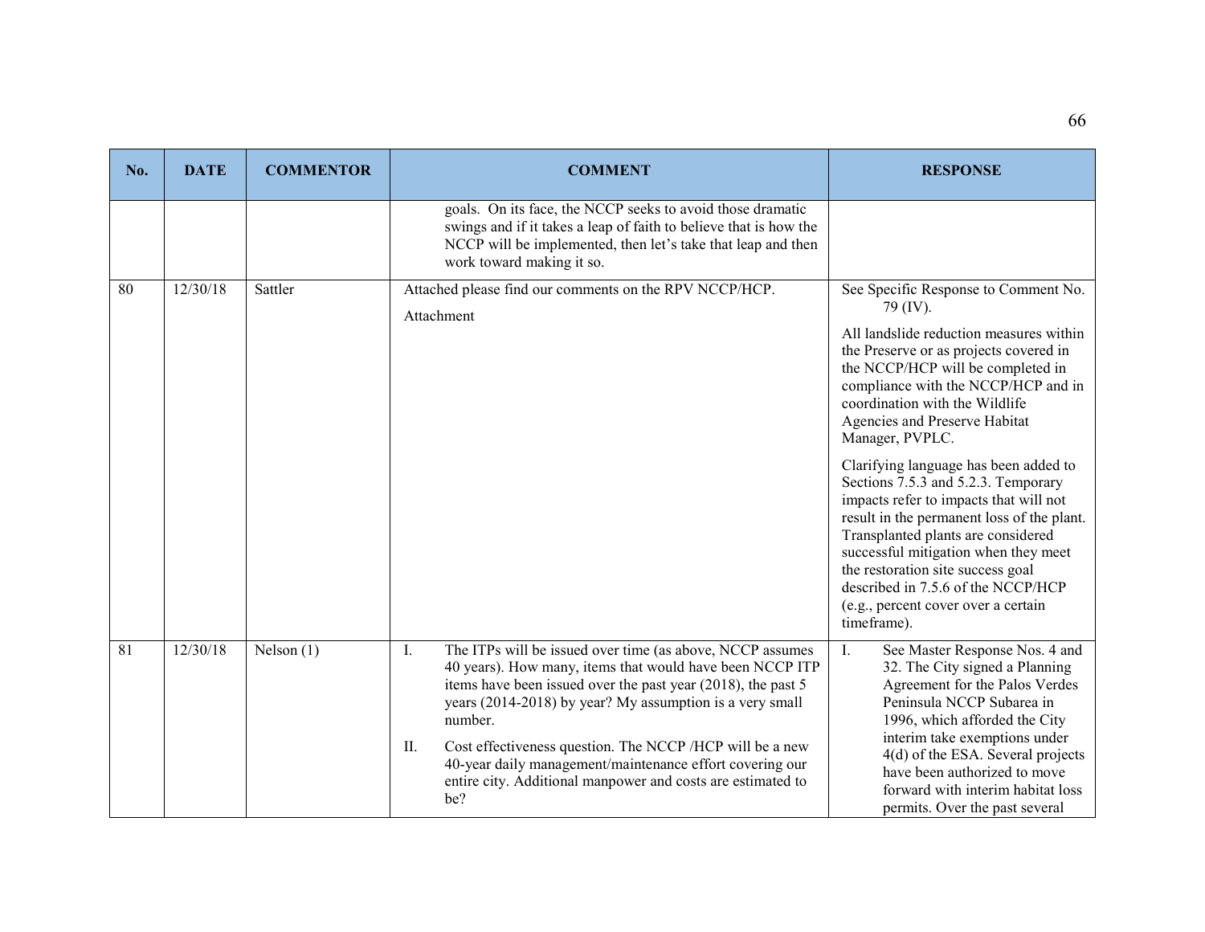| No. | DATE | COMMENTOR | COMMENT | RESPONSE |
|---|---|---|---|---|
| | | | goals. On its face, the NCCP seeks to avoid those dramatic swings and if it takes a leap of faith to believe that is how the NCCP will be implemented, then let's take that leap and then work toward making it so. | |
| 80 | 12/30/18 | Sattler | Attached please find our comments on the RPV NCCP/HCP.<br><br>Attachment | See Specific Response to Comment No. 79 (IV).<br><br>All landslide reduction measures within the Preserve or as projects covered in the NCCP/HCP will be completed in compliance with the NCCP/HCP and in coordination with the Wildlife Agencies and Preserve Habitat Manager, PVPLC.<br><br>Clarifying language has been added to Sections 7.5.3 and 5.2.3. Temporary impacts refer to impacts that will not result in the permanent loss of the plant. Transplanted plants are considered successful mitigation when they meet the restoration site success goal described in 7.5.6 of the NCCP/HCP (e.g., percent cover over a certain timeframe). |
| 81 | 12/30/18 | Nelson (1) | I. The ITPs will be issued over time (as above, NCCP assumes 40 years). How many, items that would have been NCCP ITP items have been issued over the past year (2018), the past 5 years (2014-2018) by year? My assumption is a very small number.<br><br>II. Cost effectiveness question. The NCCP /HCP will be a new 40-year daily management/maintenance effort covering our entire city. Additional manpower and costs are estimated to be? | I. See Master Response Nos. 4 and 32. The City signed a Planning Agreement for the Palos Verdes Peninsula NCCP Subarea in 1996, which afforded the City interim take exemptions under 4(d) of the ESA. Several projects have been authorized to move forward with interim habitat loss permits. Over the past several |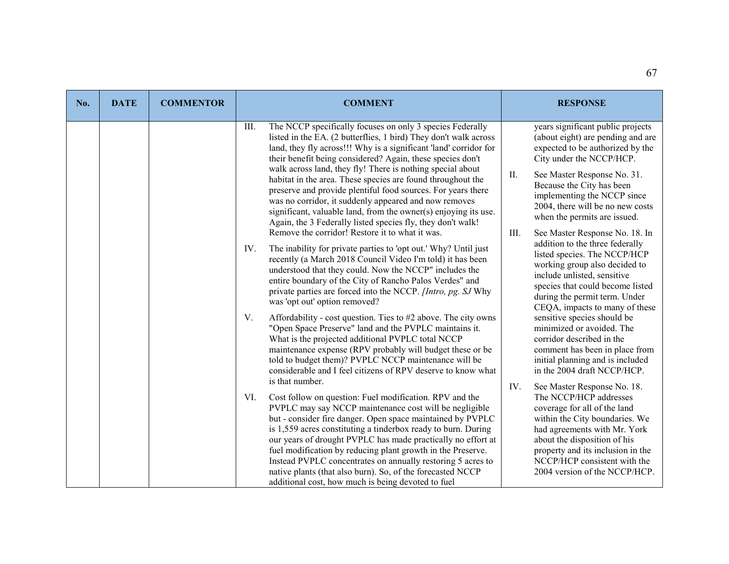| No. | DATE | COMMENTOR | COMMENT | RESPONSE |
|---|---|---|---|---|
| | | | III. The NCCP specifically focuses on only 3 species Federally listed in the EA. (2 butterflies, 1 bird) They don't walk across land, they fly across!!! Why is a significant 'land' corridor for their benefit being considered? Again, these species don't walk across land, they fly! There is nothing special about habitat in the area. These species are found throughout the preserve and provide plentiful food sources. For years there was no corridor, it suddenly appeared and now removes significant, valuable land, from the owner(s) enjoying its use. Again, the 3 Federally listed species fly, they don't walk! Remove the corridor! Restore it to what it was.<br><br>IV. The inability for private parties to 'opt out.' Why? Until just recently (a March 2018 Council Video I'm told) it has been understood that they could. Now the NCCP" includes the entire boundary of the City of Rancho Palos Verdes" and private parties are forced into the NCCP. *[Intro, pg. SJ* Why was 'opt out' option removed?<br><br>V. Affordability - cost question. Ties to #2 above. The city owns "Open Space Preserve" land and the PVPLC maintains it. What is the projected additional PVPLC total NCCP maintenance expense (RPV probably will budget these or be told to budget them)? PVPLC NCCP maintenance will be considerable and I feel citizens of RPV deserve to know what is that number.<br><br>VI. Cost follow on question: Fuel modification. RPV and the PVPLC may say NCCP maintenance cost will be negligible but - consider fire danger. Open space maintained by PVPLC is 1,559 acres constituting a tinderbox ready to burn. During our years of drought PVPLC has made practically no effort at fuel modification by reducing plant growth in the Preserve. Instead PVPLC concentrates on annually restoring 5 acres to native plants (that also burn). So, of the forecasted NCCP additional cost, how much is being devoted to fuel | years significant public projects (about eight) are pending and are expected to be authorized by the City under the NCCP/HCP.<br><br>II. See Master Response No. 31. Because the City has been implementing the NCCP since 2004, there will be no new costs when the permits are issued.<br><br>III. See Master Response No. 18. In addition to the three federally listed species. The NCCP/HCP working group also decided to include unlisted, sensitive species that could become listed during the permit term. Under CEQA, impacts to many of these sensitive species should be minimized or avoided. The corridor described in the comment has been in place from initial planning and is included in the 2004 draft NCCP/HCP.<br><br>IV. See Master Response No. 18. The NCCP/HCP addresses coverage for all of the land within the City boundaries. We had agreements with Mr. York about the disposition of his property and its inclusion in the NCCP/HCP consistent with the 2004 version of the NCCP/HCP. |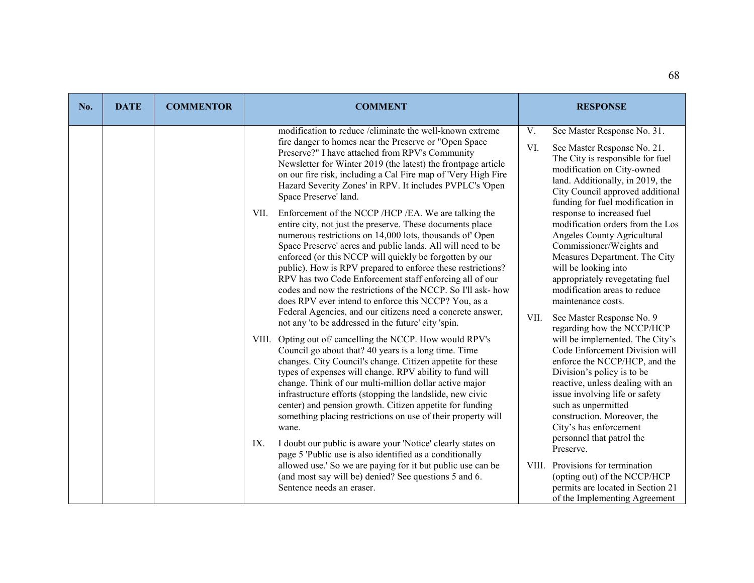| No. | DATE | COMMENTOR | COMMENT | RESPONSE |
|---|---|---|---|---|
| | | | modification to reduce /eliminate the well-known extreme fire danger to homes near the Preserve or "Open Space Preserve?" I have attached from RPV's Community Newsletter for Winter 2019 (the latest) the frontpage article on our fire risk, including a Cal Fire map of 'Very High Fire Hazard Severity Zones' in RPV. It includes PVPLC's 'Open Space Preserve' land.<br><br>VII. Enforcement of the NCCP /HCP /EA. We are talking the entire city, not just the preserve. These documents place numerous restrictions on 14,000 lots, thousands of' Open Space Preserve' acres and public lands. All will need to be enforced (or this NCCP will quickly be forgotten by our public). How is RPV prepared to enforce these restrictions? RPV has two Code Enforcement staff enforcing all of our codes and now the restrictions of the NCCP. So I'll ask- how does RPV ever intend to enforce this NCCP? You, as a Federal Agencies, and our citizens need a concrete answer, not any 'to be addressed in the future' city 'spin.<br><br>VIII. Opting out of/ cancelling the NCCP. How would RPV's Council go about that? 40 years is a long time. Time changes. City Council's change. Citizen appetite for these types of expenses will change. RPV ability to fund will change. Think of our multi-million dollar active major infrastructure efforts (stopping the landslide, new civic center) and pension growth. Citizen appetite for funding something placing restrictions on use of their property will wane.<br><br>IX. I doubt our public is aware your 'Notice' clearly states on page 5 'Public use is also identified as a conditionally allowed use.' So we are paying for it but public use can be (and most say will be) denied? See questions 5 and 6. Sentence needs an eraser. | V. See Master Response No. 31.<br><br>VI. See Master Response No. 21. The City is responsible for fuel modification on City-owned land. Additionally, in 2019, the City Council approved additional funding for fuel modification in response to increased fuel modification orders from the Los Angeles County Agricultural Commissioner/Weights and Measures Department. The City will be looking into appropriately revegetating fuel modification areas to reduce maintenance costs.<br><br>VII. See Master Response No. 9 regarding how the NCCP/HCP will be implemented. The City's Code Enforcement Division will enforce the NCCP/HCP, and the Division's policy is to be reactive, unless dealing with an issue involving life or safety such as unpermitted construction. Moreover, the City's has enforcement personnel that patrol the Preserve.<br><br>VIII. Provisions for termination (opting out) of the NCCP/HCP permits are located in Section 21 of the Implementing Agreement |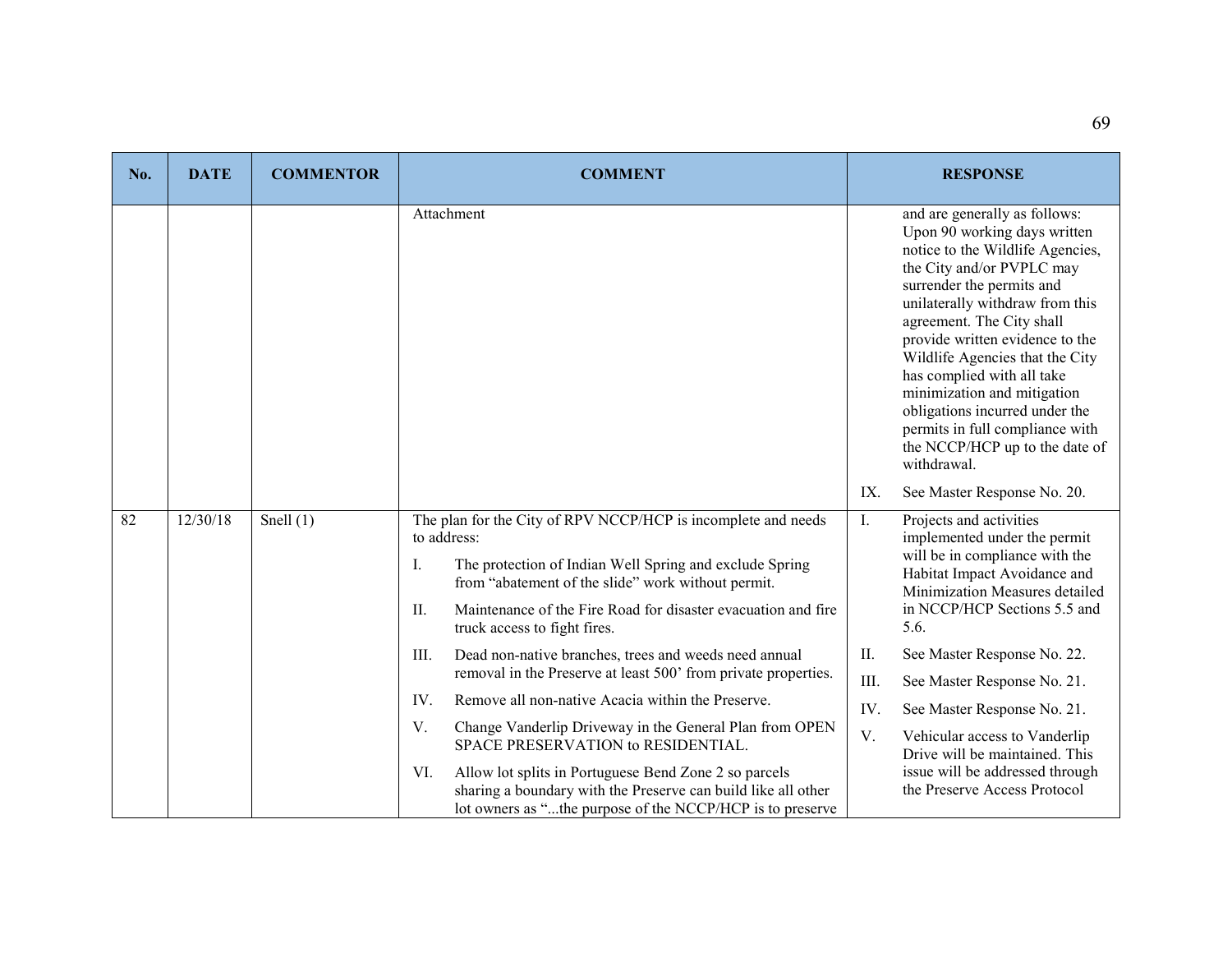| No. | DATE | COMMENTOR | COMMENT | RESPONSE |
|---|---|---|---|---|
| | | | Attachment | and are generally as follows: Upon 90 working days written notice to the Wildlife Agencies, the City and/or PVPLC may surrender the permits and unilaterally withdraw from this agreement. The City shall provide written evidence to the Wildlife Agencies that the City has complied with all take minimization and mitigation obligations incurred under the permits in full compliance with the NCCP/HCP up to the date of withdrawal.<br><br>IX. See Master Response No. 20. |
| 82 | 12/30/18 | Snell (1) | The plan for the City of RPV NCCP/HCP is incomplete and needs to address:<br><br>I. The protection of Indian Well Spring and exclude Spring from "abatement of the slide" work without permit.<br><br>II. Maintenance of the Fire Road for disaster evacuation and fire truck access to fight fires.<br><br>III. Dead non-native branches, trees and weeds need annual removal in the Preserve at least 500' from private properties.<br><br>IV. Remove all non-native Acacia within the Preserve.<br><br>V. Change Vanderlip Driveway in the General Plan from OPEN SPACE PRESERVATION to RESIDENTIAL.<br><br>VI. Allow lot splits in Portuguese Bend Zone 2 so parcels sharing a boundary with the Preserve can build like all other lot owners as "...the purpose of the NCCP/HCP is to preserve | I. Projects and activities implemented under the permit will be in compliance with the Habitat Impact Avoidance and Minimization Measures detailed in NCCP/HCP Sections 5.5 and 5.6.<br><br>II. See Master Response No. 22.<br><br>III. See Master Response No. 21.<br><br>IV. See Master Response No. 21.<br><br>V. Vehicular access to Vanderlip Drive will be maintained. This issue will be addressed through the Preserve Access Protocol |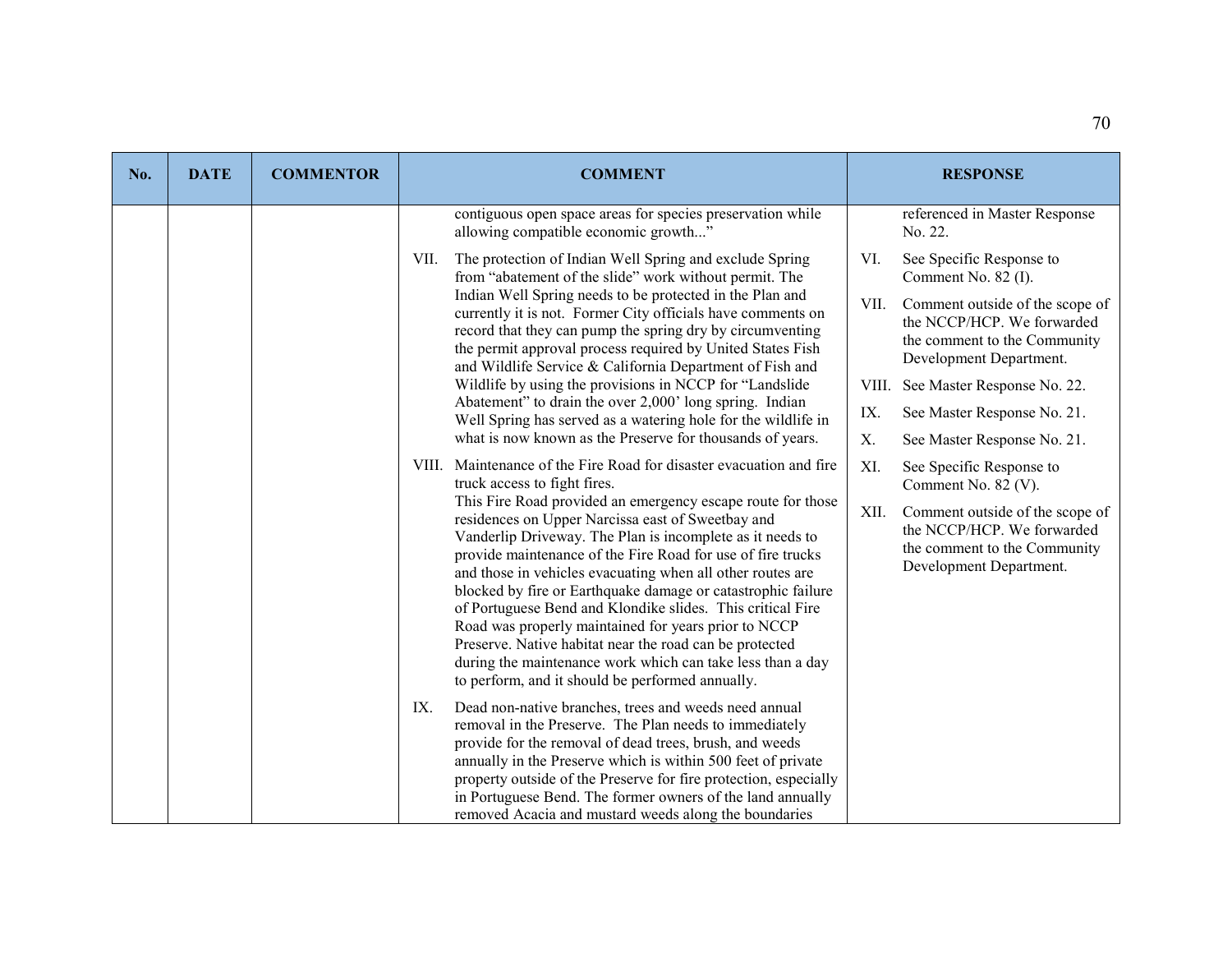| No. | DATE | COMMENTOR | COMMENT | RESPONSE |
|---|---|---|---|---|
| | | | contiguous open space areas for species preservation while allowing compatible economic growth..."<br><br>VII. The protection of Indian Well Spring and exclude Spring from "abatement of the slide" work without permit. The Indian Well Spring needs to be protected in the Plan and currently it is not. Former City officials have comments on record that they can pump the spring dry by circumventing the permit approval process required by United States Fish and Wildlife Service & California Department of Fish and Wildlife by using the provisions in NCCP for "Landslide Abatement" to drain the over 2,000' long spring. Indian Well Spring has served as a watering hole for the wildlife in what is now known as the Preserve for thousands of years.<br><br>VIII. Maintenance of the Fire Road for disaster evacuation and fire truck access to fight fires.<br>This Fire Road provided an emergency escape route for those residences on Upper Narcissa east of Sweetbay and Vanderlip Driveway. The Plan is incomplete as it needs to provide maintenance of the Fire Road for use of fire trucks and those in vehicles evacuating when all other routes are blocked by fire or Earthquake damage or catastrophic failure of Portuguese Bend and Klondike slides. This critical Fire Road was properly maintained for years prior to NCCP Preserve. Native habitat near the road can be protected during the maintenance work which can take less than a day to perform, and it should be performed annually.<br><br>IX. Dead non-native branches, trees and weeds need annual removal in the Preserve. The Plan needs to immediately provide for the removal of dead trees, brush, and weeds annually in the Preserve which is within 500 feet of private property outside of the Preserve for fire protection, especially in Portuguese Bend. The former owners of the land annually removed Acacia and mustard weeds along the boundaries | referenced in Master Response No. 22.<br><br>VI. See Specific Response to Comment No. 82 (I).<br><br>VII. Comment outside of the scope of the NCCP/HCP. We forwarded the comment to the Community Development Department.<br><br>VIII. See Master Response No. 22.<br><br>IX. See Master Response No. 21.<br><br>X. See Master Response No. 21.<br><br>XI. See Specific Response to Comment No. 82 (V).<br><br>XII. Comment outside of the scope of the NCCP/HCP. We forwarded the comment to the Community Development Department. |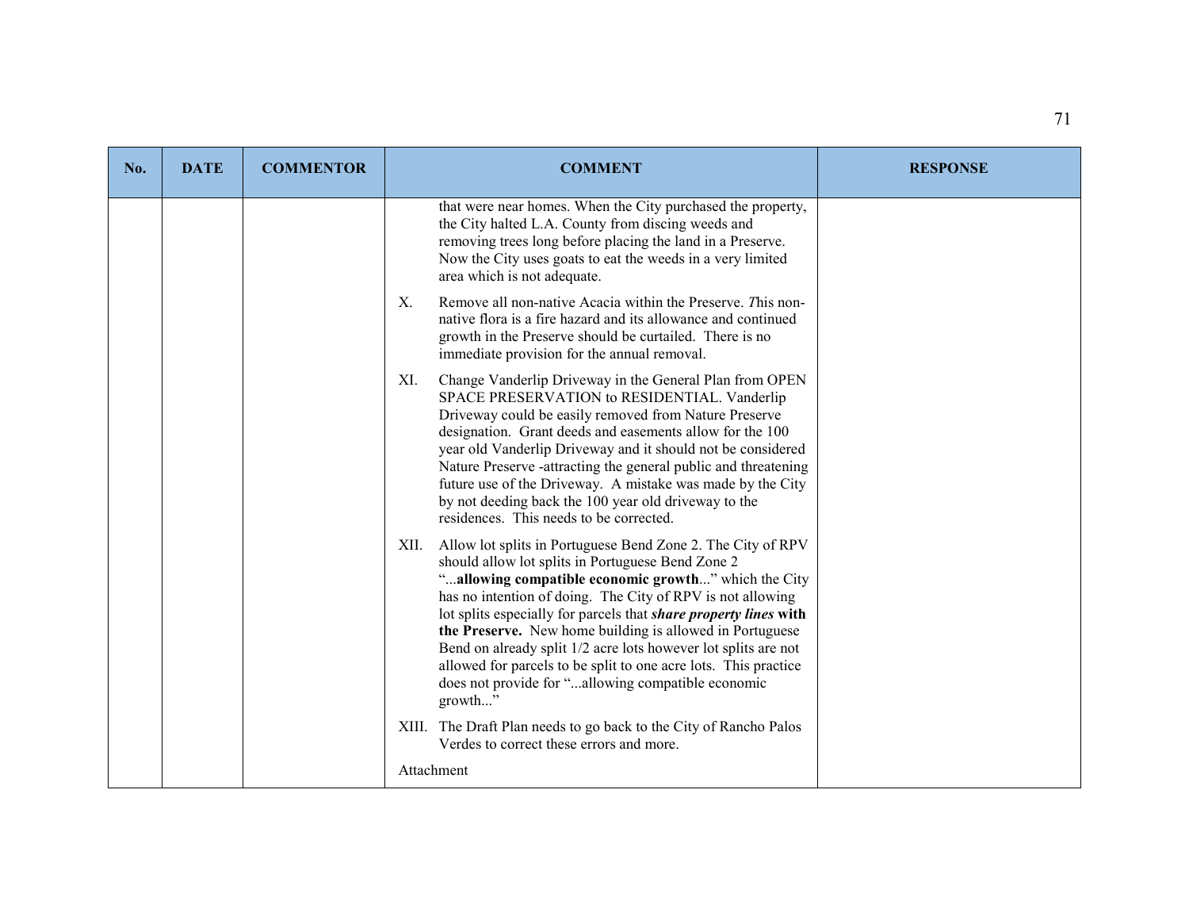| No. | DATE | COMMENTOR | COMMENT | RESPONSE |
|---|---|---|---|---|
| | | | that were near homes. When the City purchased the property, the City halted L.A. County from discing weeds and removing trees long before placing the land in a Preserve. Now the City uses goats to eat the weeds in a very limited area which is not adequate.<br><br>X. Remove all non-native Acacia within the Preserve. *T*his non-native flora is a fire hazard and its allowance and continued growth in the Preserve should be curtailed. There is no immediate provision for the annual removal.<br><br>XI. Change Vanderlip Driveway in the General Plan from OPEN SPACE PRESERVATION to RESIDENTIAL. Vanderlip Driveway could be easily removed from Nature Preserve designation. Grant deeds and easements allow for the 100 year old Vanderlip Driveway and it should not be considered Nature Preserve -attracting the general public and threatening future use of the Driveway. A mistake was made by the City by not deeding back the 100 year old driveway to the residences. This needs to be corrected.<br><br>XII. Allow lot splits in Portuguese Bend Zone 2. The City of RPV should allow lot splits in Portuguese Bend Zone 2 "...**allowing compatible economic growth**..." which the City has no intention of doing. The City of RPV is not allowing lot splits especially for parcels that ***share property lines*** **with the Preserve.** New home building is allowed in Portuguese Bend on already split 1/2 acre lots however lot splits are not allowed for parcels to be split to one acre lots. This practice does not provide for "...allowing compatible economic growth..."<br><br>XIII. The Draft Plan needs to go back to the City of Rancho Palos Verdes to correct these errors and more.<br><br>Attachment | |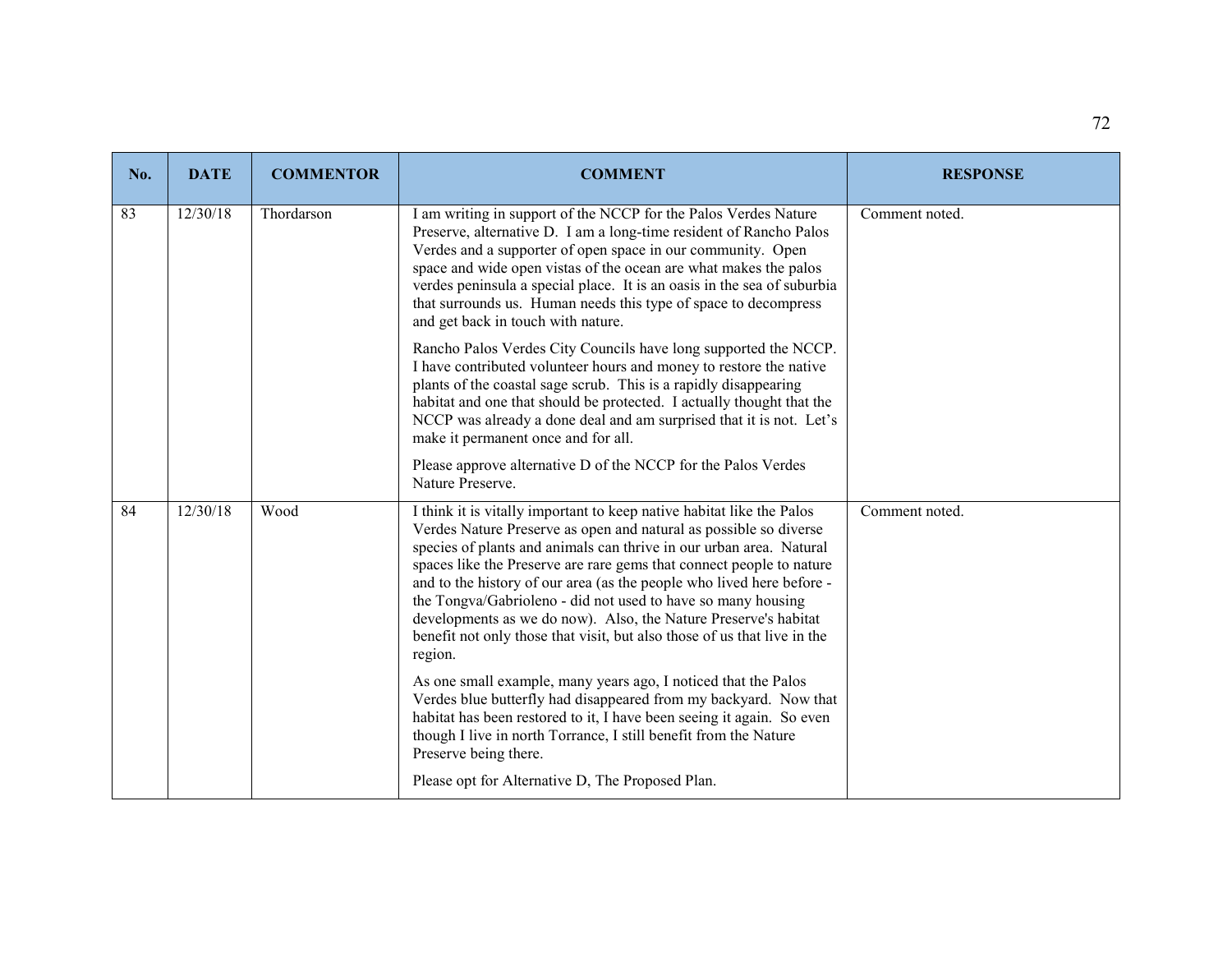| No. | DATE | COMMENTOR | COMMENT | RESPONSE |
|---|---|---|---|---|
| 83 | 12/30/18 | Thordarson | I am writing in support of the NCCP for the Palos Verdes Nature Preserve, alternative D. I am a long-time resident of Rancho Palos Verdes and a supporter of open space in our community. Open space and wide open vistas of the ocean are what makes the palos verdes peninsula a special place. It is an oasis in the sea of suburbia that surrounds us. Human needs this type of space to decompress and get back in touch with nature.<br><br>Rancho Palos Verdes City Councils have long supported the NCCP. I have contributed volunteer hours and money to restore the native plants of the coastal sage scrub. This is a rapidly disappearing habitat and one that should be protected. I actually thought that the NCCP was already a done deal and am surprised that it is not. Let's make it permanent once and for all.<br><br>Please approve alternative D of the NCCP for the Palos Verdes Nature Preserve. | Comment noted. |
| 84 | 12/30/18 | Wood | I think it is vitally important to keep native habitat like the Palos Verdes Nature Preserve as open and natural as possible so diverse species of plants and animals can thrive in our urban area. Natural spaces like the Preserve are rare gems that connect people to nature and to the history of our area (as the people who lived here before - the Tongva/Gabrioleno - did not used to have so many housing developments as we do now). Also, the Nature Preserve's habitat benefit not only those that visit, but also those of us that live in the region.<br><br>As one small example, many years ago, I noticed that the Palos Verdes blue butterfly had disappeared from my backyard. Now that habitat has been restored to it, I have been seeing it again. So even though I live in north Torrance, I still benefit from the Nature Preserve being there.<br><br>Please opt for Alternative D, The Proposed Plan. | Comment noted. |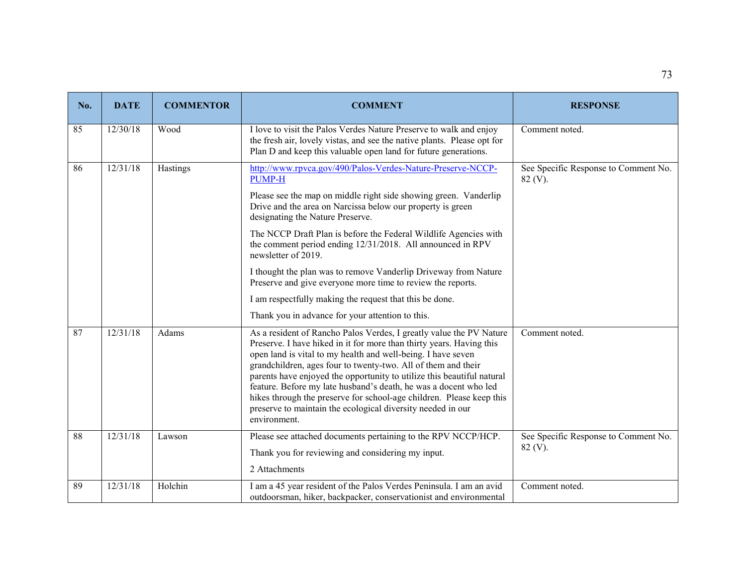| No. | DATE | COMMENTOR | COMMENT | RESPONSE |
|---|---|---|---|---|
| 85 | 12/30/18 | Wood | I love to visit the Palos Verdes Nature Preserve to walk and enjoy the fresh air, lovely vistas, and see the native plants. Please opt for Plan D and keep this valuable open land for future generations. | Comment noted. |
| 86 | 12/31/18 | Hastings | [http://www.rpvca.gov/490/Palos-Verdes-Nature-Preserve-NCCP-PUMP-H](http://www.rpvca.gov/490/Palos-Verdes-Nature-Preserve-NCCP-PUMP-H)<br><br>Please see the map on middle right side showing green. Vanderlip Drive and the area on Narcissa below our property is green designating the Nature Preserve.<br><br>The NCCP Draft Plan is before the Federal Wildlife Agencies with the comment period ending 12/31/2018. All announced in RPV newsletter of 2019.<br><br>I thought the plan was to remove Vanderlip Driveway from Nature Preserve and give everyone more time to review the reports.<br><br>I am respectfully making the request that this be done.<br><br>Thank you in advance for your attention to this. | See Specific Response to Comment No. 82 (V). |
| 87 | 12/31/18 | Adams | As a resident of Rancho Palos Verdes, I greatly value the PV Nature Preserve. I have hiked in it for more than thirty years. Having this open land is vital to my health and well-being. I have seven grandchildren, ages four to twenty-two. All of them and their parents have enjoyed the opportunity to utilize this beautiful natural feature. Before my late husband's death, he was a docent who led hikes through the preserve for school-age children. Please keep this preserve to maintain the ecological diversity needed in our environment. | Comment noted. |
| 88 | 12/31/18 | Lawson | Please see attached documents pertaining to the RPV NCCP/HCP.<br><br>Thank you for reviewing and considering my input.<br><br>2 Attachments | See Specific Response to Comment No. 82 (V). |
| 89 | 12/31/18 | Holchin | I am a 45 year resident of the Palos Verdes Peninsula. I am an avid outdoorsman, hiker, backpacker, conservationist and environmental | Comment noted. |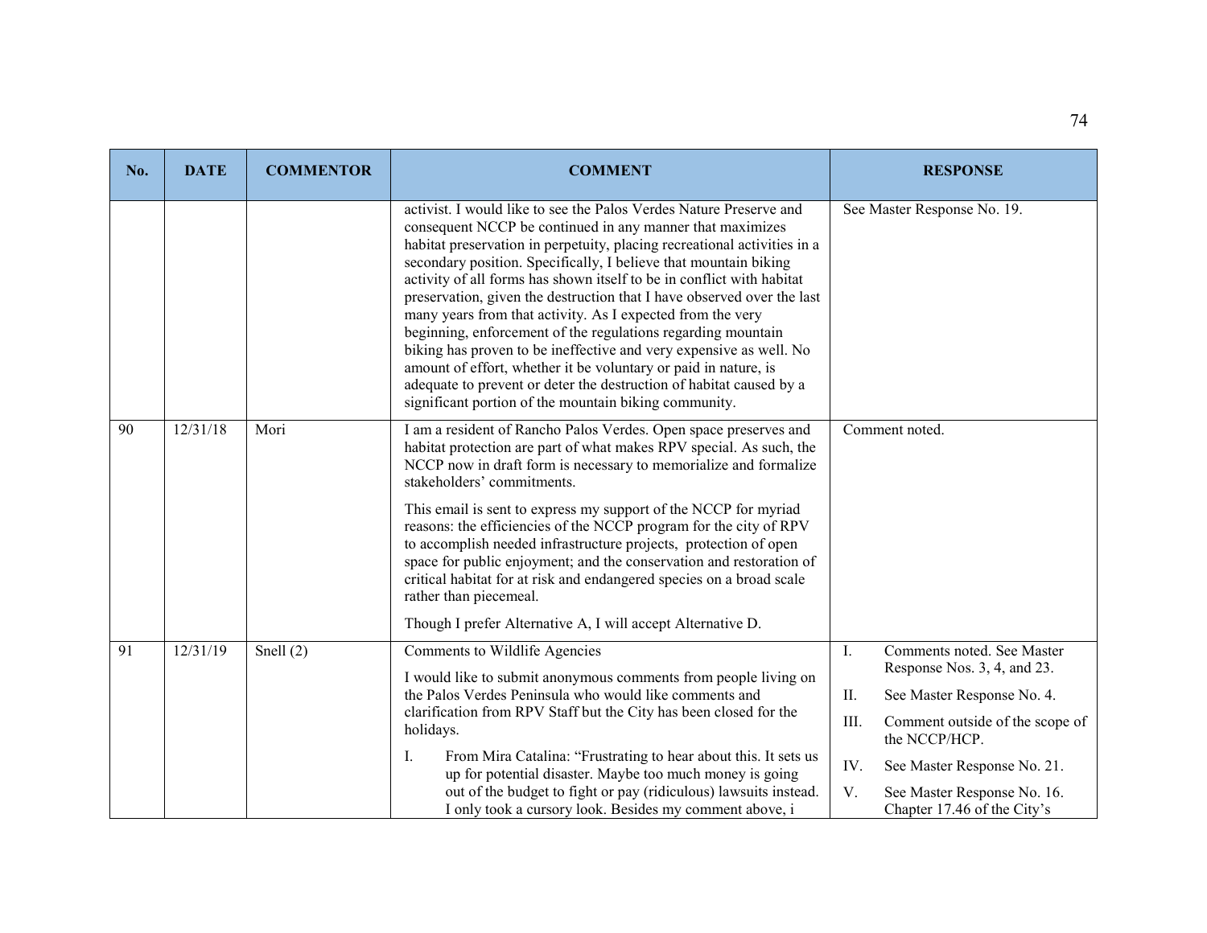| No. | DATE | COMMENTOR | COMMENT | RESPONSE |
|---|---|---|---|---|
| | | | activist. I would like to see the Palos Verdes Nature Preserve and consequent NCCP be continued in any manner that maximizes habitat preservation in perpetuity, placing recreational activities in a secondary position. Specifically, I believe that mountain biking activity of all forms has shown itself to be in conflict with habitat preservation, given the destruction that I have observed over the last many years from that activity. As I expected from the very beginning, enforcement of the regulations regarding mountain biking has proven to be ineffective and very expensive as well. No amount of effort, whether it be voluntary or paid in nature, is adequate to prevent or deter the destruction of habitat caused by a significant portion of the mountain biking community. | See Master Response No. 19. |
| 90 | 12/31/18 | Mori | I am a resident of Rancho Palos Verdes. Open space preserves and habitat protection are part of what makes RPV special. As such, the NCCP now in draft form is necessary to memorialize and formalize stakeholders' commitments.<br><br>This email is sent to express my support of the NCCP for myriad reasons: the efficiencies of the NCCP program for the city of RPV to accomplish needed infrastructure projects, protection of open space for public enjoyment; and the conservation and restoration of critical habitat for at risk and endangered species on a broad scale rather than piecemeal.<br><br>Though I prefer Alternative A, I will accept Alternative D. | Comment noted. |
| 91 | 12/31/19 | Snell (2) | Comments to Wildlife Agencies<br><br>I would like to submit anonymous comments from people living on the Palos Verdes Peninsula who would like comments and clarification from RPV Staff but the City has been closed for the holidays.<br><br>I. From Mira Catalina: "Frustrating to hear about this. It sets us up for potential disaster. Maybe too much money is going out of the budget to fight or pay (ridiculous) lawsuits instead. I only took a cursory look. Besides my comment above, i | I. Comments noted. See Master Response Nos. 3, 4, and 23.<br><br>II. See Master Response No. 4.<br><br>III. Comment outside of the scope of the NCCP/HCP.<br><br>IV. See Master Response No. 21.<br><br>V. See Master Response No. 16. Chapter 17.46 of the City's |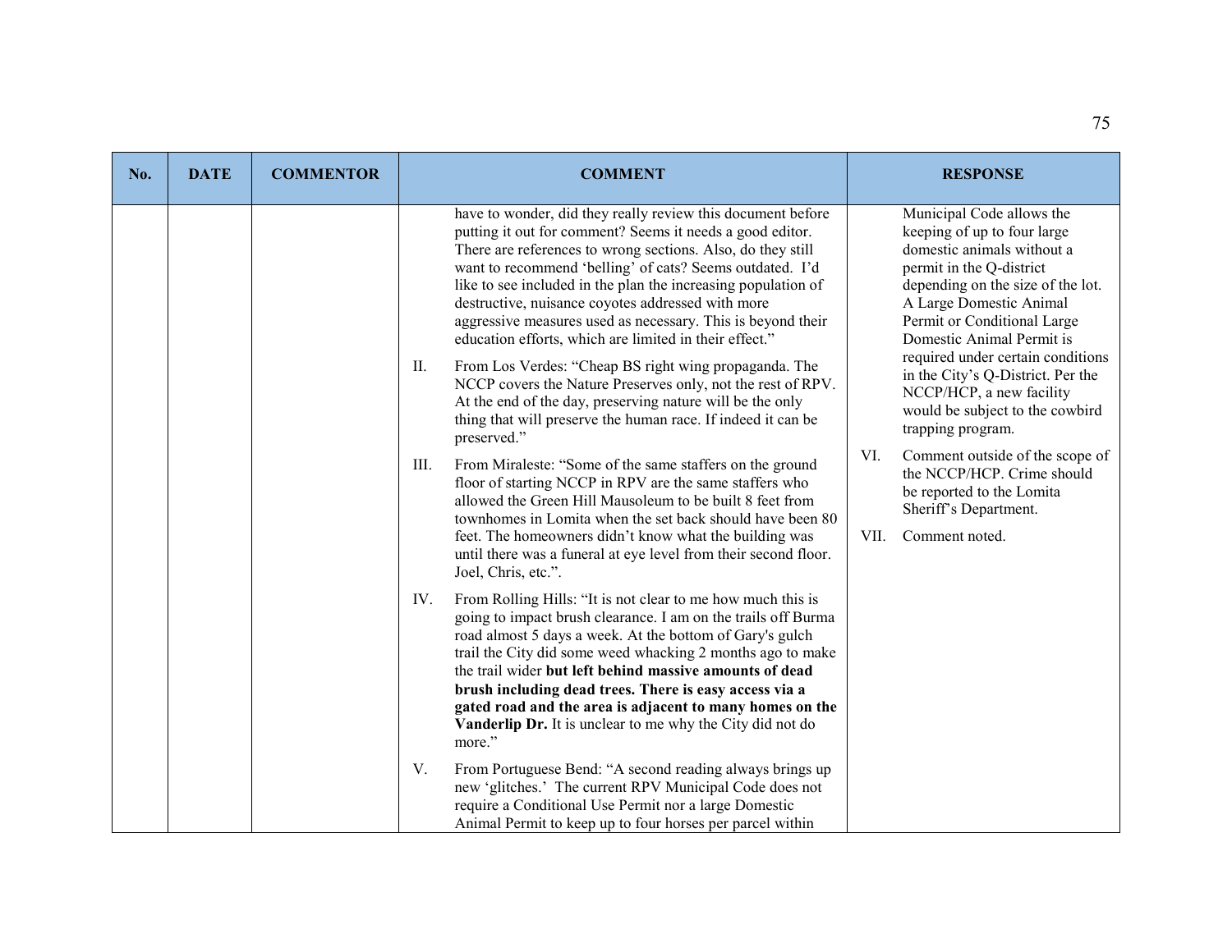| No. | DATE | COMMENTOR | COMMENT | RESPONSE |
|---|---|---|---|---|
| | | | have to wonder, did they really review this document before putting it out for comment? Seems it needs a good editor. There are references to wrong sections. Also, do they still want to recommend 'belling' of cats? Seems outdated. I'd like to see included in the plan the increasing population of destructive, nuisance coyotes addressed with more aggressive measures used as necessary. This is beyond their education efforts, which are limited in their effect."<br><br>II. From Los Verdes: "Cheap BS right wing propaganda. The NCCP covers the Nature Preserves only, not the rest of RPV. At the end of the day, preserving nature will be the only thing that will preserve the human race. If indeed it can be preserved."<br><br>III. From Miraleste: "Some of the same staffers on the ground floor of starting NCCP in RPV are the same staffers who allowed the Green Hill Mausoleum to be built 8 feet from townhomes in Lomita when the set back should have been 80 feet. The homeowners didn't know what the building was until there was a funeral at eye level from their second floor. Joel, Chris, etc.".<br><br>IV. From Rolling Hills: "It is not clear to me how much this is going to impact brush clearance. I am on the trails off Burma road almost 5 days a week. At the bottom of Gary's gulch trail the City did some weed whacking 2 months ago to make the trail wider **but left behind massive amounts of dead brush including dead trees. There is easy access via a gated road and the area is adjacent to many homes on the Vanderlip Dr.** It is unclear to me why the City did not do more."<br><br>V. From Portuguese Bend: "A second reading always brings up new 'glitches.' The current RPV Municipal Code does not require a Conditional Use Permit nor a large Domestic Animal Permit to keep up to four horses per parcel within | Municipal Code allows the keeping of up to four large domestic animals without a permit in the Q-district depending on the size of the lot. A Large Domestic Animal Permit or Conditional Large Domestic Animal Permit is required under certain conditions in the City's Q-District. Per the NCCP/HCP, a new facility would be subject to the cowbird trapping program.<br><br>VI. Comment outside of the scope of the NCCP/HCP. Crime should be reported to the Lomita Sheriff's Department.<br><br>VII. Comment noted. |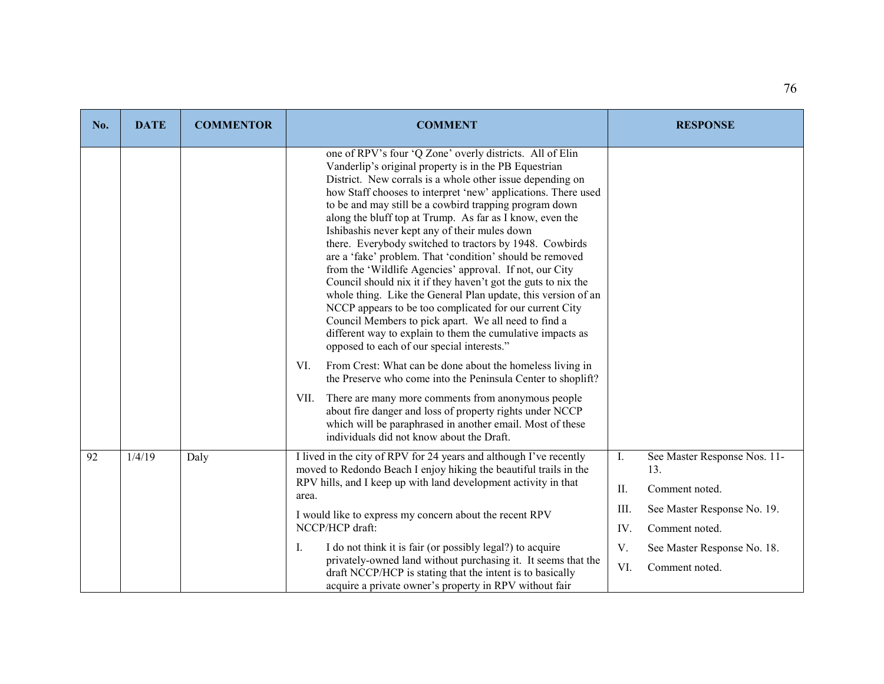| No. | DATE | COMMENTOR | COMMENT | RESPONSE |
| --- | --- | --- | --- | --- |
| | | | one of RPV's four 'Q Zone' overly districts. All of Elin Vanderlip's original property is in the PB Equestrian District. New corrals is a whole other issue depending on how Staff chooses to interpret 'new' applications. There used to be and may still be a cowbird trapping program down along the bluff top at Trump. As far as I know, even the Ishibashis never kept any of their mules down there. Everybody switched to tractors by 1948. Cowbirds are a 'fake' problem. That 'condition' should be removed from the 'Wildlife Agencies' approval. If not, our City Council should nix it if they haven't got the guts to nix the whole thing. Like the General Plan update, this version of an NCCP appears to be too complicated for our current City Council Members to pick apart. We all need to find a different way to explain to them the cumulative impacts as opposed to each of our special interests."<br><br>VI. From Crest: What can be done about the homeless living in the Preserve who come into the Peninsula Center to shoplift?<br><br>VII. There are many more comments from anonymous people about fire danger and loss of property rights under NCCP which will be paraphrased in another email. Most of these individuals did not know about the Draft. | |
| 92 | 1/4/19 | Daly | I lived in the city of RPV for 24 years and although I've recently moved to Redondo Beach I enjoy hiking the beautiful trails in the RPV hills, and I keep up with land development activity in that area.<br><br>I would like to express my concern about the recent RPV NCCP/HCP draft:<br><br>I. I do not think it is fair (or possibly legal?) to acquire privately-owned land without purchasing it. It seems that the draft NCCP/HCP is stating that the intent is to basically acquire a private owner's property in RPV without fair | I. See Master Response Nos. 11-13.<br><br>II. Comment noted.<br><br>III. See Master Response No. 19.<br><br>IV. Comment noted.<br><br>V. See Master Response No. 18.<br><br>VI. Comment noted. |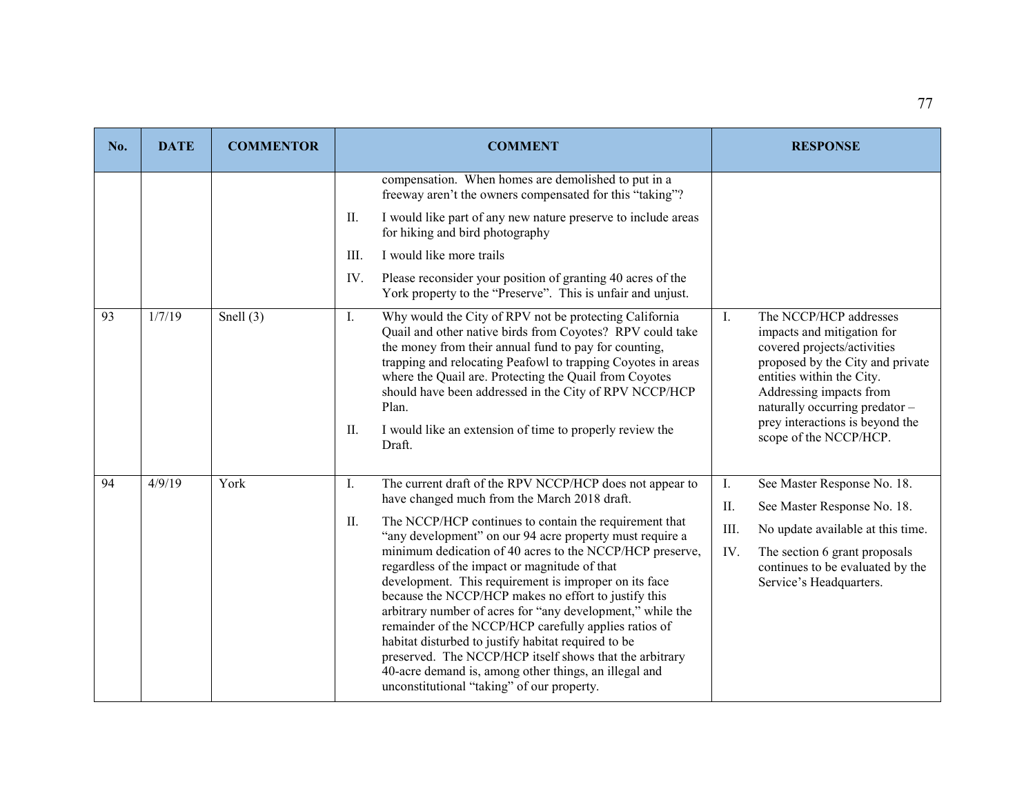| No. | DATE | COMMENTOR | COMMENT | RESPONSE |
|---|---|---|---|---|
| | | | compensation. When homes are demolished to put in a freeway aren't the owners compensated for this "taking"?<br><br>II. I would like part of any new nature preserve to include areas for hiking and bird photography<br><br>III. I would like more trails<br><br>IV. Please reconsider your position of granting 40 acres of the York property to the "Preserve". This is unfair and unjust. | |
| 93 | 1/7/19 | Snell (3) | I. Why would the City of RPV not be protecting California Quail and other native birds from Coyotes? RPV could take the money from their annual fund to pay for counting, trapping and relocating Peafowl to trapping Coyotes in areas where the Quail are. Protecting the Quail from Coyotes should have been addressed in the City of RPV NCCP/HCP Plan.<br><br>II. I would like an extension of time to properly review the Draft. | I. The NCCP/HCP addresses impacts and mitigation for covered projects/activities proposed by the City and private entities within the City. Addressing impacts from naturally occurring predator – prey interactions is beyond the scope of the NCCP/HCP. |
| 94 | 4/9/19 | York | I. The current draft of the RPV NCCP/HCP does not appear to have changed much from the March 2018 draft.<br><br>II. The NCCP/HCP continues to contain the requirement that "any development" on our 94 acre property must require a minimum dedication of 40 acres to the NCCP/HCP preserve, regardless of the impact or magnitude of that development. This requirement is improper on its face because the NCCP/HCP makes no effort to justify this arbitrary number of acres for "any development," while the remainder of the NCCP/HCP carefully applies ratios of habitat disturbed to justify habitat required to be preserved. The NCCP/HCP itself shows that the arbitrary 40-acre demand is, among other things, an illegal and unconstitutional "taking" of our property. | I. See Master Response No. 18.<br><br>II. See Master Response No. 18.<br><br>III. No update available at this time.<br><br>IV. The section 6 grant proposals continues to be evaluated by the Service's Headquarters. |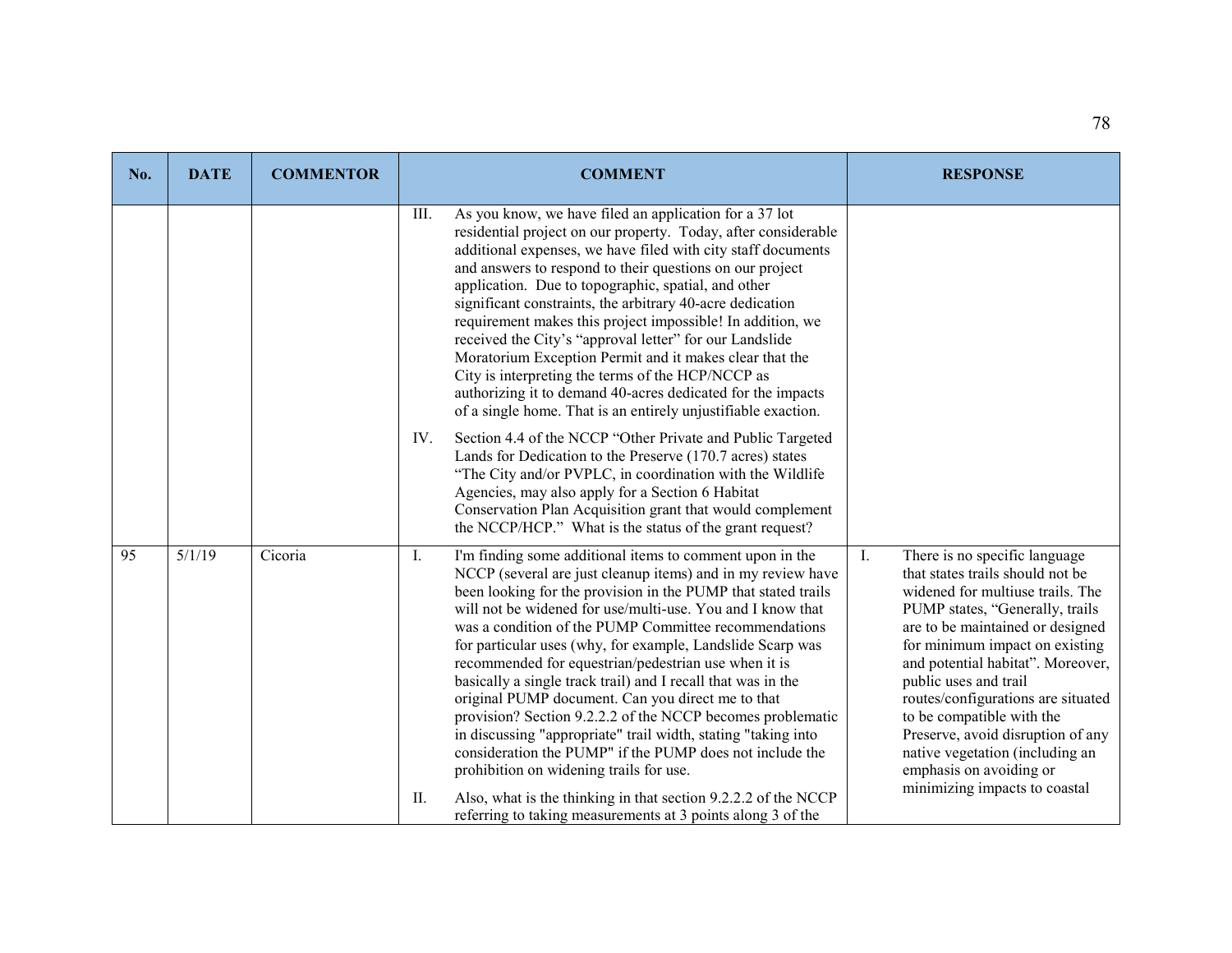| No. | DATE | COMMENTOR | COMMENT | RESPONSE |
|---|---|---|---|---|
| | | | III. As you know, we have filed an application for a 37 lot residential project on our property. Today, after considerable additional expenses, we have filed with city staff documents and answers to respond to their questions on our project application. Due to topographic, spatial, and other significant constraints, the arbitrary 40-acre dedication requirement makes this project impossible! In addition, we received the City's "approval letter" for our Landslide Moratorium Exception Permit and it makes clear that the City is interpreting the terms of the HCP/NCCP as authorizing it to demand 40-acres dedicated for the impacts of a single home. That is an entirely unjustifiable exaction.<br><br>IV. Section 4.4 of the NCCP "Other Private and Public Targeted Lands for Dedication to the Preserve (170.7 acres) states "The City and/or PVPLC, in coordination with the Wildlife Agencies, may also apply for a Section 6 Habitat Conservation Plan Acquisition grant that would complement the NCCP/HCP." What is the status of the grant request? | |
| 95 | 5/1/19 | Cicoria | I. I'm finding some additional items to comment upon in the NCCP (several are just cleanup items) and in my review have been looking for the provision in the PUMP that stated trails will not be widened for use/multi-use. You and I know that was a condition of the PUMP Committee recommendations for particular uses (why, for example, Landslide Scarp was recommended for equestrian/pedestrian use when it is basically a single track trail) and I recall that was in the original PUMP document. Can you direct me to that provision? Section 9.2.2.2 of the NCCP becomes problematic in discussing "appropriate" trail width, stating "taking into consideration the PUMP" if the PUMP does not include the prohibition on widening trails for use.<br><br>II. Also, what is the thinking in that section 9.2.2.2 of the NCCP referring to taking measurements at 3 points along 3 of the | I. There is no specific language that states trails should not be widened for multiuse trails. The PUMP states, "Generally, trails are to be maintained or designed for minimum impact on existing and potential habitat". Moreover, public uses and trail routes/configurations are situated to be compatible with the Preserve, avoid disruption of any native vegetation (including an emphasis on avoiding or minimizing impacts to coastal |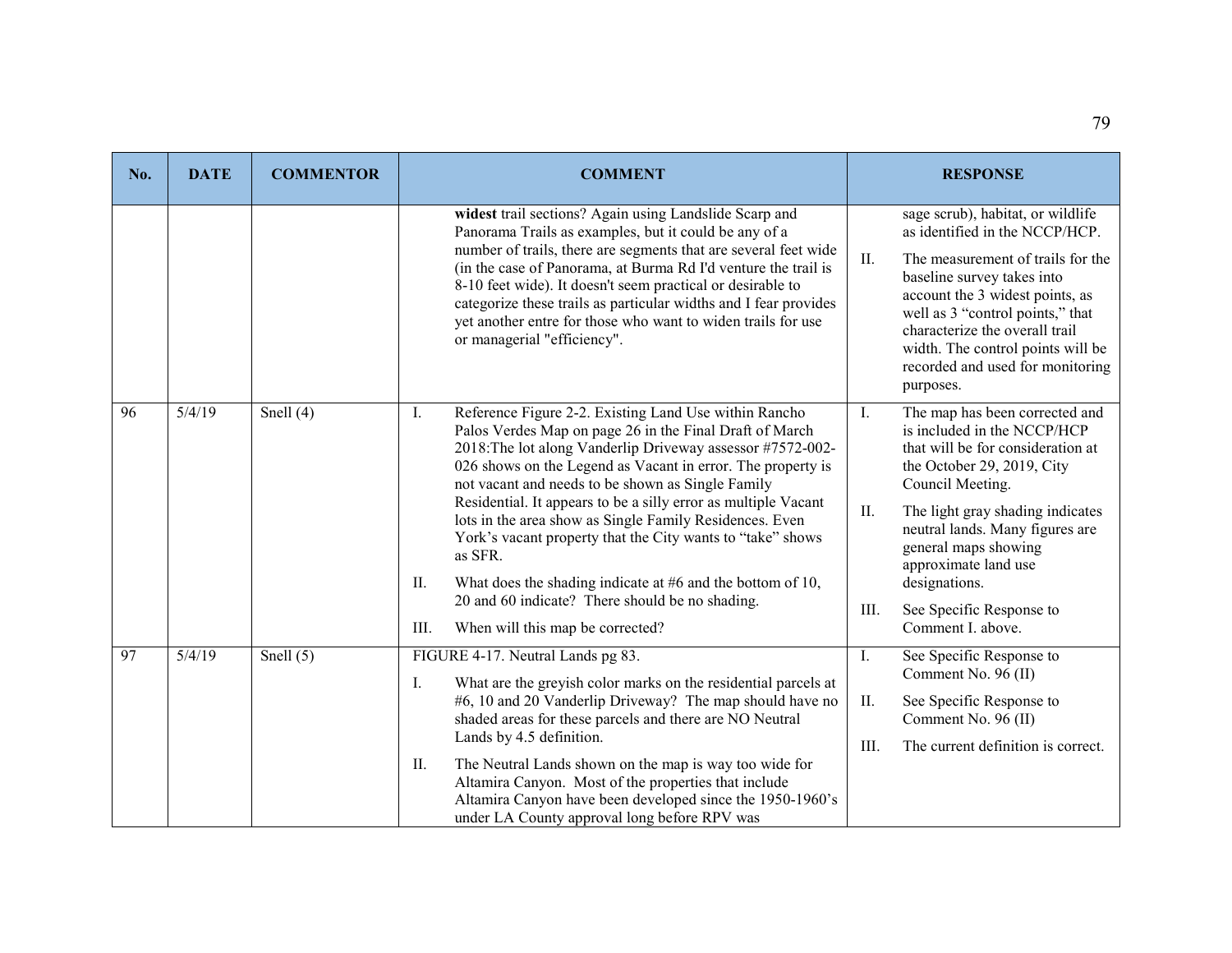| No. | DATE | COMMENTOR | COMMENT | RESPONSE |
|---|---|---|---|---|
| | | | **widest** trail sections? Again using Landslide Scarp and Panorama Trails as examples, but it could be any of a number of trails, there are segments that are several feet wide (in the case of Panorama, at Burma Rd I'd venture the trail is 8-10 feet wide). It doesn't seem practical or desirable to categorize these trails as particular widths and I fear provides yet another entre for those who want to widen trails for use or managerial "efficiency". | sage scrub), habitat, or wildlife as identified in the NCCP/HCP.<br><br>II. The measurement of trails for the baseline survey takes into account the 3 widest points, as well as 3 "control points," that characterize the overall trail width. The control points will be recorded and used for monitoring purposes. |
| 96 | 5/4/19 | Snell (4) | I. Reference Figure 2-2. Existing Land Use within Rancho Palos Verdes Map on page 26 in the Final Draft of March 2018:The lot along Vanderlip Driveway assessor #7572-002-026 shows on the Legend as Vacant in error. The property is not vacant and needs to be shown as Single Family Residential. It appears to be a silly error as multiple Vacant lots in the area show as Single Family Residences. Even York's vacant property that the City wants to "take" shows as SFR.<br><br>II. What does the shading indicate at #6 and the bottom of 10, 20 and 60 indicate? There should be no shading.<br><br>III. When will this map be corrected? | I. The map has been corrected and is included in the NCCP/HCP that will be for consideration at the October 29, 2019, City Council Meeting.<br><br>II. The light gray shading indicates neutral lands. Many figures are general maps showing approximate land use designations.<br><br>III. See Specific Response to Comment I. above. |
| 97 | 5/4/19 | Snell (5) | FIGURE 4-17. Neutral Lands pg 83.<br><br>I. What are the greyish color marks on the residential parcels at #6, 10 and 20 Vanderlip Driveway? The map should have no shaded areas for these parcels and there are NO Neutral Lands by 4.5 definition.<br><br>II. The Neutral Lands shown on the map is way too wide for Altamira Canyon. Most of the properties that include Altamira Canyon have been developed since the 1950-1960's under LA County approval long before RPV was | I. See Specific Response to Comment No. 96 (II)<br><br>II. See Specific Response to Comment No. 96 (II)<br><br>III. The current definition is correct. |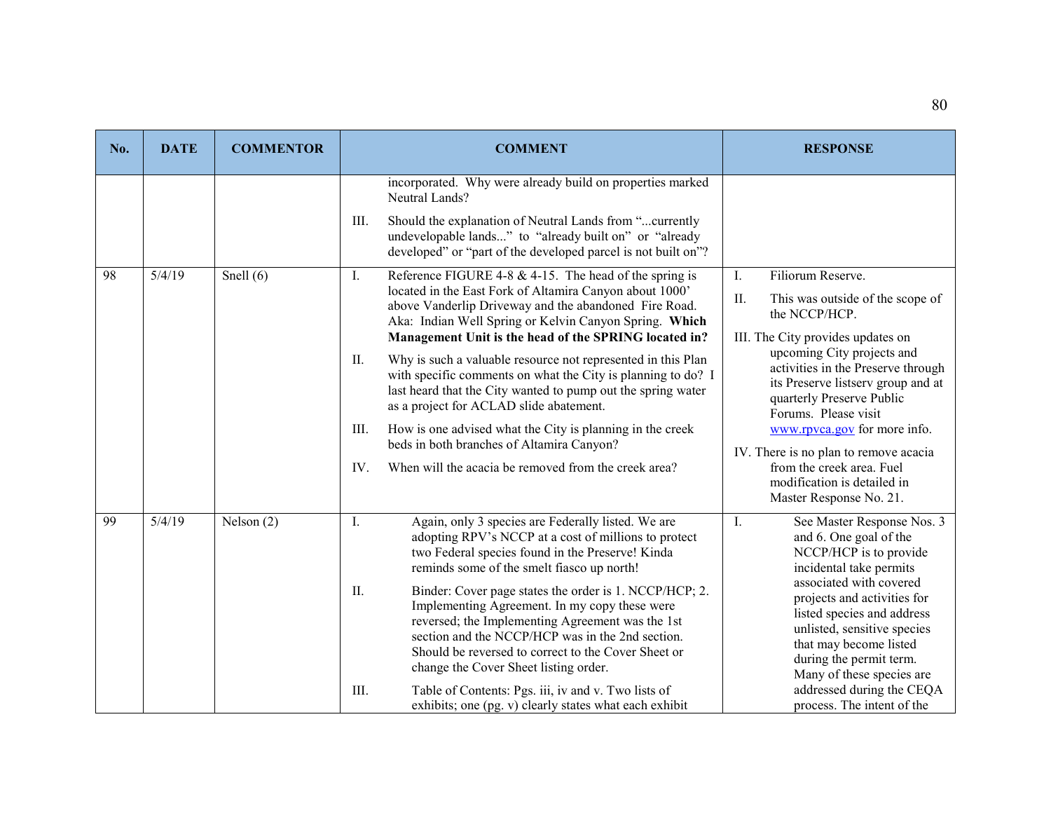| No. | DATE | COMMENTOR | COMMENT | RESPONSE |
|---|---|---|---|---|
| | | | incorporated. Why were already build on properties marked Neutral Lands?<br><br>III. Should the explanation of Neutral Lands from "...currently undevelopable lands..." to "already built on" or "already developed" or "part of the developed parcel is not built on"? | |
| 98 | 5/4/19 | Snell (6) | I. Reference FIGURE 4-8 & 4-15. The head of the spring is located in the East Fork of Altamira Canyon about 1000' above Vanderlip Driveway and the abandoned Fire Road. Aka: Indian Well Spring or Kelvin Canyon Spring. **Which Management Unit is the head of the SPRING located in?**<br><br>II. Why is such a valuable resource not represented in this Plan with specific comments on what the City is planning to do? I last heard that the City wanted to pump out the spring water as a project for ACLAD slide abatement.<br><br>III. How is one advised what the City is planning in the creek beds in both branches of Altamira Canyon?<br><br>IV. When will the acacia be removed from the creek area? | I. Filiorum Reserve.<br><br>II. This was outside of the scope of the NCCP/HCP.<br><br>III. The City provides updates on upcoming City projects and activities in the Preserve through its Preserve listserv group and at quarterly Preserve Public Forums. Please visit www.rpvca.gov for more info.<br><br>IV. There is no plan to remove acacia from the creek area. Fuel modification is detailed in Master Response No. 21. |
| 99 | 5/4/19 | Nelson (2) | I. Again, only 3 species are Federally listed. We are adopting RPV's NCCP at a cost of millions to protect two Federal species found in the Preserve! Kinda reminds some of the smelt fiasco up north!<br><br>II. Binder: Cover page states the order is 1. NCCP/HCP; 2. Implementing Agreement. In my copy these were reversed; the Implementing Agreement was the 1st section and the NCCP/HCP was in the 2nd section. Should be reversed to correct to the Cover Sheet or change the Cover Sheet listing order.<br><br>III. Table of Contents: Pgs. iii, iv and v. Two lists of exhibits; one (pg. v) clearly states what each exhibit | I. See Master Response Nos. 3 and 6. One goal of the NCCP/HCP is to provide incidental take permits associated with covered projects and activities for listed species and address unlisted, sensitive species that may become listed during the permit term. Many of these species are addressed during the CEQA process. The intent of the |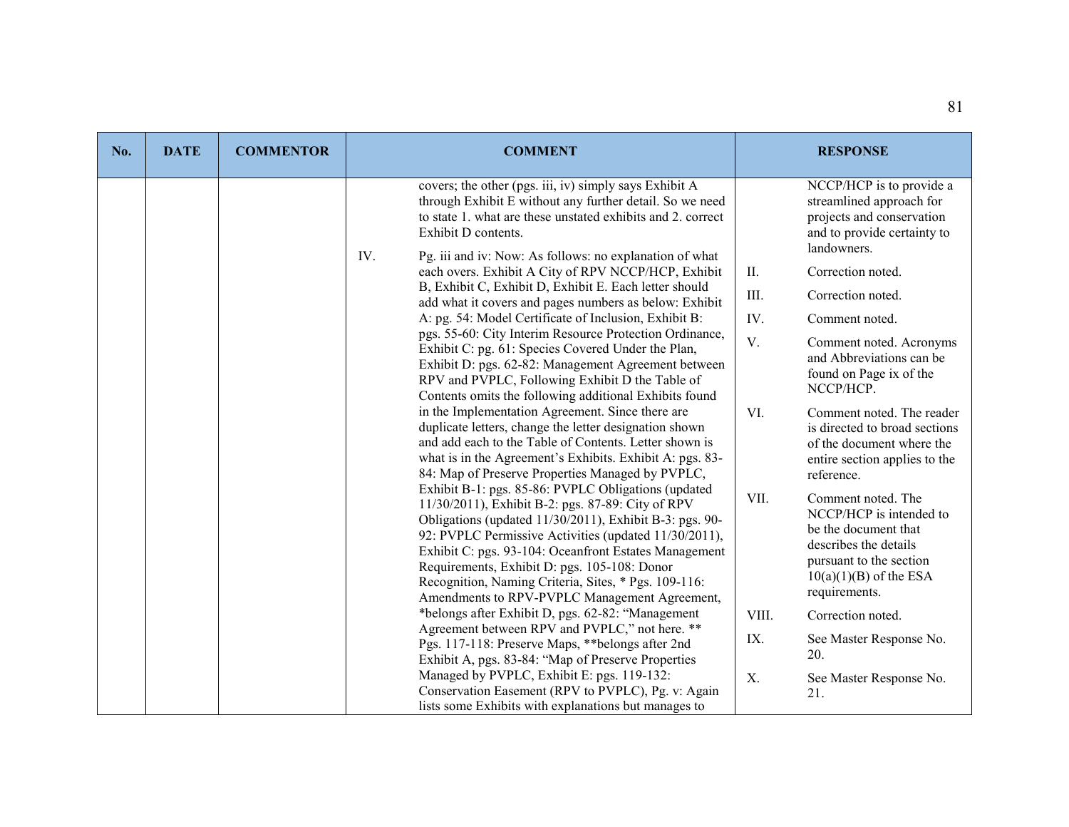| No. | DATE | COMMENTOR | COMMENT | RESPONSE |
|---|---|---|---|---|
| | | | covers; the other (pgs. iii, iv) simply says Exhibit A through Exhibit E without any further detail. So we need to state 1. what are these unstated exhibits and 2. correct Exhibit D contents.<br><br>IV. Pg. iii and iv: Now: As follows: no explanation of what each overs. Exhibit A City of RPV NCCP/HCP, Exhibit B, Exhibit C, Exhibit D, Exhibit E. Each letter should add what it covers and pages numbers as below: Exhibit A: pg. 54: Model Certificate of Inclusion, Exhibit B: pgs. 55-60: City Interim Resource Protection Ordinance, Exhibit C: pg. 61: Species Covered Under the Plan, Exhibit D: pgs. 62-82: Management Agreement between RPV and PVPLC, Following Exhibit D the Table of Contents omits the following additional Exhibits found in the Implementation Agreement. Since there are duplicate letters, change the letter designation shown and add each to the Table of Contents. Letter shown is what is in the Agreement's Exhibits. Exhibit A: pgs. 83-84: Map of Preserve Properties Managed by PVPLC, Exhibit B-1: pgs. 85-86: PVPLC Obligations (updated 11/30/2011), Exhibit B-2: pgs. 87-89: City of RPV Obligations (updated 11/30/2011), Exhibit B-3: pgs. 90-92: PVPLC Permissive Activities (updated 11/30/2011), Exhibit C: pgs. 93-104: Oceanfront Estates Management Requirements, Exhibit D: pgs. 105-108: Donor Recognition, Naming Criteria, Sites, * Pgs. 109-116: Amendments to RPV-PVPLC Management Agreement, *belongs after Exhibit D, pgs. 62-82: "Management Agreement between RPV and PVPLC," not here. ** Pgs. 117-118: Preserve Maps, **belongs after 2nd Exhibit A, pgs. 83-84: "Map of Preserve Properties Managed by PVPLC, Exhibit E: pgs. 119-132: Conservation Easement (RPV to PVPLC), Pg. v: Again lists some Exhibits with explanations but manages to | NCCP/HCP is to provide a streamlined approach for projects and conservation and to provide certainty to landowners.<br><br>II. Correction noted.<br><br>III. Correction noted.<br><br>IV. Comment noted.<br><br>V. Comment noted. Acronyms and Abbreviations can be found on Page ix of the NCCP/HCP.<br><br>VI. Comment noted. The reader is directed to broad sections of the document where the entire section applies to the reference.<br><br>VII. Comment noted. The NCCP/HCP is intended to be the document that describes the details pursuant to the section 10(a)(1)(B) of the ESA requirements.<br><br>VIII. Correction noted.<br><br>IX. See Master Response No. 20.<br><br>X. See Master Response No. 21. |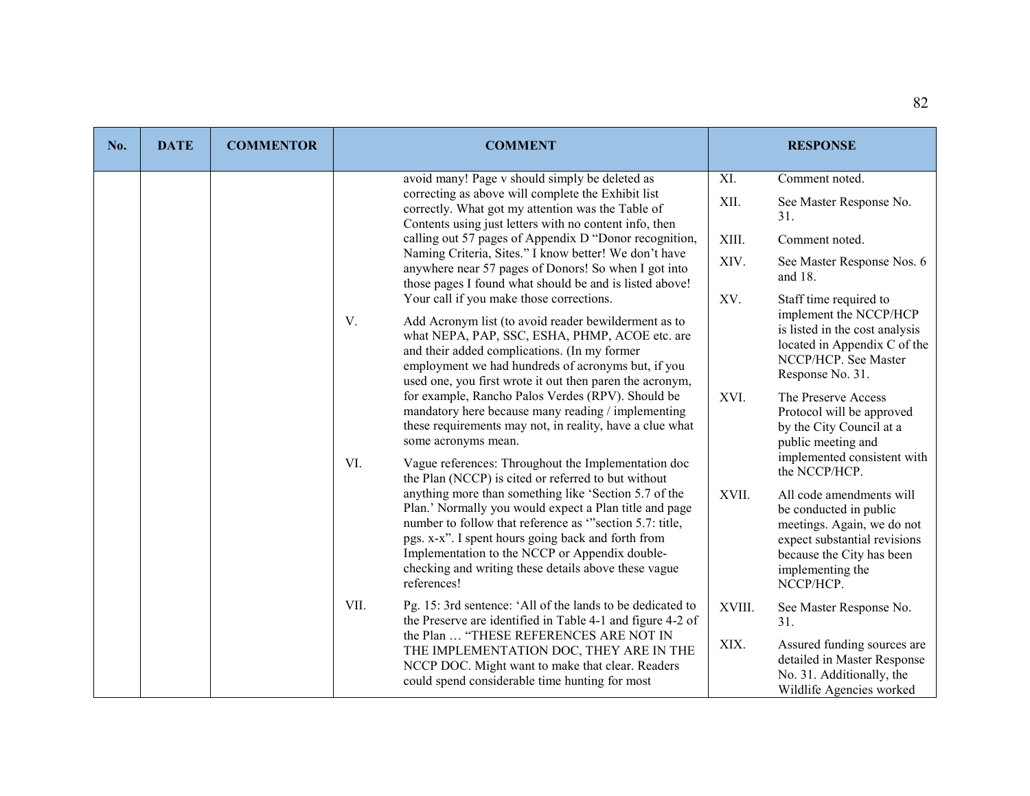| No. | DATE | COMMENTOR | COMMENT | RESPONSE |
|---|---|---|---|---|
| | | | avoid many! Page v should simply be deleted as correcting as above will complete the Exhibit list correctly. What got my attention was the Table of Contents using just letters with no content info, then calling out 57 pages of Appendix D "Donor recognition, Naming Criteria, Sites." I know better! We don't have anywhere near 57 pages of Donors! So when I got into those pages I found what should be and is listed above! Your call if you make those corrections.<br><br>V. Add Acronym list (to avoid reader bewilderment as to what NEPA, PAP, SSC, ESHA, PHMP, ACOE etc. are and their added complications. (In my former employment we had hundreds of acronyms but, if you used one, you first wrote it out then paren the acronym, for example, Rancho Palos Verdes (RPV). Should be mandatory here because many reading / implementing these requirements may not, in reality, have a clue what some acronyms mean.<br><br>VI. Vague references: Throughout the Implementation doc the Plan (NCCP) is cited or referred to but without anything more than something like 'Section 5.7 of the Plan.' Normally you would expect a Plan title and page number to follow that reference as '"section 5.7: title, pgs. x-x". I spent hours going back and forth from Implementation to the NCCP or Appendix double-checking and writing these details above these vague references!<br><br>VII. Pg. 15: 3rd sentence: 'All of the lands to be dedicated to the Preserve are identified in Table 4-1 and figure 4-2 of the Plan … "THESE REFERENCES ARE NOT IN THE IMPLEMENTATION DOC, THEY ARE IN THE NCCP DOC. Might want to make that clear. Readers could spend considerable time hunting for most | XI. Comment noted.<br><br>XII. See Master Response No. 31.<br><br>XIII. Comment noted.<br><br>XIV. See Master Response Nos. 6 and 18.<br><br>XV. Staff time required to implement the NCCP/HCP is listed in the cost analysis located in Appendix C of the NCCP/HCP. See Master Response No. 31.<br><br>XVI. The Preserve Access Protocol will be approved by the City Council at a public meeting and implemented consistent with the NCCP/HCP.<br><br>XVII. All code amendments will be conducted in public meetings. Again, we do not expect substantial revisions because the City has been implementing the NCCP/HCP.<br><br>XVIII. See Master Response No. 31.<br><br>XIX. Assured funding sources are detailed in Master Response No. 31. Additionally, the Wildlife Agencies worked |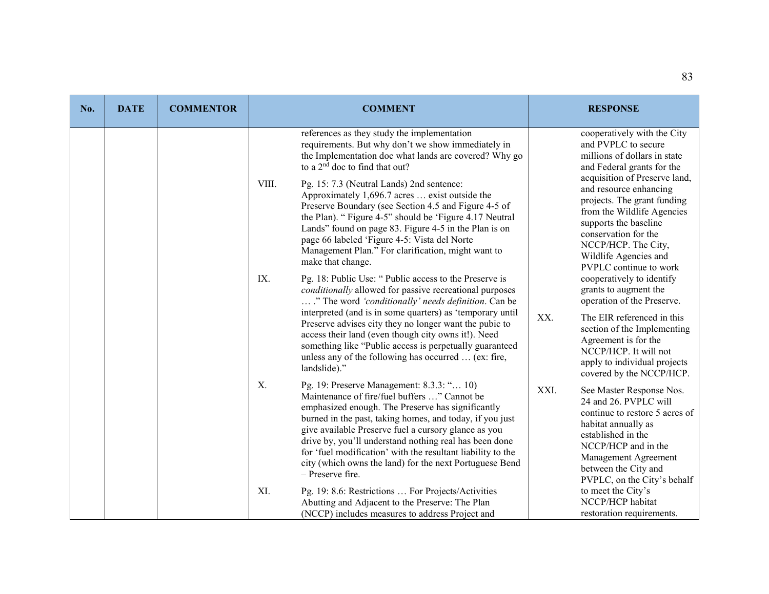| No. | DATE | COMMENTOR | COMMENT | RESPONSE |
|---|---|---|---|---|
| | | | references as they study the implementation requirements. But why don't we show immediately in the Implementation doc what lands are covered? Why go to a 2nd doc to find that out?<br><br>VIII. Pg. 15: 7.3 (Neutral Lands) 2nd sentence: Approximately 1,696.7 acres … exist outside the Preserve Boundary (see Section 4.5 and Figure 4-5 of the Plan). " Figure 4-5" should be 'Figure 4.17 Neutral Lands" found on page 83. Figure 4-5 in the Plan is on page 66 labeled 'Figure 4-5: Vista del Norte Management Plan." For clarification, might want to make that change.<br><br>IX. Pg. 18: Public Use: " Public access to the Preserve is *conditionally* allowed for passive recreational purposes … ." The word *'conditionally' needs definition*. Can be interpreted (and is in some quarters) as 'temporary until Preserve advises city they no longer want the pubic to access their land (even though city owns it!). Need something like "Public access is perpetually guaranteed unless any of the following has occurred … (ex: fire, landslide)."<br><br>X. Pg. 19: Preserve Management: 8.3.3: "… 10) Maintenance of fire/fuel buffers …" Cannot be emphasized enough. The Preserve has significantly burned in the past, taking homes, and today, if you just give available Preserve fuel a cursory glance as you drive by, you'll understand nothing real has been done for 'fuel modification' with the resultant liability to the city (which owns the land) for the next Portuguese Bend – Preserve fire.<br><br>XI. Pg. 19: 8.6: Restrictions … For Projects/Activities Abutting and Adjacent to the Preserve: The Plan (NCCP) includes measures to address Project and | cooperatively with the City and PVPLC to secure millions of dollars in state and Federal grants for the acquisition of Preserve land, and resource enhancing projects. The grant funding from the Wildlife Agencies supports the baseline conservation for the NCCP/HCP. The City, Wildlife Agencies and PVPLC continue to work cooperatively to identify grants to augment the operation of the Preserve.<br><br>XX. The EIR referenced in this section of the Implementing Agreement is for the NCCP/HCP. It will not apply to individual projects covered by the NCCP/HCP.<br><br>XXI. See Master Response Nos. 24 and 26. PVPLC will continue to restore 5 acres of habitat annually as established in the NCCP/HCP and in the Management Agreement between the City and PVPLC, on the City's behalf to meet the City's NCCP/HCP habitat restoration requirements. |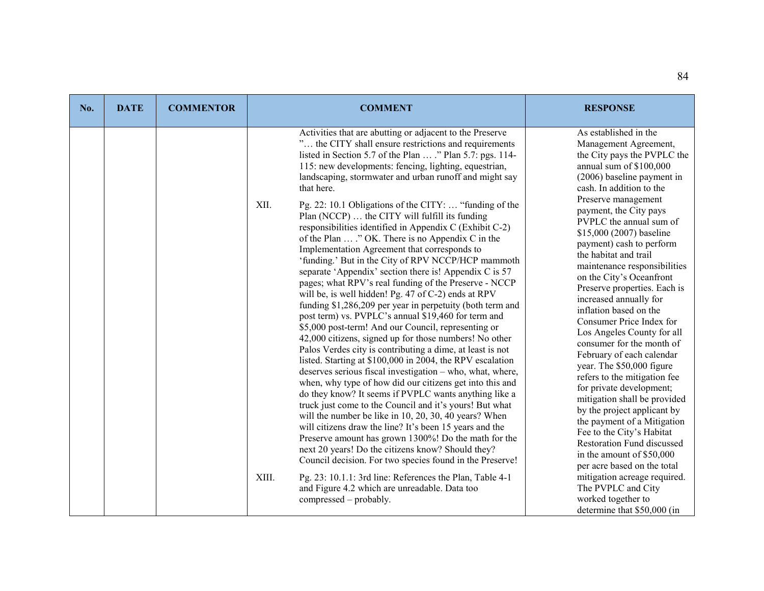| No. | DATE | COMMENTOR | COMMENT | RESPONSE |
|---|---|---|---|---|
| | | | Activities that are abutting or adjacent to the Preserve "… the CITY shall ensure restrictions and requirements listed in Section 5.7 of the Plan … ." Plan 5.7: pgs. 114-115: new developments: fencing, lighting, equestrian, landscaping, stormwater and urban runoff and might say that here.<br><br>XII. Pg. 22: 10.1 Obligations of the CITY: … "funding of the Plan (NCCP) … the CITY will fulfill its funding responsibilities identified in Appendix C (Exhibit C-2) of the Plan … ." OK. There is no Appendix C in the Implementation Agreement that corresponds to 'funding.' But in the City of RPV NCCP/HCP mammoth separate 'Appendix' section there is! Appendix C is 57 pages; what RPV's real funding of the Preserve - NCCP will be, is well hidden! Pg. 47 of C-2) ends at RPV funding $1,286,209 per year in perpetuity (both term and post term) vs. PVPLC's annual $19,460 for term and $5,000 post-term! And our Council, representing or 42,000 citizens, signed up for those numbers! No other Palos Verdes city is contributing a dime, at least is not listed. Starting at $100,000 in 2004, the RPV escalation deserves serious fiscal investigation – who, what, where, when, why type of how did our citizens get into this and do they know? It seems if PVPLC wants anything like a truck just come to the Council and it's yours! But what will the number be like in 10, 20, 30, 40 years? When will citizens draw the line? It's been 15 years and the Preserve amount has grown 1300%! Do the math for the next 20 years! Do the citizens know? Should they? Council decision. For two species found in the Preserve!<br><br>XIII. Pg. 23: 10.1.1: 3rd line: References the Plan, Table 4-1 and Figure 4.2 which are unreadable. Data too compressed – probably. | As established in the Management Agreement, the City pays the PVPLC the annual sum of $100,000 (2006) baseline payment in cash. In addition to the Preserve management payment, the City pays PVPLC the annual sum of $15,000 (2007) baseline payment) cash to perform the habitat and trail maintenance responsibilities on the City's Oceanfront Preserve properties. Each is increased annually for inflation based on the Consumer Price Index for Los Angeles County for all consumer for the month of February of each calendar year. The $50,000 figure refers to the mitigation fee for private development; mitigation shall be provided by the project applicant by the payment of a Mitigation Fee to the City's Habitat Restoration Fund discussed in the amount of $50,000 per acre based on the total mitigation acreage required. The PVPLC and City worked together to determine that $50,000 (in |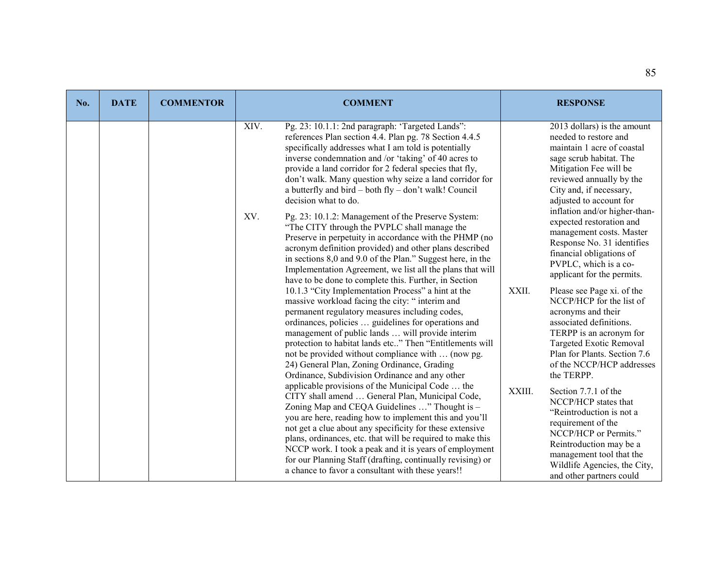| No. | DATE | COMMENTOR | COMMENT | RESPONSE |
|---|---|---|---|---|
| | | | XIV. Pg. 23: 10.1.1: 2nd paragraph: 'Targeted Lands": references Plan section 4.4. Plan pg. 78 Section 4.4.5 specifically addresses what I am told is potentially inverse condemnation and /or 'taking' of 40 acres to provide a land corridor for 2 federal species that fly, don't walk. Many question why seize a land corridor for a butterfly and bird – both fly – don't walk! Council decision what to do.<br><br>XV. Pg. 23: 10.1.2: Management of the Preserve System: "The CITY through the PVPLC shall manage the Preserve in perpetuity in accordance with the PHMP (no acronym definition provided) and other plans described in sections 8,0 and 9.0 of the Plan." Suggest here, in the Implementation Agreement, we list all the plans that will have to be done to complete this. Further, in Section 10.1.3 "City Implementation Process" a hint at the massive workload facing the city: " interim and permanent regulatory measures including codes, ordinances, policies … guidelines for operations and management of public lands … will provide interim protection to habitat lands etc.." Then "Entitlements will not be provided without compliance with … (now pg. 24) General Plan, Zoning Ordinance, Grading Ordinance, Subdivision Ordinance and any other applicable provisions of the Municipal Code … the CITY shall amend … General Plan, Municipal Code, Zoning Map and CEQA Guidelines …" Thought is – you are here, reading how to implement this and you'll not get a clue about any specificity for these extensive plans, ordinances, etc. that will be required to make this NCCP work. I took a peak and it is years of employment for our Planning Staff (drafting, continually revising) or a chance to favor a consultant with these years!! | 2013 dollars) is the amount needed to restore and maintain 1 acre of coastal sage scrub habitat. The Mitigation Fee will be reviewed annually by the City and, if necessary, adjusted to account for inflation and/or higher-than-expected restoration and management costs. Master Response No. 31 identifies financial obligations of PVPLC, which is a co-applicant for the permits.<br><br>XXII. Please see Page xi. of the NCCP/HCP for the list of acronyms and their associated definitions. TERPP is an acronym for Targeted Exotic Removal Plan for Plants. Section 7.6 of the NCCP/HCP addresses the TERPP.<br><br>XXIII. Section 7.7.1 of the NCCP/HCP states that "Reintroduction is not a requirement of the NCCP/HCP or Permits." Reintroduction may be a management tool that the Wildlife Agencies, the City, and other partners could |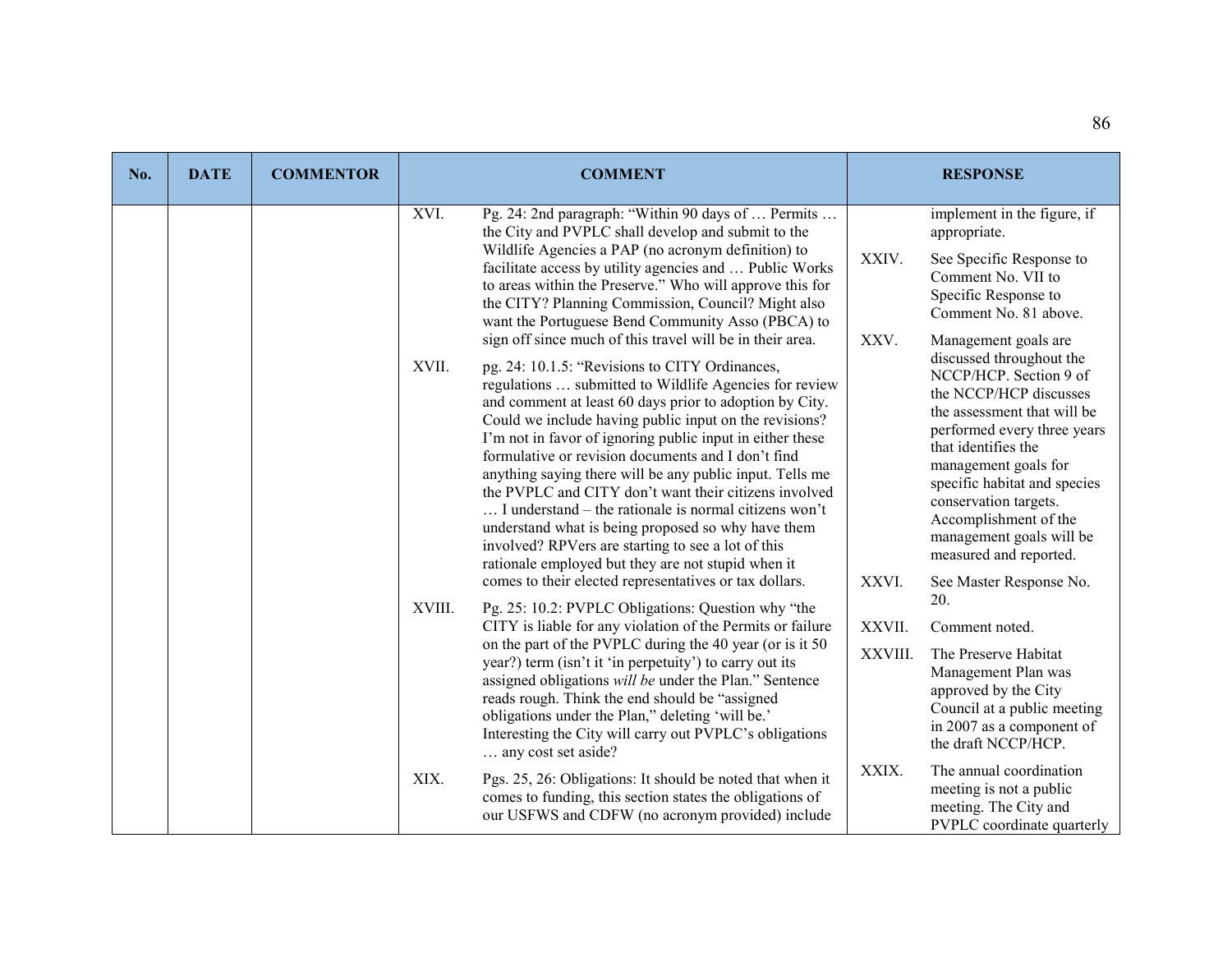| No. | DATE | COMMENTOR | COMMENT | RESPONSE |
|---|---|---|---|---|
| | | | XVI. Pg. 24: 2nd paragraph: "Within 90 days of … Permits … the City and PVPLC shall develop and submit to the Wildlife Agencies a PAP (no acronym definition) to facilitate access by utility agencies and … Public Works to areas within the Preserve." Who will approve this for the CITY? Planning Commission, Council? Might also want the Portuguese Bend Community Asso (PBCA) to sign off since much of this travel will be in their area.<br><br>XVII. pg. 24: 10.1.5: "Revisions to CITY Ordinances, regulations … submitted to Wildlife Agencies for review and comment at least 60 days prior to adoption by City. Could we include having public input on the revisions? I'm not in favor of ignoring public input in either these formulative or revision documents and I don't find anything saying there will be any public input. Tells me the PVPLC and CITY don't want their citizens involved … I understand – the rationale is normal citizens won't understand what is being proposed so why have them involved? RPVers are starting to see a lot of this rationale employed but they are not stupid when it comes to their elected representatives or tax dollars.<br><br>XVIII. Pg. 25: 10.2: PVPLC Obligations: Question why "the CITY is liable for any violation of the Permits or failure on the part of the PVPLC during the 40 year (or is it 50 year?) term (isn't it 'in perpetuity') to carry out its assigned obligations *will be* under the Plan." Sentence reads rough. Think the end should be "assigned obligations under the Plan," deleting 'will be.' Interesting the City will carry out PVPLC's obligations … any cost set aside?<br><br>XIX. Pgs. 25, 26: Obligations: It should be noted that when it comes to funding, this section states the obligations of our USFWS and CDFW (no acronym provided) include | implement in the figure, if appropriate.<br><br>XXIV. See Specific Response to Comment No. VII to Specific Response to Comment No. 81 above.<br><br>XXV. Management goals are discussed throughout the NCCP/HCP. Section 9 of the NCCP/HCP discusses the assessment that will be performed every three years that identifies the management goals for specific habitat and species conservation targets. Accomplishment of the management goals will be measured and reported.<br><br>XXVI. See Master Response No. 20.<br><br>XXVII. Comment noted.<br><br>XXVIII. The Preserve Habitat Management Plan was approved by the City Council at a public meeting in 2007 as a component of the draft NCCP/HCP.<br><br>XXIX. The annual coordination meeting is not a public meeting. The City and PVPLC coordinate quarterly |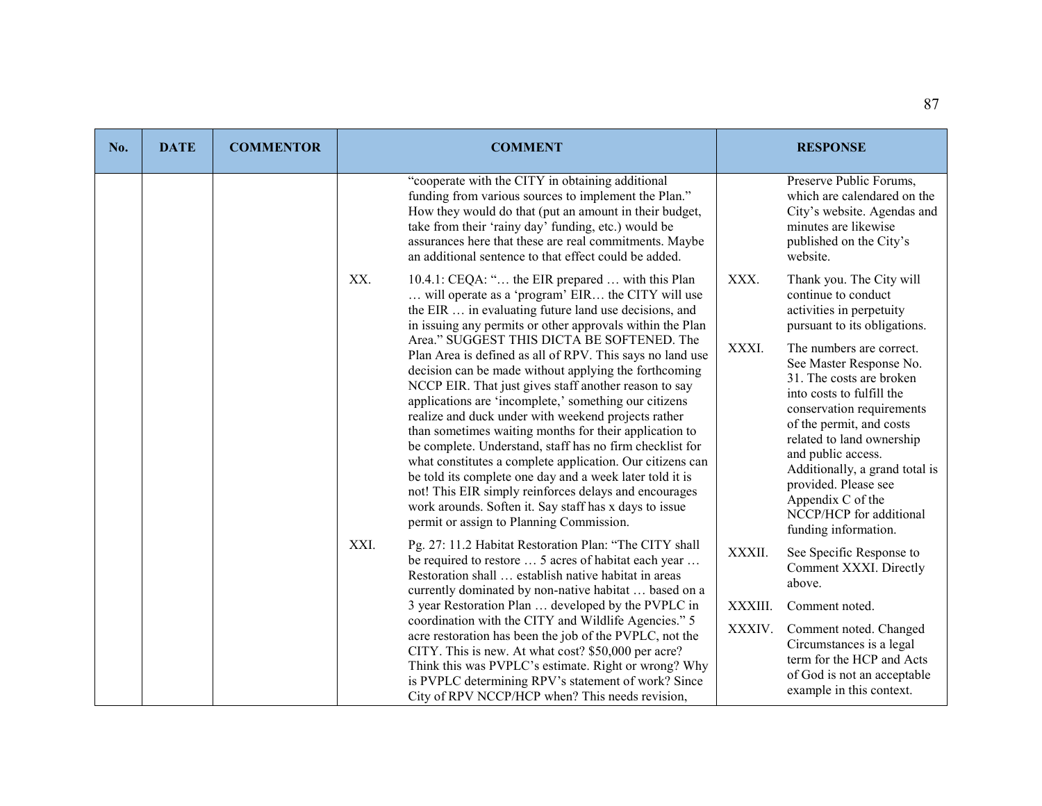| No. | DATE | COMMENTOR | COMMENT | RESPONSE |
|---|---|---|---|---|
| | | | "cooperate with the CITY in obtaining additional funding from various sources to implement the Plan." How they would do that (put an amount in their budget, take from their 'rainy day' funding, etc.) would be assurances here that these are real commitments. Maybe an additional sentence to that effect could be added.<br><br>XX. 10.4.1: CEQA: "… the EIR prepared … with this Plan … will operate as a 'program' EIR… the CITY will use the EIR … in evaluating future land use decisions, and in issuing any permits or other approvals within the Plan Area." SUGGEST THIS DICTA BE SOFTENED. The Plan Area is defined as all of RPV. This says no land use decision can be made without applying the forthcoming NCCP EIR. That just gives staff another reason to say applications are 'incomplete,' something our citizens realize and duck under with weekend projects rather than sometimes waiting months for their application to be complete. Understand, staff has no firm checklist for what constitutes a complete application. Our citizens can be told its complete one day and a week later told it is not! This EIR simply reinforces delays and encourages work arounds. Soften it. Say staff has x days to issue permit or assign to Planning Commission.<br><br>XXI. Pg. 27: 11.2 Habitat Restoration Plan: "The CITY shall be required to restore … 5 acres of habitat each year … Restoration shall … establish native habitat in areas currently dominated by non-native habitat … based on a 3 year Restoration Plan … developed by the PVPLC in coordination with the CITY and Wildlife Agencies." 5 acre restoration has been the job of the PVPLC, not the CITY. This is new. At what cost? $50,000 per acre? Think this was PVPLC's estimate. Right or wrong? Why is PVPLC determining RPV's statement of work? Since City of RPV NCCP/HCP when? This needs revision, | Preserve Public Forums, which are calendared on the City's website. Agendas and minutes are likewise published on the City's website.<br><br>XXX. Thank you. The City will continue to conduct activities in perpetuity pursuant to its obligations.<br><br>XXXI. The numbers are correct. See Master Response No. 31. The costs are broken into costs to fulfill the conservation requirements of the permit, and costs related to land ownership and public access. Additionally, a grand total is provided. Please see Appendix C of the NCCP/HCP for additional funding information.<br><br>XXXII. See Specific Response to Comment XXXI. Directly above.<br><br>XXXIII. Comment noted.<br><br>XXXIV. Comment noted. Changed Circumstances is a legal term for the HCP and Acts of God is not an acceptable example in this context. |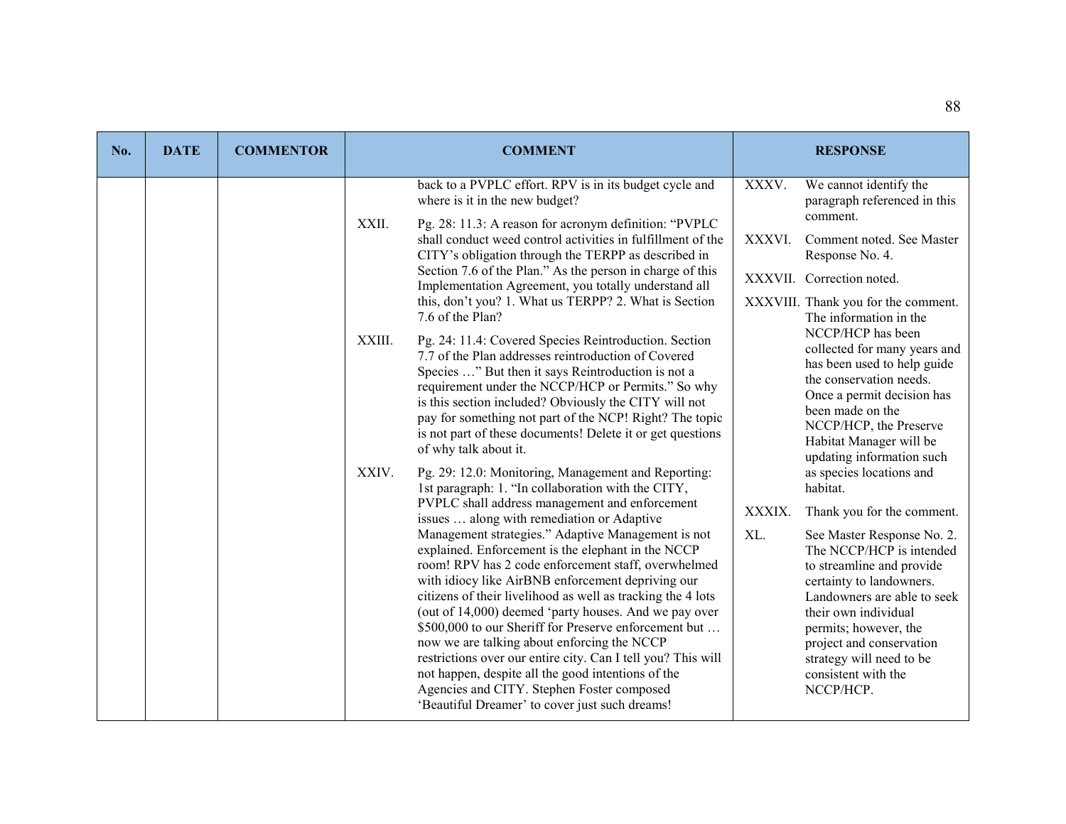| No. | DATE | COMMENTOR | COMMENT | RESPONSE |
|---|---|---|---|---|
| | | | back to a PVPLC effort. RPV is in its budget cycle and where is it in the new budget?<br><br>XXII. Pg. 28: 11.3: A reason for acronym definition: "PVPLC shall conduct weed control activities in fulfillment of the CITY's obligation through the TERPP as described in Section 7.6 of the Plan." As the person in charge of this Implementation Agreement, you totally understand all this, don't you? 1. What us TERPP? 2. What is Section 7.6 of the Plan?<br><br>XXIII. Pg. 24: 11.4: Covered Species Reintroduction. Section 7.7 of the Plan addresses reintroduction of Covered Species …" But then it says Reintroduction is not a requirement under the NCCP/HCP or Permits." So why is this section included? Obviously the CITY will not pay for something not part of the NCP! Right? The topic is not part of these documents! Delete it or get questions of why talk about it.<br><br>XXIV. Pg. 29: 12.0: Monitoring, Management and Reporting: 1st paragraph: 1. "In collaboration with the CITY, PVPLC shall address management and enforcement issues … along with remediation or Adaptive Management strategies." Adaptive Management is not explained. Enforcement is the elephant in the NCCP room! RPV has 2 code enforcement staff, overwhelmed with idiocy like AirBNB enforcement depriving our citizens of their livelihood as well as tracking the 4 lots (out of 14,000) deemed 'party houses. And we pay over $500,000 to our Sheriff for Preserve enforcement but … now we are talking about enforcing the NCCP restrictions over our entire city. Can I tell you? This will not happen, despite all the good intentions of the Agencies and CITY. Stephen Foster composed 'Beautiful Dreamer' to cover just such dreams! | XXXV. We cannot identify the paragraph referenced in this comment.<br><br>XXXVI. Comment noted. See Master Response No. 4.<br><br>XXXVII. Correction noted.<br><br>XXXVIII. Thank you for the comment. The information in the NCCP/HCP has been collected for many years and has been used to help guide the conservation needs. Once a permit decision has been made on the NCCP/HCP, the Preserve Habitat Manager will be updating information such as species locations and habitat.<br><br>XXXIX. Thank you for the comment.<br><br>XL. See Master Response No. 2. The NCCP/HCP is intended to streamline and provide certainty to landowners. Landowners are able to seek their own individual permits; however, the project and conservation strategy will need to be consistent with the NCCP/HCP. |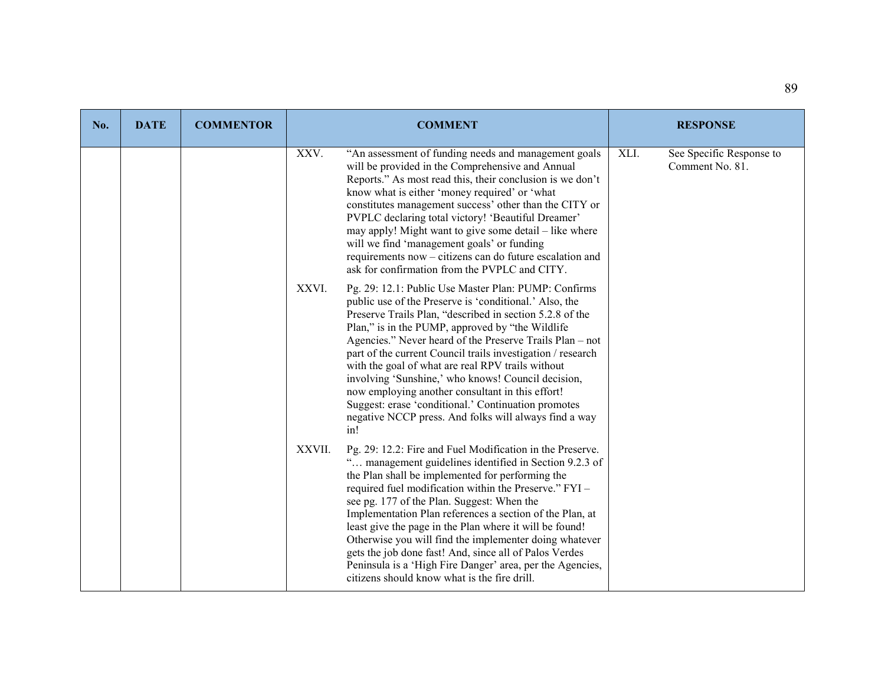| No. | DATE | COMMENTOR | COMMENT | RESPONSE |
|---|---|---|---|---|
| | | | XXV. "An assessment of funding needs and management goals will be provided in the Comprehensive and Annual Reports." As most read this, their conclusion is we don't know what is either 'money required' or 'what constitutes management success' other than the CITY or PVPLC declaring total victory! 'Beautiful Dreamer' may apply! Might want to give some detail – like where will we find 'management goals' or funding requirements now – citizens can do future escalation and ask for confirmation from the PVPLC and CITY. | XLI. See Specific Response to Comment No. 81. |
| | | | XXVI. Pg. 29: 12.1: Public Use Master Plan: PUMP: Confirms public use of the Preserve is 'conditional.' Also, the Preserve Trails Plan, "described in section 5.2.8 of the Plan," is in the PUMP, approved by "the Wildlife Agencies." Never heard of the Preserve Trails Plan – not part of the current Council trails investigation / research with the goal of what are real RPV trails without involving 'Sunshine,' who knows! Council decision, now employing another consultant in this effort! Suggest: erase 'conditional.' Continuation promotes negative NCCP press. And folks will always find a way in! | |
| | | | XXVII. Pg. 29: 12.2: Fire and Fuel Modification in the Preserve. "… management guidelines identified in Section 9.2.3 of the Plan shall be implemented for performing the required fuel modification within the Preserve." FYI – see pg. 177 of the Plan. Suggest: When the Implementation Plan references a section of the Plan, at least give the page in the Plan where it will be found! Otherwise you will find the implementer doing whatever gets the job done fast! And, since all of Palos Verdes Peninsula is a 'High Fire Danger' area, per the Agencies, citizens should know what is the fire drill. | |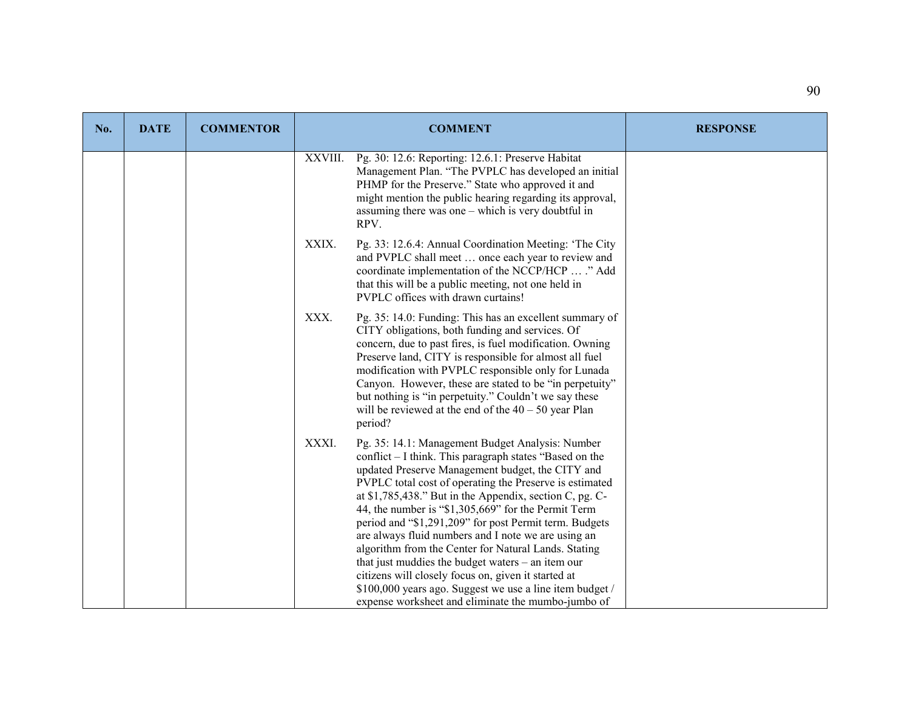| No. | DATE | COMMENTOR | COMMENT | RESPONSE |
|---|---|---|---|---|
| | | | XXVIII. Pg. 30: 12.6: Reporting: 12.6.1: Preserve Habitat Management Plan. "The PVPLC has developed an initial PHMP for the Preserve." State who approved it and might mention the public hearing regarding its approval, assuming there was one – which is very doubtful in RPV.<br><br>XXIX. Pg. 33: 12.6.4: Annual Coordination Meeting: 'The City and PVPLC shall meet … once each year to review and coordinate implementation of the NCCP/HCP … ." Add that this will be a public meeting, not one held in PVPLC offices with drawn curtains!<br><br>XXX. Pg. 35: 14.0: Funding: This has an excellent summary of CITY obligations, both funding and services. Of concern, due to past fires, is fuel modification. Owning Preserve land, CITY is responsible for almost all fuel modification with PVPLC responsible only for Lunada Canyon. However, these are stated to be "in perpetuity" but nothing is "in perpetuity." Couldn't we say these will be reviewed at the end of the 40 – 50 year Plan period?<br><br>XXXI. Pg. 35: 14.1: Management Budget Analysis: Number conflict – I think. This paragraph states "Based on the updated Preserve Management budget, the CITY and PVPLC total cost of operating the Preserve is estimated at $1,785,438." But in the Appendix, section C, pg. C-44, the number is "$1,305,669" for the Permit Term period and "$1,291,209" for post Permit term. Budgets are always fluid numbers and I note we are using an algorithm from the Center for Natural Lands. Stating that just muddies the budget waters – an item our citizens will closely focus on, given it started at $100,000 years ago. Suggest we use a line item budget / expense worksheet and eliminate the mumbo-jumbo of | |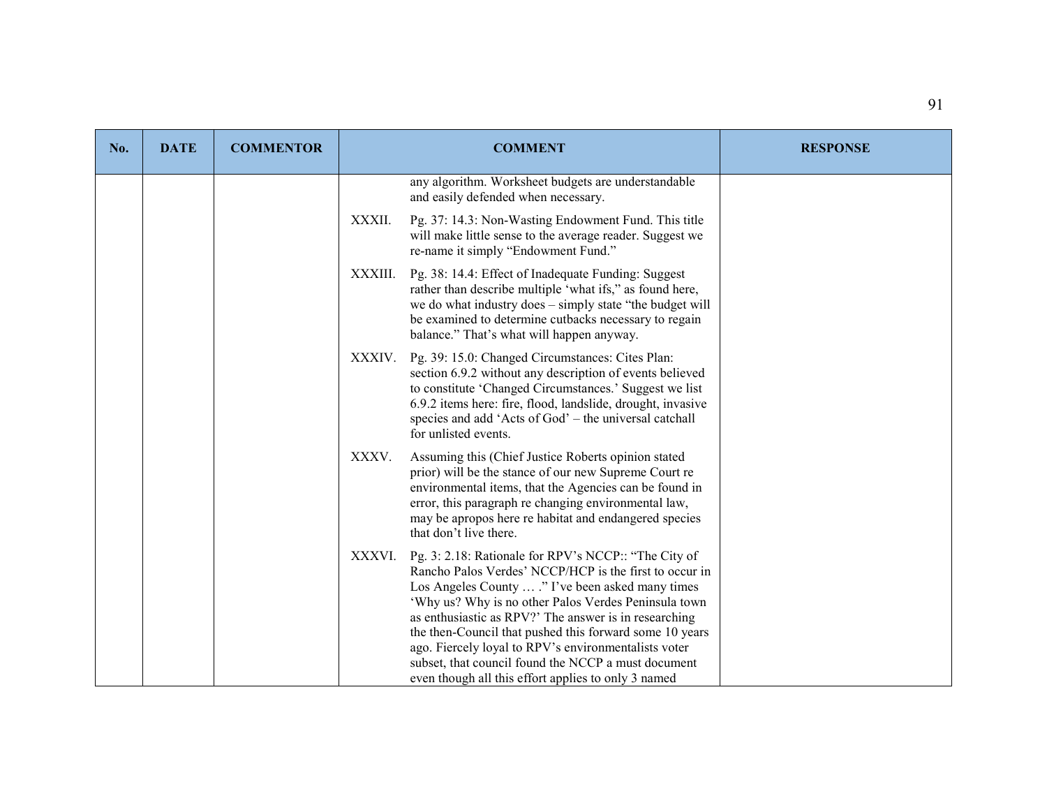| No. | DATE | COMMENTOR | COMMENT | RESPONSE |
|---|---|---|---|---|
| | | | any algorithm. Worksheet budgets are understandable and easily defended when necessary.<br><br>XXXII. Pg. 37: 14.3: Non-Wasting Endowment Fund. This title will make little sense to the average reader. Suggest we re-name it simply "Endowment Fund."<br><br>XXXIII. Pg. 38: 14.4: Effect of Inadequate Funding: Suggest rather than describe multiple 'what ifs," as found here, we do what industry does – simply state "the budget will be examined to determine cutbacks necessary to regain balance." That's what will happen anyway.<br><br>XXXIV. Pg. 39: 15.0: Changed Circumstances: Cites Plan: section 6.9.2 without any description of events believed to constitute 'Changed Circumstances.' Suggest we list 6.9.2 items here: fire, flood, landslide, drought, invasive species and add 'Acts of God' – the universal catchall for unlisted events.<br><br>XXXV. Assuming this (Chief Justice Roberts opinion stated prior) will be the stance of our new Supreme Court re environmental items, that the Agencies can be found in error, this paragraph re changing environmental law, may be apropos here re habitat and endangered species that don't live there.<br><br>XXXVI. Pg. 3: 2.18: Rationale for RPV's NCCP:: "The City of Rancho Palos Verdes' NCCP/HCP is the first to occur in Los Angeles County … ." I've been asked many times 'Why us? Why is no other Palos Verdes Peninsula town as enthusiastic as RPV?' The answer is in researching the then-Council that pushed this forward some 10 years ago. Fiercely loyal to RPV's environmentalists voter subset, that council found the NCCP a must document even though all this effort applies to only 3 named | |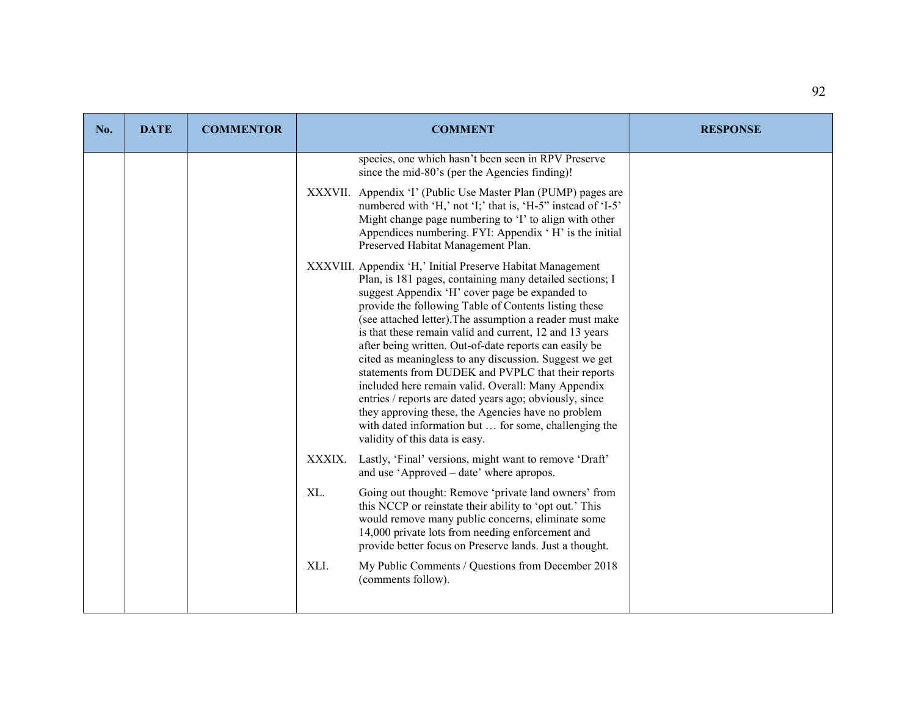| No. | DATE | COMMENTOR | COMMENT | RESPONSE |
|---|---|---|---|---|
| | | | species, one which hasn't been seen in RPV Preserve since the mid-80's (per the Agencies finding)!<br><br>XXXVII. Appendix 'I' (Public Use Master Plan (PUMP) pages are numbered with 'H,' not 'I;' that is, 'H-5" instead of 'I-5' Might change page numbering to 'I' to align with other Appendices numbering. FYI: Appendix ' H' is the initial Preserved Habitat Management Plan.<br><br>XXXVIII. Appendix 'H,' Initial Preserve Habitat Management Plan, is 181 pages, containing many detailed sections; I suggest Appendix 'H' cover page be expanded to provide the following Table of Contents listing these (see attached letter).The assumption a reader must make is that these remain valid and current, 12 and 13 years after being written. Out-of-date reports can easily be cited as meaningless to any discussion. Suggest we get statements from DUDEK and PVPLC that their reports included here remain valid. Overall: Many Appendix entries / reports are dated years ago; obviously, since they approving these, the Agencies have no problem with dated information but … for some, challenging the validity of this data is easy.<br><br>XXXIX. Lastly, 'Final' versions, might want to remove 'Draft' and use 'Approved – date' where apropos.<br><br>XL. Going out thought: Remove 'private land owners' from this NCCP or reinstate their ability to 'opt out.' This would remove many public concerns, eliminate some 14,000 private lots from needing enforcement and provide better focus on Preserve lands. Just a thought.<br><br>XLI. My Public Comments / Questions from December 2018 (comments follow). | |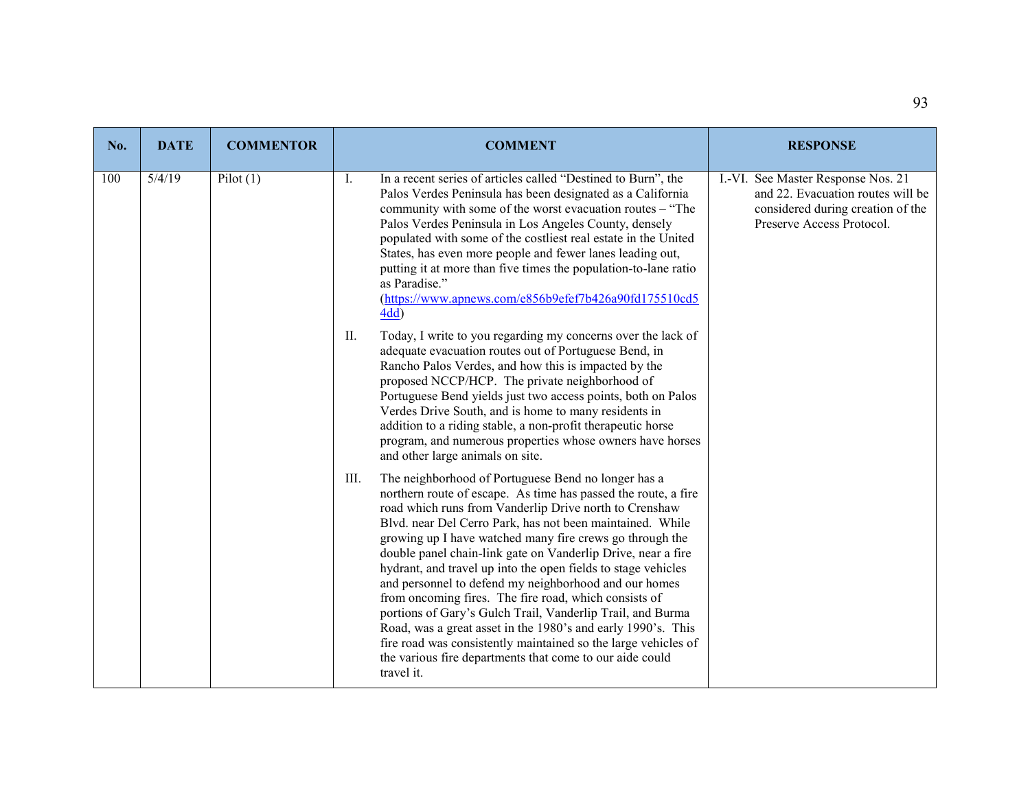| No. | DATE | COMMENTOR | COMMENT | RESPONSE |
|---|---|---|---|---|
| 100 | 5/4/19 | Pilot (1) | I. In a recent series of articles called "Destined to Burn", the Palos Verdes Peninsula has been designated as a California community with some of the worst evacuation routes – "The Palos Verdes Peninsula in Los Angeles County, densely populated with some of the costliest real estate in the United States, has even more people and fewer lanes leading out, putting it at more than five times the population-to-lane ratio as Paradise." (https://www.apnews.com/e856b9efef7b426a90fd175510cd54dd)<br><br>II. Today, I write to you regarding my concerns over the lack of adequate evacuation routes out of Portuguese Bend, in Rancho Palos Verdes, and how this is impacted by the proposed NCCP/HCP. The private neighborhood of Portuguese Bend yields just two access points, both on Palos Verdes Drive South, and is home to many residents in addition to a riding stable, a non-profit therapeutic horse program, and numerous properties whose owners have horses and other large animals on site.<br><br>III. The neighborhood of Portuguese Bend no longer has a northern route of escape. As time has passed the route, a fire road which runs from Vanderlip Drive north to Crenshaw Blvd. near Del Cerro Park, has not been maintained. While growing up I have watched many fire crews go through the double panel chain-link gate on Vanderlip Drive, near a fire hydrant, and travel up into the open fields to stage vehicles and personnel to defend my neighborhood and our homes from oncoming fires. The fire road, which consists of portions of Gary's Gulch Trail, Vanderlip Trail, and Burma Road, was a great asset in the 1980's and early 1990's. This fire road was consistently maintained so the large vehicles of the various fire departments that come to our aide could travel it. | I.-VI. See Master Response Nos. 21 and 22. Evacuation routes will be considered during creation of the Preserve Access Protocol. |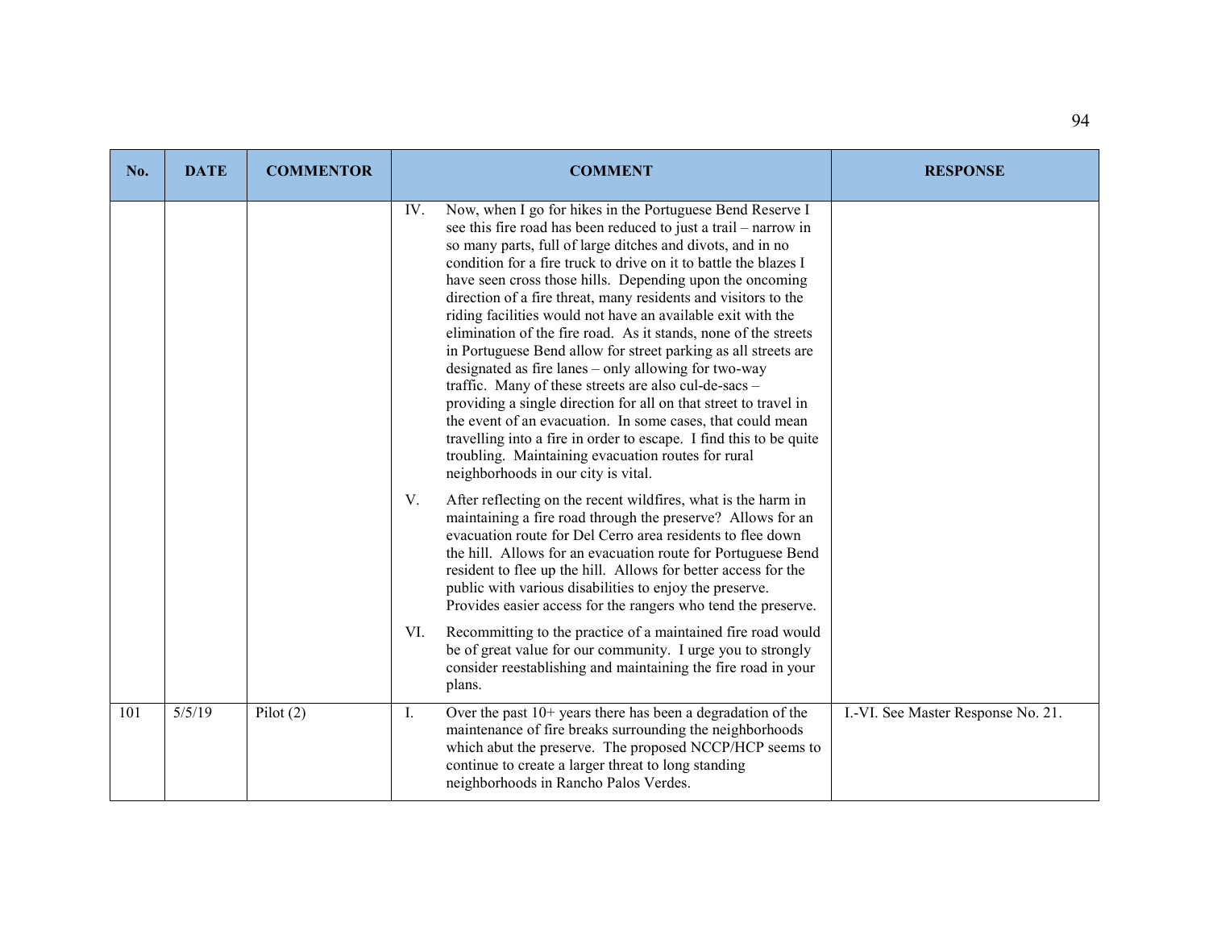| No. | DATE | COMMENTOR | COMMENT | RESPONSE |
|---|---|---|---|---|
| | | | IV. Now, when I go for hikes in the Portuguese Bend Reserve I see this fire road has been reduced to just a trail – narrow in so many parts, full of large ditches and divots, and in no condition for a fire truck to drive on it to battle the blazes I have seen cross those hills. Depending upon the oncoming direction of a fire threat, many residents and visitors to the riding facilities would not have an available exit with the elimination of the fire road. As it stands, none of the streets in Portuguese Bend allow for street parking as all streets are designated as fire lanes – only allowing for two-way traffic. Many of these streets are also cul-de-sacs – providing a single direction for all on that street to travel in the event of an evacuation. In some cases, that could mean travelling into a fire in order to escape. I find this to be quite troubling. Maintaining evacuation routes for rural neighborhoods in our city is vital.<br><br>V. After reflecting on the recent wildfires, what is the harm in maintaining a fire road through the preserve? Allows for an evacuation route for Del Cerro area residents to flee down the hill. Allows for an evacuation route for Portuguese Bend resident to flee up the hill. Allows for better access for the public with various disabilities to enjoy the preserve. Provides easier access for the rangers who tend the preserve.<br><br>VI. Recommitting to the practice of a maintained fire road would be of great value for our community. I urge you to strongly consider reestablishing and maintaining the fire road in your plans. | |
| 101 | 5/5/19 | Pilot (2) | I. Over the past 10+ years there has been a degradation of the maintenance of fire breaks surrounding the neighborhoods which abut the preserve. The proposed NCCP/HCP seems to continue to create a larger threat to long standing neighborhoods in Rancho Palos Verdes. | I.-VI. See Master Response No. 21. |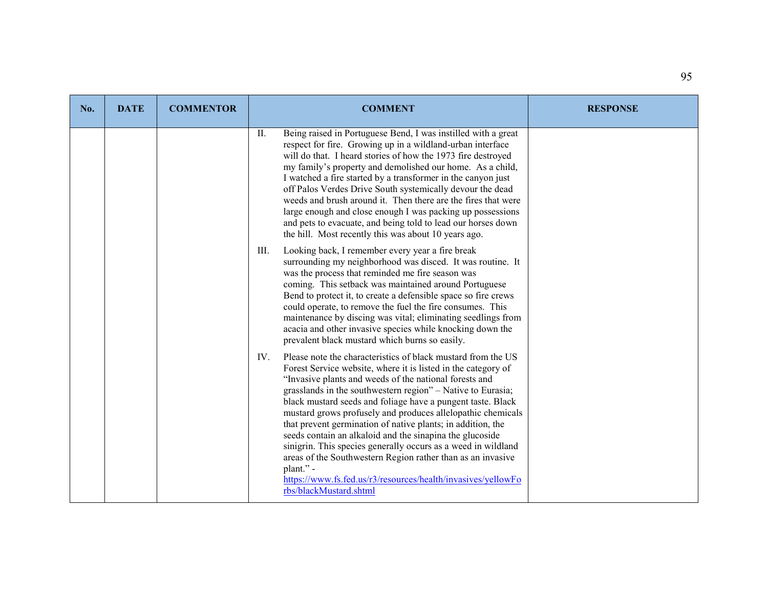| No. | DATE | COMMENTOR | COMMENT | RESPONSE |
|---|---|---|---|---|
| | | | II. Being raised in Portuguese Bend, I was instilled with a great respect for fire. Growing up in a wildland-urban interface will do that. I heard stories of how the 1973 fire destroyed my family's property and demolished our home. As a child, I watched a fire started by a transformer in the canyon just off Palos Verdes Drive South systemically devour the dead weeds and brush around it. Then there are the fires that were large enough and close enough I was packing up possessions and pets to evacuate, and being told to lead our horses down the hill. Most recently this was about 10 years ago.<br><br>III. Looking back, I remember every year a fire break surrounding my neighborhood was disced. It was routine. It was the process that reminded me fire season was coming. This setback was maintained around Portuguese Bend to protect it, to create a defensible space so fire crews could operate, to remove the fuel the fire consumes. This maintenance by discing was vital; eliminating seedlings from acacia and other invasive species while knocking down the prevalent black mustard which burns so easily.<br><br>IV. Please note the characteristics of black mustard from the US Forest Service website, where it is listed in the category of "Invasive plants and weeds of the national forests and grasslands in the southwestern region" – Native to Eurasia; black mustard seeds and foliage have a pungent taste. Black mustard grows profusely and produces allelopathic chemicals that prevent germination of native plants; in addition, the seeds contain an alkaloid and the sinapina the glucoside sinigrin. This species generally occurs as a weed in wildland areas of the Southwestern Region rather than as an invasive plant." - https://www.fs.fed.us/r3/resources/health/invasives/yellowForbs/blackMustard.shtml | |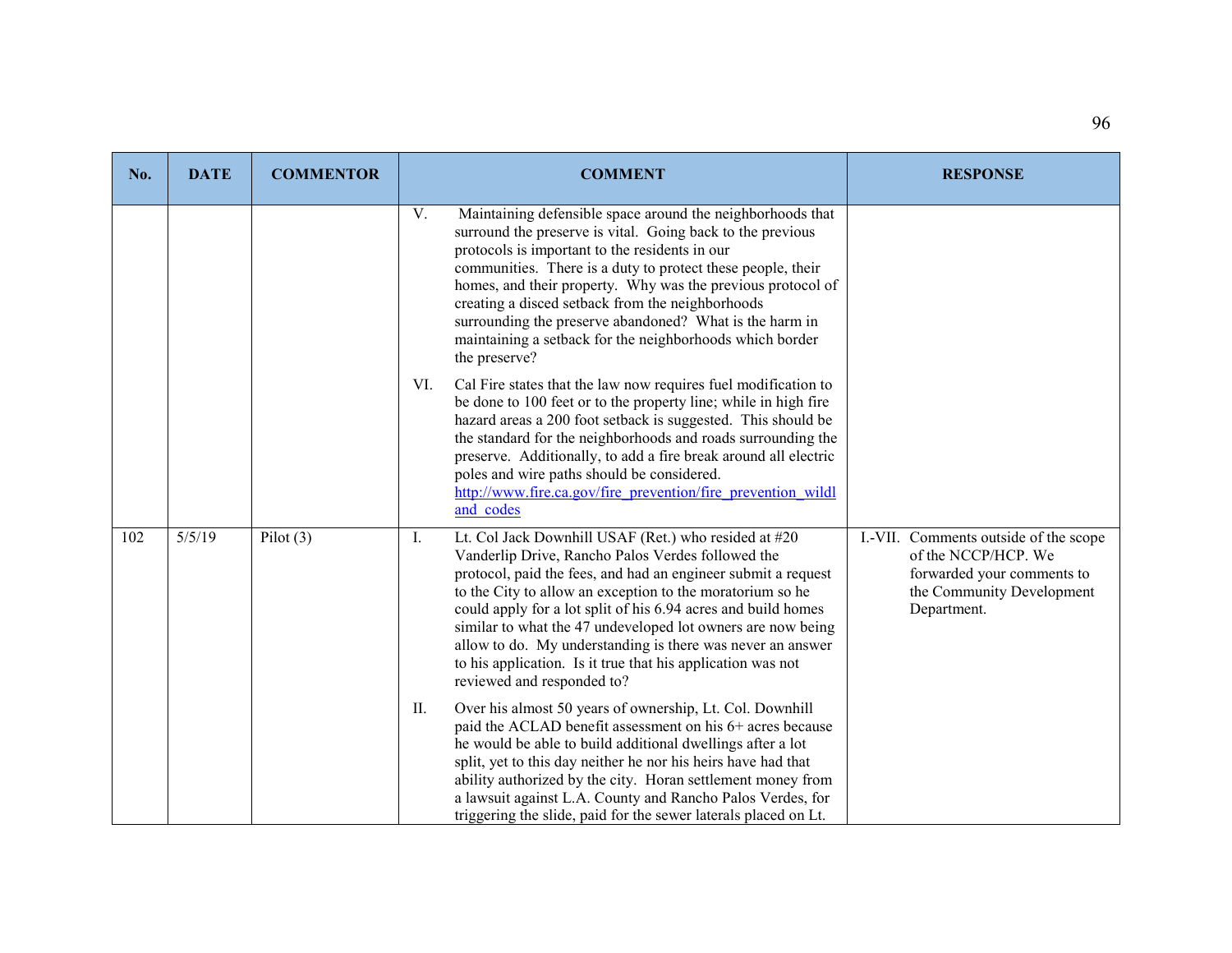| No. | DATE | COMMENTOR | COMMENT | RESPONSE |
|---|---|---|---|---|
| | | | V. Maintaining defensible space around the neighborhoods that surround the preserve is vital. Going back to the previous protocols is important to the residents in our communities. There is a duty to protect these people, their homes, and their property. Why was the previous protocol of creating a disced setback from the neighborhoods surrounding the preserve abandoned? What is the harm in maintaining a setback for the neighborhoods which border the preserve?<br><br>VI. Cal Fire states that the law now requires fuel modification to be done to 100 feet or to the property line; while in high fire hazard areas a 200 foot setback is suggested. This should be the standard for the neighborhoods and roads surrounding the preserve. Additionally, to add a fire break around all electric poles and wire paths should be considered. [http://www.fire.ca.gov/fire_prevention/fire_prevention_wildland_codes](http://www.fire.ca.gov/fire_prevention/fire_prevention_wildland_codes) | |
| 102 | 5/5/19 | Pilot (3) | I. Lt. Col Jack Downhill USAF (Ret.) who resided at #20 Vanderlip Drive, Rancho Palos Verdes followed the protocol, paid the fees, and had an engineer submit a request to the City to allow an exception to the moratorium so he could apply for a lot split of his 6.94 acres and build homes similar to what the 47 undeveloped lot owners are now being allow to do. My understanding is there was never an answer to his application. Is it true that his application was not reviewed and responded to?<br><br>II. Over his almost 50 years of ownership, Lt. Col. Downhill paid the ACLAD benefit assessment on his 6+ acres because he would be able to build additional dwellings after a lot split, yet to this day neither he nor his heirs have had that ability authorized by the city. Horan settlement money from a lawsuit against L.A. County and Rancho Palos Verdes, for triggering the slide, paid for the sewer laterals placed on Lt. | I.-VII. Comments outside of the scope of the NCCP/HCP. We forwarded your comments to the Community Development Department. |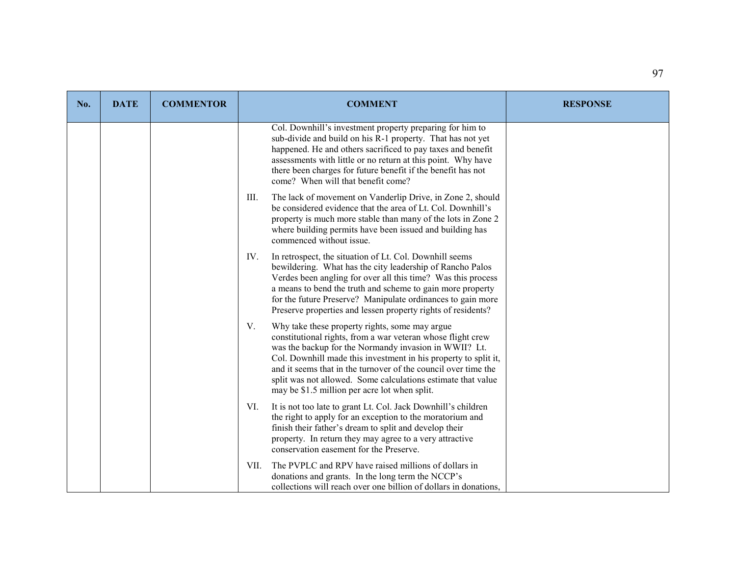| No. | DATE | COMMENTOR | COMMENT | RESPONSE |
|---|---|---|---|---|
| | | | Col. Downhill's investment property preparing for him to sub-divide and build on his R-1 property. That has not yet happened. He and others sacrificed to pay taxes and benefit assessments with little or no return at this point. Why have there been charges for future benefit if the benefit has not come? When will that benefit come?<br><br>III. The lack of movement on Vanderlip Drive, in Zone 2, should be considered evidence that the area of Lt. Col. Downhill's property is much more stable than many of the lots in Zone 2 where building permits have been issued and building has commenced without issue.<br><br>IV. In retrospect, the situation of Lt. Col. Downhill seems bewildering. What has the city leadership of Rancho Palos Verdes been angling for over all this time? Was this process a means to bend the truth and scheme to gain more property for the future Preserve? Manipulate ordinances to gain more Preserve properties and lessen property rights of residents?<br><br>V. Why take these property rights, some may argue constitutional rights, from a war veteran whose flight crew was the backup for the Normandy invasion in WWII? Lt. Col. Downhill made this investment in his property to split it, and it seems that in the turnover of the council over time the split was not allowed. Some calculations estimate that value may be $1.5 million per acre lot when split.<br><br>VI. It is not too late to grant Lt. Col. Jack Downhill's children the right to apply for an exception to the moratorium and finish their father's dream to split and develop their property. In return they may agree to a very attractive conservation easement for the Preserve.<br><br>VII. The PVPLC and RPV have raised millions of dollars in donations and grants. In the long term the NCCP's collections will reach over one billion of dollars in donations, | |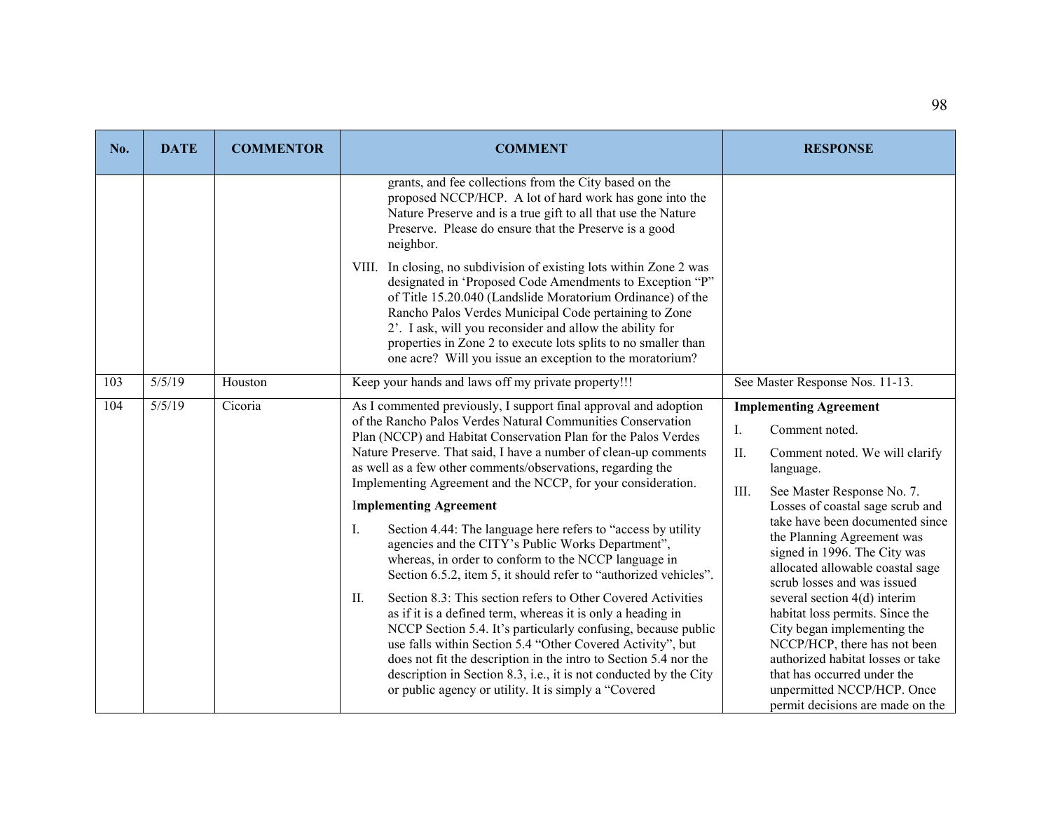| No. | DATE | COMMENTOR | COMMENT | RESPONSE |
|---|---|---|---|---|
| | | | grants, and fee collections from the City based on the proposed NCCP/HCP. A lot of hard work has gone into the Nature Preserve and is a true gift to all that use the Nature Preserve. Please do ensure that the Preserve is a good neighbor.<br><br>VIII. In closing, no subdivision of existing lots within Zone 2 was designated in 'Proposed Code Amendments to Exception "P" of Title 15.20.040 (Landslide Moratorium Ordinance) of the Rancho Palos Verdes Municipal Code pertaining to Zone 2'. I ask, will you reconsider and allow the ability for properties in Zone 2 to execute lots splits to no smaller than one acre? Will you issue an exception to the moratorium? | |
| 103 | 5/5/19 | Houston | Keep your hands and laws off my private property!!! | See Master Response Nos. 11-13. |
| 104 | 5/5/19 | Cicoria | As I commented previously, I support final approval and adoption of the Rancho Palos Verdes Natural Communities Conservation Plan (NCCP) and Habitat Conservation Plan for the Palos Verdes Nature Preserve. That said, I have a number of clean-up comments as well as a few other comments/observations, regarding the Implementing Agreement and the NCCP, for your consideration.<br><br>**Implementing Agreement**<br><br>I. Section 4.44: The language here refers to "access by utility agencies and the CITY's Public Works Department", whereas, in order to conform to the NCCP language in Section 6.5.2, item 5, it should refer to "authorized vehicles".<br><br>II. Section 8.3: This section refers to Other Covered Activities as if it is a defined term, whereas it is only a heading in NCCP Section 5.4. It's particularly confusing, because public use falls within Section 5.4 "Other Covered Activity", but does not fit the description in the intro to Section 5.4 nor the description in Section 8.3, i.e., it is not conducted by the City or public agency or utility. It is simply a "Covered | **Implementing Agreement**<br><br>I. Comment noted.<br><br>II. Comment noted. We will clarify language.<br><br>III. See Master Response No. 7. Losses of coastal sage scrub and take have been documented since the Planning Agreement was signed in 1996. The City was allocated allowable coastal sage scrub losses and was issued several section 4(d) interim habitat loss permits. Since the City began implementing the NCCP/HCP, there has not been authorized habitat losses or take that has occurred under the unpermitted NCCP/HCP. Once permit decisions are made on the |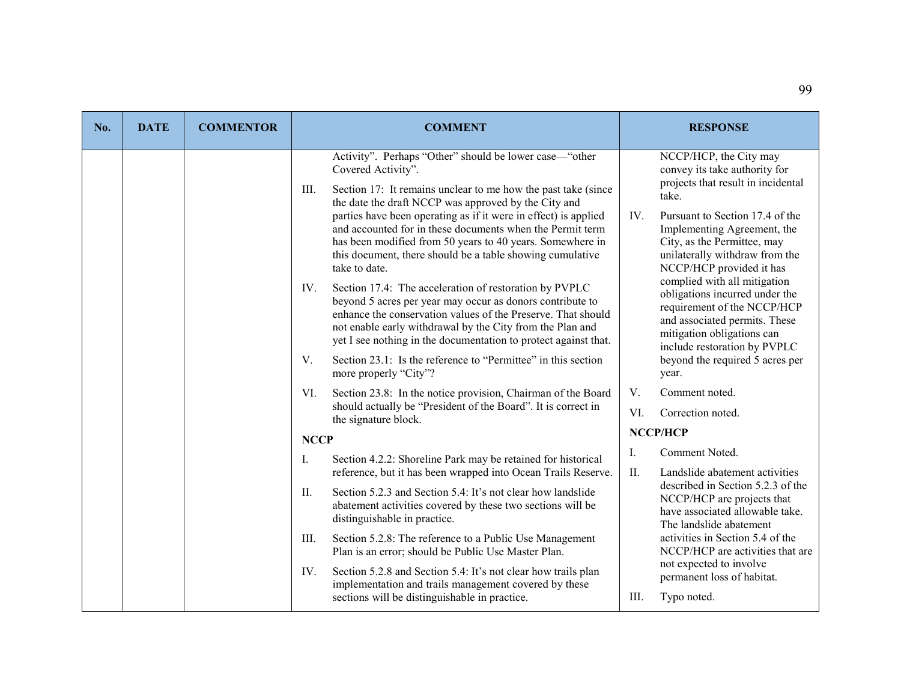| No. | DATE | COMMENTOR | COMMENT | RESPONSE |
|---|---|---|---|---|
| | | | Activity". Perhaps "Other" should be lower case—"other Covered Activity".<br><br>III. Section 17: It remains unclear to me how the past take (since the date the draft NCCP was approved by the City and parties have been operating as if it were in effect) is applied and accounted for in these documents when the Permit term has been modified from 50 years to 40 years. Somewhere in this document, there should be a table showing cumulative take to date.<br><br>IV. Section 17.4: The acceleration of restoration by PVPLC beyond 5 acres per year may occur as donors contribute to enhance the conservation values of the Preserve. That should not enable early withdrawal by the City from the Plan and yet I see nothing in the documentation to protect against that.<br><br>V. Section 23.1: Is the reference to "Permittee" in this section more properly "City"?<br><br>VI. Section 23.8: In the notice provision, Chairman of the Board should actually be "President of the Board". It is correct in the signature block.<br><br>**NCCP**<br><br>I. Section 4.2.2: Shoreline Park may be retained for historical reference, but it has been wrapped into Ocean Trails Reserve.<br><br>II. Section 5.2.3 and Section 5.4: It's not clear how landslide abatement activities covered by these two sections will be distinguishable in practice.<br><br>III. Section 5.2.8: The reference to a Public Use Management Plan is an error; should be Public Use Master Plan.<br><br>IV. Section 5.2.8 and Section 5.4: It's not clear how trails plan implementation and trails management covered by these sections will be distinguishable in practice. | NCCP/HCP, the City may convey its take authority for projects that result in incidental take.<br><br>IV. Pursuant to Section 17.4 of the Implementing Agreement, the City, as the Permittee, may unilaterally withdraw from the NCCP/HCP provided it has complied with all mitigation obligations incurred under the requirement of the NCCP/HCP and associated permits. These mitigation obligations can include restoration by PVPLC beyond the required 5 acres per year.<br><br>V. Comment noted.<br><br>VI. Correction noted.<br><br>**NCCP/HCP**<br><br>I. Comment Noted.<br><br>II. Landslide abatement activities described in Section 5.2.3 of the NCCP/HCP are projects that have associated allowable take. The landslide abatement activities in Section 5.4 of the NCCP/HCP are activities that are not expected to involve permanent loss of habitat.<br><br>III. Typo noted. |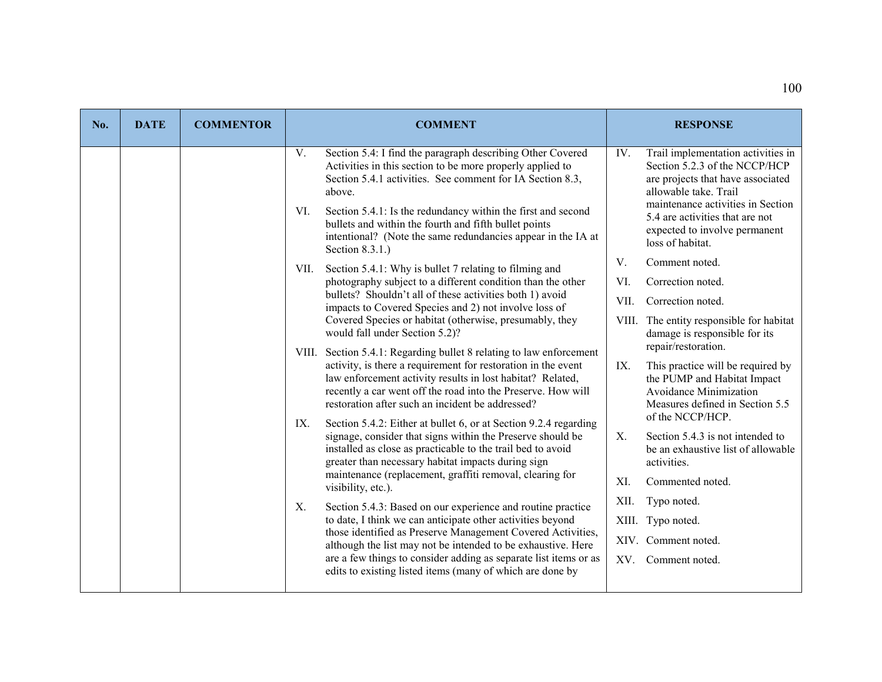| No. | DATE | COMMENTOR | COMMENT | RESPONSE |
|---|---|---|---|---|
| | | | V. Section 5.4: I find the paragraph describing Other Covered Activities in this section to be more properly applied to Section 5.4.1 activities. See comment for IA Section 8.3, above.<br><br>VI. Section 5.4.1: Is the redundancy within the first and second bullets and within the fourth and fifth bullet points intentional? (Note the same redundancies appear in the IA at Section 8.3.1.)<br><br>VII. Section 5.4.1: Why is bullet 7 relating to filming and photography subject to a different condition than the other bullets? Shouldn't all of these activities both 1) avoid impacts to Covered Species and 2) not involve loss of Covered Species or habitat (otherwise, presumably, they would fall under Section 5.2)?<br><br>VIII. Section 5.4.1: Regarding bullet 8 relating to law enforcement activity, is there a requirement for restoration in the event law enforcement activity results in lost habitat? Related, recently a car went off the road into the Preserve. How will restoration after such an incident be addressed?<br><br>IX. Section 5.4.2: Either at bullet 6, or at Section 9.2.4 regarding signage, consider that signs within the Preserve should be installed as close as practicable to the trail bed to avoid greater than necessary habitat impacts during sign maintenance (replacement, graffiti removal, clearing for visibility, etc.).<br><br>X. Section 5.4.3: Based on our experience and routine practice to date, I think we can anticipate other activities beyond those identified as Preserve Management Covered Activities, although the list may not be intended to be exhaustive. Here are a few things to consider adding as separate list items or as edits to existing listed items (many of which are done by | IV. Trail implementation activities in Section 5.2.3 of the NCCP/HCP are projects that have associated allowable take. Trail maintenance activities in Section 5.4 are activities that are not expected to involve permanent loss of habitat.<br><br>V. Comment noted.<br><br>VI. Correction noted.<br><br>VII. Correction noted.<br><br>VIII. The entity responsible for habitat damage is responsible for its repair/restoration.<br><br>IX. This practice will be required by the PUMP and Habitat Impact Avoidance Minimization Measures defined in Section 5.5 of the NCCP/HCP.<br><br>X. Section 5.4.3 is not intended to be an exhaustive list of allowable activities.<br><br>XI. Commented noted.<br><br>XII. Typo noted.<br><br>XIII. Typo noted.<br><br>XIV. Comment noted.<br><br>XV. Comment noted. |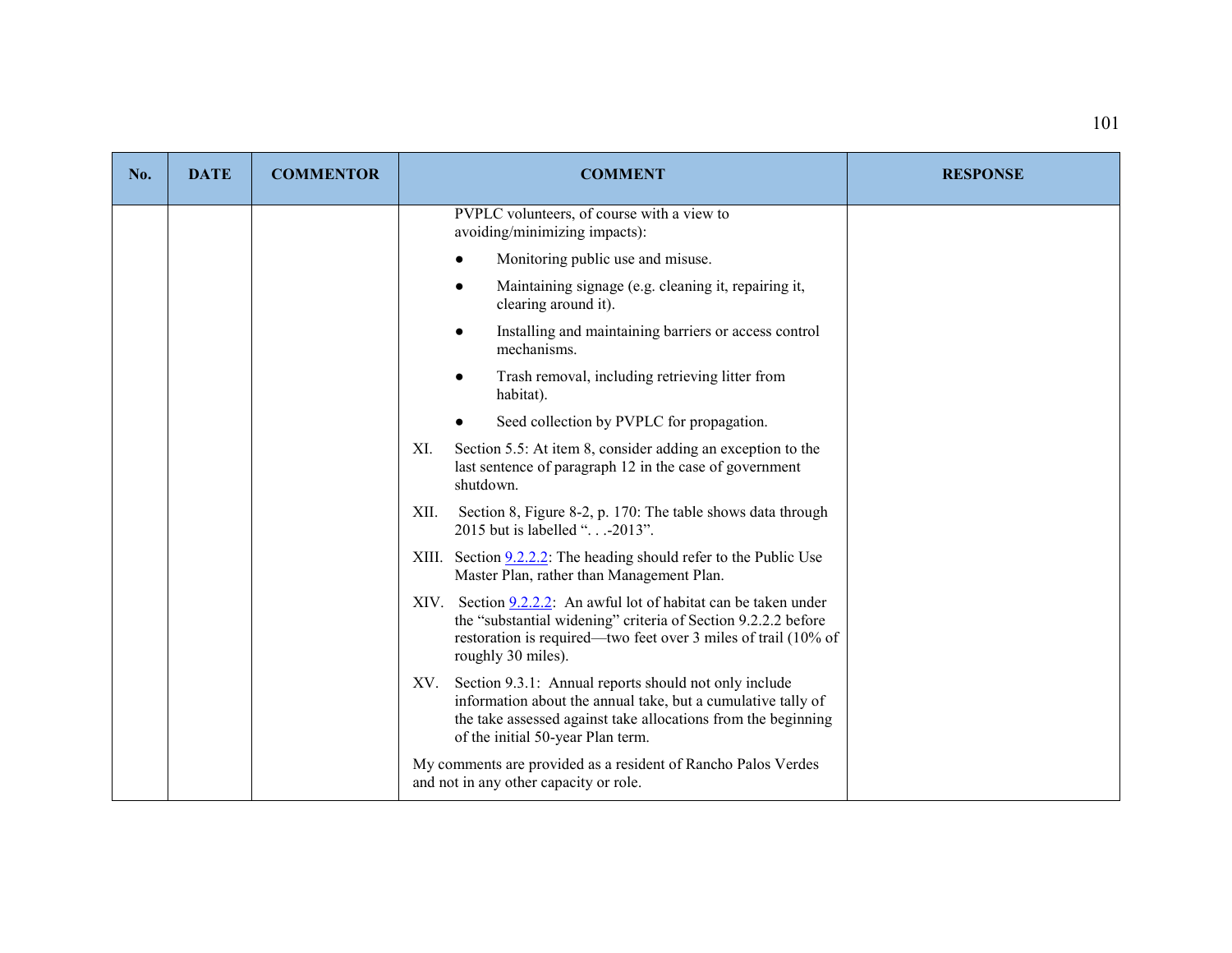| No. | DATE | COMMENTOR | COMMENT | RESPONSE |
|---|---|---|---|---|
| | | | PVPLC volunteers, of course with a view to avoiding/minimizing impacts):<br>● Monitoring public use and misuse.<br>● Maintaining signage (e.g. cleaning it, repairing it, clearing around it).<br>● Installing and maintaining barriers or access control mechanisms.<br>● Trash removal, including retrieving litter from habitat).<br>● Seed collection by PVPLC for propagation.<br>XI. Section 5.5: At item 8, consider adding an exception to the last sentence of paragraph 12 in the case of government shutdown.<br>XII. Section 8, Figure 8-2, p. 170: The table shows data through 2015 but is labelled ". . .-2013".<br>XIII. Section 9.2.2.2: The heading should refer to the Public Use Master Plan, rather than Management Plan.<br>XIV. Section 9.2.2.2: An awful lot of habitat can be taken under the "substantial widening" criteria of Section 9.2.2.2 before restoration is required—two feet over 3 miles of trail (10% of roughly 30 miles).<br>XV. Section 9.3.1: Annual reports should not only include information about the annual take, but a cumulative tally of the take assessed against take allocations from the beginning of the initial 50-year Plan term.<br>My comments are provided as a resident of Rancho Palos Verdes and not in any other capacity or role. | |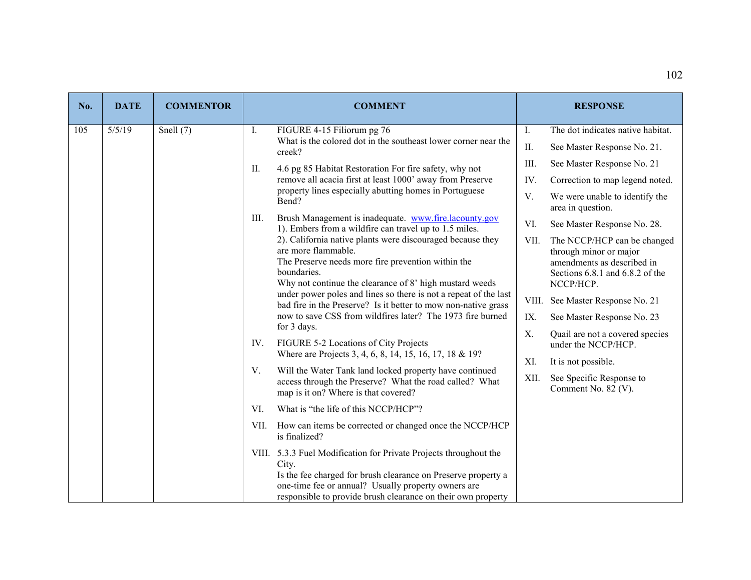| No. | DATE | COMMENTOR | COMMENT | RESPONSE |
|---|---|---|---|---|
| 105 | 5/5/19 | Snell (7) | I. FIGURE 4-15 Filiorum pg 76<br>What is the colored dot in the southeast lower corner near the creek?<br><br>II. 4.6 pg 85 Habitat Restoration For fire safety, why not remove all acacia first at least 1000' away from Preserve property lines especially abutting homes in Portuguese Bend?<br><br>III. Brush Management is inadequate. www.fire.lacounty.gov<br>1). Embers from a wildfire can travel up to 1.5 miles.<br>2). California native plants were discouraged because they are more flammable.<br>The Preserve needs more fire prevention within the boundaries.<br>Why not continue the clearance of 8' high mustard weeds under power poles and lines so there is not a repeat of the last bad fire in the Preserve? Is it better to mow non-native grass now to save CSS from wildfires later? The 1973 fire burned for 3 days.<br><br>IV. FIGURE 5-2 Locations of City Projects<br>Where are Projects 3, 4, 6, 8, 14, 15, 16, 17, 18 & 19?<br><br>V. Will the Water Tank land locked property have continued access through the Preserve? What the road called? What map is it on? Where is that covered?<br><br>VI. What is "the life of this NCCP/HCP"?<br><br>VII. How can items be corrected or changed once the NCCP/HCP is finalized?<br><br>VIII. 5.3.3 Fuel Modification for Private Projects throughout the City.<br>Is the fee charged for brush clearance on Preserve property a one-time fee or annual? Usually property owners are responsible to provide brush clearance on their own property | I. The dot indicates native habitat.<br><br>II. See Master Response No. 21.<br><br>III. See Master Response No. 21<br><br>IV. Correction to map legend noted.<br><br>V. We were unable to identify the area in question.<br><br>VI. See Master Response No. 28.<br><br>VII. The NCCP/HCP can be changed through minor or major amendments as described in Sections 6.8.1 and 6.8.2 of the NCCP/HCP.<br><br>VIII. See Master Response No. 21<br><br>IX. See Master Response No. 23<br><br>X. Quail are not a covered species under the NCCP/HCP.<br><br>XI. It is not possible.<br><br>XII. See Specific Response to Comment No. 82 (V). |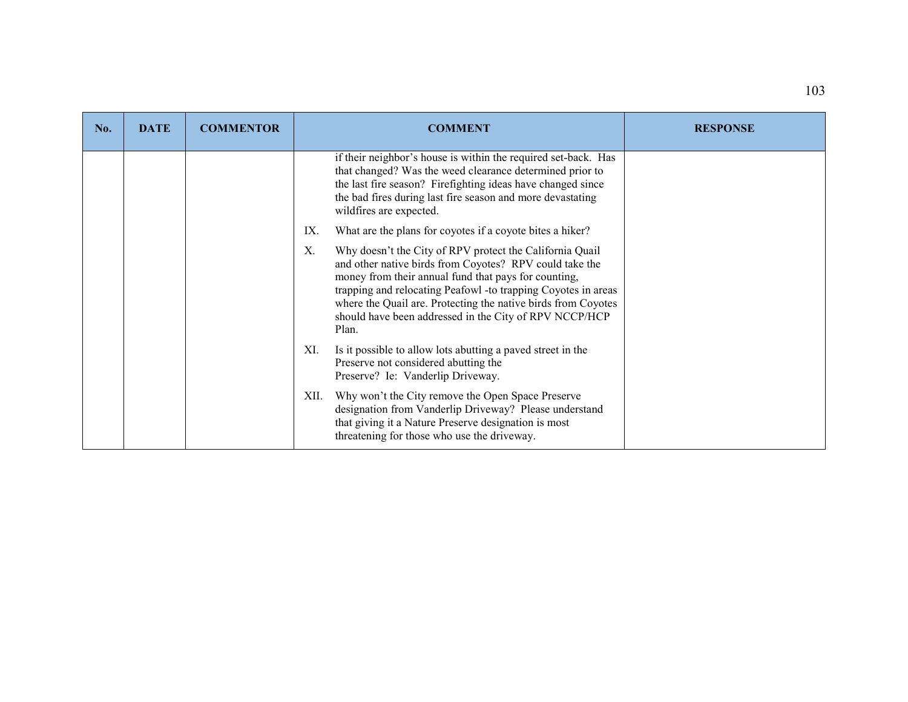| No. | DATE | COMMENTOR | COMMENT | RESPONSE |
|---|---|---|---|---|
| | | | if their neighbor's house is within the required set-back. Has that changed? Was the weed clearance determined prior to the last fire season? Firefighting ideas have changed since the bad fires during last fire season and more devastating wildfires are expected.<br><br>IX. What are the plans for coyotes if a coyote bites a hiker?<br><br>X. Why doesn't the City of RPV protect the California Quail and other native birds from Coyotes? RPV could take the money from their annual fund that pays for counting, trapping and relocating Peafowl -to trapping Coyotes in areas where the Quail are. Protecting the native birds from Coyotes should have been addressed in the City of RPV NCCP/HCP Plan.<br><br>XI. Is it possible to allow lots abutting a paved street in the Preserve not considered abutting the Preserve? Ie: Vanderlip Driveway.<br><br>XII. Why won't the City remove the Open Space Preserve designation from Vanderlip Driveway? Please understand that giving it a Nature Preserve designation is most threatening for those who use the driveway. | |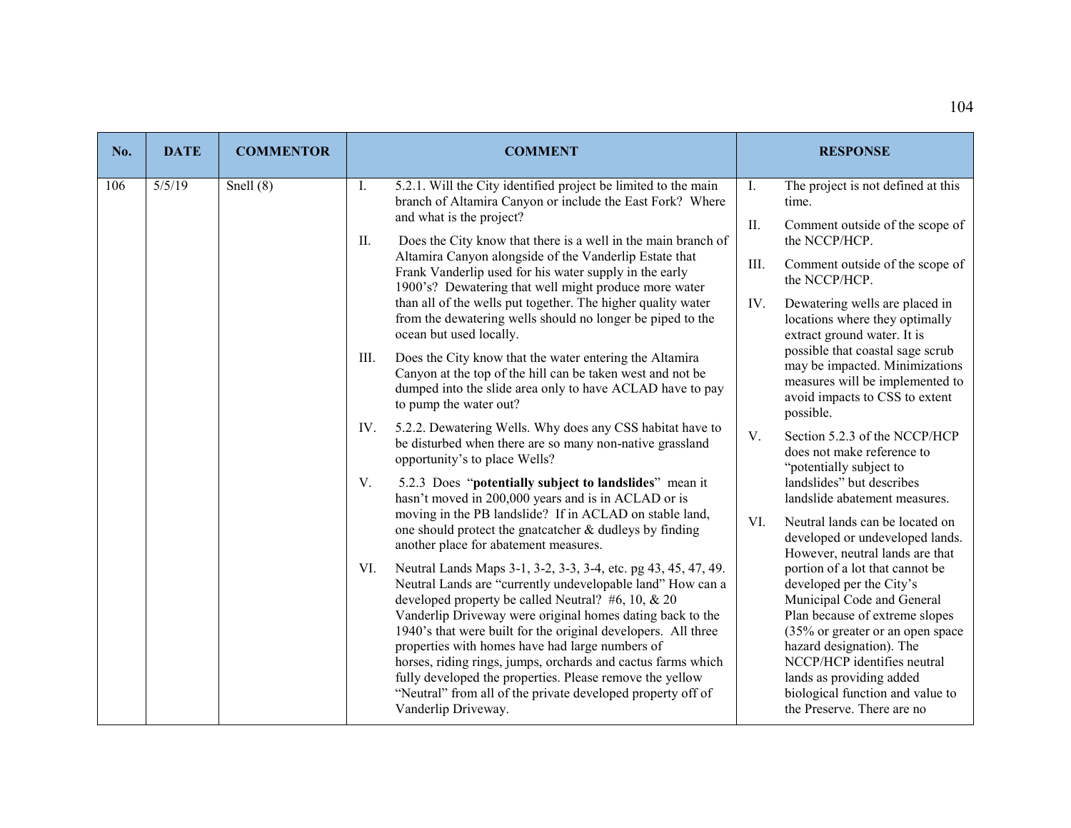| No. | DATE | COMMENTOR | COMMENT | RESPONSE |
|---|---|---|---|---|
| 106 | 5/5/19 | Snell (8) | I. 5.2.1. Will the City identified project be limited to the main branch of Altamira Canyon or include the East Fork? Where and what is the project?<br><br>II. Does the City know that there is a well in the main branch of Altamira Canyon alongside of the Vanderlip Estate that Frank Vanderlip used for his water supply in the early 1900's? Dewatering that well might produce more water than all of the wells put together. The higher quality water from the dewatering wells should no longer be piped to the ocean but used locally.<br><br>III. Does the City know that the water entering the Altamira Canyon at the top of the hill can be taken west and not be dumped into the slide area only to have ACLAD have to pay to pump the water out?<br><br>IV. 5.2.2. Dewatering Wells. Why does any CSS habitat have to be disturbed when there are so many non-native grassland opportunity's to place Wells?<br><br>V. 5.2.3 Does "**potentially subject to landslides**" mean it hasn't moved in 200,000 years and is in ACLAD or is moving in the PB landslide? If in ACLAD on stable land, one should protect the gnatcatcher & dudleys by finding another place for abatement measures.<br><br>VI. Neutral Lands Maps 3-1, 3-2, 3-3, 3-4, etc. pg 43, 45, 47, 49. Neutral Lands are "currently undevelopable land" How can a developed property be called Neutral? #6, 10, & 20 Vanderlip Driveway were original homes dating back to the 1940's that were built for the original developers. All three properties with homes have had large numbers of horses, riding rings, jumps, orchards and cactus farms which fully developed the properties. Please remove the yellow "Neutral" from all of the private developed property off of Vanderlip Driveway. | I. The project is not defined at this time.<br><br>II. Comment outside of the scope of the NCCP/HCP.<br><br>III. Comment outside of the scope of the NCCP/HCP.<br><br>IV. Dewatering wells are placed in locations where they optimally extract ground water. It is possible that coastal sage scrub may be impacted. Minimizations measures will be implemented to avoid impacts to CSS to extent possible.<br><br>V. Section 5.2.3 of the NCCP/HCP does not make reference to "potentially subject to landslides" but describes landslide abatement measures.<br><br>VI. Neutral lands can be located on developed or undeveloped lands. However, neutral lands are that portion of a lot that cannot be developed per the City's Municipal Code and General Plan because of extreme slopes (35% or greater or an open space hazard designation). The NCCP/HCP identifies neutral lands as providing added biological function and value to the Preserve. There are no |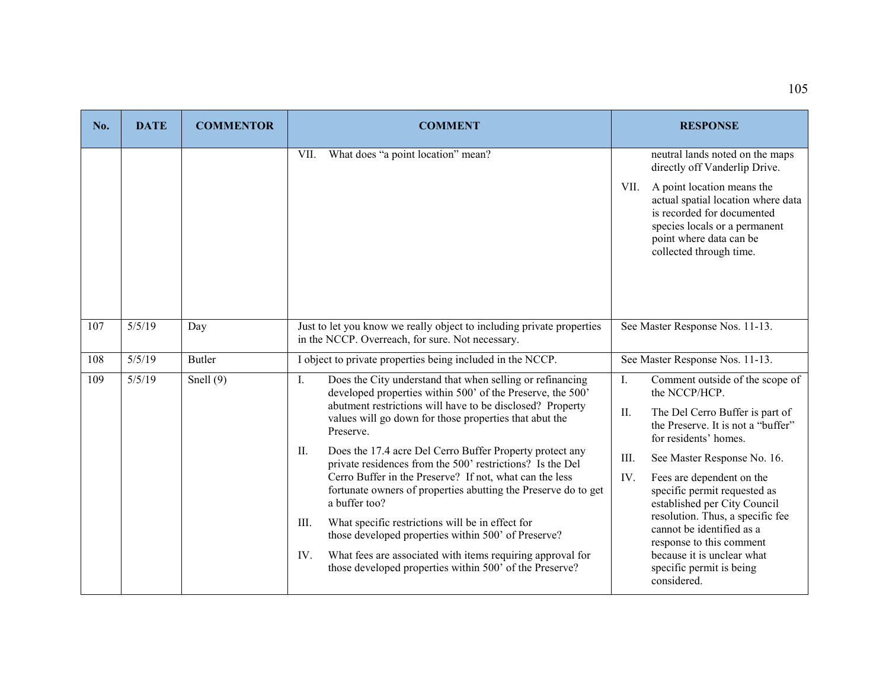| No. | DATE | COMMENTOR | COMMENT | RESPONSE |
|---|---|---|---|---|
| | | | VII. What does "a point location" mean? | neutral lands noted on the maps directly off Vanderlip Drive.<br><br>VII. A point location means the actual spatial location where data is recorded for documented species locals or a permanent point where data can be collected through time. |
| 107 | 5/5/19 | Day | Just to let you know we really object to including private properties in the NCCP. Overreach, for sure. Not necessary. | See Master Response Nos. 11-13. |
| 108 | 5/5/19 | Butler | I object to private properties being included in the NCCP. | See Master Response Nos. 11-13. |
| 109 | 5/5/19 | Snell (9) | I. Does the City understand that when selling or refinancing developed properties within 500' of the Preserve, the 500' abutment restrictions will have to be disclosed? Property values will go down for those properties that abut the Preserve.<br><br>II. Does the 17.4 acre Del Cerro Buffer Property protect any private residences from the 500' restrictions? Is the Del Cerro Buffer in the Preserve? If not, what can the less fortunate owners of properties abutting the Preserve do to get a buffer too?<br><br>III. What specific restrictions will be in effect for those developed properties within 500' of Preserve?<br><br>IV. What fees are associated with items requiring approval for those developed properties within 500' of the Preserve? | I. Comment outside of the scope of the NCCP/HCP.<br><br>II. The Del Cerro Buffer is part of the Preserve. It is not a "buffer" for residents' homes.<br><br>III. See Master Response No. 16.<br><br>IV. Fees are dependent on the specific permit requested as established per City Council resolution. Thus, a specific fee cannot be identified as a response to this comment because it is unclear what specific permit is being considered. |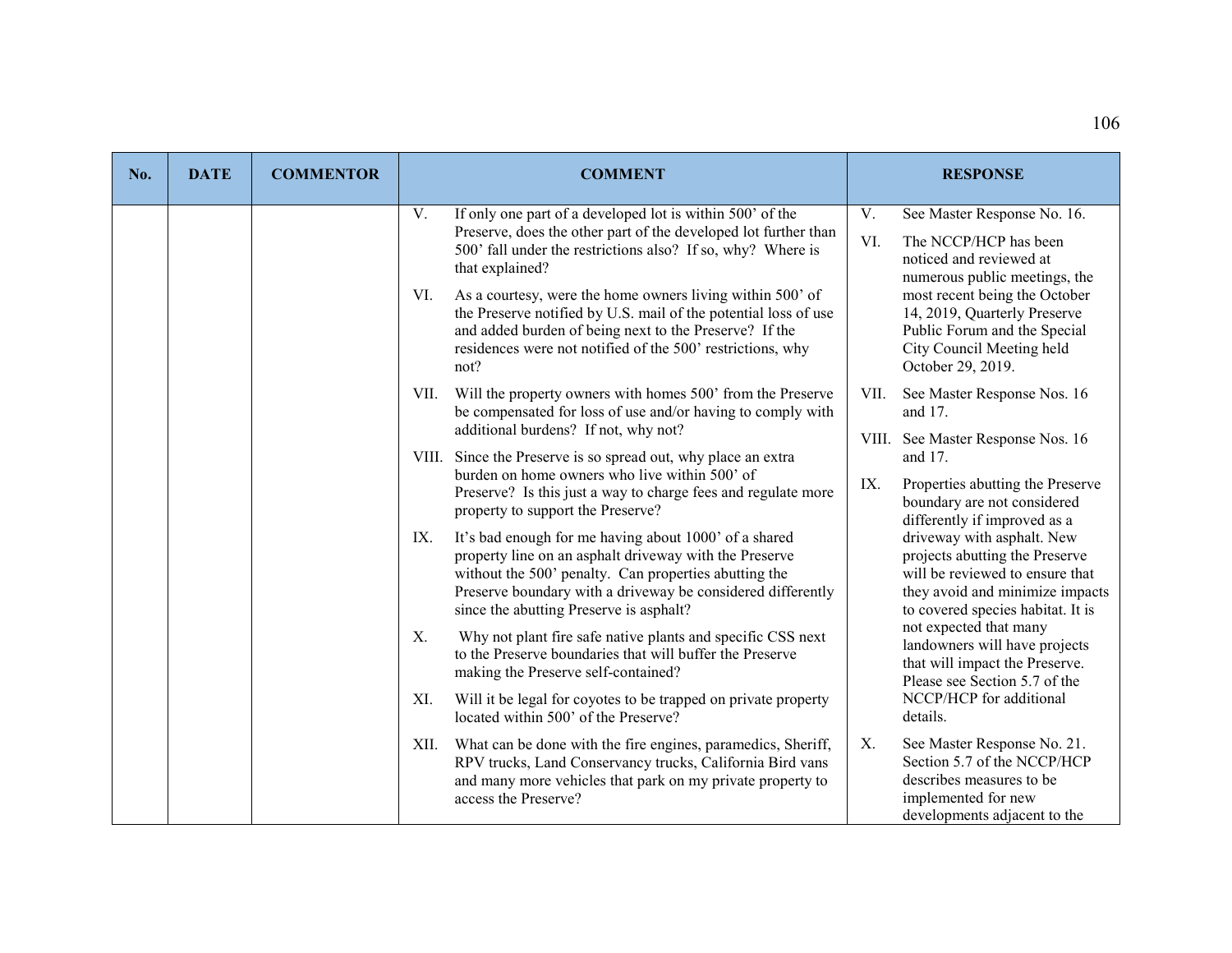| No. | DATE | COMMENTOR | COMMENT | RESPONSE |
|---|---|---|---|---|
| | | | V. If only one part of a developed lot is within 500' of the Preserve, does the other part of the developed lot further than 500' fall under the restrictions also? If so, why? Where is that explained?<br><br>VI. As a courtesy, were the home owners living within 500' of the Preserve notified by U.S. mail of the potential loss of use and added burden of being next to the Preserve? If the residences were not notified of the 500' restrictions, why not?<br><br>VII. Will the property owners with homes 500' from the Preserve be compensated for loss of use and/or having to comply with additional burdens? If not, why not?<br><br>VIII. Since the Preserve is so spread out, why place an extra burden on home owners who live within 500' of Preserve? Is this just a way to charge fees and regulate more property to support the Preserve?<br><br>IX. It's bad enough for me having about 1000' of a shared property line on an asphalt driveway with the Preserve without the 500' penalty. Can properties abutting the Preserve boundary with a driveway be considered differently since the abutting Preserve is asphalt?<br><br>X. Why not plant fire safe native plants and specific CSS next to the Preserve boundaries that will buffer the Preserve making the Preserve self-contained?<br><br>XI. Will it be legal for coyotes to be trapped on private property located within 500' of the Preserve?<br><br>XII. What can be done with the fire engines, paramedics, Sheriff, RPV trucks, Land Conservancy trucks, California Bird vans and many more vehicles that park on my private property to access the Preserve? | V. See Master Response No. 16.<br><br>VI. The NCCP/HCP has been noticed and reviewed at numerous public meetings, the most recent being the October 14, 2019, Quarterly Preserve Public Forum and the Special City Council Meeting held October 29, 2019.<br><br>VII. See Master Response Nos. 16 and 17.<br><br>VIII. See Master Response Nos. 16 and 17.<br><br>IX. Properties abutting the Preserve boundary are not considered differently if improved as a driveway with asphalt. New projects abutting the Preserve will be reviewed to ensure that they avoid and minimize impacts to covered species habitat. It is not expected that many landowners will have projects that will impact the Preserve. Please see Section 5.7 of the NCCP/HCP for additional details.<br><br>X. See Master Response No. 21. Section 5.7 of the NCCP/HCP describes measures to be implemented for new developments adjacent to the |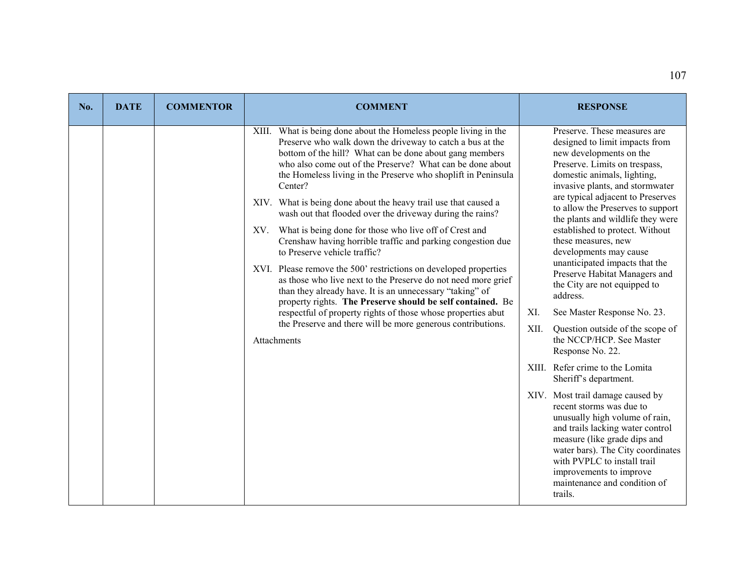| No. | DATE | COMMENTOR | COMMENT | RESPONSE |
|---|---|---|---|---|
| | | | XIII. What is being done about the Homeless people living in the Preserve who walk down the driveway to catch a bus at the bottom of the hill? What can be done about gang members who also come out of the Preserve? What can be done about the Homeless living in the Preserve who shoplift in Peninsula Center?<br><br>XIV. What is being done about the heavy trail use that caused a wash out that flooded over the driveway during the rains?<br><br>XV. What is being done for those who live off of Crest and Crenshaw having horrible traffic and parking congestion due to Preserve vehicle traffic?<br><br>XVI. Please remove the 500' restrictions on developed properties as those who live next to the Preserve do not need more grief than they already have. It is an unnecessary "taking" of property rights. **The Preserve should be self contained.** Be respectful of property rights of those whose properties abut the Preserve and there will be more generous contributions.<br><br>Attachments | Preserve. These measures are designed to limit impacts from new developments on the Preserve. Limits on trespass, domestic animals, lighting, invasive plants, and stormwater are typical adjacent to Preserves to allow the Preserves to support the plants and wildlife they were established to protect. Without these measures, new developments may cause unanticipated impacts that the Preserve Habitat Managers and the City are not equipped to address.<br><br>XI. See Master Response No. 23.<br><br>XII. Question outside of the scope of the NCCP/HCP. See Master Response No. 22.<br><br>XIII. Refer crime to the Lomita Sheriff's department.<br><br>XIV. Most trail damage caused by recent storms was due to unusually high volume of rain, and trails lacking water control measure (like grade dips and water bars). The City coordinates with PVPLC to install trail improvements to improve maintenance and condition of trails. |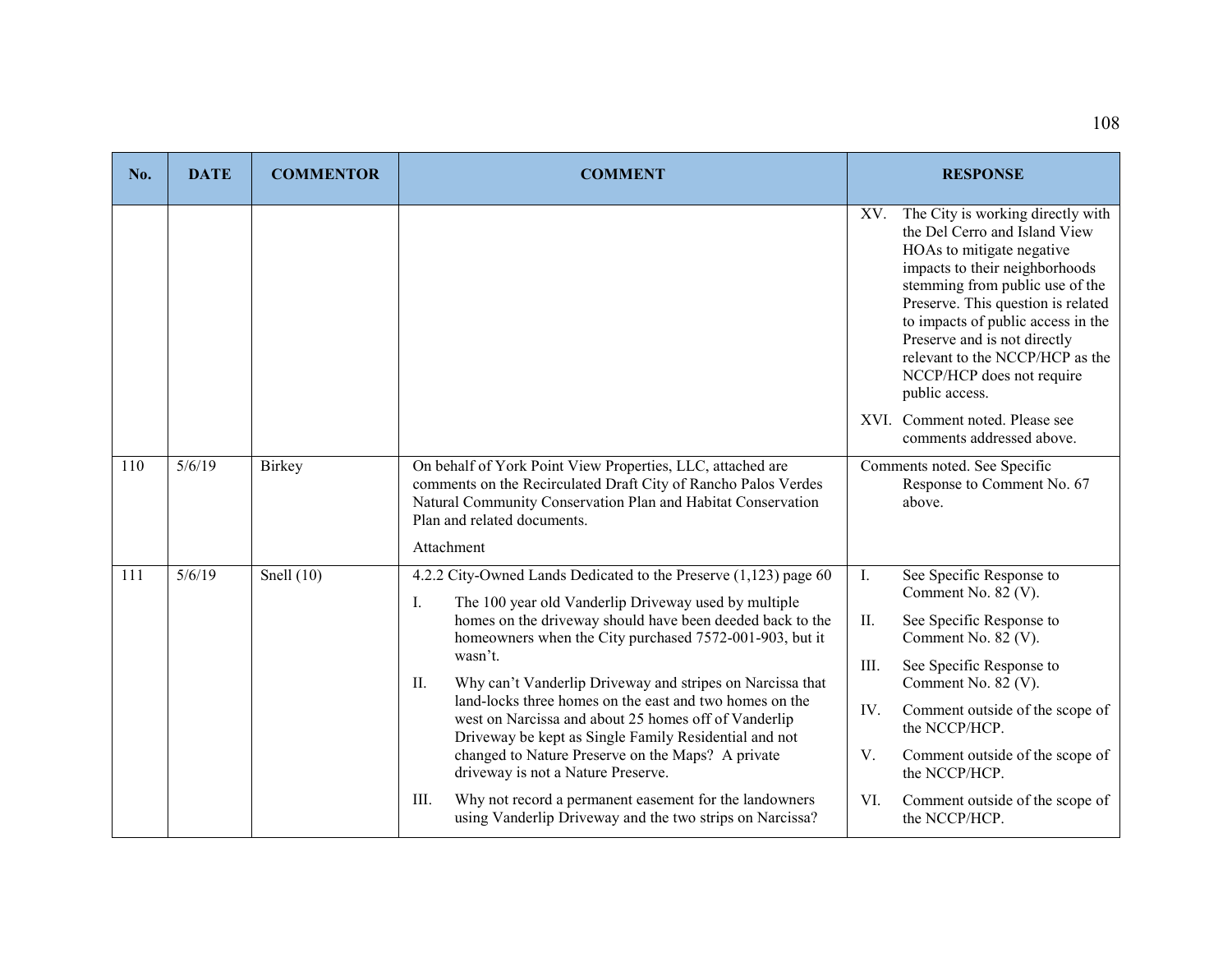| No. | DATE | COMMENTOR | COMMENT | RESPONSE |
|---|---|---|---|---|
| | | | | XV. The City is working directly with the Del Cerro and Island View HOAs to mitigate negative impacts to their neighborhoods stemming from public use of the Preserve. This question is related to impacts of public access in the Preserve and is not directly relevant to the NCCP/HCP as the NCCP/HCP does not require public access.<br><br>XVI. Comment noted. Please see comments addressed above. |
| 110 | 5/6/19 | Birkey | On behalf of York Point View Properties, LLC, attached are comments on the Recirculated Draft City of Rancho Palos Verdes Natural Community Conservation Plan and Habitat Conservation Plan and related documents.<br><br>Attachment | Comments noted. See Specific Response to Comment No. 67 above. |
| 111 | 5/6/19 | Snell (10) | 4.2.2 City-Owned Lands Dedicated to the Preserve (1,123) page 60<br><br>I. The 100 year old Vanderlip Driveway used by multiple homes on the driveway should have been deeded back to the homeowners when the City purchased 7572-001-903, but it wasn't.<br><br>II. Why can't Vanderlip Driveway and stripes on Narcissa that land-locks three homes on the east and two homes on the west on Narcissa and about 25 homes off of Vanderlip Driveway be kept as Single Family Residential and not changed to Nature Preserve on the Maps? A private driveway is not a Nature Preserve.<br><br>III. Why not record a permanent easement for the landowners using Vanderlip Driveway and the two strips on Narcissa? | I. See Specific Response to Comment No. 82 (V).<br><br>II. See Specific Response to Comment No. 82 (V).<br><br>III. See Specific Response to Comment No. 82 (V).<br><br>IV. Comment outside of the scope of the NCCP/HCP.<br><br>V. Comment outside of the scope of the NCCP/HCP.<br><br>VI. Comment outside of the scope of the NCCP/HCP. |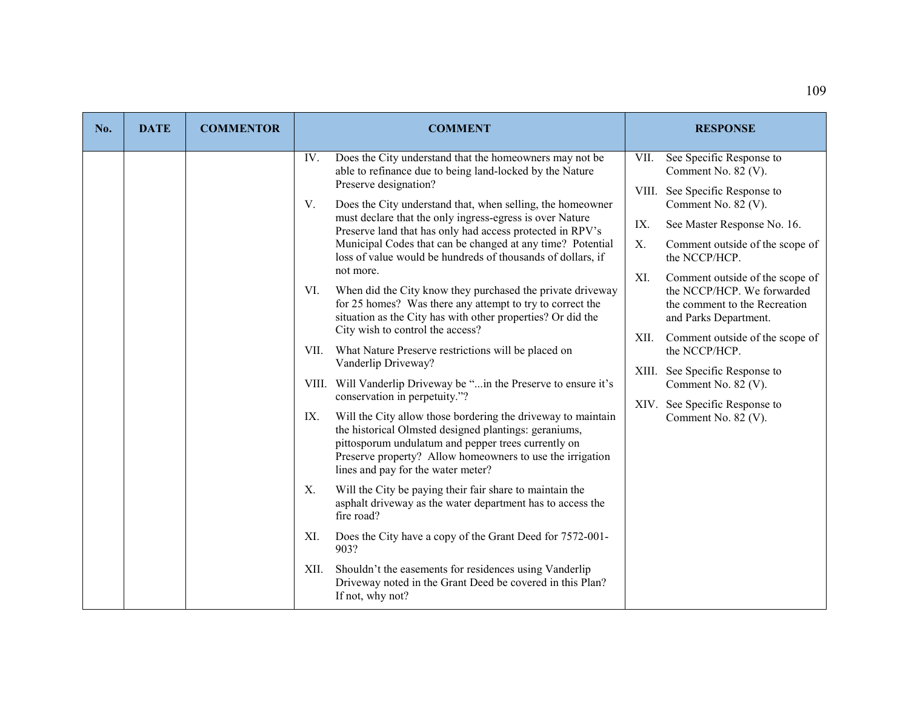| No. | DATE | COMMENTOR | COMMENT | RESPONSE |
|---|---|---|---|---|
| | | | IV. Does the City understand that the homeowners may not be able to refinance due to being land-locked by the Nature Preserve designation?<br><br>V. Does the City understand that, when selling, the homeowner must declare that the only ingress-egress is over Nature Preserve land that has only had access protected in RPV's Municipal Codes that can be changed at any time? Potential loss of value would be hundreds of thousands of dollars, if not more.<br><br>VI. When did the City know they purchased the private driveway for 25 homes? Was there any attempt to try to correct the situation as the City has with other properties? Or did the City wish to control the access?<br><br>VII. What Nature Preserve restrictions will be placed on Vanderlip Driveway?<br><br>VIII. Will Vanderlip Driveway be "...in the Preserve to ensure it's conservation in perpetuity."?<br><br>IX. Will the City allow those bordering the driveway to maintain the historical Olmsted designed plantings: geraniums, pittosporum undulatum and pepper trees currently on Preserve property? Allow homeowners to use the irrigation lines and pay for the water meter?<br><br>X. Will the City be paying their fair share to maintain the asphalt driveway as the water department has to access the fire road?<br><br>XI. Does the City have a copy of the Grant Deed for 7572-001-903?<br><br>XII. Shouldn't the easements for residences using Vanderlip Driveway noted in the Grant Deed be covered in this Plan? If not, why not? | VII. See Specific Response to Comment No. 82 (V).<br><br>VIII. See Specific Response to Comment No. 82 (V).<br><br>IX. See Master Response No. 16.<br><br>X. Comment outside of the scope of the NCCP/HCP.<br><br>XI. Comment outside of the scope of the NCCP/HCP. We forwarded the comment to the Recreation and Parks Department.<br><br>XII. Comment outside of the scope of the NCCP/HCP.<br><br>XIII. See Specific Response to Comment No. 82 (V).<br><br>XIV. See Specific Response to Comment No. 82 (V). |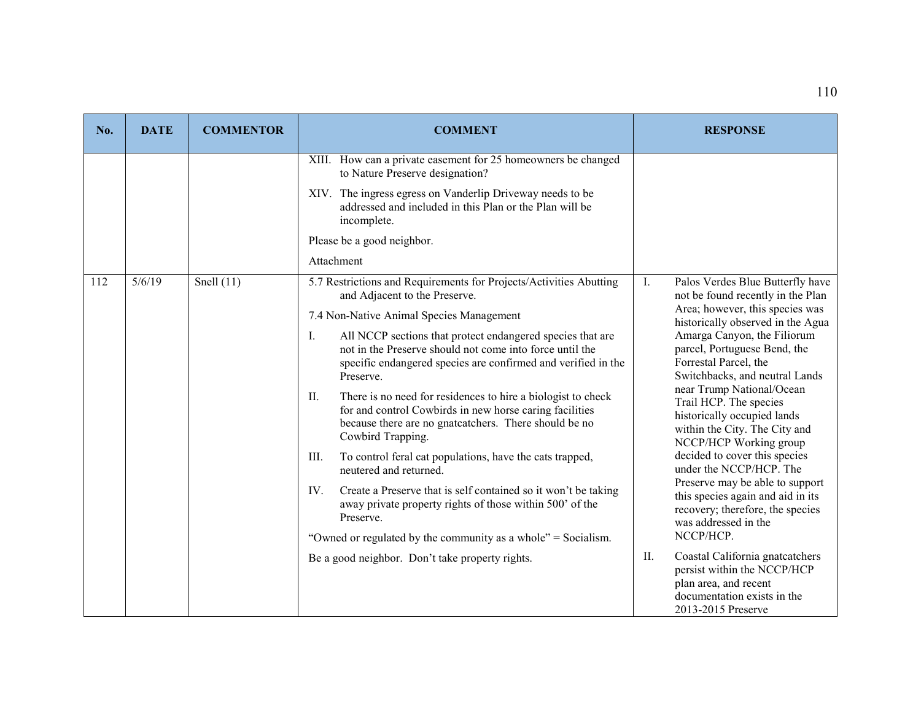| No. | DATE | COMMENTOR | COMMENT | RESPONSE |
|---|---|---|---|---|
| | | | XIII. How can a private easement for 25 homeowners be changed to Nature Preserve designation?<br><br>XIV. The ingress egress on Vanderlip Driveway needs to be addressed and included in this Plan or the Plan will be incomplete.<br><br>Please be a good neighbor.<br><br>Attachment | |
| 112 | 5/6/19 | Snell (11) | 5.7 Restrictions and Requirements for Projects/Activities Abutting and Adjacent to the Preserve.<br><br>7.4 Non-Native Animal Species Management<br><br>I. All NCCP sections that protect endangered species that are not in the Preserve should not come into force until the specific endangered species are confirmed and verified in the Preserve.<br><br>II. There is no need for residences to hire a biologist to check for and control Cowbirds in new horse caring facilities because there are no gnatcatchers. There should be no Cowbird Trapping.<br><br>III. To control feral cat populations, have the cats trapped, neutered and returned.<br><br>IV. Create a Preserve that is self contained so it won't be taking away private property rights of those within 500' of the Preserve.<br><br>"Owned or regulated by the community as a whole" = Socialism.<br><br>Be a good neighbor. Don't take property rights. | I. Palos Verdes Blue Butterfly have not be found recently in the Plan Area; however, this species was historically observed in the Agua Amarga Canyon, the Filiorum parcel, Portuguese Bend, the Forrestal Parcel, the Switchbacks, and neutral Lands near Trump National/Ocean Trail HCP. The species historically occupied lands within the City. The City and NCCP/HCP Working group decided to cover this species under the NCCP/HCP. The Preserve may be able to support this species again and aid in its recovery; therefore, the species was addressed in the NCCP/HCP.<br><br>II. Coastal California gnatcatchers persist within the NCCP/HCP plan area, and recent documentation exists in the 2013-2015 Preserve |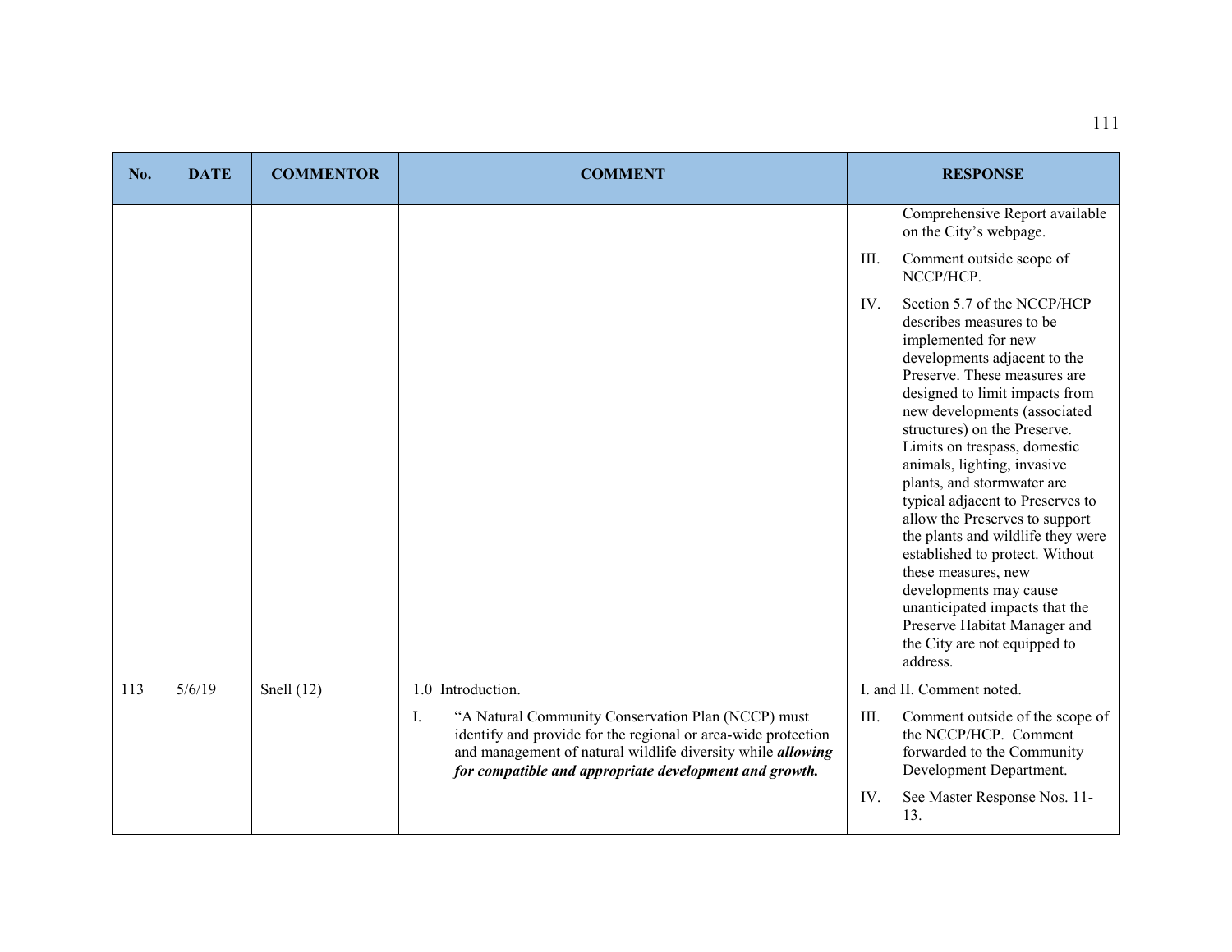| No. | DATE | COMMENTOR | COMMENT | RESPONSE |
|---|---|---|---|---|
| | | | | Comprehensive Report available on the City's webpage.<br>III. Comment outside scope of NCCP/HCP.<br>IV. Section 5.7 of the NCCP/HCP describes measures to be implemented for new developments adjacent to the Preserve. These measures are designed to limit impacts from new developments (associated structures) on the Preserve. Limits on trespass, domestic animals, lighting, invasive plants, and stormwater are typical adjacent to Preserves to allow the Preserves to support the plants and wildlife they were established to protect. Without these measures, new developments may cause unanticipated impacts that the Preserve Habitat Manager and the City are not equipped to address. |
| 113 | 5/6/19 | Snell (12) | 1.0 Introduction.<br>I. "A Natural Community Conservation Plan (NCCP) must identify and provide for the regional or area-wide protection and management of natural wildlife diversity while ***allowing for compatible and appropriate development and growth.*** | I. and II. Comment noted.<br>III. Comment outside of the scope of the NCCP/HCP. Comment forwarded to the Community Development Department.<br>IV. See Master Response Nos. 11-13. |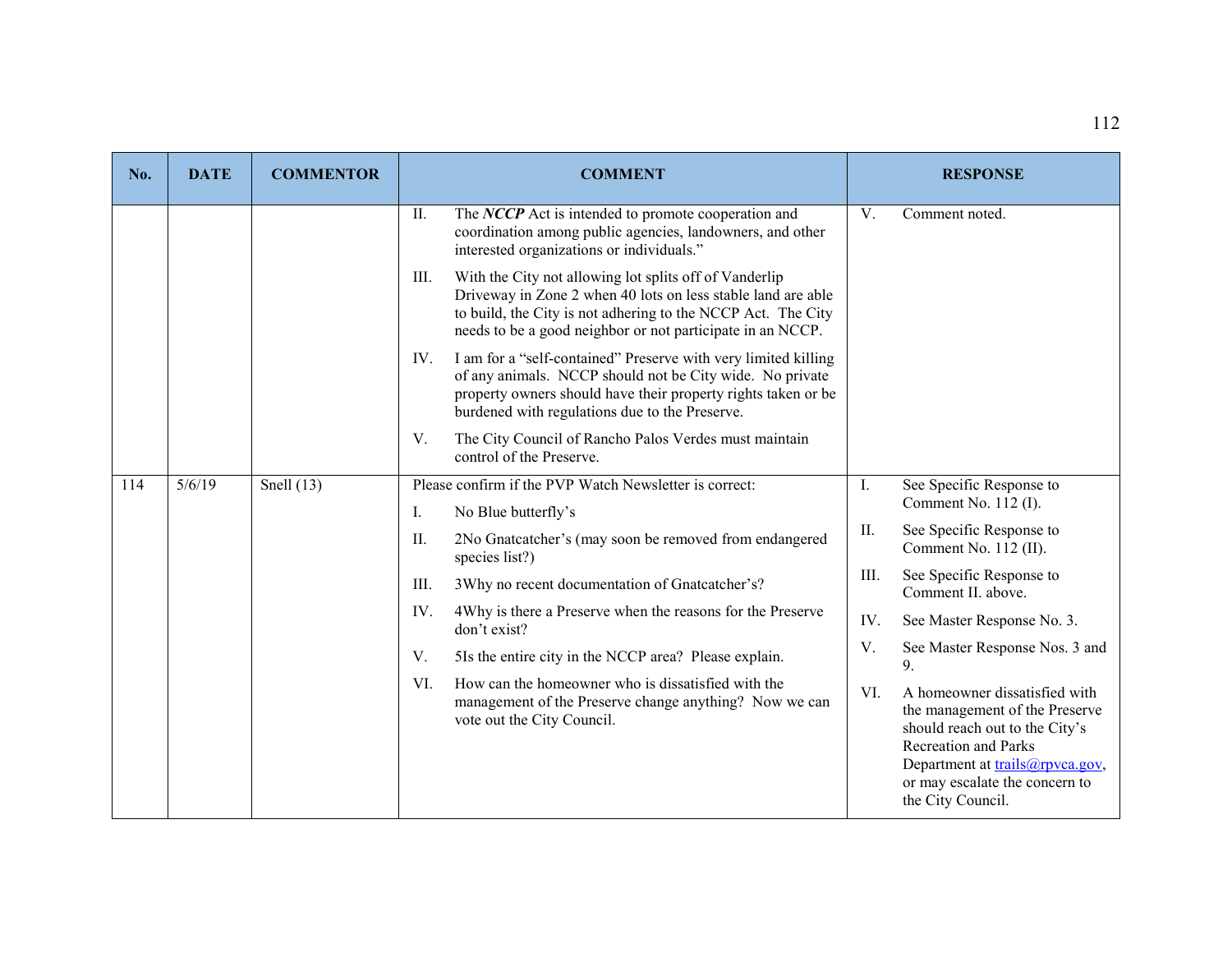| No. | DATE | COMMENTOR | COMMENT | RESPONSE |
|---|---|---|---|---|
| | | | II. The ***NCCP*** Act is intended to promote cooperation and coordination among public agencies, landowners, and other interested organizations or individuals."<br><br>III. With the City not allowing lot splits off of Vanderlip Driveway in Zone 2 when 40 lots on less stable land are able to build, the City is not adhering to the NCCP Act. The City needs to be a good neighbor or not participate in an NCCP.<br><br>IV. I am for a "self-contained" Preserve with very limited killing of any animals. NCCP should not be City wide. No private property owners should have their property rights taken or be burdened with regulations due to the Preserve.<br><br>V. The City Council of Rancho Palos Verdes must maintain control of the Preserve. | V. Comment noted. |
| 114 | 5/6/19 | Snell (13) | Please confirm if the PVP Watch Newsletter is correct:<br><br>I. No Blue butterfly's<br><br>II. 2No Gnatcatcher's (may soon be removed from endangered species list?)<br><br>III. 3Why no recent documentation of Gnatcatcher's?<br><br>IV. 4Why is there a Preserve when the reasons for the Preserve don't exist?<br><br>V. 5Is the entire city in the NCCP area? Please explain.<br><br>VI. How can the homeowner who is dissatisfied with the management of the Preserve change anything? Now we can vote out the City Council. | I. See Specific Response to Comment No. 112 (I).<br><br>II. See Specific Response to Comment No. 112 (II).<br><br>III. See Specific Response to Comment II. above.<br><br>IV. See Master Response No. 3.<br><br>V. See Master Response Nos. 3 and 9.<br><br>VI. A homeowner dissatisfied with the management of the Preserve should reach out to the City's Recreation and Parks Department at trails@rpvca.gov, or may escalate the concern to the City Council. |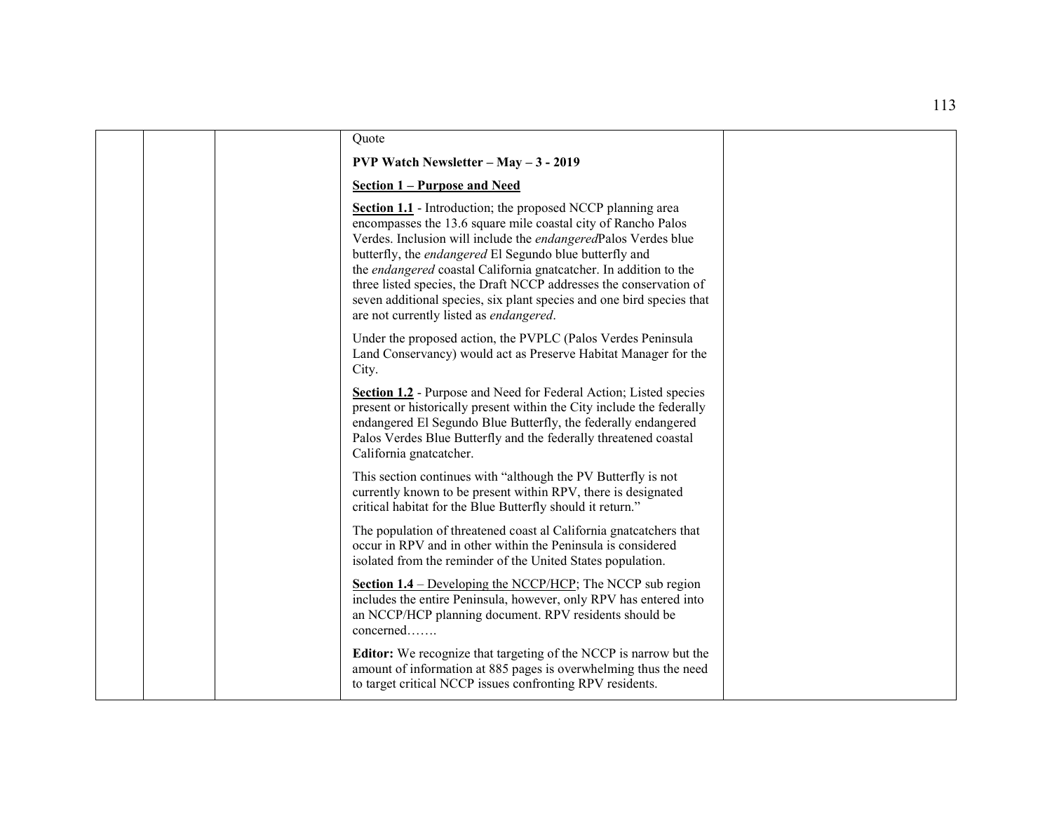| | | | Quote<br><br>**PVP Watch Newsletter – May – 3 - 2019**<br><br>**<u>Section 1 – Purpose and Need</u>**<br><br>**<u>Section 1.1</u>** - Introduction; the proposed NCCP planning area encompasses the 13.6 square mile coastal city of Rancho Palos Verdes. Inclusion will include the *endangered*Palos Verdes blue butterfly, the *endangered* El Segundo blue butterfly and the *endangered* coastal California gnatcatcher. In addition to the three listed species, the Draft NCCP addresses the conservation of seven additional species, six plant species and one bird species that are not currently listed as *endangered*.<br><br>Under the proposed action, the PVPLC (Palos Verdes Peninsula Land Conservancy) would act as Preserve Habitat Manager for the City.<br><br>**<u>Section 1.2</u>** - Purpose and Need for Federal Action; Listed species present or historically present within the City include the federally endangered El Segundo Blue Butterfly, the federally endangered Palos Verdes Blue Butterfly and the federally threatened coastal California gnatcatcher.<br><br>This section continues with "although the PV Butterfly is not currently known to be present within RPV, there is designated critical habitat for the Blue Butterfly should it return."<br><br>The population of threatened coast al California gnatcatchers that occur in RPV and in other within the Peninsula is considered isolated from the reminder of the United States population.<br><br>**<u>Section 1.4</u>** <u>– Developing the NCCP/HCP</u>; The NCCP sub region includes the entire Peninsula, however, only RPV has entered into an NCCP/HCP planning document. RPV residents should be concerned…….<br><br>**Editor:** We recognize that targeting of the NCCP is narrow but the amount of information at 885 pages is overwhelming thus the need to target critical NCCP issues confronting RPV residents. | |
|---|---|---|---|---|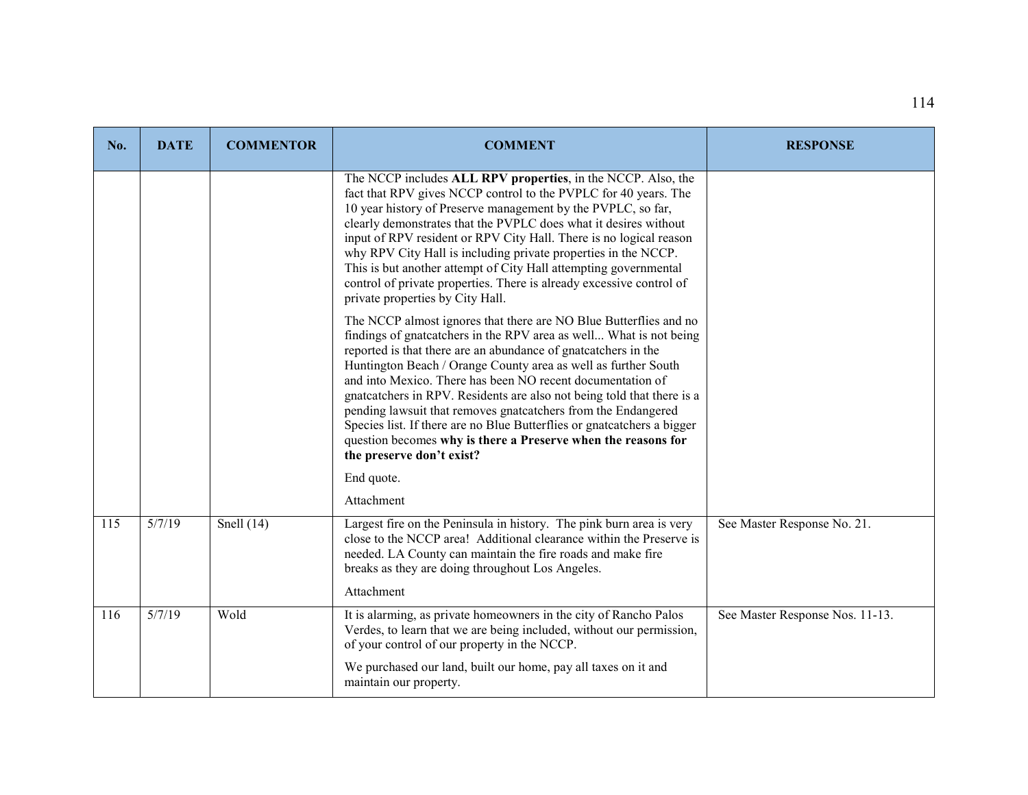| No. | DATE | COMMENTOR | COMMENT | RESPONSE |
|---|---|---|---|---|
| | | | The NCCP includes **ALL RPV properties**, in the NCCP. Also, the fact that RPV gives NCCP control to the PVPLC for 40 years. The 10 year history of Preserve management by the PVPLC, so far, clearly demonstrates that the PVPLC does what it desires without input of RPV resident or RPV City Hall. There is no logical reason why RPV City Hall is including private properties in the NCCP. This is but another attempt of City Hall attempting governmental control of private properties. There is already excessive control of private properties by City Hall.<br><br>The NCCP almost ignores that there are NO Blue Butterflies and no findings of gnatcatchers in the RPV area as well... What is not being reported is that there are an abundance of gnatcatchers in the Huntington Beach / Orange County area as well as further South and into Mexico. There has been NO recent documentation of gnatcatchers in RPV. Residents are also not being told that there is a pending lawsuit that removes gnatcatchers from the Endangered Species list. If there are no Blue Butterflies or gnatcatchers a bigger question becomes **why is there a Preserve when the reasons for the preserve don't exist?**<br><br>End quote.<br><br>Attachment | |
| 115 | 5/7/19 | Snell (14) | Largest fire on the Peninsula in history. The pink burn area is very close to the NCCP area! Additional clearance within the Preserve is needed. LA County can maintain the fire roads and make fire breaks as they are doing throughout Los Angeles.<br><br>Attachment | See Master Response No. 21. |
| 116 | 5/7/19 | Wold | It is alarming, as private homeowners in the city of Rancho Palos Verdes, to learn that we are being included, without our permission, of your control of our property in the NCCP.<br><br>We purchased our land, built our home, pay all taxes on it and maintain our property. | See Master Response Nos. 11-13. |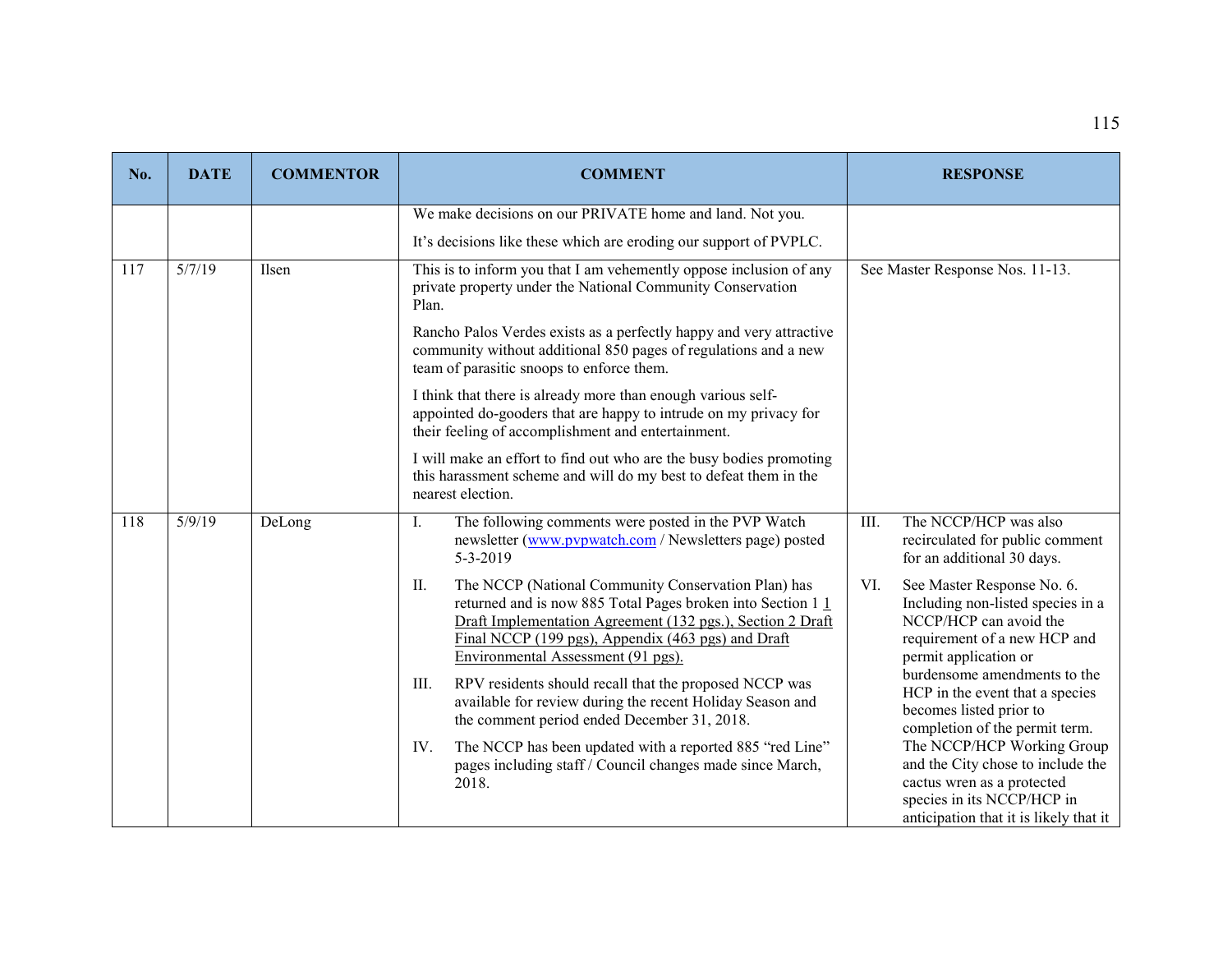| No. | DATE | COMMENTOR | COMMENT | RESPONSE |
|---|---|---|---|---|
| | | | We make decisions on our PRIVATE home and land. Not you.<br><br>It's decisions like these which are eroding our support of PVPLC. | |
| 117 | 5/7/19 | Ilsen | This is to inform you that I am vehemently oppose inclusion of any private property under the National Community Conservation Plan.<br><br>Rancho Palos Verdes exists as a perfectly happy and very attractive community without additional 850 pages of regulations and a new team of parasitic snoops to enforce them.<br><br>I think that there is already more than enough various self-appointed do-gooders that are happy to intrude on my privacy for their feeling of accomplishment and entertainment.<br><br>I will make an effort to find out who are the busy bodies promoting this harassment scheme and will do my best to defeat them in the nearest election. | See Master Response Nos. 11-13. |
| 118 | 5/9/19 | DeLong | I. The following comments were posted in the PVP Watch newsletter (www.pvpwatch.com / Newsletters page) posted 5-3-2019<br><br>II. The NCCP (National Community Conservation Plan) has returned and is now 885 Total Pages broken into Section 1 1 Draft Implementation Agreement (132 pgs.), Section 2 Draft Final NCCP (199 pgs), Appendix (463 pgs) and Draft Environmental Assessment (91 pgs).<br><br>III. RPV residents should recall that the proposed NCCP was available for review during the recent Holiday Season and the comment period ended December 31, 2018.<br><br>IV. The NCCP has been updated with a reported 885 "red Line" pages including staff / Council changes made since March, 2018. | III. The NCCP/HCP was also recirculated for public comment for an additional 30 days.<br><br>VI. See Master Response No. 6. Including non-listed species in a NCCP/HCP can avoid the requirement of a new HCP and permit application or burdensome amendments to the HCP in the event that a species becomes listed prior to completion of the permit term. The NCCP/HCP Working Group and the City chose to include the cactus wren as a protected species in its NCCP/HCP in anticipation that it is likely that it |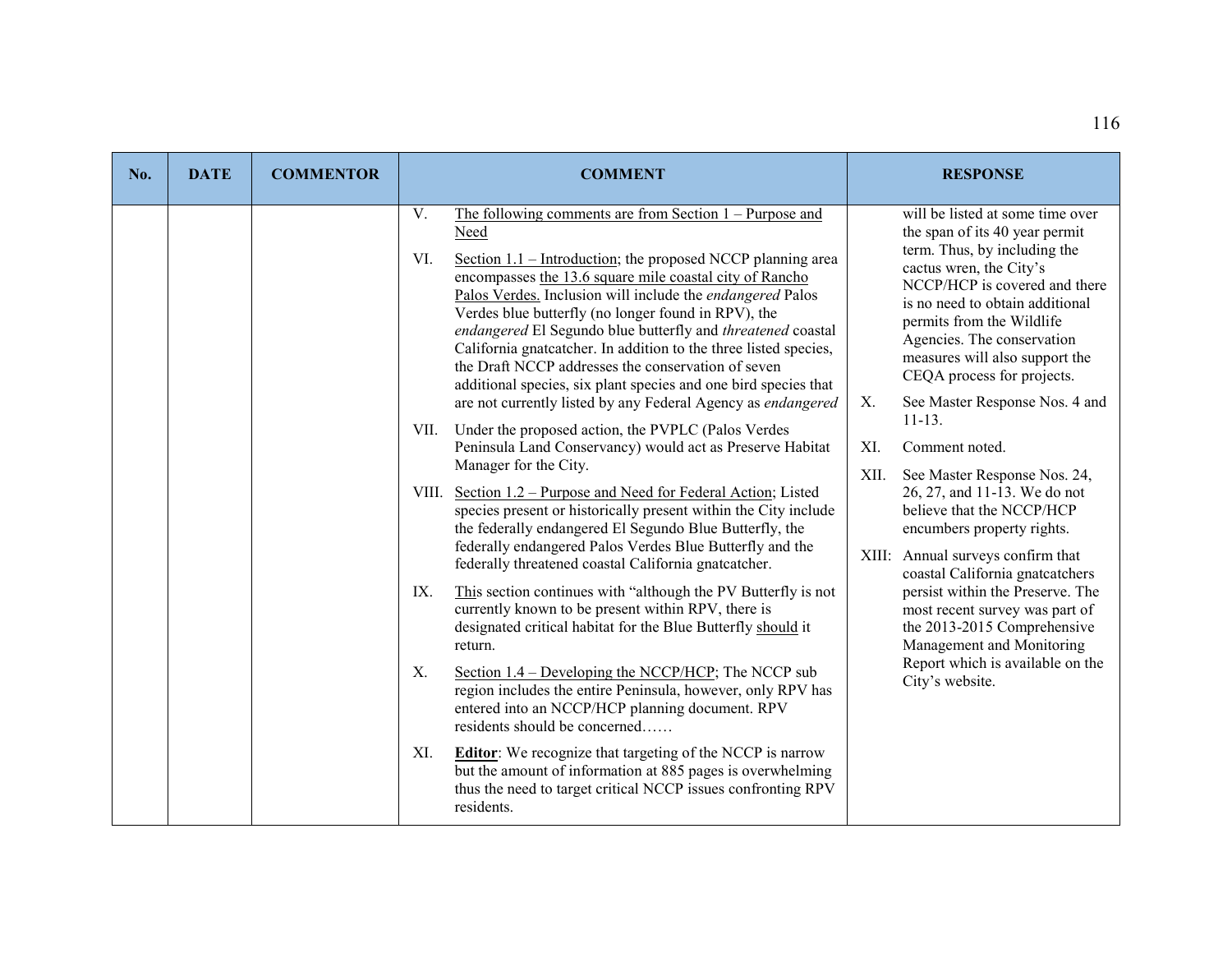| No. | DATE | COMMENTOR | COMMENT | RESPONSE |
| --- | --- | --- | --- | --- |
| | | | V. The following comments are from Section 1 – Purpose and Need<br><br>VI. Section 1.1 – Introduction; the proposed NCCP planning area encompasses the 13.6 square mile coastal city of Rancho Palos Verdes. Inclusion will include the *endangered* Palos Verdes blue butterfly (no longer found in RPV), the *endangered* El Segundo blue butterfly and *threatened* coastal California gnatcatcher. In addition to the three listed species, the Draft NCCP addresses the conservation of seven additional species, six plant species and one bird species that are not currently listed by any Federal Agency as *endangered*<br><br>VII. Under the proposed action, the PVPLC (Palos Verdes Peninsula Land Conservancy) would act as Preserve Habitat Manager for the City.<br><br>VIII. Section 1.2 – Purpose and Need for Federal Action; Listed species present or historically present within the City include the federally endangered El Segundo Blue Butterfly, the federally endangered Palos Verdes Blue Butterfly and the federally threatened coastal California gnatcatcher.<br><br>IX. This section continues with "although the PV Butterfly is not currently known to be present within RPV, there is designated critical habitat for the Blue Butterfly should it return.<br><br>X. Section 1.4 – Developing the NCCP/HCP; The NCCP sub region includes the entire Peninsula, however, only RPV has entered into an NCCP/HCP planning document. RPV residents should be concerned……<br><br>XI. **Editor**: We recognize that targeting of the NCCP is narrow but the amount of information at 885 pages is overwhelming thus the need to target critical NCCP issues confronting RPV residents. | will be listed at some time over the span of its 40 year permit term. Thus, by including the cactus wren, the City's NCCP/HCP is covered and there is no need to obtain additional permits from the Wildlife Agencies. The conservation measures will also support the CEQA process for projects.<br><br>X. See Master Response Nos. 4 and 11-13.<br><br>XI. Comment noted.<br><br>XII. See Master Response Nos. 24, 26, 27, and 11-13. We do not believe that the NCCP/HCP encumbers property rights.<br><br>XIII: Annual surveys confirm that coastal California gnatcatchers persist within the Preserve. The most recent survey was part of the 2013-2015 Comprehensive Management and Monitoring Report which is available on the City's website. |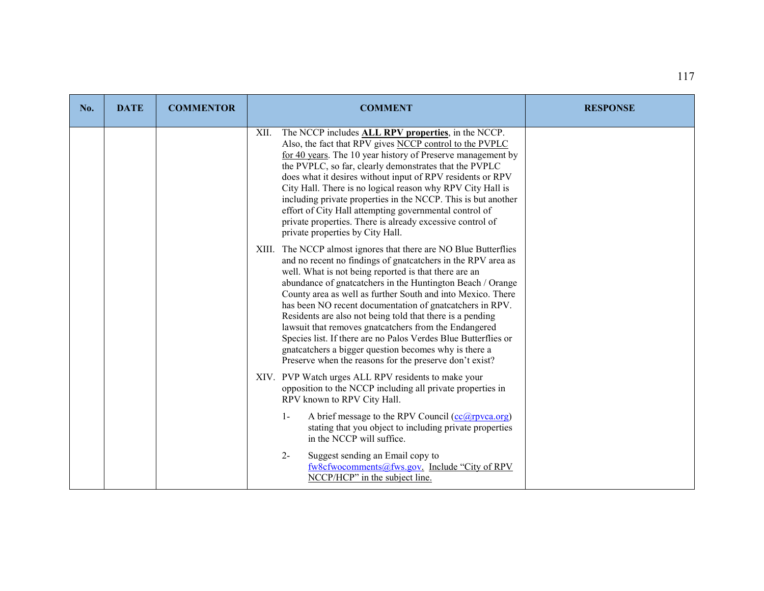| No. | DATE | COMMENTOR | COMMENT | RESPONSE |
|---|---|---|---|---|
| | | | XII. The NCCP includes **ALL RPV properties**, in the NCCP. Also, the fact that RPV gives NCCP control to the PVPLC for 40 years. The 10 year history of Preserve management by the PVPLC, so far, clearly demonstrates that the PVPLC does what it desires without input of RPV residents or RPV City Hall. There is no logical reason why RPV City Hall is including private properties in the NCCP. This is but another effort of City Hall attempting governmental control of private properties. There is already excessive control of private properties by City Hall.<br><br>XIII. The NCCP almost ignores that there are NO Blue Butterflies and no recent no findings of gnatcatchers in the RPV area as well. What is not being reported is that there are an abundance of gnatcatchers in the Huntington Beach / Orange County area as well as further South and into Mexico. There has been NO recent documentation of gnatcatchers in RPV. Residents are also not being told that there is a pending lawsuit that removes gnatcatchers from the Endangered Species list. If there are no Palos Verdes Blue Butterflies or gnatcatchers a bigger question becomes why is there a Preserve when the reasons for the preserve don't exist?<br><br>XIV. PVP Watch urges ALL RPV residents to make your opposition to the NCCP including all private properties in RPV known to RPV City Hall.<br><br>1- A brief message to the RPV Council (cc@rpvca.org) stating that you object to including private properties in the NCCP will suffice.<br><br>2- Suggest sending an Email copy to fw8cfwocomments@fws.gov. Include "City of RPV NCCP/HCP" in the subject line. | |